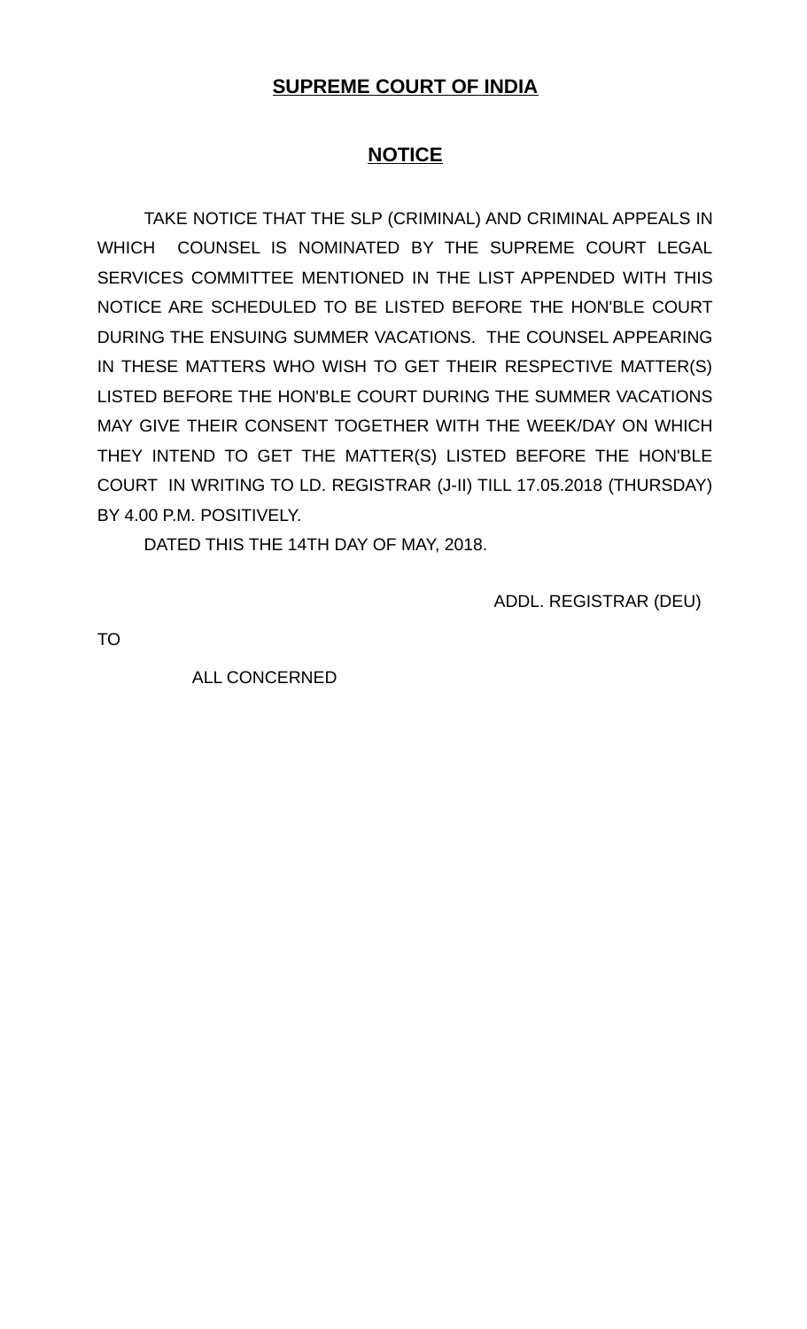# SUPREME COURT OF INDIA

## NOTICE

TAKE NOTICE THAT THE SLP (CRIMINAL) AND CRIMINAL APPEALS IN WHICH COUNSEL IS NOMINATED BY THE SUPREME COURT LEGAL SERVICES COMMITTEE MENTIONED IN THE LIST APPENDED WITH THIS NOTICE ARE SCHEDULED TO BE LISTED BEFORE THE HON'BLE COURT DURING THE ENSUING SUMMER VACATIONS. THE COUNSEL APPEARING IN THESE MATTERS WHO WISH TO GET THEIR RESPECTIVE MATTER(S) LISTED BEFORE THE HON'BLE COURT DURING THE SUMMER VACATIONS MAY GIVE THEIR CONSENT TOGETHER WITH THE WEEK/DAY ON WHICH THEY INTEND TO GET THE MATTER(S) LISTED BEFORE THE HON'BLE COURT IN WRITING TO LD. REGISTRAR (J-II) TILL 17.05.2018 (THURSDAY) BY 4.00 P.M. POSITIVELY.

DATED THIS THE 14TH DAY OF MAY, 2018.

ADDL. REGISTRAR (DEU)

TO

ALL CONCERNED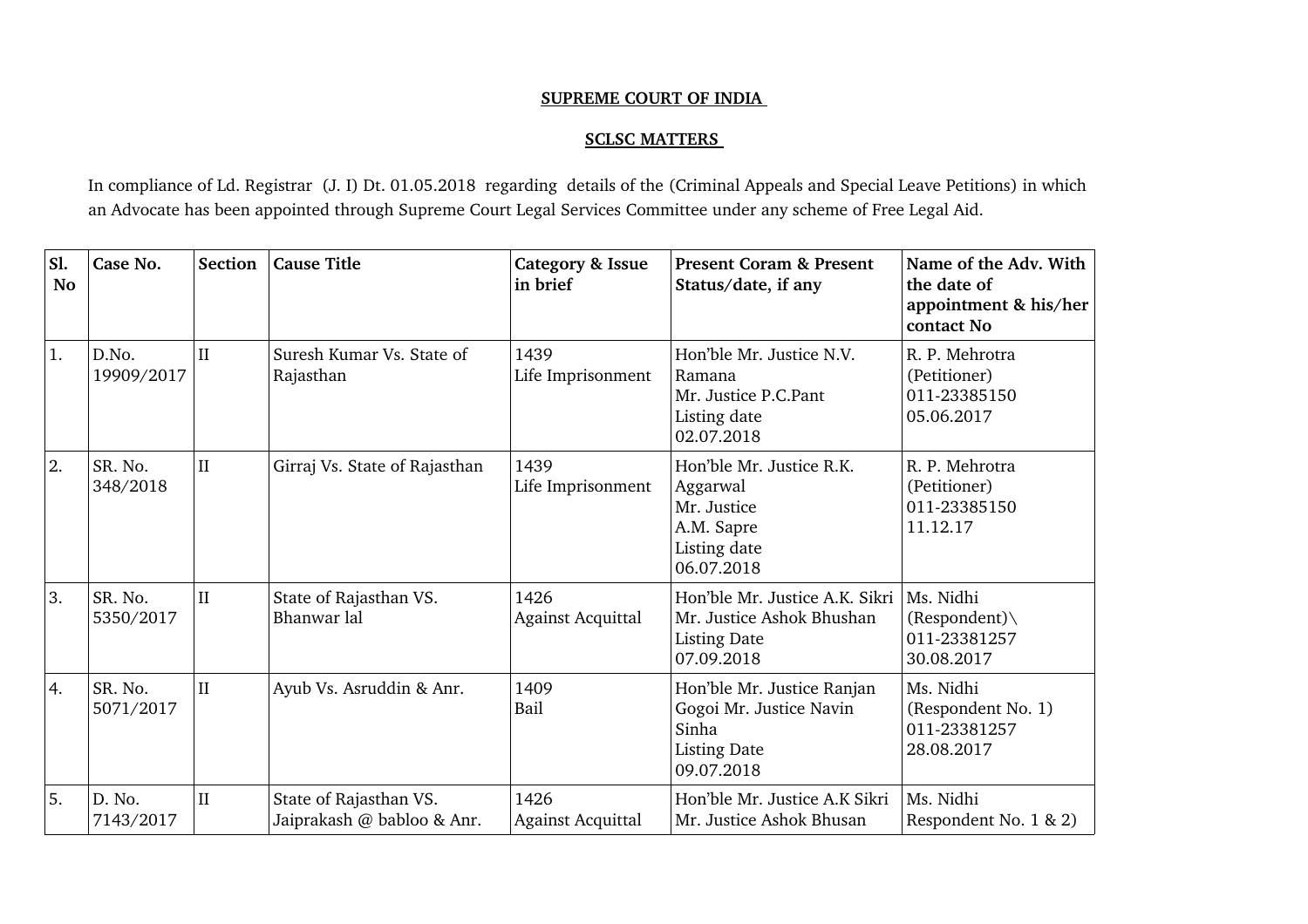**SUPREME COURT OF INDIA**

**SCLSC MATTERS**

In compliance of Ld. Registrar (J. I) Dt. 01.05.2018 regarding details of the (Criminal Appeals and Special Leave Petitions) in which an Advocate has been appointed through Supreme Court Legal Services Committee under any scheme of Free Legal Aid.

| Sl. No | Case No. | Section | Cause Title | Category & Issue in brief | Present Coram & Present Status/date, if any | Name of the Adv. With the date of appointment & his/her contact No |
|---|---|---|---|---|---|---|
| 1. | D.No. 19909/2017 | II | Suresh Kumar Vs. State of Rajasthan | 1439 Life Imprisonment | Hon'ble Mr. Justice N.V. Ramana Mr. Justice P.C.Pant Listing date 02.07.2018 | R. P. Mehrotra (Petitioner) 011-23385150 05.06.2017 |
| 2. | SR. No. 348/2018 | II | Girraj Vs. State of Rajasthan | 1439 Life Imprisonment | Hon'ble Mr. Justice R.K. Aggarwal Mr. Justice A.M. Sapre Listing date 06.07.2018 | R. P. Mehrotra (Petitioner) 011-23385150 11.12.17 |
| 3. | SR. No. 5350/2017 | II | State of Rajasthan VS. Bhanwar lal | 1426 Against Acquittal | Hon'ble Mr. Justice A.K. Sikri Mr. Justice Ashok Bhushan Listing Date 07.09.2018 | Ms. Nidhi (Respondent)\ 011-23381257 30.08.2017 |
| 4. | SR. No. 5071/2017 | II | Ayub Vs. Asruddin & Anr. | 1409 Bail | Hon'ble Mr. Justice Ranjan Gogoi Mr. Justice Navin Sinha Listing Date 09.07.2018 | Ms. Nidhi (Respondent No. 1) 011-23381257 28.08.2017 |
| 5. | D. No. 7143/2017 | II | State of Rajasthan VS. Jaiprakash @ babloo & Anr. | 1426 Against Acquittal | Hon'ble Mr. Justice A.K Sikri Mr. Justice Ashok Bhusan | Ms. Nidhi Respondent No. 1 & 2) |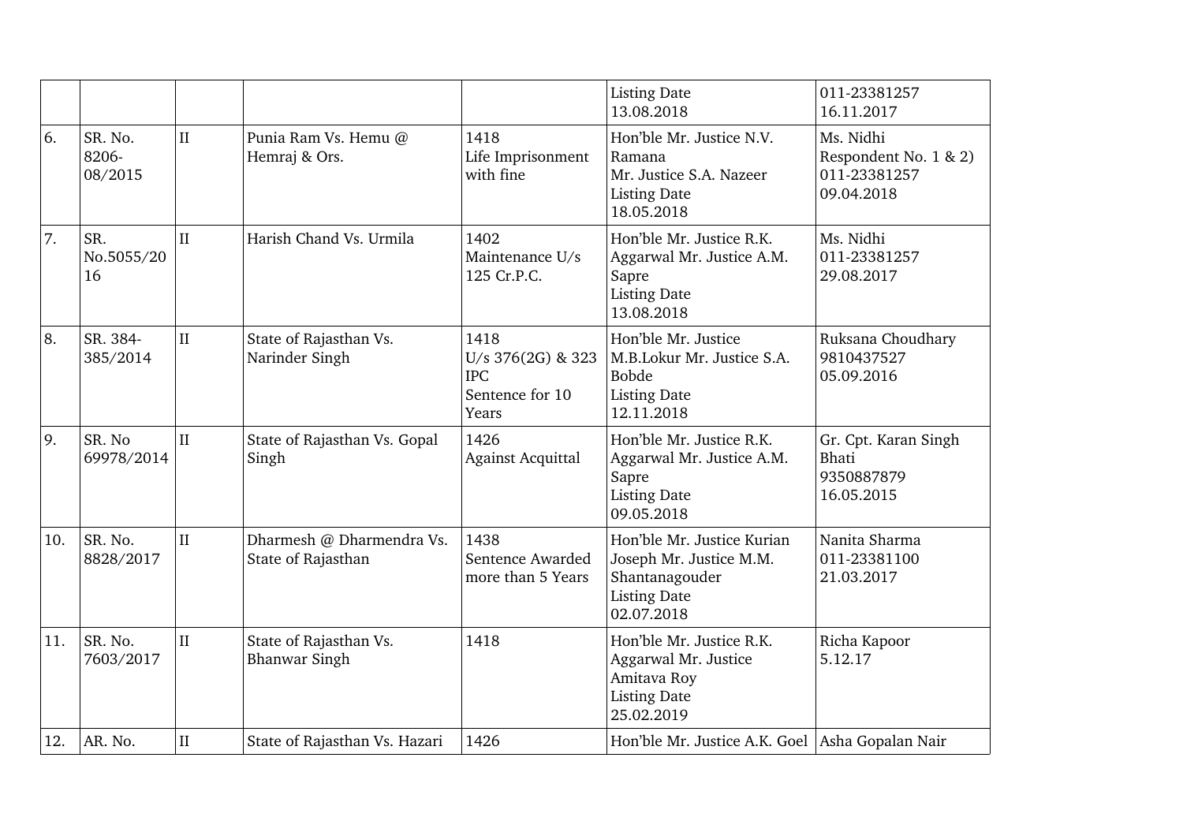| | | | | | | |
|---|---|---|---|---|---|---|
| | | | | | Listing Date 13.08.2018 | 011-23381257 16.11.2017 |
| 6. | SR. No. 8206-08/2015 | II | Punia Ram Vs. Hemu @ Hemraj & Ors. | 1418 Life Imprisonment with fine | Hon'ble Mr. Justice N.V. Ramana Mr. Justice S.A. Nazeer Listing Date 18.05.2018 | Ms. Nidhi Respondent No. 1 & 2) 011-23381257 09.04.2018 |
| 7. | SR. No.5055/2016 | II | Harish Chand Vs. Urmila | 1402 Maintenance U/s 125 Cr.P.C. | Hon'ble Mr. Justice R.K. Aggarwal Mr. Justice A.M. Sapre Listing Date 13.08.2018 | Ms. Nidhi 011-23381257 29.08.2017 |
| 8. | SR. 384-385/2014 | II | State of Rajasthan Vs. Narinder Singh | 1418 U/s 376(2G) & 323 IPC Sentence for 10 Years | Hon'ble Mr. Justice M.B.Lokur Mr. Justice S.A. Bobde Listing Date 12.11.2018 | Ruksana Choudhary 9810437527 05.09.2016 |
| 9. | SR. No 69978/2014 | II | State of Rajasthan Vs. Gopal Singh | 1426 Against Acquittal | Hon'ble Mr. Justice R.K. Aggarwal Mr. Justice A.M. Sapre Listing Date 09.05.2018 | Gr. Cpt. Karan Singh Bhati 9350887879 16.05.2015 |
| 10. | SR. No. 8828/2017 | II | Dharmesh @ Dharmendra Vs. State of Rajasthan | 1438 Sentence Awarded more than 5 Years | Hon'ble Mr. Justice Kurian Joseph Mr. Justice M.M. Shantanagouder Listing Date 02.07.2018 | Nanita Sharma 011-23381100 21.03.2017 |
| 11. | SR. No. 7603/2017 | II | State of Rajasthan Vs. Bhanwar Singh | 1418 | Hon'ble Mr. Justice R.K. Aggarwal Mr. Justice Amitava Roy Listing Date 25.02.2019 | Richa Kapoor 5.12.17 |
| 12. | AR. No. | II | State of Rajasthan Vs. Hazari | 1426 | Hon'ble Mr. Justice A.K. Goel | Asha Gopalan Nair |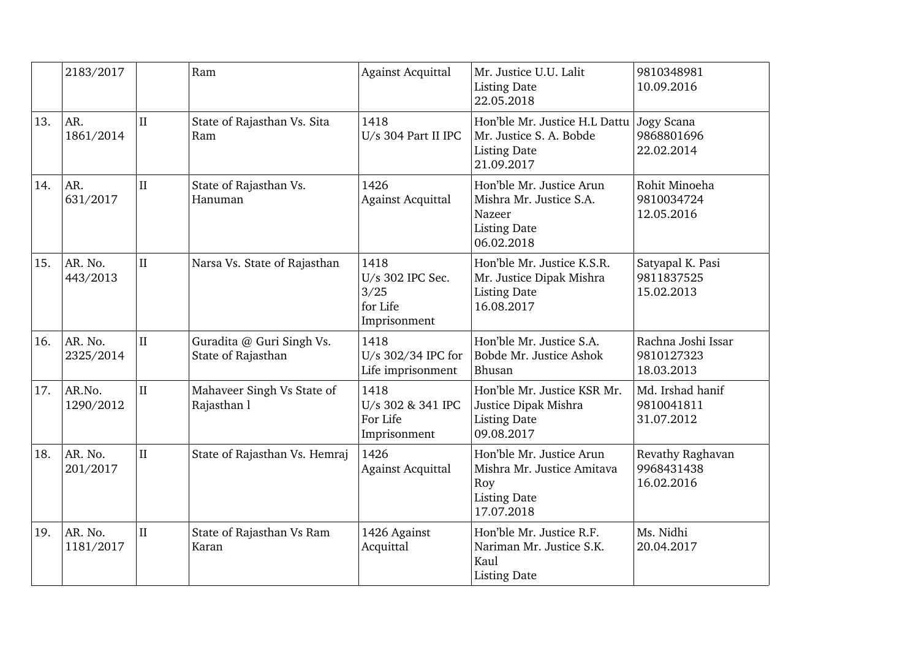| | 2183/2017 | | Ram | Against Acquittal | Mr. Justice U.U. Lalit<br>Listing Date<br>22.05.2018 | 9810348981<br>10.09.2016 |
|---|---|---|---|---|---|---|
| 13. | AR.<br>1861/2014 | II | State of Rajasthan Vs. Sita Ram | 1418<br>U/s 304 Part II IPC | Hon'ble Mr. Justice H.L Dattu Mr. Justice S. A. Bobde<br>Listing Date<br>21.09.2017 | Jogy Scana<br>9868801696<br>22.02.2014 |
| 14. | AR.<br>631/2017 | II | State of Rajasthan Vs. Hanuman | 1426<br>Against Acquittal | Hon'ble Mr. Justice Arun Mishra Mr. Justice S.A. Nazeer<br>Listing Date<br>06.02.2018 | Rohit Minoeha<br>9810034724<br>12.05.2016 |
| 15. | AR. No.<br>443/2013 | II | Narsa Vs. State of Rajasthan | 1418<br>U/s 302 IPC Sec. 3/25<br>for Life Imprisonment | Hon'ble Mr. Justice K.S.R. Mr. Justice Dipak Mishra<br>Listing Date<br>16.08.2017 | Satyapal K. Pasi<br>9811837525<br>15.02.2013 |
| 16. | AR. No.<br>2325/2014 | II | Guradita @ Guri Singh Vs. State of Rajasthan | 1418<br>U/s 302/34 IPC for Life imprisonment | Hon'ble Mr. Justice S.A. Bobde Mr. Justice Ashok Bhusan | Rachna Joshi Issar<br>9810127323<br>18.03.2013 |
| 17. | AR.No.<br>1290/2012 | II | Mahaveer Singh Vs State of Rajasthan l | 1418<br>U/s 302 & 341 IPC For Life Imprisonment | Hon'ble Mr. Justice KSR Mr. Justice Dipak Mishra<br>Listing Date<br>09.08.2017 | Md. Irshad hanif<br>9810041811<br>31.07.2012 |
| 18. | AR. No.<br>201/2017 | II | State of Rajasthan Vs. Hemraj | 1426<br>Against Acquittal | Hon'ble Mr. Justice Arun Mishra Mr. Justice Amitava Roy<br>Listing Date<br>17.07.2018 | Revathy Raghavan<br>9968431438<br>16.02.2016 |
| 19. | AR. No.<br>1181/2017 | II | State of Rajasthan Vs Ram Karan | 1426 Against Acquittal | Hon'ble Mr. Justice R.F. Nariman Mr. Justice S.K. Kaul<br>Listing Date | Ms. Nidhi<br>20.04.2017 |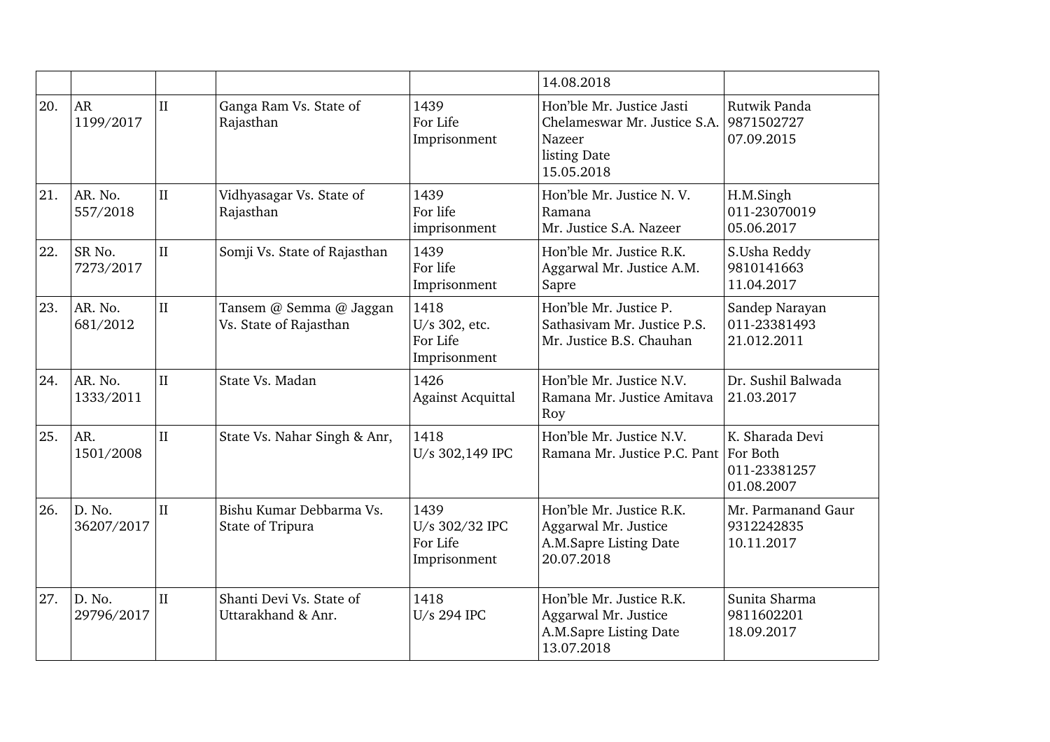| | | | | | | |
|---|---|---|---|---|---|---|
| | | | | | 14.08.2018 | |
| 20. | AR 1199/2017 | II | Ganga Ram Vs. State of Rajasthan | 1439 For Life Imprisonment | Hon'ble Mr. Justice Jasti Chelameswar Mr. Justice S.A. Nazeer listing Date 15.05.2018 | Rutwik Panda 9871502727 07.09.2015 |
| 21. | AR. No. 557/2018 | II | Vidhyasagar Vs. State of Rajasthan | 1439 For life imprisonment | Hon'ble Mr. Justice N. V. Ramana Mr. Justice S.A. Nazeer | H.M.Singh 011-23070019 05.06.2017 |
| 22. | SR No. 7273/2017 | II | Somji Vs. State of Rajasthan | 1439 For life Imprisonment | Hon'ble Mr. Justice R.K. Aggarwal Mr. Justice A.M. Sapre | S.Usha Reddy 9810141663 11.04.2017 |
| 23. | AR. No. 681/2012 | II | Tansem @ Semma @ Jaggan Vs. State of Rajasthan | 1418 U/s 302, etc. For Life Imprisonment | Hon'ble Mr. Justice P. Sathasivam Mr. Justice P.S. Mr. Justice B.S. Chauhan | Sandep Narayan 011-23381493 21.012.2011 |
| 24. | AR. No. 1333/2011 | II | State Vs. Madan | 1426 Against Acquittal | Hon'ble Mr. Justice N.V. Ramana Mr. Justice Amitava Roy | Dr. Sushil Balwada 21.03.2017 |
| 25. | AR. 1501/2008 | II | State Vs. Nahar Singh & Anr, | 1418 U/s 302,149 IPC | Hon'ble Mr. Justice N.V. Ramana Mr. Justice P.C. Pant | K. Sharada Devi For Both 011-23381257 01.08.2007 |
| 26. | D. No. 36207/2017 | II | Bishu Kumar Debbarma Vs. State of Tripura | 1439 U/s 302/32 IPC For Life Imprisonment | Hon'ble Mr. Justice R.K. Aggarwal Mr. Justice A.M.Sapre Listing Date 20.07.2018 | Mr. Parmanand Gaur 9312242835 10.11.2017 |
| 27. | D. No. 29796/2017 | II | Shanti Devi Vs. State of Uttarakhand & Anr. | 1418 U/s 294 IPC | Hon'ble Mr. Justice R.K. Aggarwal Mr. Justice A.M.Sapre Listing Date 13.07.2018 | Sunita Sharma 9811602201 18.09.2017 |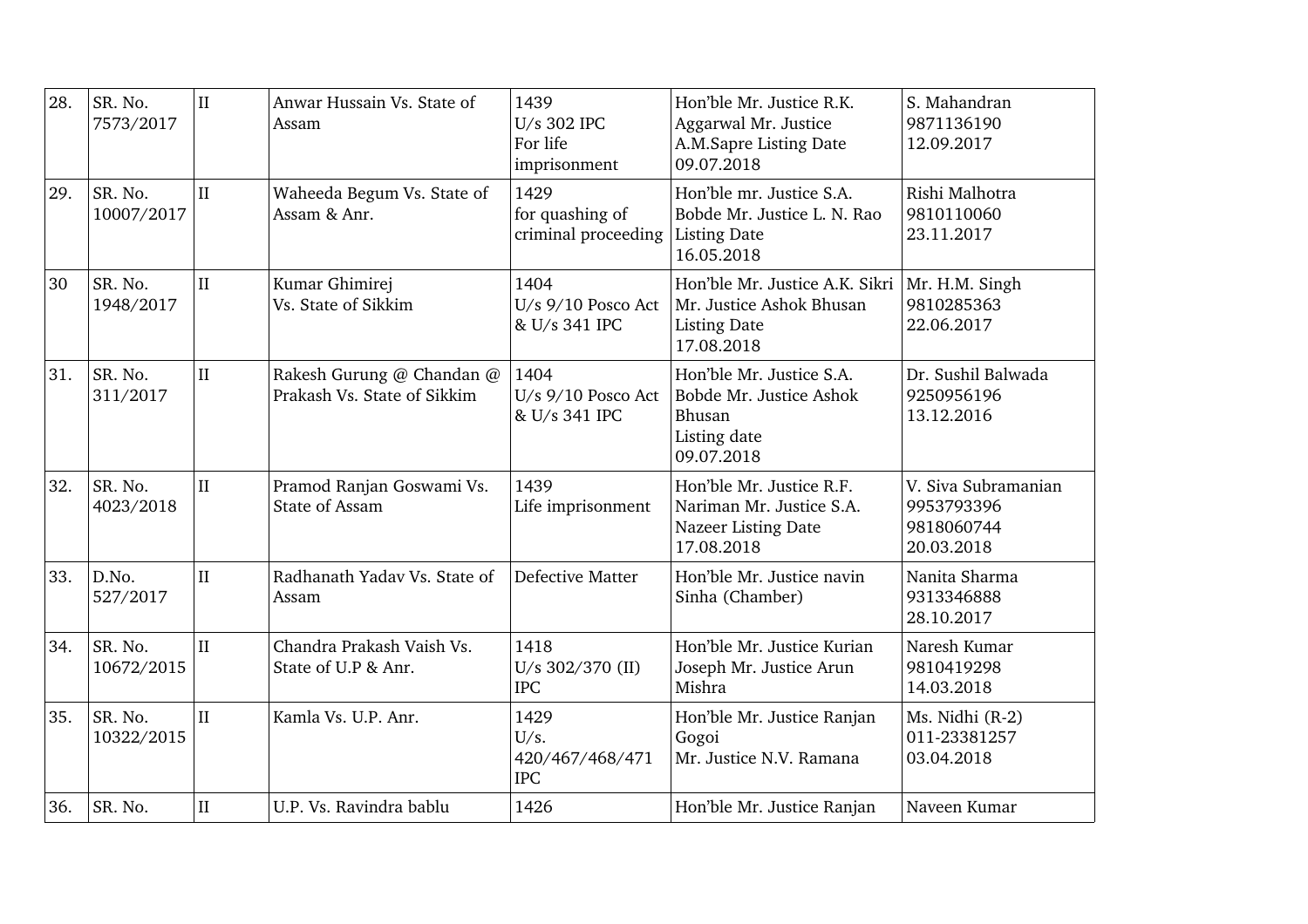| 28. | SR. No. 7573/2017 | II | Anwar Hussain Vs. State of Assam | 1439 U/s 302 IPC For life imprisonment | Hon'ble Mr. Justice R.K. Aggarwal Mr. Justice A.M.Sapre Listing Date 09.07.2018 | S. Mahandran 9871136190 12.09.2017 |
|---|---|---|---|---|---|---|
| 29. | SR. No. 10007/2017 | II | Waheeda Begum Vs. State of Assam & Anr. | 1429 for quashing of criminal proceeding | Hon'ble mr. Justice S.A. Bobde Mr. Justice L. N. Rao Listing Date 16.05.2018 | Rishi Malhotra 9810110060 23.11.2017 |
| 30 | SR. No. 1948/2017 | II | Kumar Ghimirej Vs. State of Sikkim | 1404 U/s 9/10 Posco Act & U/s 341 IPC | Hon'ble Mr. Justice A.K. Sikri Mr. Justice Ashok Bhusan Listing Date 17.08.2018 | Mr. H.M. Singh 9810285363 22.06.2017 |
| 31. | SR. No. 311/2017 | II | Rakesh Gurung @ Chandan @ Prakash Vs. State of Sikkim | 1404 U/s 9/10 Posco Act & U/s 341 IPC | Hon'ble Mr. Justice S.A. Bobde Mr. Justice Ashok Bhusan Listing date 09.07.2018 | Dr. Sushil Balwada 9250956196 13.12.2016 |
| 32. | SR. No. 4023/2018 | II | Pramod Ranjan Goswami Vs. State of Assam | 1439 Life imprisonment | Hon'ble Mr. Justice R.F. Nariman Mr. Justice S.A. Nazeer Listing Date 17.08.2018 | V. Siva Subramanian 9953793396 9818060744 20.03.2018 |
| 33. | D.No. 527/2017 | II | Radhanath Yadav Vs. State of Assam | Defective Matter | Hon'ble Mr. Justice navin Sinha (Chamber) | Nanita Sharma 9313346888 28.10.2017 |
| 34. | SR. No. 10672/2015 | II | Chandra Prakash Vaish Vs. State of U.P & Anr. | 1418 U/s 302/370 (II) IPC | Hon'ble Mr. Justice Kurian Joseph Mr. Justice Arun Mishra | Naresh Kumar 9810419298 14.03.2018 |
| 35. | SR. No. 10322/2015 | II | Kamla Vs. U.P. Anr. | 1429 U/s. 420/467/468/471 IPC | Hon'ble Mr. Justice Ranjan Gogoi Mr. Justice N.V. Ramana | Ms. Nidhi (R-2) 011-23381257 03.04.2018 |
| 36. | SR. No. | II | U.P. Vs. Ravindra bablu | 1426 | Hon'ble Mr. Justice Ranjan | Naveen Kumar |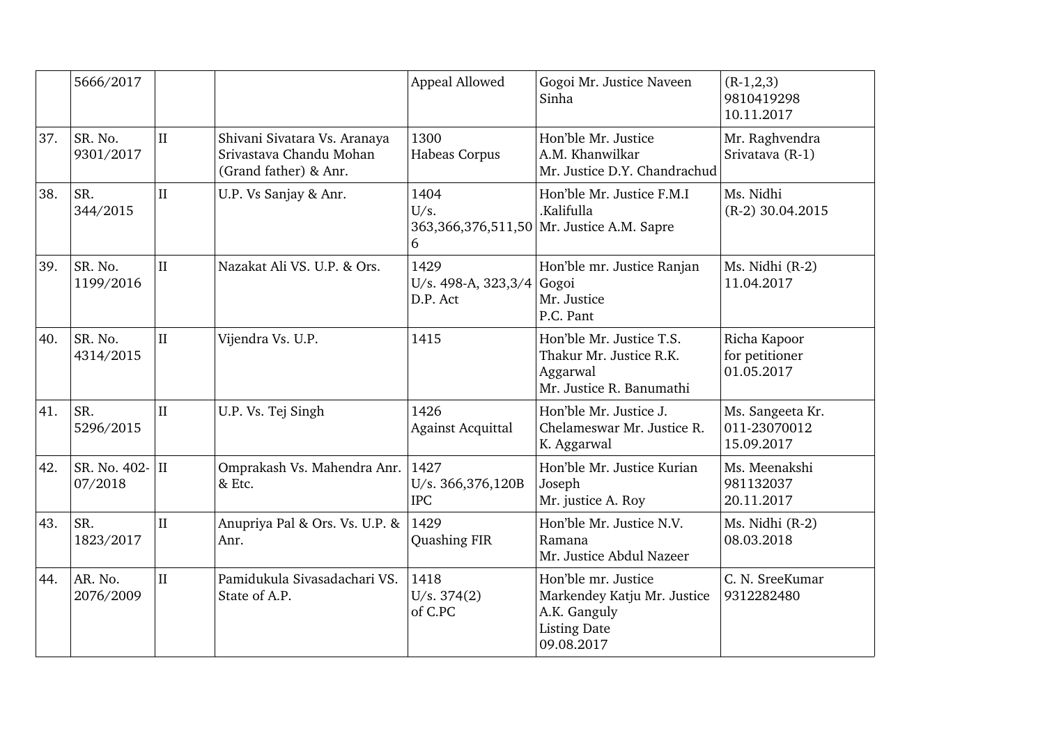|  | 5666/2017 |  |  | Appeal Allowed | Gogoi Mr. Justice Naveen Sinha | (R-1,2,3) 9810419298 10.11.2017 |
|---|---|---|---|---|---|---|
| 37. | SR. No. 9301/2017 | II | Shivani Sivatara Vs. Aranaya Srivastava Chandu Mohan (Grand father) & Anr. | 1300 Habeas Corpus | Hon'ble Mr. Justice A.M. Khanwilkar Mr. Justice D.Y. Chandrachud | Mr. Raghvendra Srivatava (R-1) |
| 38. | SR. 344/2015 | II | U.P. Vs Sanjay & Anr. | 1404 U/s. 363,366,376,511,506 | Hon'ble Mr. Justice F.M.I .Kalifulla Mr. Justice A.M. Sapre | Ms. Nidhi (R-2) 30.04.2015 |
| 39. | SR. No. 1199/2016 | II | Nazakat Ali VS. U.P. & Ors. | 1429 U/s. 498-A, 323,3/4 D.P. Act | Hon'ble mr. Justice Ranjan Gogoi Mr. Justice P.C. Pant | Ms. Nidhi (R-2) 11.04.2017 |
| 40. | SR. No. 4314/2015 | II | Vijendra Vs. U.P. | 1415 | Hon'ble Mr. Justice T.S. Thakur Mr. Justice R.K. Aggarwal Mr. Justice R. Banumathi | Richa Kapoor for petitioner 01.05.2017 |
| 41. | SR. 5296/2015 | II | U.P. Vs. Tej Singh | 1426 Against Acquittal | Hon'ble Mr. Justice J. Chelameswar Mr. Justice R. K. Aggarwal | Ms. Sangeeta Kr. 011-23070012 15.09.2017 |
| 42. | SR. No. 402-07/2018 | II | Omprakash Vs. Mahendra Anr. & Etc. | 1427 U/s. 366,376,120B IPC | Hon'ble Mr. Justice Kurian Joseph Mr. justice A. Roy | Ms. Meenakshi 981132037 20.11.2017 |
| 43. | SR. 1823/2017 | II | Anupriya Pal & Ors. Vs. U.P. & Anr. | 1429 Quashing FIR | Hon'ble Mr. Justice N.V. Ramana Mr. Justice Abdul Nazeer | Ms. Nidhi (R-2) 08.03.2018 |
| 44. | AR. No. 2076/2009 | II | Pamidukula Sivasadachari VS. State of A.P. | 1418 U/s. 374(2) of C.PC | Hon'ble mr. Justice Markendey Katju Mr. Justice A.K. Ganguly Listing Date 09.08.2017 | C. N. SreeKumar 9312282480 |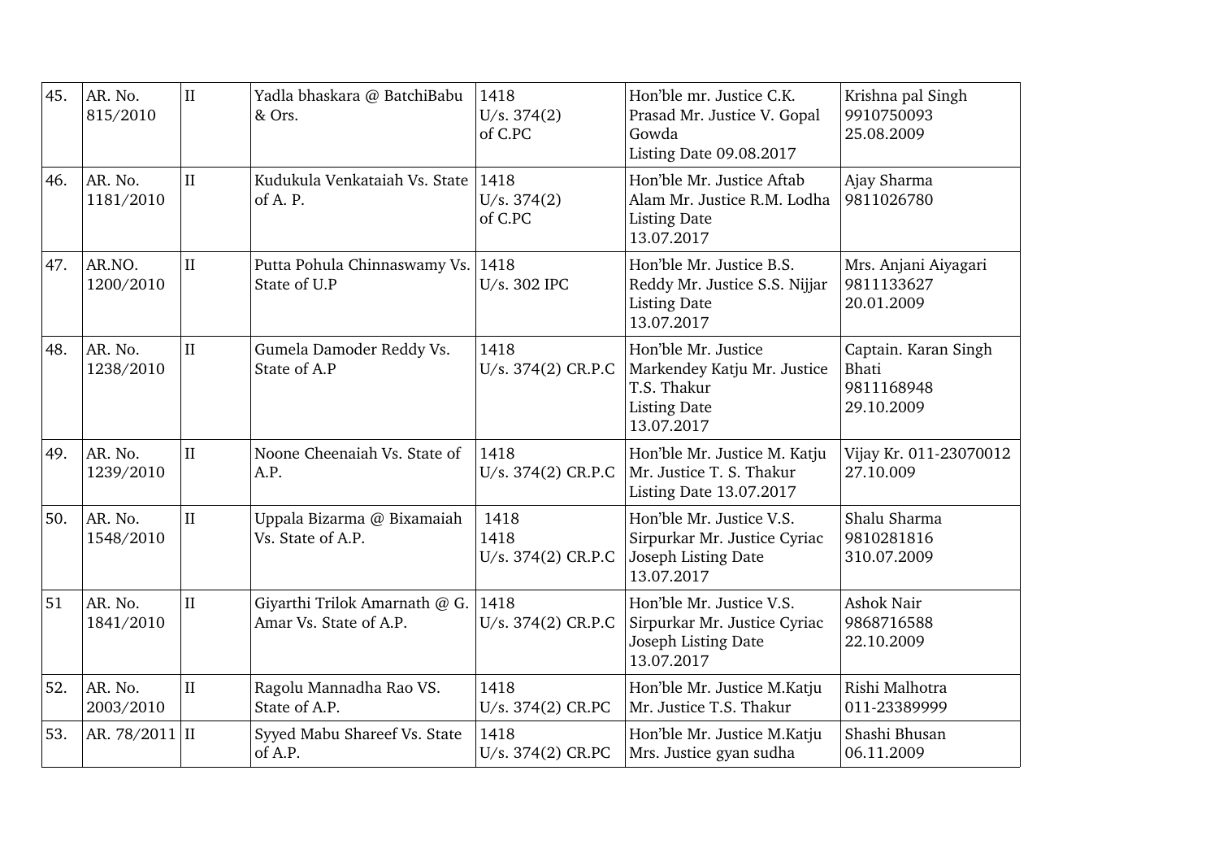| 45. | AR. No. 815/2010 | II | Yadla bhaskara @ BatchiBabu & Ors. | 1418 U/s. 374(2) of C.PC | Hon'ble mr. Justice C.K. Prasad Mr. Justice V. Gopal Gowda Listing Date 09.08.2017 | Krishna pal Singh 9910750093 25.08.2009 |
|---|---|---|---|---|---|---|
| 46. | AR. No. 1181/2010 | II | Kudukula Venkataiah Vs. State of A. P. | 1418 U/s. 374(2) of C.PC | Hon'ble Mr. Justice Aftab Alam Mr. Justice R.M. Lodha Listing Date 13.07.2017 | Ajay Sharma 9811026780 |
| 47. | AR.NO. 1200/2010 | II | Putta Pohula Chinnaswamy Vs. State of U.P | 1418 U/s. 302 IPC | Hon'ble Mr. Justice B.S. Reddy Mr. Justice S.S. Nijjar Listing Date 13.07.2017 | Mrs. Anjani Aiyagari 9811133627 20.01.2009 |
| 48. | AR. No. 1238/2010 | II | Gumela Damoder Reddy Vs. State of A.P | 1418 U/s. 374(2) CR.P.C | Hon'ble Mr. Justice Markendey Katju Mr. Justice T.S. Thakur Listing Date 13.07.2017 | Captain. Karan Singh Bhati 9811168948 29.10.2009 |
| 49. | AR. No. 1239/2010 | II | Noone Cheenaiah Vs. State of A.P. | 1418 U/s. 374(2) CR.P.C | Hon'ble Mr. Justice M. Katju Mr. Justice T. S. Thakur Listing Date 13.07.2017 | Vijay Kr. 011-23070012 27.10.009 |
| 50. | AR. No. 1548/2010 | II | Uppala Bizarma @ Bixamaiah Vs. State of A.P. | 1418 1418 U/s. 374(2) CR.P.C | Hon'ble Mr. Justice V.S. Sirpurkar Mr. Justice Cyriac Joseph Listing Date 13.07.2017 | Shalu Sharma 9810281816 310.07.2009 |
| 51 | AR. No. 1841/2010 | II | Giyarthi Trilok Amarnath @ G. Amar Vs. State of A.P. | 1418 U/s. 374(2) CR.P.C | Hon'ble Mr. Justice V.S. Sirpurkar Mr. Justice Cyriac Joseph Listing Date 13.07.2017 | Ashok Nair 9868716588 22.10.2009 |
| 52. | AR. No. 2003/2010 | II | Ragolu Mannadha Rao VS. State of A.P. | 1418 U/s. 374(2) CR.PC | Hon'ble Mr. Justice M.Katju Mr. Justice T.S. Thakur | Rishi Malhotra 011-23389999 |
| 53. | AR. 78/2011 | II | Syyed Mabu Shareef Vs. State of A.P. | 1418 U/s. 374(2) CR.PC | Hon'ble Mr. Justice M.Katju Mrs. Justice gyan sudha | Shashi Bhusan 06.11.2009 |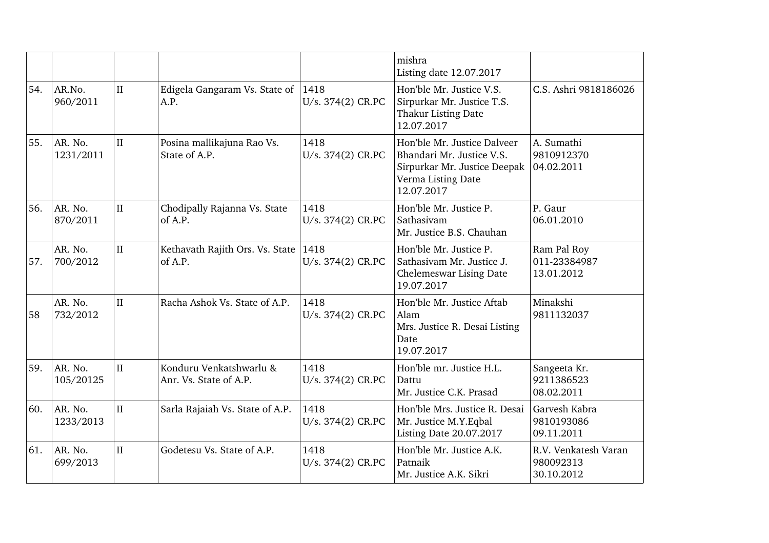| | | | | | | |
|---|---|---|---|---|---|---|
| | | | | | mishra<br>Listing date 12.07.2017 | |
| 54. | AR.No. 960/2011 | II | Edigela Gangaram Vs. State of A.P. | 1418<br>U/s. 374(2) CR.PC | Hon'ble Mr. Justice V.S. Sirpurkar Mr. Justice T.S. Thakur Listing Date 12.07.2017 | C.S. Ashri 9818186026 |
| 55. | AR. No. 1231/2011 | II | Posina mallikajuna Rao Vs. State of A.P. | 1418<br>U/s. 374(2) CR.PC | Hon'ble Mr. Justice Dalveer Bhandari Mr. Justice V.S. Sirpurkar Mr. Justice Deepak Verma Listing Date 12.07.2017 | A. Sumathi<br>9810912370<br>04.02.2011 |
| 56. | AR. No. 870/2011 | II | Chodipally Rajanna Vs. State of A.P. | 1418<br>U/s. 374(2) CR.PC | Hon'ble Mr. Justice P. Sathasivam<br>Mr. Justice B.S. Chauhan | P. Gaur<br>06.01.2010 |
| 57. | AR. No. 700/2012 | II | Kethavath Rajith Ors. Vs. State of A.P. | 1418<br>U/s. 374(2) CR.PC | Hon'ble Mr. Justice P. Sathasivam Mr. Justice J. Chelemeswar Lising Date 19.07.2017 | Ram Pal Roy<br>011-23384987<br>13.01.2012 |
| 58 | AR. No. 732/2012 | II | Racha Ashok Vs. State of A.P. | 1418<br>U/s. 374(2) CR.PC | Hon'ble Mr. Justice Aftab Alam<br>Mrs. Justice R. Desai Listing Date<br>19.07.2017 | Minakshi<br>9811132037 |
| 59. | AR. No. 105/20125 | II | Konduru Venkatshwarlu & Anr. Vs. State of A.P. | 1418<br>U/s. 374(2) CR.PC | Hon'ble mr. Justice H.L. Dattu<br>Mr. Justice C.K. Prasad | Sangeeta Kr.<br>9211386523<br>08.02.2011 |
| 60. | AR. No. 1233/2013 | II | Sarla Rajaiah Vs. State of A.P. | 1418<br>U/s. 374(2) CR.PC | Hon'ble Mrs. Justice R. Desai Mr. Justice M.Y.Eqbal Listing Date 20.07.2017 | Garvesh Kabra<br>9810193086<br>09.11.2011 |
| 61. | AR. No. 699/2013 | II | Godetesu Vs. State of A.P. | 1418<br>U/s. 374(2) CR.PC | Hon'ble Mr. Justice A.K. Patnaik<br>Mr. Justice A.K. Sikri | R.V. Venkatesh Varan<br>980092313<br>30.10.2012 |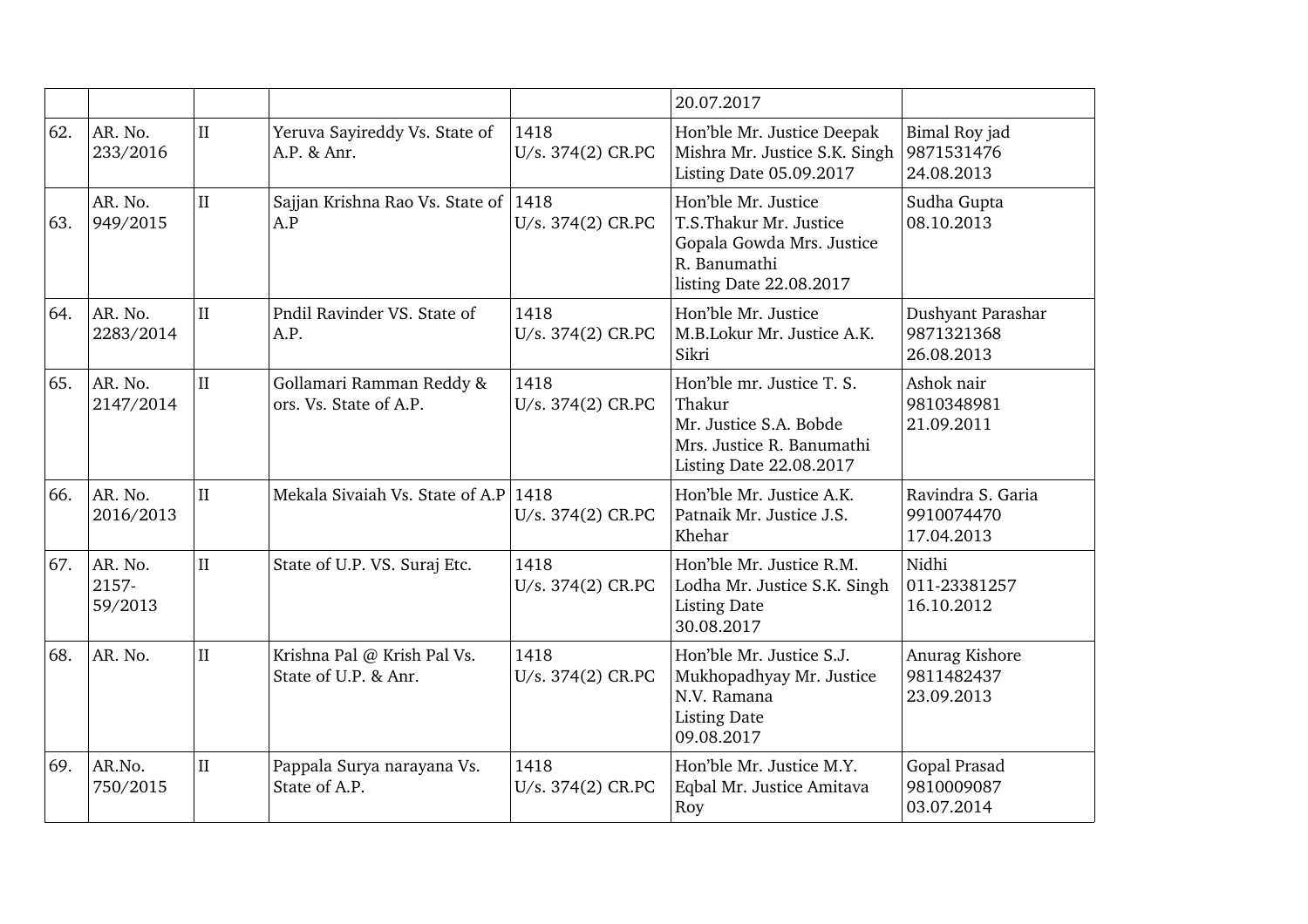| | | | | | | |
|---|---|---|---|---|---|---|
| | | | | | 20.07.2017 | |
| 62. | AR. No. 233/2016 | II | Yeruva Sayireddy Vs. State of A.P. & Anr. | 1418 U/s. 374(2) CR.PC | Hon'ble Mr. Justice Deepak Mishra Mr. Justice S.K. Singh Listing Date 05.09.2017 | Bimal Roy jad 9871531476 24.08.2013 |
| 63. | AR. No. 949/2015 | II | Sajjan Krishna Rao Vs. State of A.P | 1418 U/s. 374(2) CR.PC | Hon'ble Mr. Justice T.S.Thakur Mr. Justice Gopala Gowda Mrs. Justice R. Banumathi listing Date 22.08.2017 | Sudha Gupta 08.10.2013 |
| 64. | AR. No. 2283/2014 | II | Pndil Ravinder VS. State of A.P. | 1418 U/s. 374(2) CR.PC | Hon'ble Mr. Justice M.B.Lokur Mr. Justice A.K. Sikri | Dushyant Parashar 9871321368 26.08.2013 |
| 65. | AR. No. 2147/2014 | II | Gollamari Ramman Reddy & ors. Vs. State of A.P. | 1418 U/s. 374(2) CR.PC | Hon'ble mr. Justice T. S. Thakur Mr. Justice S.A. Bobde Mrs. Justice R. Banumathi Listing Date 22.08.2017 | Ashok nair 9810348981 21.09.2011 |
| 66. | AR. No. 2016/2013 | II | Mekala Sivaiah Vs. State of A.P | 1418 U/s. 374(2) CR.PC | Hon'ble Mr. Justice A.K. Patnaik Mr. Justice J.S. Khehar | Ravindra S. Garia 9910074470 17.04.2013 |
| 67. | AR. No. 2157-59/2013 | II | State of U.P. VS. Suraj Etc. | 1418 U/s. 374(2) CR.PC | Hon'ble Mr. Justice R.M. Lodha Mr. Justice S.K. Singh Listing Date 30.08.2017 | Nidhi 011-23381257 16.10.2012 |
| 68. | AR. No. | II | Krishna Pal @ Krish Pal Vs. State of U.P. & Anr. | 1418 U/s. 374(2) CR.PC | Hon'ble Mr. Justice S.J. Mukhopadhyay Mr. Justice N.V. Ramana Listing Date 09.08.2017 | Anurag Kishore 9811482437 23.09.2013 |
| 69. | AR.No. 750/2015 | II | Pappala Surya narayana Vs. State of A.P. | 1418 U/s. 374(2) CR.PC | Hon'ble Mr. Justice M.Y. Eqbal Mr. Justice Amitava Roy | Gopal Prasad 9810009087 03.07.2014 |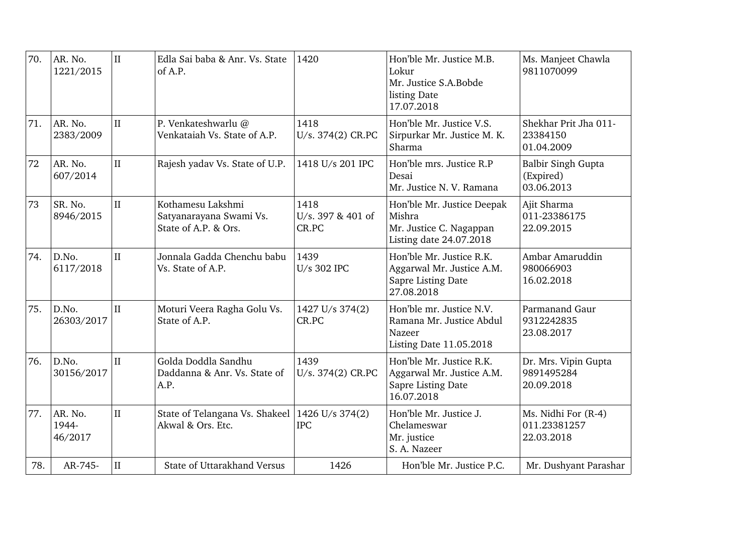| 70. | AR. No. 1221/2015 | II | Edla Sai baba & Anr. Vs. State of A.P. | 1420 | Hon'ble Mr. Justice M.B. Lokur Mr. Justice S.A.Bobde listing Date 17.07.2018 | Ms. Manjeet Chawla 9811070099 |
|---|---|---|---|---|---|---|
| 71. | AR. No. 2383/2009 | II | P. Venkateshwarlu @ Venkataiah Vs. State of A.P. | 1418 U/s. 374(2) CR.PC | Hon'ble Mr. Justice V.S. Sirpurkar Mr. Justice M. K. Sharma | Shekhar Prit Jha 011-23384150 01.04.2009 |
| 72 | AR. No. 607/2014 | II | Rajesh yadav Vs. State of U.P. | 1418 U/s 201 IPC | Hon'ble mrs. Justice R.P Desai Mr. Justice N. V. Ramana | Balbir Singh Gupta (Expired) 03.06.2013 |
| 73 | SR. No. 8946/2015 | II | Kothamesu Lakshmi Satyanarayana Swami Vs. State of A.P. & Ors. | 1418 U/s. 397 & 401 of CR.PC | Hon'ble Mr. Justice Deepak Mishra Mr. Justice C. Nagappan Listing date 24.07.2018 | Ajit Sharma 011-23386175 22.09.2015 |
| 74. | D.No. 6117/2018 | II | Jonnala Gadda Chenchu babu Vs. State of A.P. | 1439 U/s 302 IPC | Hon'ble Mr. Justice R.K. Aggarwal Mr. Justice A.M. Sapre Listing Date 27.08.2018 | Ambar Amaruddin 980066903 16.02.2018 |
| 75. | D.No. 26303/2017 | II | Moturi Veera Ragha Golu Vs. State of A.P. | 1427 U/s 374(2) CR.PC | Hon'ble mr. Justice N.V. Ramana Mr. Justice Abdul Nazeer Listing Date 11.05.2018 | Parmanand Gaur 9312242835 23.08.2017 |
| 76. | D.No. 30156/2017 | II | Golda Doddla Sandhu Daddanna & Anr. Vs. State of A.P. | 1439 U/s. 374(2) CR.PC | Hon'ble Mr. Justice R.K. Aggarwal Mr. Justice A.M. Sapre Listing Date 16.07.2018 | Dr. Mrs. Vipin Gupta 9891495284 20.09.2018 |
| 77. | AR. No. 1944-46/2017 | II | State of Telangana Vs. Shakeel Akwal & Ors. Etc. | 1426 U/s 374(2) IPC | Hon'ble Mr. Justice J. Chelameswar Mr. justice S. A. Nazeer | Ms. Nidhi For (R-4) 011.23381257 22.03.2018 |
| 78. | AR-745- | II | State of Uttarakhand Versus | 1426 | Hon'ble Mr. Justice P.C. | Mr. Dushyant Parashar |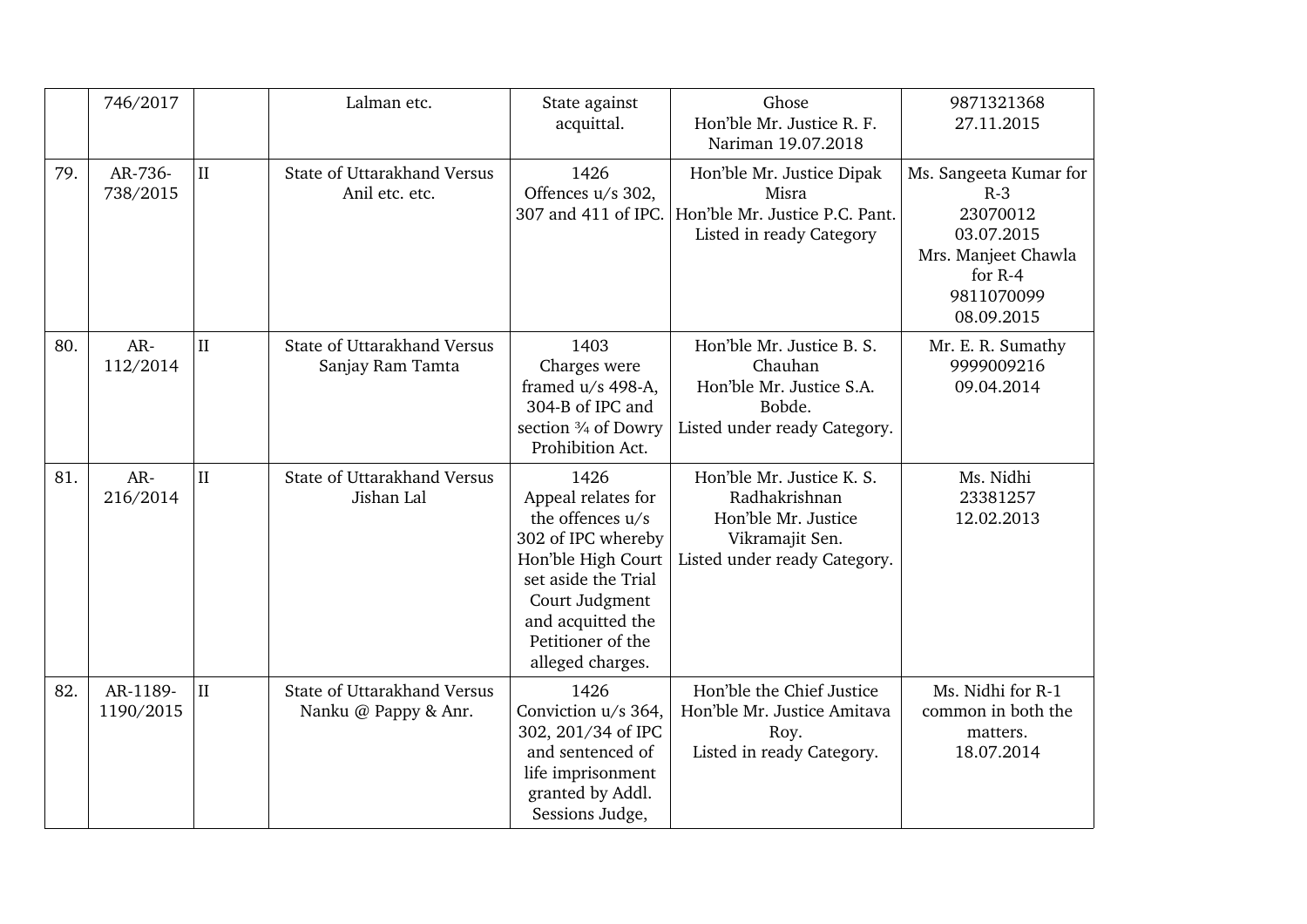|  | 746/2017 |  | Lalman etc. | State against acquittal. | Ghose<br>Hon'ble Mr. Justice R. F. Nariman 19.07.2018 | 9871321368<br>27.11.2015 |
|---|---|---|---|---|---|---|
| 79. | AR-736-738/2015 | II | State of Uttarakhand Versus Anil etc. etc. | 1426<br>Offences u/s 302, 307 and 411 of IPC. | Hon'ble Mr. Justice Dipak Misra<br>Hon'ble Mr. Justice P.C. Pant.<br>Listed in ready Category | Ms. Sangeeta Kumar for R-3<br>23070012<br>03.07.2015<br>Mrs. Manjeet Chawla for R-4<br>9811070099<br>08.09.2015 |
| 80. | AR-112/2014 | II | State of Uttarakhand Versus Sanjay Ram Tamta | 1403<br>Charges were framed u/s 498-A, 304-B of IPC and section ¾ of Dowry Prohibition Act. | Hon'ble Mr. Justice B. S. Chauhan<br>Hon'ble Mr. Justice S.A. Bobde.<br>Listed under ready Category. | Mr. E. R. Sumathy<br>9999009216<br>09.04.2014 |
| 81. | AR-216/2014 | II | State of Uttarakhand Versus Jishan Lal | 1426<br>Appeal relates for the offences u/s 302 of IPC whereby Hon'ble High Court set aside the Trial Court Judgment and acquitted the Petitioner of the alleged charges. | Hon'ble Mr. Justice K. S. Radhakrishnan<br>Hon'ble Mr. Justice Vikramajit Sen.<br>Listed under ready Category. | Ms. Nidhi<br>23381257<br>12.02.2013 |
| 82. | AR-1189-1190/2015 | II | State of Uttarakhand Versus Nanku @ Pappy & Anr. | 1426<br>Conviction u/s 364, 302, 201/34 of IPC and sentenced of life imprisonment granted by Addl. Sessions Judge, | Hon'ble the Chief Justice<br>Hon'ble Mr. Justice Amitava Roy.<br>Listed in ready Category. | Ms. Nidhi for R-1 common in both the matters.<br>18.07.2014 |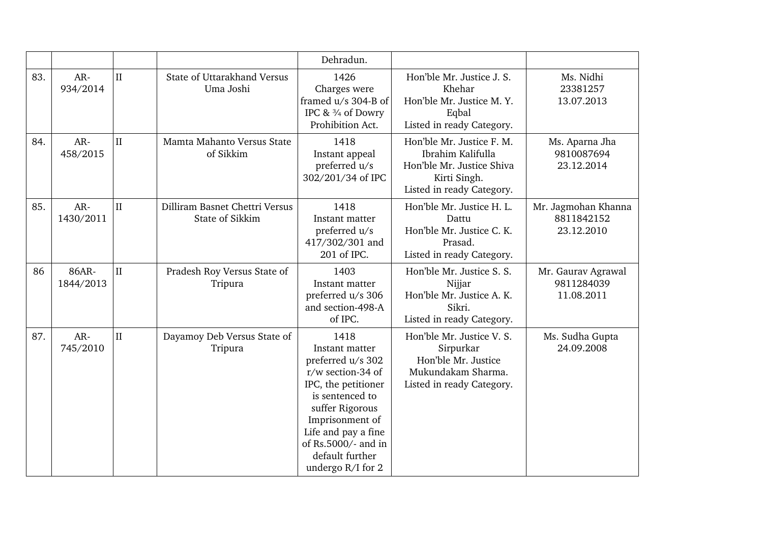|  |  |  |  | Dehradun. |  |  |
|---|---|---|---|---|---|---|
| 83. | AR-934/2014 | II | State of Uttarakhand Versus Uma Joshi | 1426 Charges were framed u/s 304-B of IPC & ¾ of Dowry Prohibition Act. | Hon'ble Mr. Justice J. S. Khehar Hon'ble Mr. Justice M. Y. Eqbal Listed in ready Category. | Ms. Nidhi 23381257 13.07.2013 |
| 84. | AR-458/2015 | II | Mamta Mahanto Versus State of Sikkim | 1418 Instant appeal preferred u/s 302/201/34 of IPC | Hon'ble Mr. Justice F. M. Ibrahim Kalifulla Hon'ble Mr. Justice Shiva Kirti Singh. Listed in ready Category. | Ms. Aparna Jha 9810087694 23.12.2014 |
| 85. | AR-1430/2011 | II | Dilliram Basnet Chettri Versus State of Sikkim | 1418 Instant matter preferred u/s 417/302/301 and 201 of IPC. | Hon'ble Mr. Justice H. L. Dattu Hon'ble Mr. Justice C. K. Prasad. Listed in ready Category. | Mr. Jagmohan Khanna 8811842152 23.12.2010 |
| 86 | 86AR-1844/2013 | II | Pradesh Roy Versus State of Tripura | 1403 Instant matter preferred u/s 306 and section-498-A of IPC. | Hon'ble Mr. Justice S. S. Nijjar Hon'ble Mr. Justice A. K. Sikri. Listed in ready Category. | Mr. Gaurav Agrawal 9811284039 11.08.2011 |
| 87. | AR-745/2010 | II | Dayamoy Deb Versus State of Tripura | 1418 Instant matter preferred u/s 302 r/w section-34 of IPC, the petitioner is sentenced to suffer Rigorous Imprisonment of Life and pay a fine of Rs.5000/- and in default further undergo R/I for 2 | Hon'ble Mr. Justice V. S. Sirpurkar Hon'ble Mr. Justice Mukundakam Sharma. Listed in ready Category. | Ms. Sudha Gupta 24.09.2008 |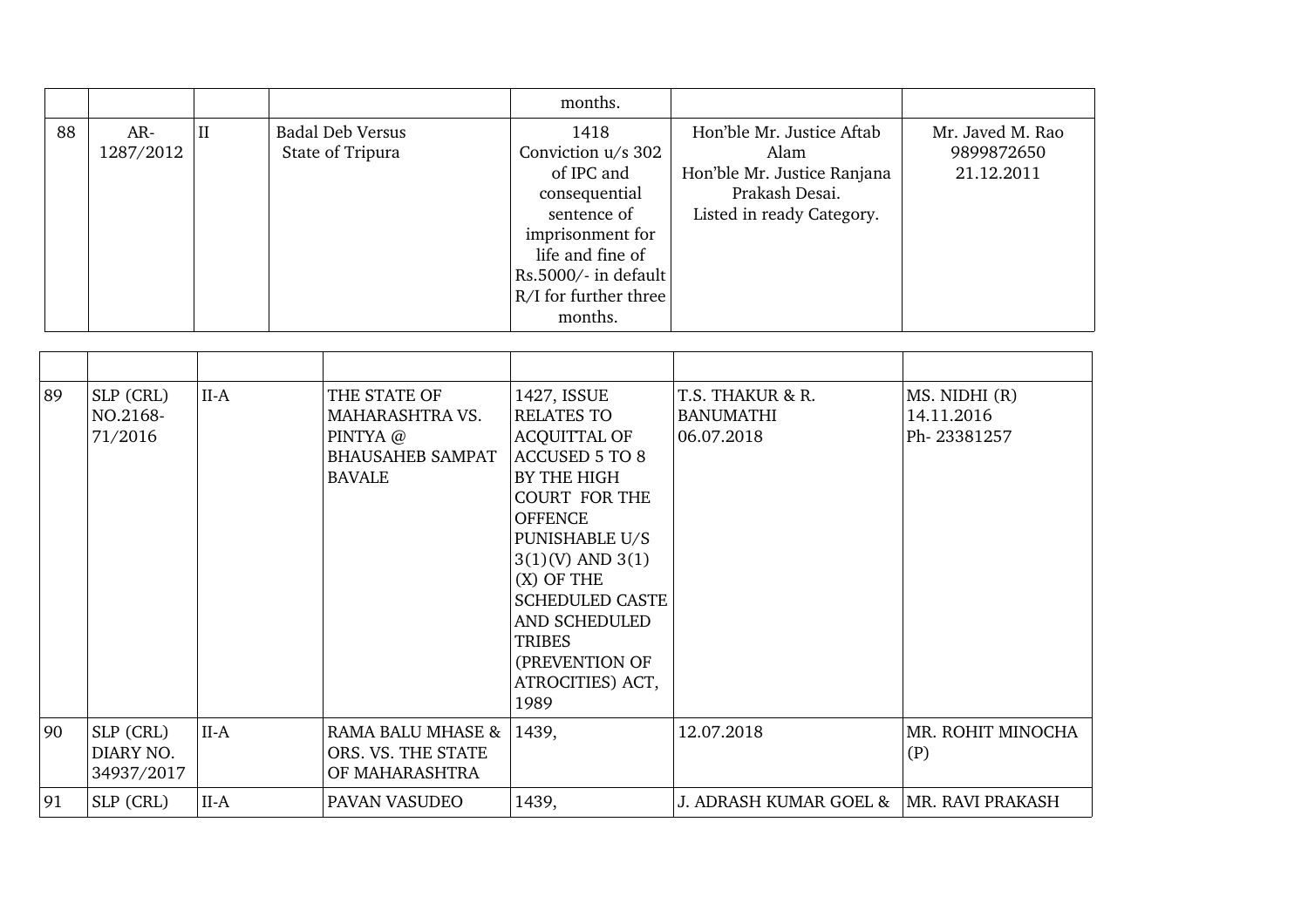| | | | | months. | | |
|---|---|---|---|---|---|---|
| 88 | AR-1287/2012 | II | Badal Deb Versus State of Tripura | 1418 Conviction u/s 302 of IPC and consequential sentence of imprisonment for life and fine of Rs.5000/- in default R/I for further three months. | Hon'ble Mr. Justice Aftab Alam Hon'ble Mr. Justice Ranjana Prakash Desai. Listed in ready Category. | Mr. Javed M. Rao 9899872650 21.12.2011 |

| | | | | | | |
|---|---|---|---|---|---|---|
| 89 | SLP (CRL) NO.2168-71/2016 | II-A | THE STATE OF MAHARASHTRA VS. PINTYA @ BHAUSAHEB SAMPAT BAVALE | 1427, ISSUE RELATES TO ACQUITTAL OF ACCUSED 5 TO 8 BY THE HIGH COURT FOR THE OFFENCE PUNISHABLE U/S 3(1)(V) AND 3(1)(X) OF THE SCHEDULED CASTE AND SCHEDULED TRIBES (PREVENTION OF ATROCITIES) ACT, 1989 | T.S. THAKUR & R. BANUMATHI 06.07.2018 | MS. NIDHI (R) 14.11.2016 Ph- 23381257 |
| 90 | SLP (CRL) DIARY NO. 34937/2017 | II-A | RAMA BALU MHASE & ORS. VS. THE STATE OF MAHARASHTRA | 1439, | 12.07.2018 | MR. ROHIT MINOCHA (P) |
| 91 | SLP (CRL) | II-A | PAVAN VASUDEO | 1439, | J. ADRASH KUMAR GOEL & | MR. RAVI PRAKASH |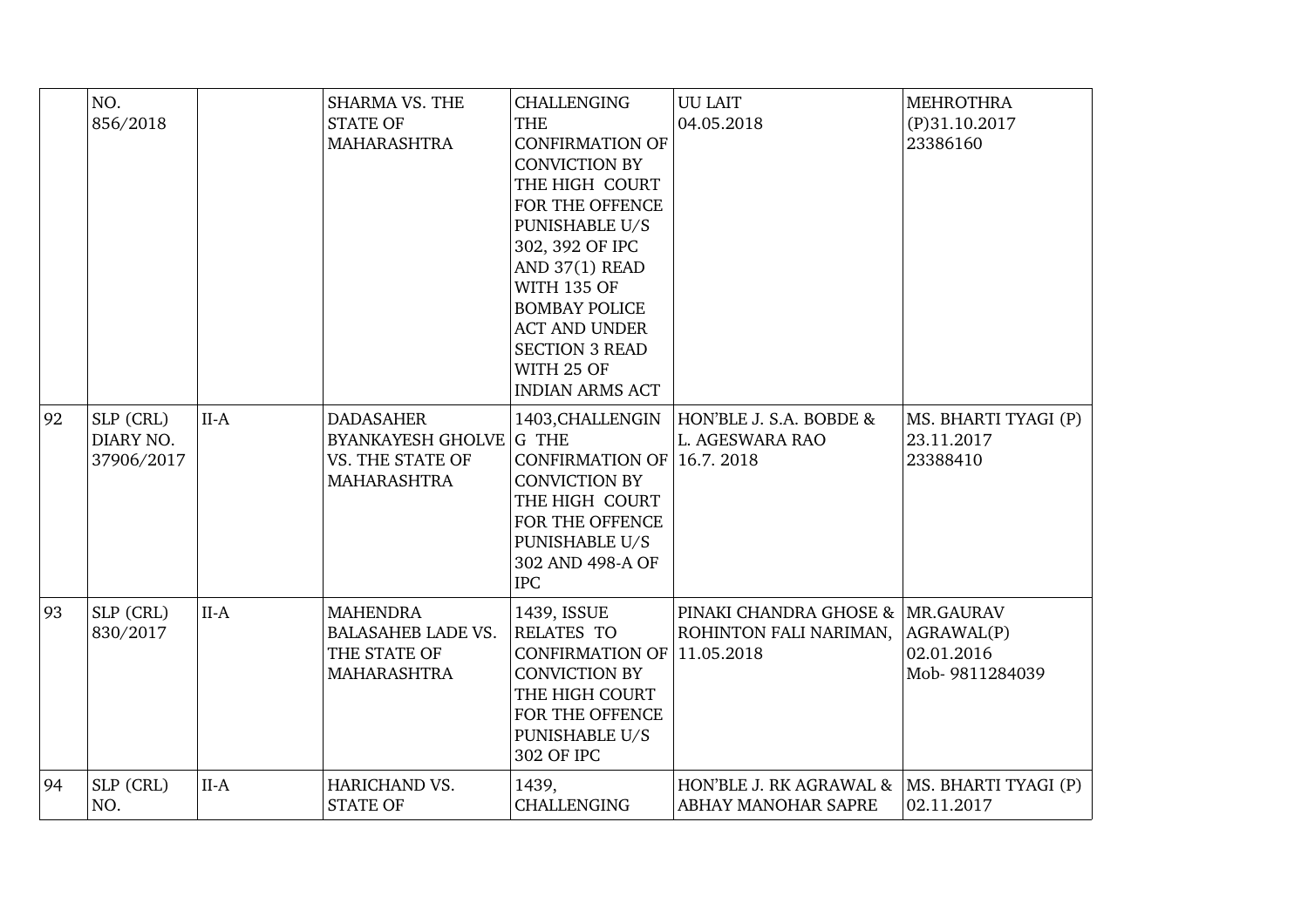|  | NO. 856/2018 |  | SHARMA VS. THE STATE OF MAHARASHTRA | CHALLENGING THE CONFIRMATION OF CONVICTION BY THE HIGH COURT FOR THE OFFENCE PUNISHABLE U/S 302, 392 OF IPC AND 37(1) READ WITH 135 OF BOMBAY POLICE ACT AND UNDER SECTION 3 READ WITH 25 OF INDIAN ARMS ACT | UU LAIT 04.05.2018 | MEHROTHRA (P)31.10.2017 23386160 |
|---|---|---|---|---|---|---|
| 92 | SLP (CRL) DIARY NO. 37906/2017 | II-A | DADASAHER BYANKAYESH GHOLVE VS. THE STATE OF MAHARASHTRA | 1403,CHALLENGING THE CONFIRMATION OF CONVICTION BY THE HIGH COURT FOR THE OFFENCE PUNISHABLE U/S 302 AND 498-A OF IPC | HON'BLE J. S.A. BOBDE & L. AGESWARA RAO 16.7. 2018 | MS. BHARTI TYAGI (P) 23.11.2017 23388410 |
| 93 | SLP (CRL) 830/2017 | II-A | MAHENDRA BALASAHEB LADE VS. THE STATE OF MAHARASHTRA | 1439, ISSUE RELATES TO CONFIRMATION OF CONVICTION BY THE HIGH COURT FOR THE OFFENCE PUNISHABLE U/S 302 OF IPC | PINAKI CHANDRA GHOSE & ROHINTON FALI NARIMAN, 11.05.2018 | MR.GAURAV AGRAWAL(P) 02.01.2016 Mob- 9811284039 |
| 94 | SLP (CRL) NO. | II-A | HARICHAND VS. STATE OF | 1439, CHALLENGING | HON'BLE J. RK AGRAWAL & ABHAY MANOHAR SAPRE | MS. BHARTI TYAGI (P) 02.11.2017 |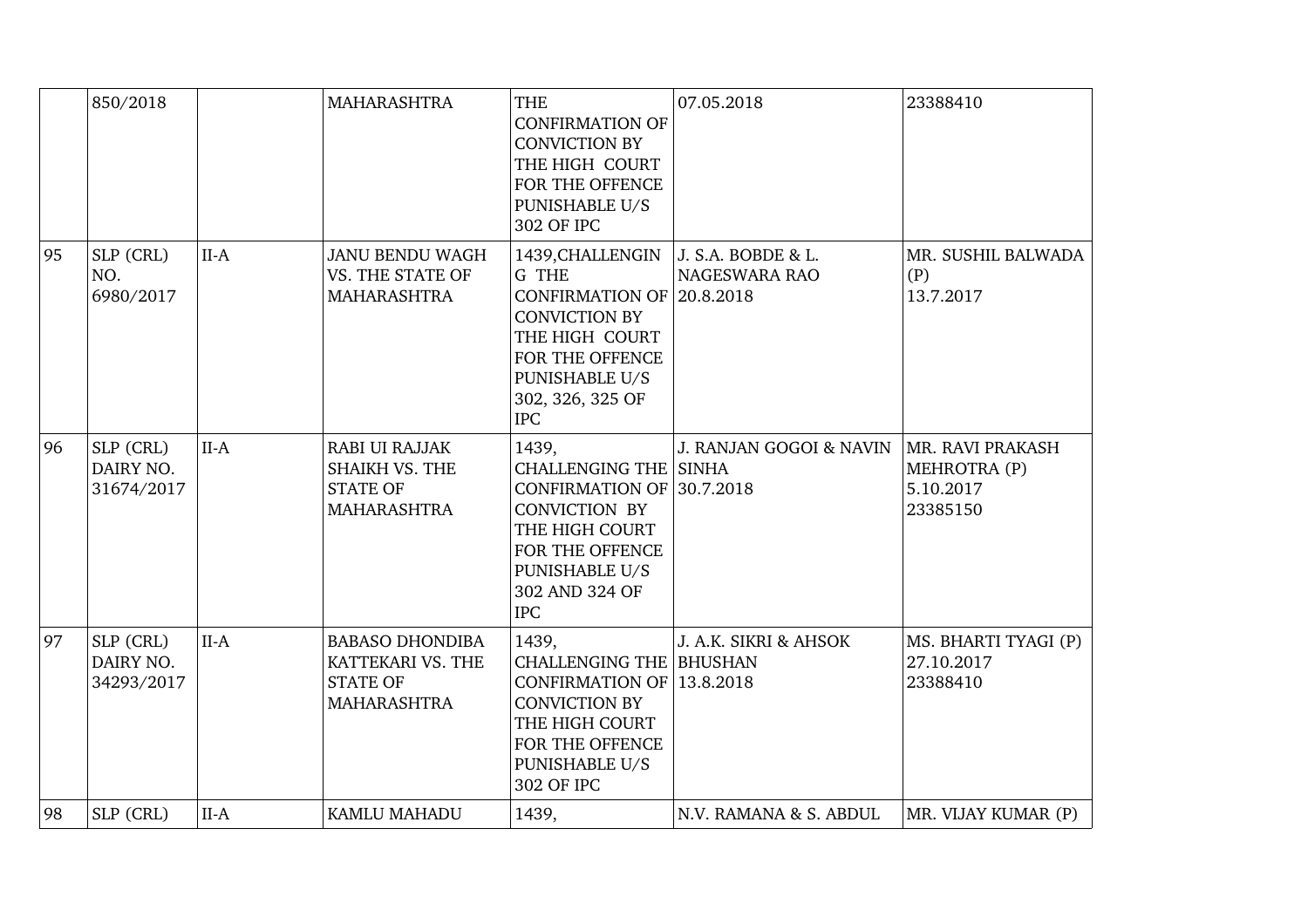| | | | | | | |
|---|---|---|---|---|---|---|
| | 850/2018 | | MAHARASHTRA | THE CONFIRMATION OF CONVICTION BY THE HIGH COURT FOR THE OFFENCE PUNISHABLE U/S 302 OF IPC | 07.05.2018 | 23388410 |
| 95 | SLP (CRL) NO. 6980/2017 | II-A | JANU BENDU WAGH VS. THE STATE OF MAHARASHTRA | 1439,CHALLENGIN G THE CONFIRMATION OF CONVICTION BY THE HIGH COURT FOR THE OFFENCE PUNISHABLE U/S 302, 326, 325 OF IPC | J. S.A. BOBDE & L. NAGESWARA RAO 20.8.2018 | MR. SUSHIL BALWADA (P) 13.7.2017 |
| 96 | SLP (CRL) DAIRY NO. 31674/2017 | II-A | RABI UI RAJJAK SHAIKH VS. THE STATE OF MAHARASHTRA | 1439, CHALLENGING THE CONFIRMATION OF CONVICTION BY THE HIGH COURT FOR THE OFFENCE PUNISHABLE U/S 302 AND 324 OF IPC | J. RANJAN GOGOI & NAVIN SINHA 30.7.2018 | MR. RAVI PRAKASH MEHROTRA (P) 5.10.2017 23385150 |
| 97 | SLP (CRL) DAIRY NO. 34293/2017 | II-A | BABASO DHONDIBA KATTEKARI VS. THE STATE OF MAHARASHTRA | 1439, CHALLENGING THE CONFIRMATION OF CONVICTION BY THE HIGH COURT FOR THE OFFENCE PUNISHABLE U/S 302 OF IPC | J. A.K. SIKRI & AHSOK BHUSHAN 13.8.2018 | MS. BHARTI TYAGI (P) 27.10.2017 23388410 |
| 98 | SLP (CRL) | II-A | KAMLU MAHADU | 1439, | N.V. RAMANA & S. ABDUL | MR. VIJAY KUMAR (P) |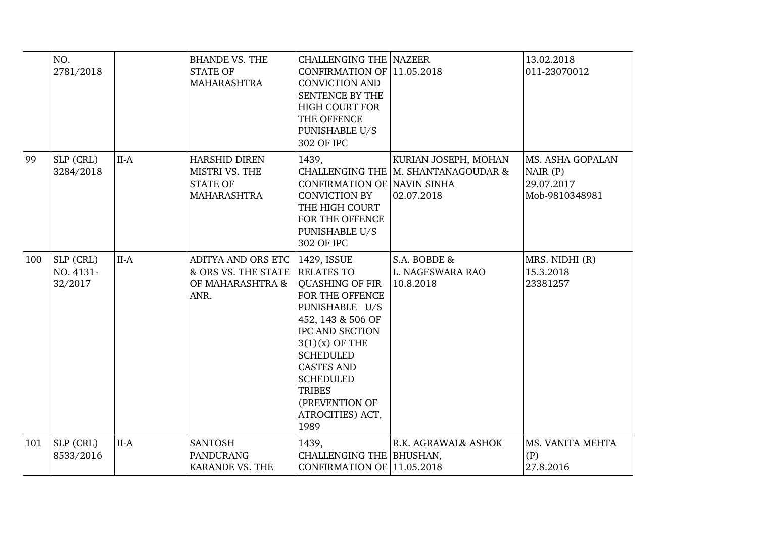|  | NO. 2781/2018 |  | BHANDE VS. THE STATE OF MAHARASHTRA | CHALLENGING THE CONFIRMATION OF CONVICTION AND SENTENCE BY THE HIGH COURT FOR THE OFFENCE PUNISHABLE U/S 302 OF IPC | NAZEER 11.05.2018 | 13.02.2018 011-23070012 |
|---|---|---|---|---|---|---|
| 99 | SLP (CRL) 3284/2018 | II-A | HARSHID DIREN MISTRI VS. THE STATE OF MAHARASHTRA | 1439, CHALLENGING THE CONFIRMATION OF CONVICTION BY THE HIGH COURT FOR THE OFFENCE PUNISHABLE U/S 302 OF IPC | KURIAN JOSEPH, MOHAN M. SHANTANAGOUDAR & NAVIN SINHA 02.07.2018 | MS. ASHA GOPALAN NAIR (P) 29.07.2017 Mob-9810348981 |
| 100 | SLP (CRL) NO. 4131-32/2017 | II-A | ADITYA AND ORS ETC & ORS VS. THE STATE OF MAHARASHTRA & ANR. | 1429, ISSUE RELATES TO QUASHING OF FIR FOR THE OFFENCE PUNISHABLE U/S 452, 143 & 506 OF IPC AND SECTION 3(1)(x) OF THE SCHEDULED CASTES AND SCHEDULED TRIBES (PREVENTION OF ATROCITIES) ACT, 1989 | S.A. BOBDE & L. NAGESWARA RAO 10.8.2018 | MRS. NIDHI (R) 15.3.2018 23381257 |
| 101 | SLP (CRL) 8533/2016 | II-A | SANTOSH PANDURANG KARANDE VS. THE | 1439, CHALLENGING THE CONFIRMATION OF | R.K. AGRAWAL& ASHOK BHUSHAN, 11.05.2018 | MS. VANITA MEHTA (P) 27.8.2016 |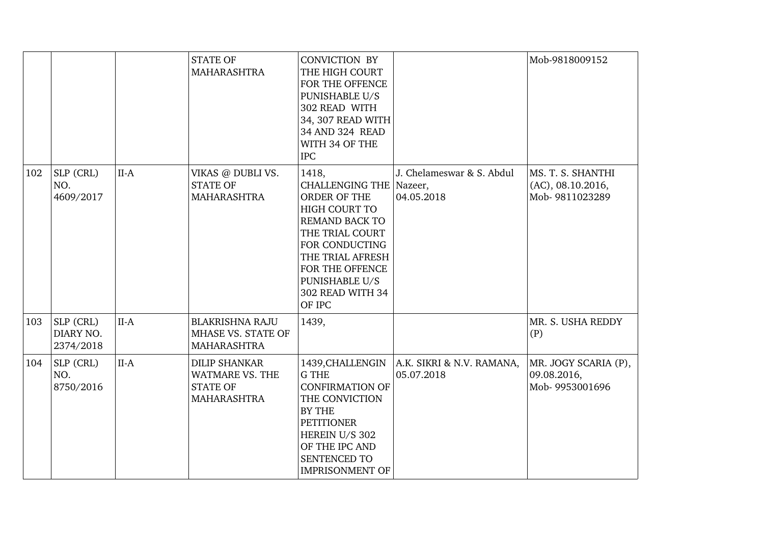| | | | | | | |
|---|---|---|---|---|---|---|
| | | | STATE OF MAHARASHTRA | CONVICTION BY THE HIGH COURT FOR THE OFFENCE PUNISHABLE U/S 302 READ WITH 34, 307 READ WITH 34 AND 324 READ WITH 34 OF THE IPC | | Mob-9818009152 |
| 102 | SLP (CRL) NO. 4609/2017 | II-A | VIKAS @ DUBLI VS. STATE OF MAHARASHTRA | 1418, CHALLENGING THE ORDER OF THE HIGH COURT TO REMAND BACK TO THE TRIAL COURT FOR CONDUCTING THE TRIAL AFRESH FOR THE OFFENCE PUNISHABLE U/S 302 READ WITH 34 OF IPC | J. Chelameswar & S. Abdul Nazeer, 04.05.2018 | MS. T. S. SHANTHI (AC), 08.10.2016, Mob- 9811023289 |
| 103 | SLP (CRL) DIARY NO. 2374/2018 | II-A | BLAKRISHNA RAJU MHASE VS. STATE OF MAHARASHTRA | 1439, | | MR. S. USHA REDDY (P) |
| 104 | SLP (CRL) NO. 8750/2016 | II-A | DILIP SHANKAR WATMARE VS. THE STATE OF MAHARASHTRA | 1439,CHALLENGING THE CONFIRMATION OF THE CONVICTION BY THE PETITIONER HEREIN U/S 302 OF THE IPC AND SENTENCED TO IMPRISONMENT OF | A.K. SIKRI & N.V. RAMANA, 05.07.2018 | MR. JOGY SCARIA (P), 09.08.2016, Mob- 9953001696 |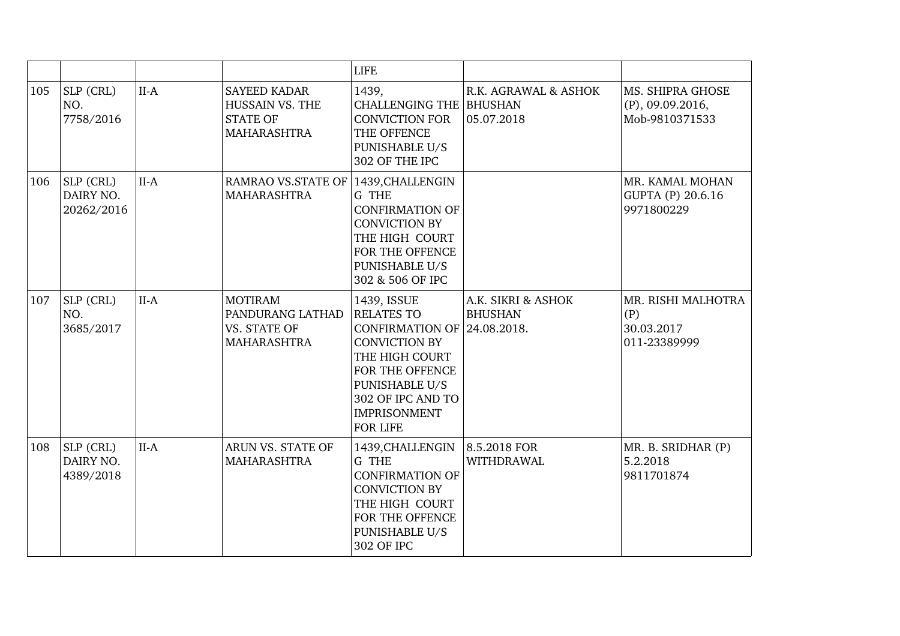| | | | | LIFE | | |
|---|---|---|---|---|---|---|
| 105 | SLP (CRL) NO. 7758/2016 | II-A | SAYEED KADAR HUSSAIN VS. THE STATE OF MAHARASHTRA | 1439, CHALLENGING THE CONVICTION FOR THE OFFENCE PUNISHABLE U/S 302 OF THE IPC | R.K. AGRAWAL & ASHOK BHUSHAN 05.07.2018 | MS. SHIPRA GHOSE (P), 09.09.2016, Mob-9810371533 |
| 106 | SLP (CRL) DAIRY NO. 20262/2016 | II-A | RAMRAO VS.STATE OF MAHARASHTRA | 1439,CHALLENGIN G THE CONFIRMATION OF CONVICTION BY THE HIGH COURT FOR THE OFFENCE PUNISHABLE U/S 302 & 506 OF IPC | | MR. KAMAL MOHAN GUPTA (P) 20.6.16 9971800229 |
| 107 | SLP (CRL) NO. 3685/2017 | II-A | MOTIRAM PANDURANG LATHAD VS. STATE OF MAHARASHTRA | 1439, ISSUE RELATES TO CONFIRMATION OF CONVICTION BY THE HIGH COURT FOR THE OFFENCE PUNISHABLE U/S 302 OF IPC AND TO IMPRISONMENT FOR LIFE | A.K. SIKRI & ASHOK BHUSHAN 24.08.2018. | MR. RISHI MALHOTRA (P) 30.03.2017 011-23389999 |
| 108 | SLP (CRL) DAIRY NO. 4389/2018 | II-A | ARUN VS. STATE OF MAHARASHTRA | 1439,CHALLENGIN G THE CONFIRMATION OF CONVICTION BY THE HIGH COURT FOR THE OFFENCE PUNISHABLE U/S 302 OF IPC | 8.5.2018 FOR WITHDRAWAL | MR. B. SRIDHAR (P) 5.2.2018 9811701874 |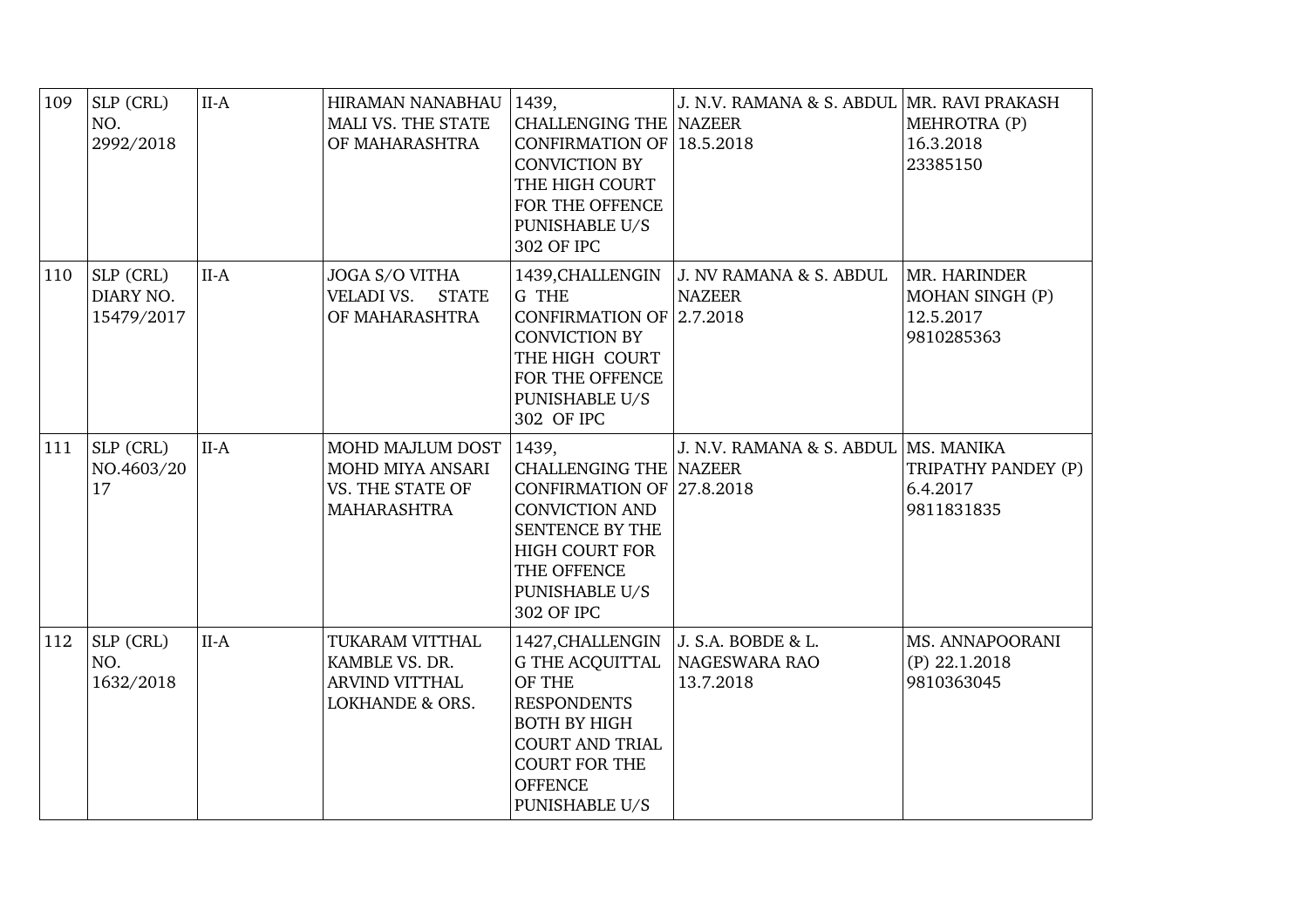| 109 | SLP (CRL) NO. 2992/2018 | II-A | HIRAMAN NANABHAU MALI VS. THE STATE OF MAHARASHTRA | 1439, CHALLENGING THE CONFIRMATION OF CONVICTION BY THE HIGH COURT FOR THE OFFENCE PUNISHABLE U/S 302 OF IPC | J. N.V. RAMANA & S. ABDUL NAZEER 18.5.2018 | MR. RAVI PRAKASH MEHROTRA (P) 16.3.2018 23385150 |
|---|---|---|---|---|---|---|
| 110 | SLP (CRL) DIARY NO. 15479/2017 | II-A | JOGA S/O VITHA VELADI VS. STATE OF MAHARASHTRA | 1439,CHALLENGING THE CONFIRMATION OF CONVICTION BY THE HIGH COURT FOR THE OFFENCE PUNISHABLE U/S 302 OF IPC | J. NV RAMANA & S. ABDUL NAZEER 2.7.2018 | MR. HARINDER MOHAN SINGH (P) 12.5.2017 9810285363 |
| 111 | SLP (CRL) NO.4603/2017 | II-A | MOHD MAJLUM DOST MOHD MIYA ANSARI VS. THE STATE OF MAHARASHTRA | 1439, CHALLENGING THE CONFIRMATION OF CONVICTION AND SENTENCE BY THE HIGH COURT FOR THE OFFENCE PUNISHABLE U/S 302 OF IPC | J. N.V. RAMANA & S. ABDUL NAZEER 27.8.2018 | MS. MANIKA TRIPATHY PANDEY (P) 6.4.2017 9811831835 |
| 112 | SLP (CRL) NO. 1632/2018 | II-A | TUKARAM VITTHAL KAMBLE VS. DR. ARVIND VITTHAL LOKHANDE & ORS. | 1427,CHALLENGING THE ACQUITTAL OF THE RESPONDENTS BOTH BY HIGH COURT AND TRIAL COURT FOR THE OFFENCE PUNISHABLE U/S | J. S.A. BOBDE & L. NAGESWARA RAO 13.7.2018 | MS. ANNAPOORANI (P) 22.1.2018 9810363045 |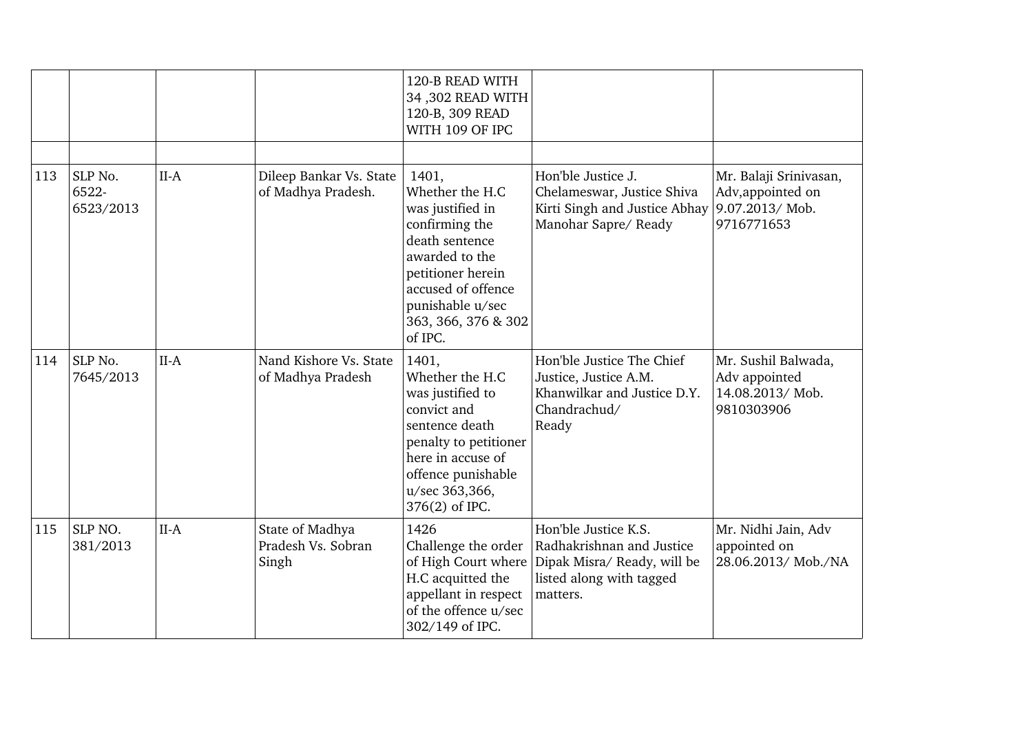| | | | | | | |
|---|---|---|---|---|---|---|
| | | | | 120-B READ WITH 34 ,302 READ WITH 120-B, 309 READ WITH 109 OF IPC | | |
| | | | | | | |
| 113 | SLP No. 6522-6523/2013 | II-A | Dileep Bankar Vs. State of Madhya Pradesh. | 1401, Whether the H.C was justified in confirming the death sentence awarded to the petitioner herein accused of offence punishable u/sec 363, 366, 376 & 302 of IPC. | Hon'ble Justice J. Chelameswar, Justice Shiva Kirti Singh and Justice Abhay Manohar Sapre/ Ready | Mr. Balaji Srinivasan, Adv,appointed on 9.07.2013/ Mob. 9716771653 |
| 114 | SLP No. 7645/2013 | II-A | Nand Kishore Vs. State of Madhya Pradesh | 1401, Whether the H.C was justified to convict and sentence death penalty to petitioner here in accuse of offence punishable u/sec 363,366, 376(2) of IPC. | Hon'ble Justice The Chief Justice, Justice A.M. Khanwilkar and Justice D.Y. Chandrachud/ Ready | Mr. Sushil Balwada, Adv appointed 14.08.2013/ Mob. 9810303906 |
| 115 | SLP NO. 381/2013 | II-A | State of Madhya Pradesh Vs. Sobran Singh | 1426 Challenge the order of High Court where H.C acquitted the appellant in respect of the offence u/sec 302/149 of IPC. | Hon'ble Justice K.S. Radhakrishnan and Justice Dipak Misra/ Ready, will be listed along with tagged matters. | Mr. Nidhi Jain, Adv appointed on 28.06.2013/ Mob./NA |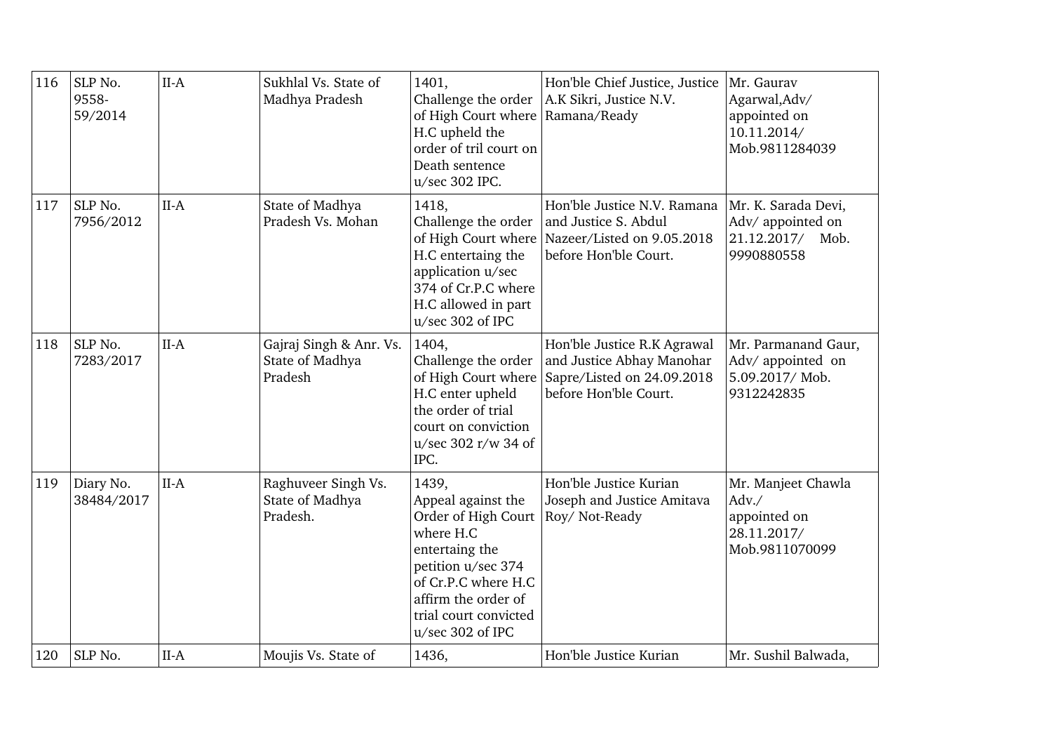| 116 | SLP No. 9558-59/2014 | II-A | Sukhlal Vs. State of Madhya Pradesh | 1401, Challenge the order of High Court where H.C upheld the order of tril court on Death sentence u/sec 302 IPC. | Hon'ble Chief Justice, Justice A.K Sikri, Justice N.V. Ramana/Ready | Mr. Gaurav Agarwal,Adv/ appointed on 10.11.2014/ Mob.9811284039 |
|---|---|---|---|---|---|---|
| 117 | SLP No. 7956/2012 | II-A | State of Madhya Pradesh Vs. Mohan | 1418, Challenge the order of High Court where H.C entertaing the application u/sec 374 of Cr.P.C where H.C allowed in part u/sec 302 of IPC | Hon'ble Justice N.V. Ramana and Justice S. Abdul Nazeer/Listed on 9.05.2018 before Hon'ble Court. | Mr. K. Sarada Devi, Adv/ appointed on 21.12.2017/ Mob. 9990880558 |
| 118 | SLP No. 7283/2017 | II-A | Gajraj Singh & Anr. Vs. State of Madhya Pradesh | 1404, Challenge the order of High Court where H.C enter upheld the order of trial court on conviction u/sec 302 r/w 34 of IPC. | Hon'ble Justice R.K Agrawal and Justice Abhay Manohar Sapre/Listed on 24.09.2018 before Hon'ble Court. | Mr. Parmanand Gaur, Adv/ appointed on 5.09.2017/ Mob. 9312242835 |
| 119 | Diary No. 38484/2017 | II-A | Raghuveer Singh Vs. State of Madhya Pradesh. | 1439, Appeal against the Order of High Court where H.C entertaing the petition u/sec 374 of Cr.P.C where H.C affirm the order of trial court convicted u/sec 302 of IPC | Hon'ble Justice Kurian Joseph and Justice Amitava Roy/ Not-Ready | Mr. Manjeet Chawla Adv./ appointed on 28.11.2017/ Mob.9811070099 |
| 120 | SLP No. | II-A | Moujis Vs. State of | 1436, | Hon'ble Justice Kurian | Mr. Sushil Balwada, |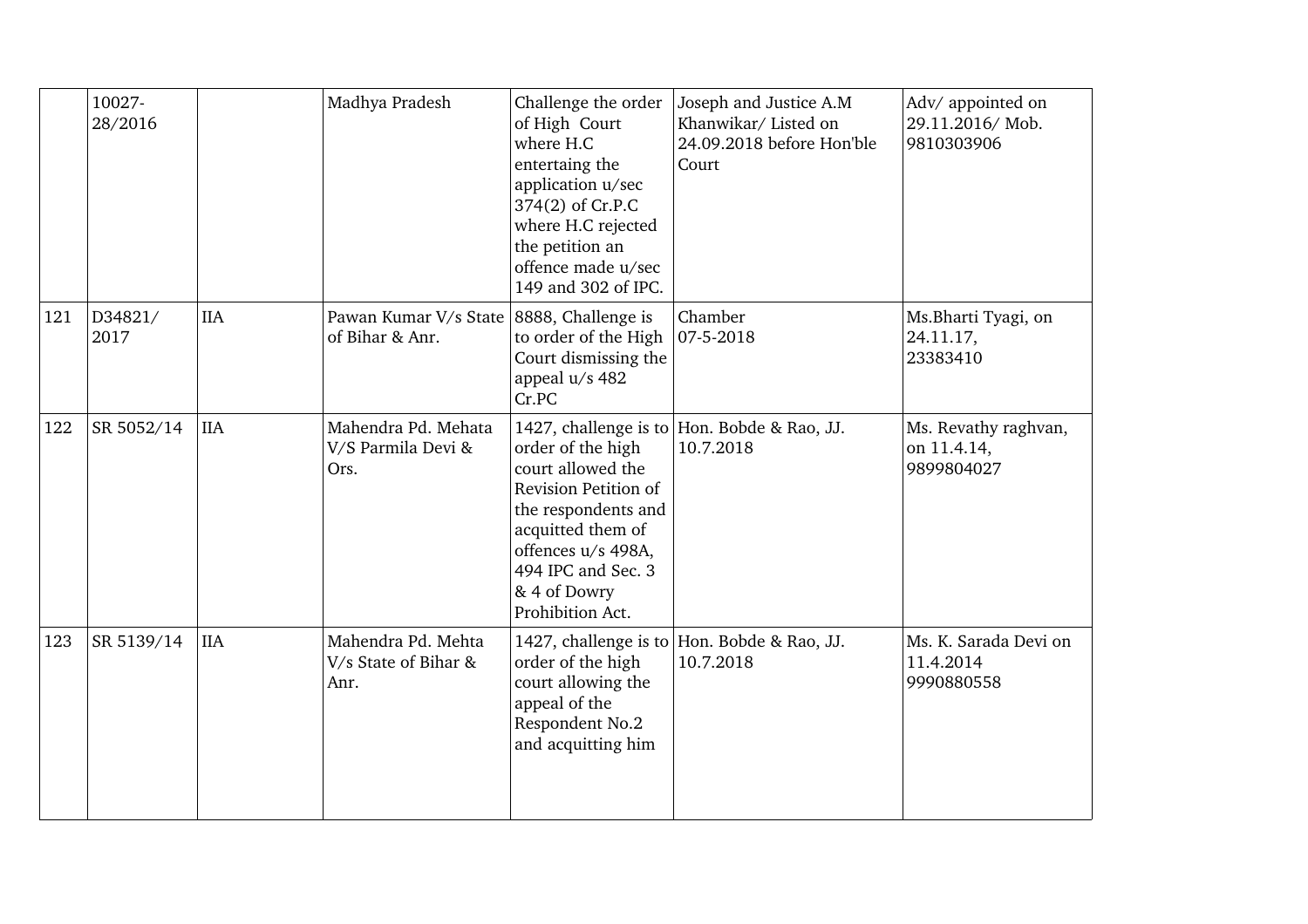|  | 10027-28/2016 |  | Madhya Pradesh | Challenge the order of High Court where H.C entertaing the application u/sec 374(2) of Cr.P.C where H.C rejected the petition an offence made u/sec 149 and 302 of IPC. | Joseph and Justice A.M Khanwikar/ Listed on 24.09.2018 before Hon'ble Court | Adv/ appointed on 29.11.2016/ Mob. 9810303906 |
|---|---|---|---|---|---|---|
| 121 | D34821/ 2017 | IIA | Pawan Kumar V/s State of Bihar & Anr. | 8888, Challenge is to order of the High Court dismissing the appeal u/s 482 Cr.PC | Chamber 07-5-2018 | Ms.Bharti Tyagi, on 24.11.17, 23383410 |
| 122 | SR 5052/14 | IIA | Mahendra Pd. Mehata V/S Parmila Devi & Ors. | 1427, challenge is to order of the high court allowed the Revision Petition of the respondents and acquitted them of offences u/s 498A, 494 IPC and Sec. 3 & 4 of Dowry Prohibition Act. | Hon. Bobde & Rao, JJ. 10.7.2018 | Ms. Revathy raghvan, on 11.4.14, 9899804027 |
| 123 | SR 5139/14 | IIA | Mahendra Pd. Mehta V/s State of Bihar & Anr. | 1427, challenge is to order of the high court allowing the appeal of the Respondent No.2 and acquitting him | Hon. Bobde & Rao, JJ. 10.7.2018 | Ms. K. Sarada Devi on 11.4.2014 9990880558 |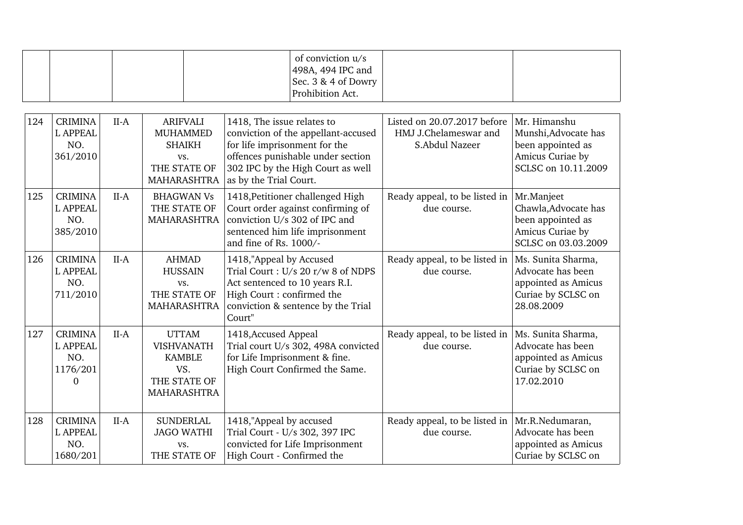| | | | | of conviction u/s 498A, 494 IPC and Sec. 3 & 4 of Dowry Prohibition Act. | | |
|---|---|---|---|---|---|---|
| 124 | CRIMINAL APPEAL NO. 361/2010 | II-A | ARIFVALI MUHAMMED SHAIKH vs. THE STATE OF MAHARASHTRA | 1418, The issue relates to conviction of the appellant-accused for life imprisonment for the offences punishable under section 302 IPC by the High Court as well as by the Trial Court. | Listed on 20.07.2017 before HMJ J.Chelameswar and S.Abdul Nazeer | Mr. Himanshu Munshi,Advocate has been appointed as Amicus Curiae by SCLSC on 10.11.2009 |
| 125 | CRIMINAL APPEAL NO. 385/2010 | II-A | BHAGWAN Vs THE STATE OF MAHARASHTRA | 1418,Petitioner challenged High Court order against confirming of conviction U/s 302 of IPC and sentenced him life imprisonment and fine of Rs. 1000/- | Ready appeal, to be listed in due course. | Mr.Manjeet Chawla,Advocate has been appointed as Amicus Curiae by SCLSC on 03.03.2009 |
| 126 | CRIMINAL APPEAL NO. 711/2010 | II-A | AHMAD HUSSAIN vs. THE STATE OF MAHARASHTRA | 1418,"Appeal by Accused Trial Court : U/s 20 r/w 8 of NDPS Act sentenced to 10 years R.I. High Court : confirmed the conviction & sentence by the Trial Court" | Ready appeal, to be listed in due course. | Ms. Sunita Sharma, Advocate has been appointed as Amicus Curiae by SCLSC on 28.08.2009 |
| 127 | CRIMINAL APPEAL NO. 1176/2010 | II-A | UTTAM VISHVANATH KAMBLE VS. THE STATE OF MAHARASHTRA | 1418,Accused Appeal Trial court U/s 302, 498A convicted for Life Imprisonment & fine. High Court Confirmed the Same. | Ready appeal, to be listed in due course. | Ms. Sunita Sharma, Advocate has been appointed as Amicus Curiae by SCLSC on 17.02.2010 |
| 128 | CRIMINAL APPEAL NO. 1680/201 | II-A | SUNDERLAL JAGO WATHI vs. THE STATE OF | 1418,"Appeal by accused Trial Court - U/s 302, 397 IPC convicted for Life Imprisonment High Court - Confirmed the | Ready appeal, to be listed in due course. | Mr.R.Nedumaran, Advocate has been appointed as Amicus Curiae by SCLSC on |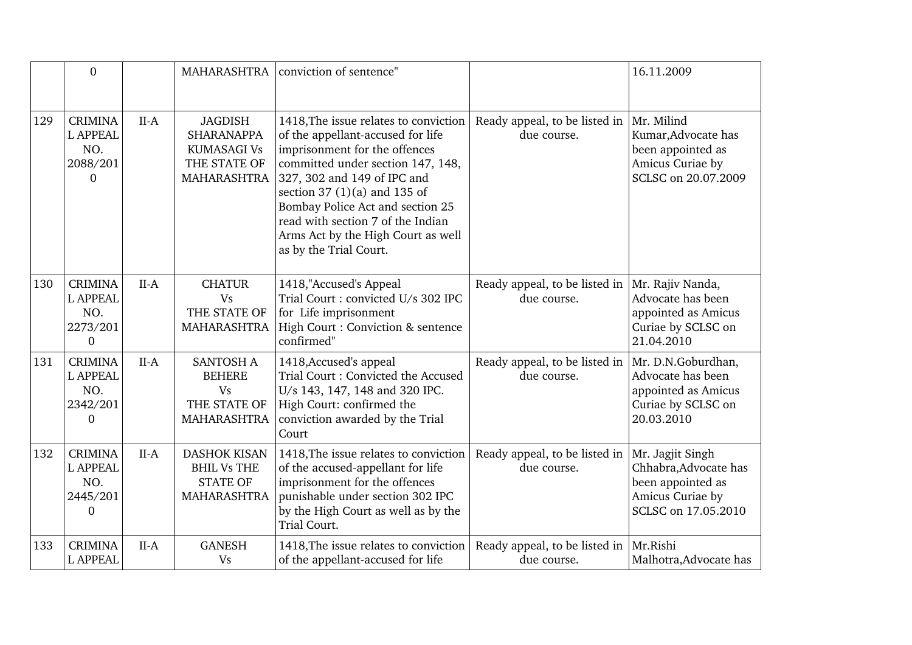| | | | | | | |
|---|---|---|---|---|---|---|
| | 0 | | MAHARASHTRA | conviction of sentence" | | 16.11.2009 |
| 129 | CRIMINAL APPEAL NO. 2088/2010 | II-A | JAGDISH SHARANAPPA KUMASAGI Vs THE STATE OF MAHARASHTRA | 1418,The issue relates to conviction of the appellant-accused for life imprisonment for the offences committed under section 147, 148, 327, 302 and 149 of IPC and section 37 (1)(a) and 135 of Bombay Police Act and section 25 read with section 7 of the Indian Arms Act by the High Court as well as by the Trial Court. | Ready appeal, to be listed in due course. | Mr. Milind Kumar,Advocate has been appointed as Amicus Curiae by SCLSC on 20.07.2009 |
| 130 | CRIMINAL APPEAL NO. 2273/2010 | II-A | CHATUR Vs THE STATE OF MAHARASHTRA | 1418,"Accused's Appeal Trial Court : convicted U/s 302 IPC for Life imprisonment High Court : Conviction & sentence confirmed" | Ready appeal, to be listed in due course. | Mr. Rajiv Nanda, Advocate has been appointed as Amicus Curiae by SCLSC on 21.04.2010 |
| 131 | CRIMINAL APPEAL NO. 2342/2010 | II-A | SANTOSH A BEHERE Vs THE STATE OF MAHARASHTRA | 1418,Accused's appeal Trial Court : Convicted the Accused U/s 143, 147, 148 and 320 IPC. High Court: confirmed the conviction awarded by the Trial Court | Ready appeal, to be listed in due course. | Mr. D.N.Goburdhan, Advocate has been appointed as Amicus Curiae by SCLSC on 20.03.2010 |
| 132 | CRIMINAL APPEAL NO. 2445/2010 | II-A | DASHOK KISAN BHIL Vs THE STATE OF MAHARASHTRA | 1418,The issue relates to conviction of the accused-appellant for life imprisonment for the offences punishable under section 302 IPC by the High Court as well as by the Trial Court. | Ready appeal, to be listed in due course. | Mr. Jagjit Singh Chhabra,Advocate has been appointed as Amicus Curiae by SCLSC on 17.05.2010 |
| 133 | CRIMINAL APPEAL | II-A | GANESH Vs | 1418,The issue relates to conviction of the appellant-accused for life | Ready appeal, to be listed in due course. | Mr.Rishi Malhotra,Advocate has |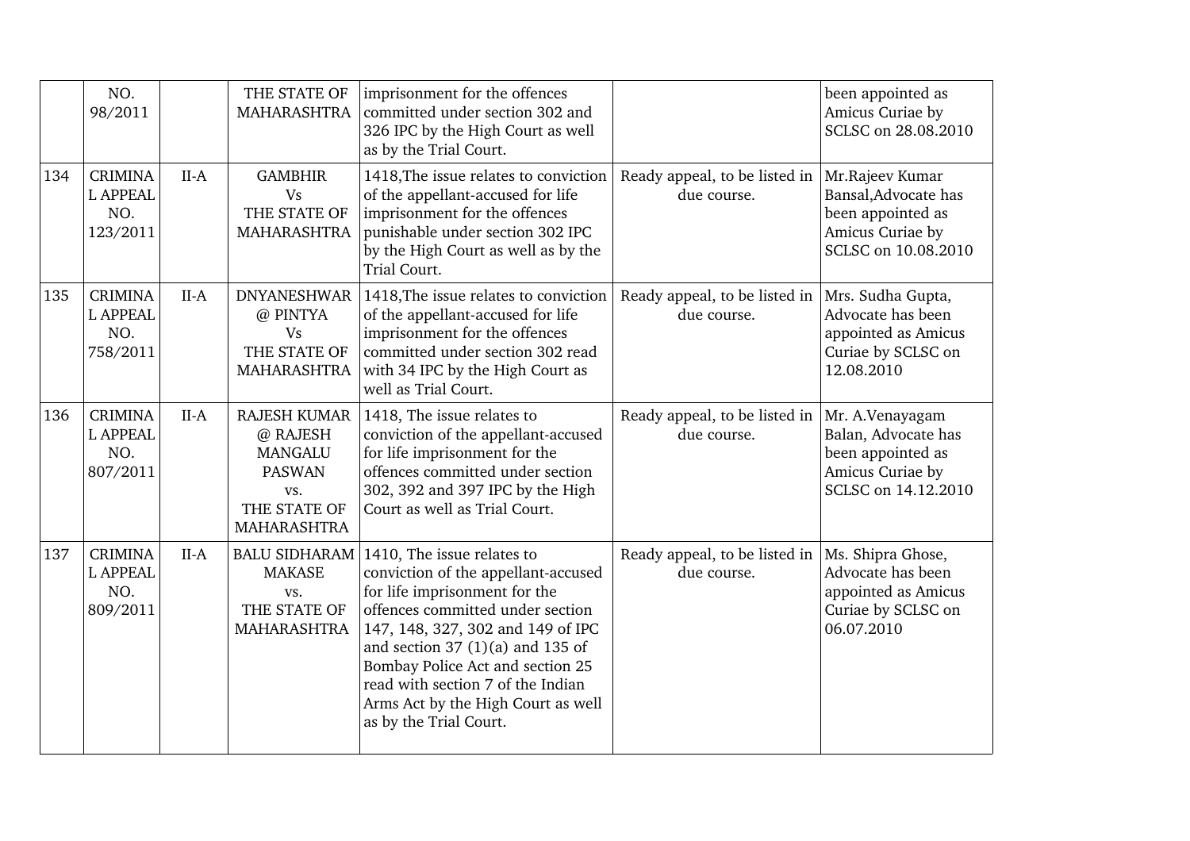|  | NO. 98/2011 |  | THE STATE OF MAHARASHTRA | imprisonment for the offences committed under section 302 and 326 IPC by the High Court as well as by the Trial Court. |  | been appointed as Amicus Curiae by SCLSC on 28.08.2010 |
|---|---|---|---|---|---|---|
| 134 | CRIMINAL APPEAL NO. 123/2011 | II-A | GAMBHIR Vs THE STATE OF MAHARASHTRA | 1418,The issue relates to conviction of the appellant-accused for life imprisonment for the offences punishable under section 302 IPC by the High Court as well as by the Trial Court. | Ready appeal, to be listed in due course. | Mr.Rajeev Kumar Bansal,Advocate has been appointed as Amicus Curiae by SCLSC on 10.08.2010 |
| 135 | CRIMINAL APPEAL NO. 758/2011 | II-A | DNYANESHWAR @ PINTYA Vs THE STATE OF MAHARASHTRA | 1418,The issue relates to conviction of the appellant-accused for life imprisonment for the offences committed under section 302 read with 34 IPC by the High Court as well as Trial Court. | Ready appeal, to be listed in due course. | Mrs. Sudha Gupta, Advocate has been appointed as Amicus Curiae by SCLSC on 12.08.2010 |
| 136 | CRIMINAL APPEAL NO. 807/2011 | II-A | RAJESH KUMAR @ RAJESH MANGALU PASWAN vs. THE STATE OF MAHARASHTRA | 1418, The issue relates to conviction of the appellant-accused for life imprisonment for the offences committed under section 302, 392 and 397 IPC by the High Court as well as Trial Court. | Ready appeal, to be listed in due course. | Mr. A.Venayagam Balan, Advocate has been appointed as Amicus Curiae by SCLSC on 14.12.2010 |
| 137 | CRIMINAL APPEAL NO. 809/2011 | II-A | BALU SIDHARAM MAKASE vs. THE STATE OF MAHARASHTRA | 1410, The issue relates to conviction of the appellant-accused for life imprisonment for the offences committed under section 147, 148, 327, 302 and 149 of IPC and section 37 (1)(a) and 135 of Bombay Police Act and section 25 read with section 7 of the Indian Arms Act by the High Court as well as by the Trial Court. | Ready appeal, to be listed in due course. | Ms. Shipra Ghose, Advocate has been appointed as Amicus Curiae by SCLSC on 06.07.2010 |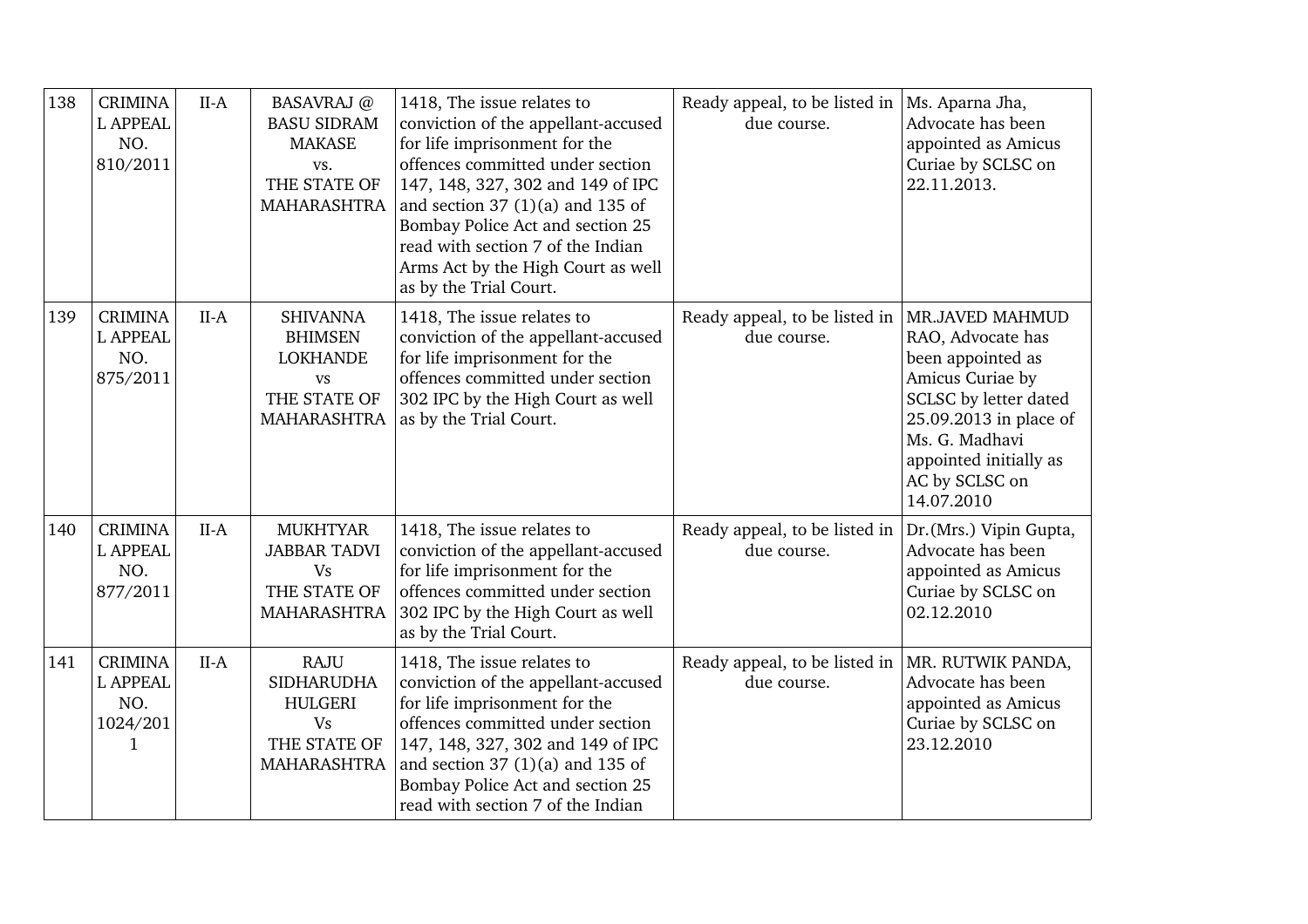| 138 | CRIMINAL APPEAL NO. 810/2011 | II-A | BASAVRAJ @ BASU SIDRAM MAKASE vs. THE STATE OF MAHARASHTRA | 1418, The issue relates to conviction of the appellant-accused for life imprisonment for the offences committed under section 147, 148, 327, 302 and 149 of IPC and section 37 (1)(a) and 135 of Bombay Police Act and section 25 read with section 7 of the Indian Arms Act by the High Court as well as by the Trial Court. | Ready appeal, to be listed in due course. | Ms. Aparna Jha, Advocate has been appointed as Amicus Curiae by SCLSC on 22.11.2013. |
|---|---|---|---|---|---|---|
| 139 | CRIMINAL APPEAL NO. 875/2011 | II-A | SHIVANNA BHIMSEN LOKHANDE vs THE STATE OF MAHARASHTRA | 1418, The issue relates to conviction of the appellant-accused for life imprisonment for the offences committed under section 302 IPC by the High Court as well as by the Trial Court. | Ready appeal, to be listed in due course. | MR.JAVED MAHMUD RAO, Advocate has been appointed as Amicus Curiae by SCLSC by letter dated 25.09.2013 in place of Ms. G. Madhavi appointed initially as AC by SCLSC on 14.07.2010 |
| 140 | CRIMINAL APPEAL NO. 877/2011 | II-A | MUKHTYAR JABBAR TADVI Vs THE STATE OF MAHARASHTRA | 1418, The issue relates to conviction of the appellant-accused for life imprisonment for the offences committed under section 302 IPC by the High Court as well as by the Trial Court. | Ready appeal, to be listed in due course. | Dr.(Mrs.) Vipin Gupta, Advocate has been appointed as Amicus Curiae by SCLSC on 02.12.2010 |
| 141 | CRIMINAL APPEAL NO. 1024/2011 | II-A | RAJU SIDHARUDHA HULGERI Vs THE STATE OF MAHARASHTRA | 1418, The issue relates to conviction of the appellant-accused for life imprisonment for the offences committed under section 147, 148, 327, 302 and 149 of IPC and section 37 (1)(a) and 135 of Bombay Police Act and section 25 read with section 7 of the Indian | Ready appeal, to be listed in due course. | MR. RUTWIK PANDA, Advocate has been appointed as Amicus Curiae by SCLSC on 23.12.2010 |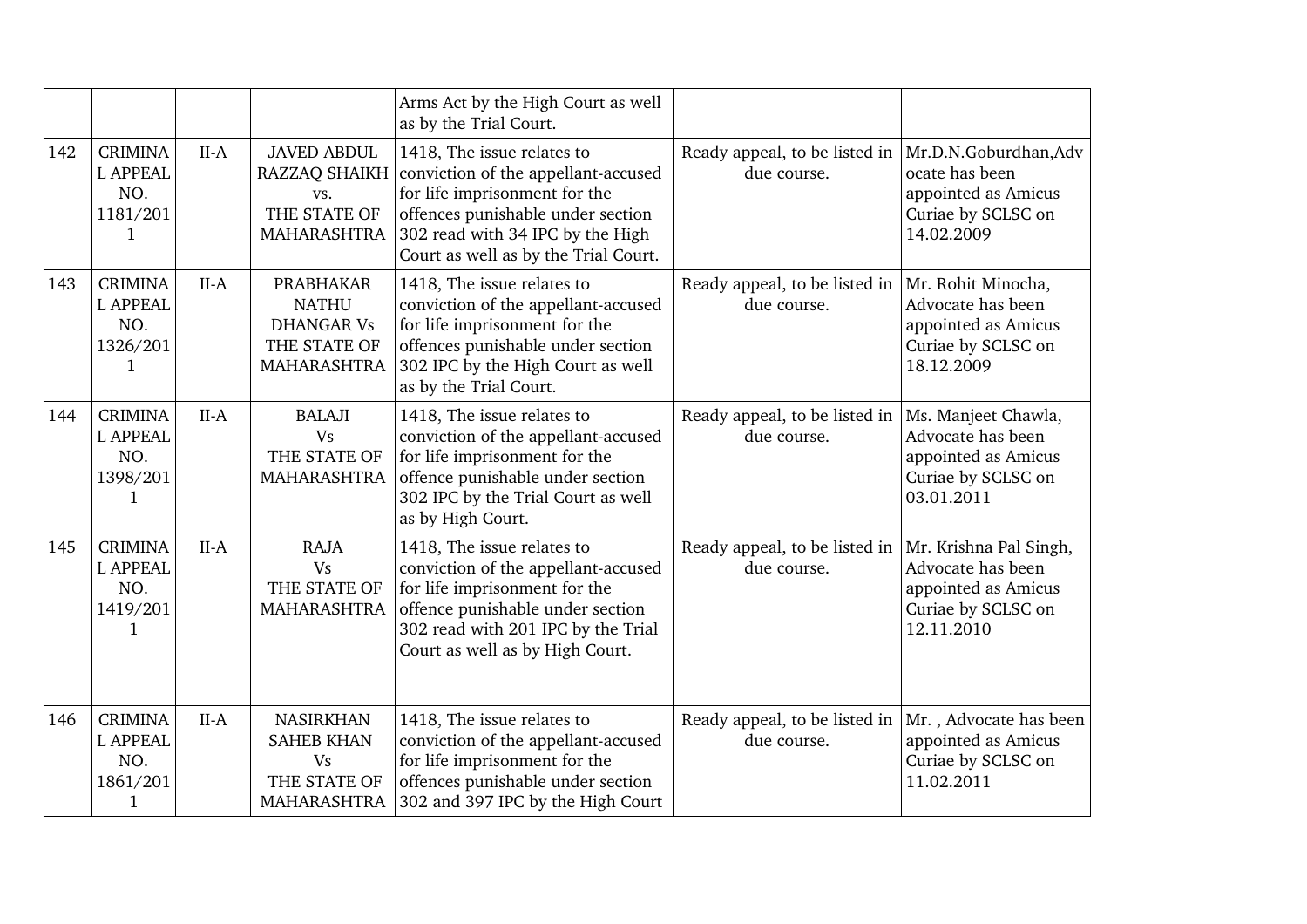|  |  |  |  | Arms Act by the High Court as well as by the Trial Court. |  |  |
|---|---|---|---|---|---|---|
| 142 | CRIMINAL APPEAL NO. 1181/2011 | II-A | JAVED ABDUL RAZZAQ SHAIKH vs. THE STATE OF MAHARASHTRA | 1418, The issue relates to conviction of the appellant-accused for life imprisonment for the offences punishable under section 302 read with 34 IPC by the High Court as well as by the Trial Court. | Ready appeal, to be listed in due course. | Mr.D.N.Goburdhan,Advocate has been appointed as Amicus Curiae by SCLSC on 14.02.2009 |
| 143 | CRIMINAL APPEAL NO. 1326/2011 | II-A | PRABHAKAR NATHU DHANGAR Vs THE STATE OF MAHARASHTRA | 1418, The issue relates to conviction of the appellant-accused for life imprisonment for the offences punishable under section 302 IPC by the High Court as well as by the Trial Court. | Ready appeal, to be listed in due course. | Mr. Rohit Minocha, Advocate has been appointed as Amicus Curiae by SCLSC on 18.12.2009 |
| 144 | CRIMINAL APPEAL NO. 1398/2011 | II-A | BALAJI Vs THE STATE OF MAHARASHTRA | 1418, The issue relates to conviction of the appellant-accused for life imprisonment for the offence punishable under section 302 IPC by the Trial Court as well as by High Court. | Ready appeal, to be listed in due course. | Ms. Manjeet Chawla, Advocate has been appointed as Amicus Curiae by SCLSC on 03.01.2011 |
| 145 | CRIMINAL APPEAL NO. 1419/2011 | II-A | RAJA Vs THE STATE OF MAHARASHTRA | 1418, The issue relates to conviction of the appellant-accused for life imprisonment for the offence punishable under section 302 read with 201 IPC by the Trial Court as well as by High Court. | Ready appeal, to be listed in due course. | Mr. Krishna Pal Singh, Advocate has been appointed as Amicus Curiae by SCLSC on 12.11.2010 |
| 146 | CRIMINAL APPEAL NO. 1861/2011 | II-A | NASIRKHAN SAHEB KHAN Vs THE STATE OF MAHARASHTRA | 1418, The issue relates to conviction of the appellant-accused for life imprisonment for the offences punishable under section 302 and 397 IPC by the High Court | Ready appeal, to be listed in due course. | Mr. , Advocate has been appointed as Amicus Curiae by SCLSC on 11.02.2011 |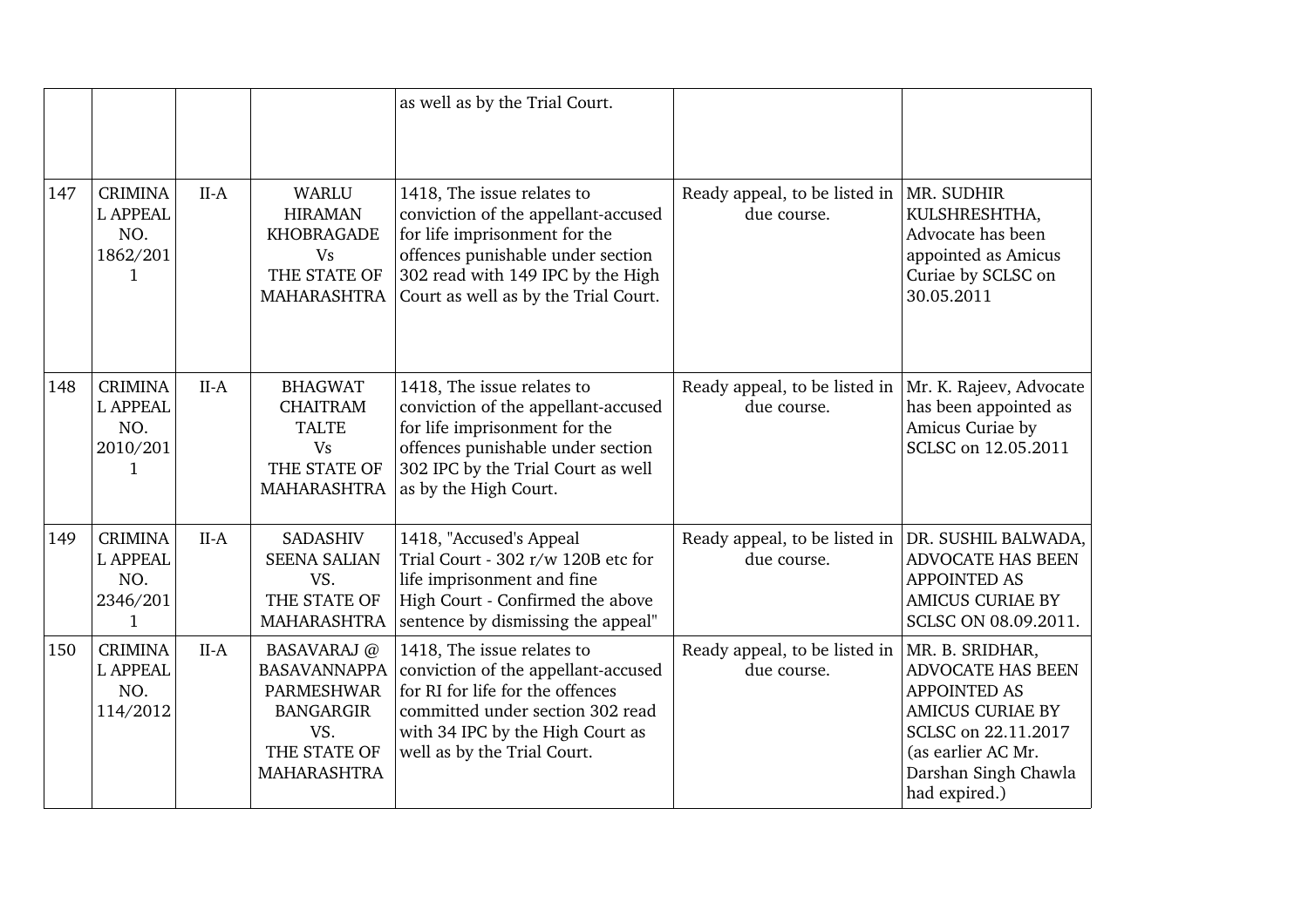| | | | | as well as by the Trial Court. | | |
|---|---|---|---|---|---|---|
| 147 | CRIMINAL APPEAL NO. 1862/2011 | II-A | WARLU HIRAMAN KHOBRAGADE Vs THE STATE OF MAHARASHTRA | 1418, The issue relates to conviction of the appellant-accused for life imprisonment for the offences punishable under section 302 read with 149 IPC by the High Court as well as by the Trial Court. | Ready appeal, to be listed in due course. | MR. SUDHIR KULSHRESHTHA, Advocate has been appointed as Amicus Curiae by SCLSC on 30.05.2011 |
| 148 | CRIMINAL APPEAL NO. 2010/2011 | II-A | BHAGWAT CHAITRAM TALTE Vs THE STATE OF MAHARASHTRA | 1418, The issue relates to conviction of the appellant-accused for life imprisonment for the offences punishable under section 302 IPC by the Trial Court as well as by the High Court. | Ready appeal, to be listed in due course. | Mr. K. Rajeev, Advocate has been appointed as Amicus Curiae by SCLSC on 12.05.2011 |
| 149 | CRIMINAL APPEAL NO. 2346/2011 | II-A | SADASHIV SEENA SALIAN VS. THE STATE OF MAHARASHTRA | 1418, "Accused's Appeal Trial Court - 302 r/w 120B etc for life imprisonment and fine High Court - Confirmed the above sentence by dismissing the appeal" | Ready appeal, to be listed in due course. | DR. SUSHIL BALWADA, ADVOCATE HAS BEEN APPOINTED AS AMICUS CURIAE BY SCLSC ON 08.09.2011. |
| 150 | CRIMINAL APPEAL NO. 114/2012 | II-A | BASAVARAJ @ BASAVANNAPPA PARMESHWAR BANGARGIR VS. THE STATE OF MAHARASHTRA | 1418, The issue relates to conviction of the appellant-accused for RI for life for the offences committed under section 302 read with 34 IPC by the High Court as well as by the Trial Court. | Ready appeal, to be listed in due course. | MR. B. SRIDHAR, ADVOCATE HAS BEEN APPOINTED AS AMICUS CURIAE BY SCLSC on 22.11.2017 (as earlier AC Mr. Darshan Singh Chawla had expired.) |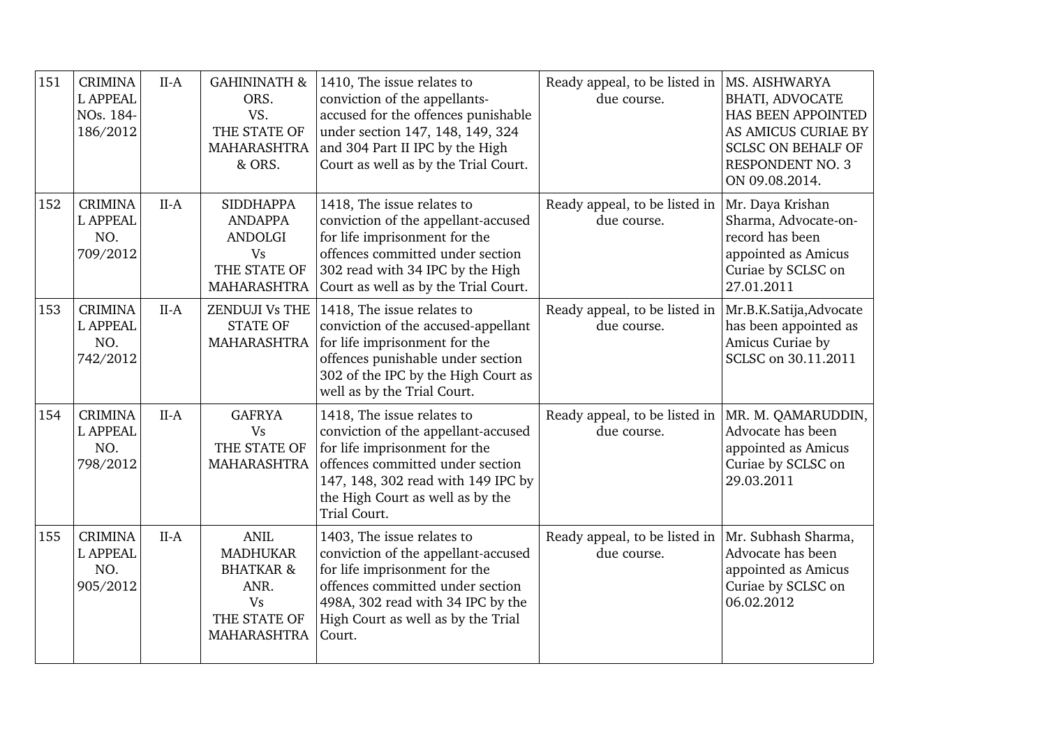| 151 | CRIMINAL APPEAL NOs. 184-186/2012 | II-A | GAHININATH & ORS. VS. THE STATE OF MAHARASHTRA & ORS. | 1410, The issue relates to conviction of the appellants-accused for the offences punishable under section 147, 148, 149, 324 and 304 Part II IPC by the High Court as well as by the Trial Court. | Ready appeal, to be listed in due course. | MS. AISHWARYA BHATI, ADVOCATE HAS BEEN APPOINTED AS AMICUS CURIAE BY SCLSC ON BEHALF OF RESPONDENT NO. 3 ON 09.08.2014. |
|---|---|---|---|---|---|---|
| 152 | CRIMINAL APPEAL NO. 709/2012 | II-A | SIDDHAPPA ANDAPPA ANDOLGI Vs THE STATE OF MAHARASHTRA | 1418, The issue relates to conviction of the appellant-accused for life imprisonment for the offences committed under section 302 read with 34 IPC by the High Court as well as by the Trial Court. | Ready appeal, to be listed in due course. | Mr. Daya Krishan Sharma, Advocate-on-record has been appointed as Amicus Curiae by SCLSC on 27.01.2011 |
| 153 | CRIMINAL APPEAL NO. 742/2012 | II-A | ZENDUJI Vs THE STATE OF MAHARASHTRA | 1418, The issue relates to conviction of the accused-appellant for life imprisonment for the offences punishable under section 302 of the IPC by the High Court as well as by the Trial Court. | Ready appeal, to be listed in due course. | Mr.B.K.Satija,Advocate has been appointed as Amicus Curiae by SCLSC on 30.11.2011 |
| 154 | CRIMINAL APPEAL NO. 798/2012 | II-A | GAFRYA Vs THE STATE OF MAHARASHTRA | 1418, The issue relates to conviction of the appellant-accused for life imprisonment for the offences committed under section 147, 148, 302 read with 149 IPC by the High Court as well as by the Trial Court. | Ready appeal, to be listed in due course. | MR. M. QAMARUDDIN, Advocate has been appointed as Amicus Curiae by SCLSC on 29.03.2011 |
| 155 | CRIMINAL APPEAL NO. 905/2012 | II-A | ANIL MADHUKAR BHATKAR & ANR. Vs THE STATE OF MAHARASHTRA | 1403, The issue relates to conviction of the appellant-accused for life imprisonment for the offences committed under section 498A, 302 read with 34 IPC by the High Court as well as by the Trial Court. | Ready appeal, to be listed in due course. | Mr. Subhash Sharma, Advocate has been appointed as Amicus Curiae by SCLSC on 06.02.2012 |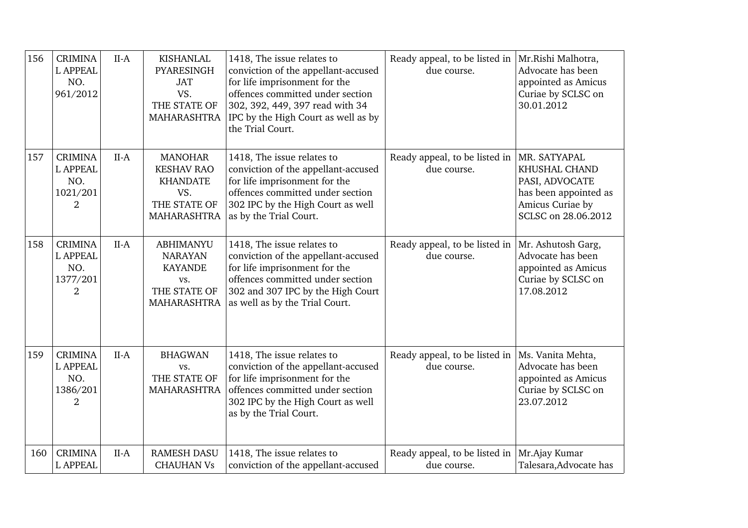| 156 | CRIMINAL APPEAL NO. 961/2012 | II-A | KISHANLAL PYARESINGH JAT VS. THE STATE OF MAHARASHTRA | 1418, The issue relates to conviction of the appellant-accused for life imprisonment for the offences committed under section 302, 392, 449, 397 read with 34 IPC by the High Court as well as by the Trial Court. | Ready appeal, to be listed in due course. | Mr.Rishi Malhotra, Advocate has been appointed as Amicus Curiae by SCLSC on 30.01.2012 |
|---|---|---|---|---|---|---|
| 157 | CRIMINAL APPEAL NO. 1021/2012 | II-A | MANOHAR KESHAV RAO KHANDATE VS. THE STATE OF MAHARASHTRA | 1418, The issue relates to conviction of the appellant-accused for life imprisonment for the offences committed under section 302 IPC by the High Court as well as by the Trial Court. | Ready appeal, to be listed in due course. | MR. SATYAPAL KHUSHAL CHAND PASI, ADVOCATE has been appointed as Amicus Curiae by SCLSC on 28.06.2012 |
| 158 | CRIMINAL APPEAL NO. 1377/2012 | II-A | ABHIMANYU NARAYAN KAYANDE vs. THE STATE OF MAHARASHTRA | 1418, The issue relates to conviction of the appellant-accused for life imprisonment for the offences committed under section 302 and 307 IPC by the High Court as well as by the Trial Court. | Ready appeal, to be listed in due course. | Mr. Ashutosh Garg, Advocate has been appointed as Amicus Curiae by SCLSC on 17.08.2012 |
| 159 | CRIMINAL APPEAL NO. 1386/2012 | II-A | BHAGWAN vs. THE STATE OF MAHARASHTRA | 1418, The issue relates to conviction of the appellant-accused for life imprisonment for the offences committed under section 302 IPC by the High Court as well as by the Trial Court. | Ready appeal, to be listed in due course. | Ms. Vanita Mehta, Advocate has been appointed as Amicus Curiae by SCLSC on 23.07.2012 |
| 160 | CRIMINAL APPEAL | II-A | RAMESH DASU CHAUHAN Vs | 1418, The issue relates to conviction of the appellant-accused | Ready appeal, to be listed in due course. | Mr.Ajay Kumar Talesara,Advocate has |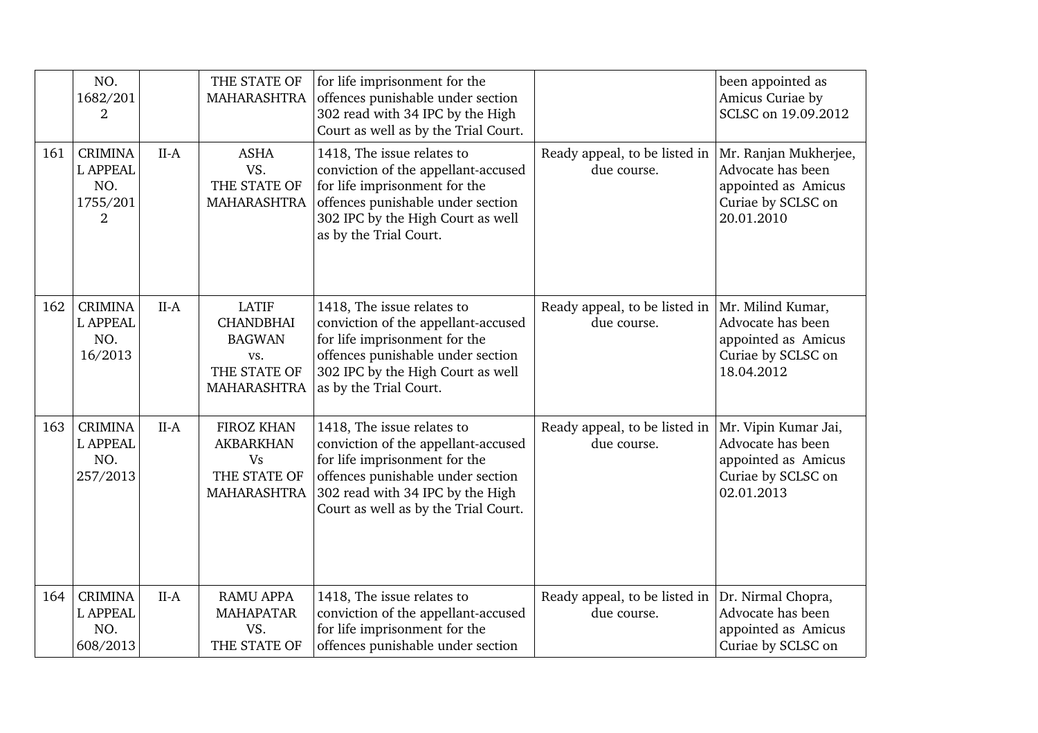|  | NO. 1682/2012 |  | THE STATE OF MAHARASHTRA | for life imprisonment for the offences punishable under section 302 read with 34 IPC by the High Court as well as by the Trial Court. |  | been appointed as Amicus Curiae by SCLSC on 19.09.2012 |
|---|---|---|---|---|---|---|
| 161 | CRIMINAL APPEAL NO. 1755/2012 | II-A | ASHA VS. THE STATE OF MAHARASHTRA | 1418, The issue relates to conviction of the appellant-accused for life imprisonment for the offences punishable under section 302 IPC by the High Court as well as by the Trial Court. | Ready appeal, to be listed in due course. | Mr. Ranjan Mukherjee, Advocate has been appointed as Amicus Curiae by SCLSC on 20.01.2010 |
| 162 | CRIMINAL APPEAL NO. 16/2013 | II-A | LATIF CHANDBHAI BAGWAN vs. THE STATE OF MAHARASHTRA | 1418, The issue relates to conviction of the appellant-accused for life imprisonment for the offences punishable under section 302 IPC by the High Court as well as by the Trial Court. | Ready appeal, to be listed in due course. | Mr. Milind Kumar, Advocate has been appointed as Amicus Curiae by SCLSC on 18.04.2012 |
| 163 | CRIMINAL APPEAL NO. 257/2013 | II-A | FIROZ KHAN AKBARKHAN Vs THE STATE OF MAHARASHTRA | 1418, The issue relates to conviction of the appellant-accused for life imprisonment for the offences punishable under section 302 read with 34 IPC by the High Court as well as by the Trial Court. | Ready appeal, to be listed in due course. | Mr. Vipin Kumar Jai, Advocate has been appointed as Amicus Curiae by SCLSC on 02.01.2013 |
| 164 | CRIMINAL APPEAL NO. 608/2013 | II-A | RAMU APPA MAHAPATAR VS. THE STATE OF | 1418, The issue relates to conviction of the appellant-accused for life imprisonment for the offences punishable under section | Ready appeal, to be listed in due course. | Dr. Nirmal Chopra, Advocate has been appointed as Amicus Curiae by SCLSC on |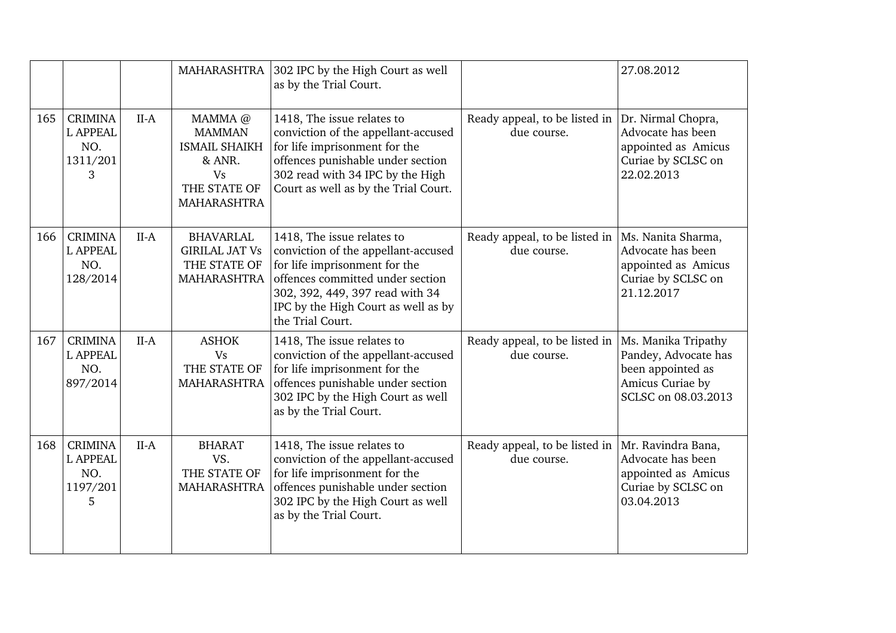| | | | | | | |
|---|---|---|---|---|---|---|
| | | | MAHARASHTRA | 302 IPC by the High Court as well as by the Trial Court. | | 27.08.2012 |
| 165 | CRIMINAL APPEAL NO. 1311/2013 | II-A | MAMMA @ MAMMAN ISMAIL SHAIKH & ANR. Vs THE STATE OF MAHARASHTRA | 1418, The issue relates to conviction of the appellant-accused for life imprisonment for the offences punishable under section 302 read with 34 IPC by the High Court as well as by the Trial Court. | Ready appeal, to be listed in due course. | Dr. Nirmal Chopra, Advocate has been appointed as Amicus Curiae by SCLSC on 22.02.2013 |
| 166 | CRIMINAL APPEAL NO. 128/2014 | II-A | BHAVARLAL GIRILAL JAT Vs THE STATE OF MAHARASHTRA | 1418, The issue relates to conviction of the appellant-accused for life imprisonment for the offences committed under section 302, 392, 449, 397 read with 34 IPC by the High Court as well as by the Trial Court. | Ready appeal, to be listed in due course. | Ms. Nanita Sharma, Advocate has been appointed as Amicus Curiae by SCLSC on 21.12.2017 |
| 167 | CRIMINAL APPEAL NO. 897/2014 | II-A | ASHOK Vs THE STATE OF MAHARASHTRA | 1418, The issue relates to conviction of the appellant-accused for life imprisonment for the offences punishable under section 302 IPC by the High Court as well as by the Trial Court. | Ready appeal, to be listed in due course. | Ms. Manika Tripathy Pandey, Advocate has been appointed as Amicus Curiae by SCLSC on 08.03.2013 |
| 168 | CRIMINAL APPEAL NO. 1197/2015 | II-A | BHARAT VS. THE STATE OF MAHARASHTRA | 1418, The issue relates to conviction of the appellant-accused for life imprisonment for the offences punishable under section 302 IPC by the High Court as well as by the Trial Court. | Ready appeal, to be listed in due course. | Mr. Ravindra Bana, Advocate has been appointed as Amicus Curiae by SCLSC on 03.04.2013 |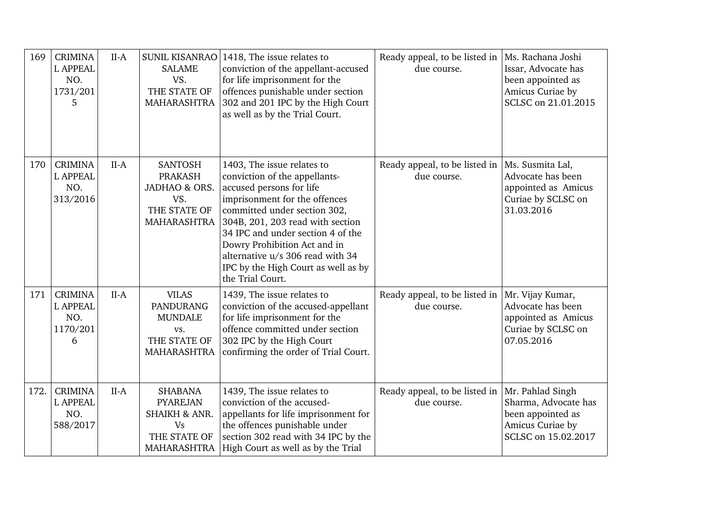| 169 | CRIMINAL APPEAL NO. 1731/2015 | II-A | SUNIL KISANRAO SALAME VS. THE STATE OF MAHARASHTRA | 1418, The issue relates to conviction of the appellant-accused for life imprisonment for the offences punishable under section 302 and 201 IPC by the High Court as well as by the Trial Court. | Ready appeal, to be listed in due course. | Ms. Rachana Joshi Issar, Advocate has been appointed as Amicus Curiae by SCLSC on 21.01.2015 |
|---|---|---|---|---|---|---|
| 170 | CRIMINAL APPEAL NO. 313/2016 | II-A | SANTOSH PRAKASH JADHAO & ORS. VS. THE STATE OF MAHARASHTRA | 1403, The issue relates to conviction of the appellants-accused persons for life imprisonment for the offences committed under section 302, 304B, 201, 203 read with section 34 IPC and under section 4 of the Dowry Prohibition Act and in alternative u/s 306 read with 34 IPC by the High Court as well as by the Trial Court. | Ready appeal, to be listed in due course. | Ms. Susmita Lal, Advocate has been appointed as Amicus Curiae by SCLSC on 31.03.2016 |
| 171 | CRIMINAL APPEAL NO. 1170/2016 | II-A | VILAS PANDURANG MUNDALE vs. THE STATE OF MAHARASHTRA | 1439, The issue relates to conviction of the accused-appellant for life imprisonment for the offence committed under section 302 IPC by the High Court confirming the order of Trial Court. | Ready appeal, to be listed in due course. | Mr. Vijay Kumar, Advocate has been appointed as Amicus Curiae by SCLSC on 07.05.2016 |
| 172. | CRIMINAL APPEAL NO. 588/2017 | II-A | SHABANA PYAREJAN SHAIKH & ANR. Vs THE STATE OF MAHARASHTRA | 1439, The issue relates to conviction of the accused-appellants for life imprisonment for the offences punishable under section 302 read with 34 IPC by the High Court as well as by the Trial | Ready appeal, to be listed in due course. | Mr. Pahlad Singh Sharma, Advocate has been appointed as Amicus Curiae by SCLSC on 15.02.2017 |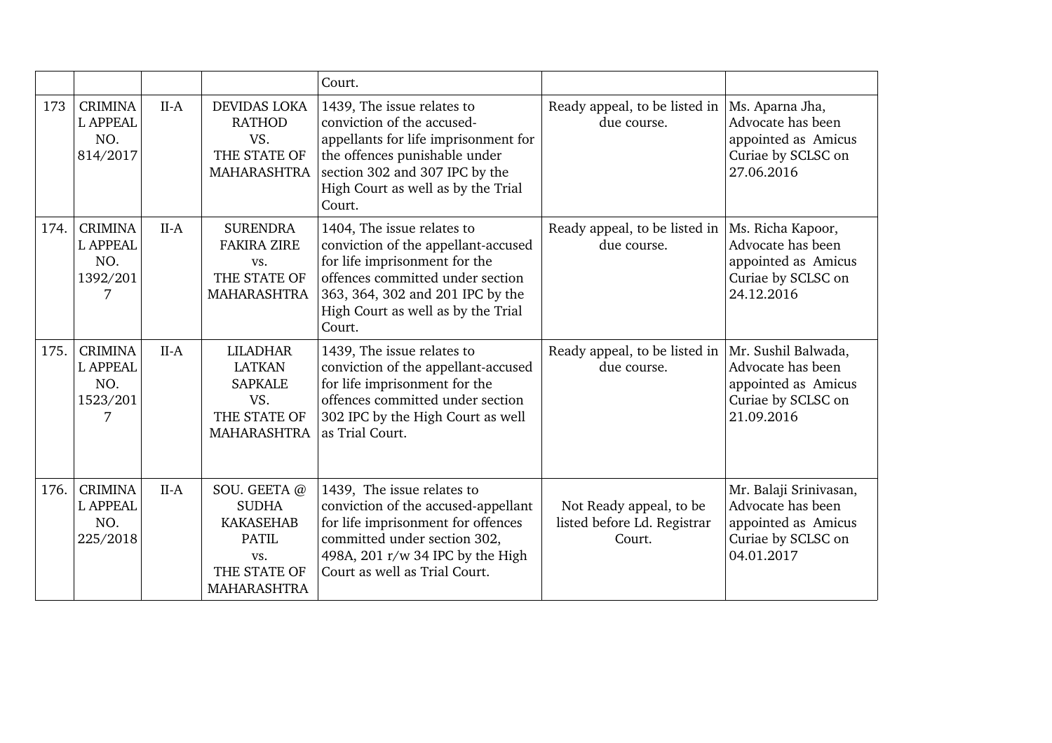| | | | | Court. | | |
|---|---|---|---|---|---|---|
| 173 | CRIMINAL APPEAL NO. 814/2017 | II-A | DEVIDAS LOKA RATHOD VS. THE STATE OF MAHARASHTRA | 1439, The issue relates to conviction of the accused-appellants for life imprisonment for the offences punishable under section 302 and 307 IPC by the High Court as well as by the Trial Court. | Ready appeal, to be listed in due course. | Ms. Aparna Jha, Advocate has been appointed as Amicus Curiae by SCLSC on 27.06.2016 |
| 174. | CRIMINAL APPEAL NO. 1392/2017 | II-A | SURENDRA FAKIRA ZIRE vs. THE STATE OF MAHARASHTRA | 1404, The issue relates to conviction of the appellant-accused for life imprisonment for the offences committed under section 363, 364, 302 and 201 IPC by the High Court as well as by the Trial Court. | Ready appeal, to be listed in due course. | Ms. Richa Kapoor, Advocate has been appointed as Amicus Curiae by SCLSC on 24.12.2016 |
| 175. | CRIMINAL APPEAL NO. 1523/2017 | II-A | LILADHAR LATKAN SAPKALE VS. THE STATE OF MAHARASHTRA | 1439, The issue relates to conviction of the appellant-accused for life imprisonment for the offences committed under section 302 IPC by the High Court as well as Trial Court. | Ready appeal, to be listed in due course. | Mr. Sushil Balwada, Advocate has been appointed as Amicus Curiae by SCLSC on 21.09.2016 |
| 176. | CRIMINAL APPEAL NO. 225/2018 | II-A | SOU. GEETA @ SUDHA KAKASEHAB PATIL vs. THE STATE OF MAHARASHTRA | 1439, The issue relates to conviction of the accused-appellant for life imprisonment for offences committed under section 302, 498A, 201 r/w 34 IPC by the High Court as well as Trial Court. | Not Ready appeal, to be listed before Ld. Registrar Court. | Mr. Balaji Srinivasan, Advocate has been appointed as Amicus Curiae by SCLSC on 04.01.2017 |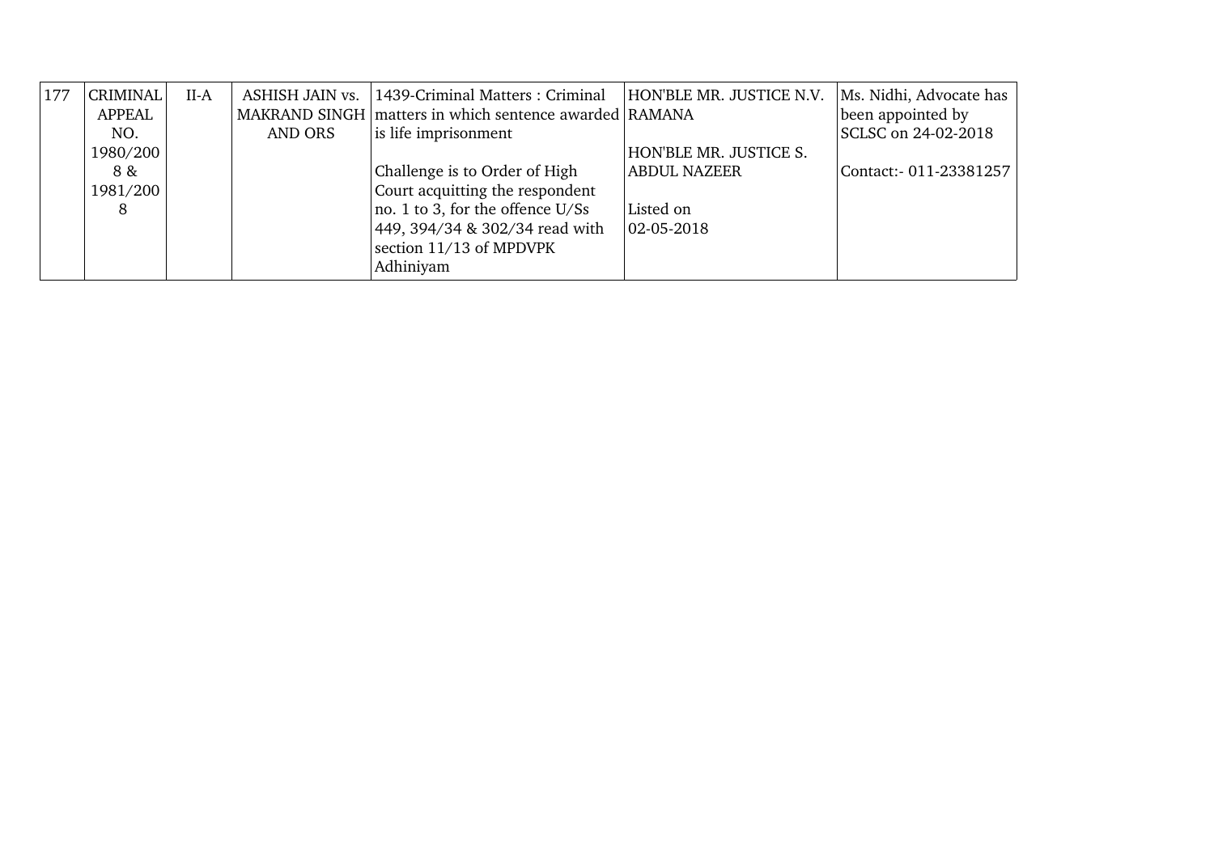| 177 | CRIMINAL APPEAL NO. 1980/2008 & 1981/2008 | II-A | ASHISH JAIN vs. MAKRAND SINGH AND ORS | 1439-Criminal Matters : Criminal matters in which sentence awarded is life imprisonment<br><br>Challenge is to Order of High Court acquitting the respondent no. 1 to 3, for the offence U/Ss 449, 394/34 & 302/34 read with section 11/13 of MPDVPK Adhiniyam | HON'BLE MR. JUSTICE N.V. RAMANA<br><br>HON'BLE MR. JUSTICE S. ABDUL NAZEER<br><br>Listed on 02-05-2018 | Ms. Nidhi, Advocate has been appointed by SCLSC on 24-02-2018<br><br>Contact:- 011-23381257 |
|---|---|---|---|---|---|---|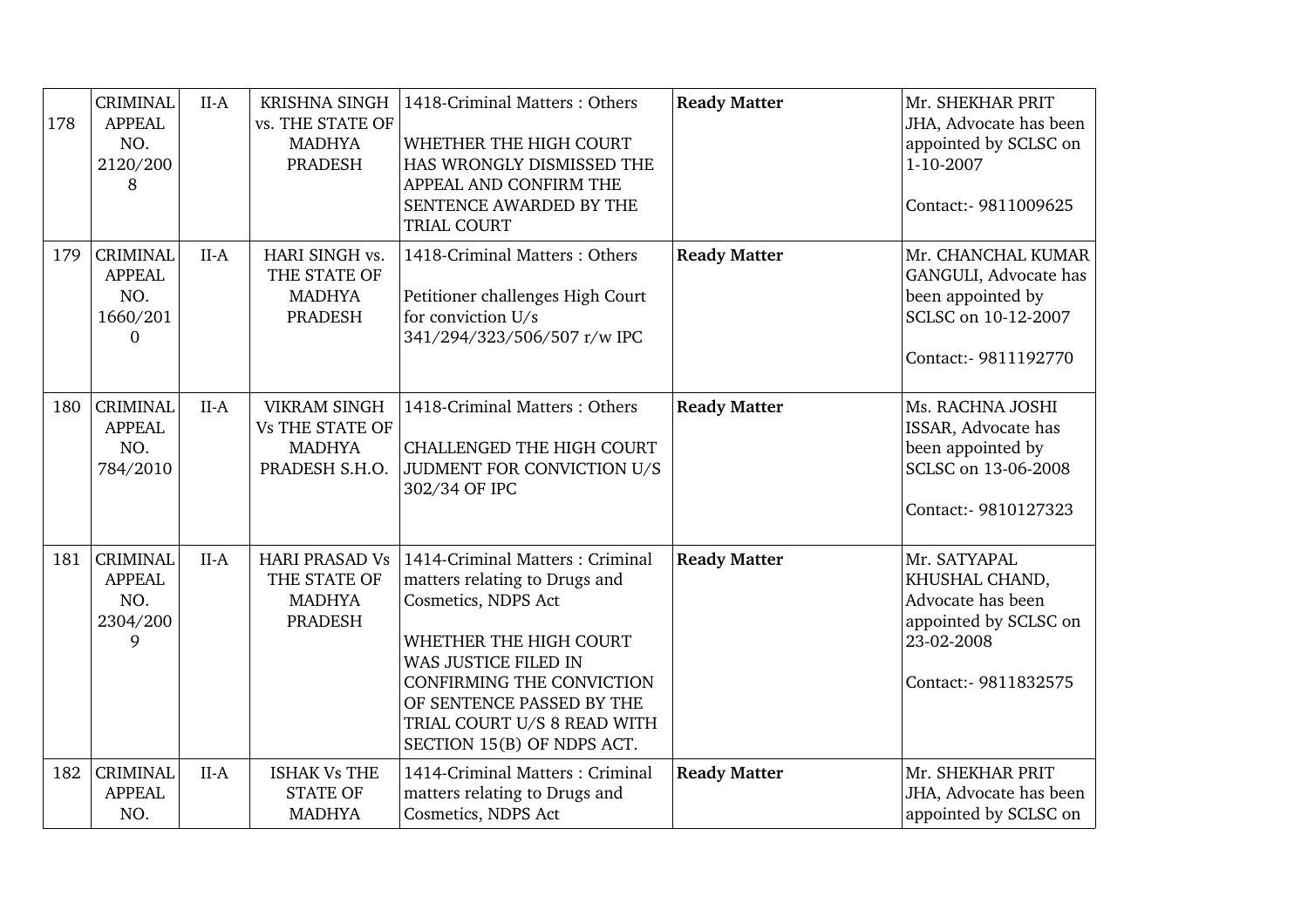| 178 | CRIMINAL APPEAL NO. 2120/2008 | II-A | KRISHNA SINGH vs. THE STATE OF MADHYA PRADESH | 1418-Criminal Matters : Others<br><br>WHETHER THE HIGH COURT HAS WRONGLY DISMISSED THE APPEAL AND CONFIRM THE SENTENCE AWARDED BY THE TRIAL COURT | **Ready Matter** | Mr. SHEKHAR PRIT JHA, Advocate has been appointed by SCLSC on 1-10-2007<br><br>Contact:- 9811009625 |
|---|---|---|---|---|---|---|
| 179 | CRIMINAL APPEAL NO. 1660/2010 | II-A | HARI SINGH vs. THE STATE OF MADHYA PRADESH | 1418-Criminal Matters : Others<br><br>Petitioner challenges High Court for conviction U/s 341/294/323/506/507 r/w IPC | **Ready Matter** | Mr. CHANCHAL KUMAR GANGULI, Advocate has been appointed by SCLSC on 10-12-2007<br><br>Contact:- 9811192770 |
| 180 | CRIMINAL APPEAL NO. 784/2010 | II-A | VIKRAM SINGH Vs THE STATE OF MADHYA PRADESH S.H.O. | 1418-Criminal Matters : Others<br><br>CHALLENGED THE HIGH COURT JUDMENT FOR CONVICTION U/S 302/34 OF IPC | **Ready Matter** | Ms. RACHNA JOSHI ISSAR, Advocate has been appointed by SCLSC on 13-06-2008<br><br>Contact:- 9810127323 |
| 181 | CRIMINAL APPEAL NO. 2304/2009 | II-A | HARI PRASAD Vs THE STATE OF MADHYA PRADESH | 1414-Criminal Matters : Criminal matters relating to Drugs and Cosmetics, NDPS Act<br><br>WHETHER THE HIGH COURT WAS JUSTICE FILED IN CONFIRMING THE CONVICTION OF SENTENCE PASSED BY THE TRIAL COURT U/S 8 READ WITH SECTION 15(B) OF NDPS ACT. | **Ready Matter** | Mr. SATYAPAL KHUSHAL CHAND, Advocate has been appointed by SCLSC on 23-02-2008<br><br>Contact:- 9811832575 |
| 182 | CRIMINAL APPEAL NO. | II-A | ISHAK Vs THE STATE OF MADHYA | 1414-Criminal Matters : Criminal matters relating to Drugs and Cosmetics, NDPS Act | **Ready Matter** | Mr. SHEKHAR PRIT JHA, Advocate has been appointed by SCLSC on |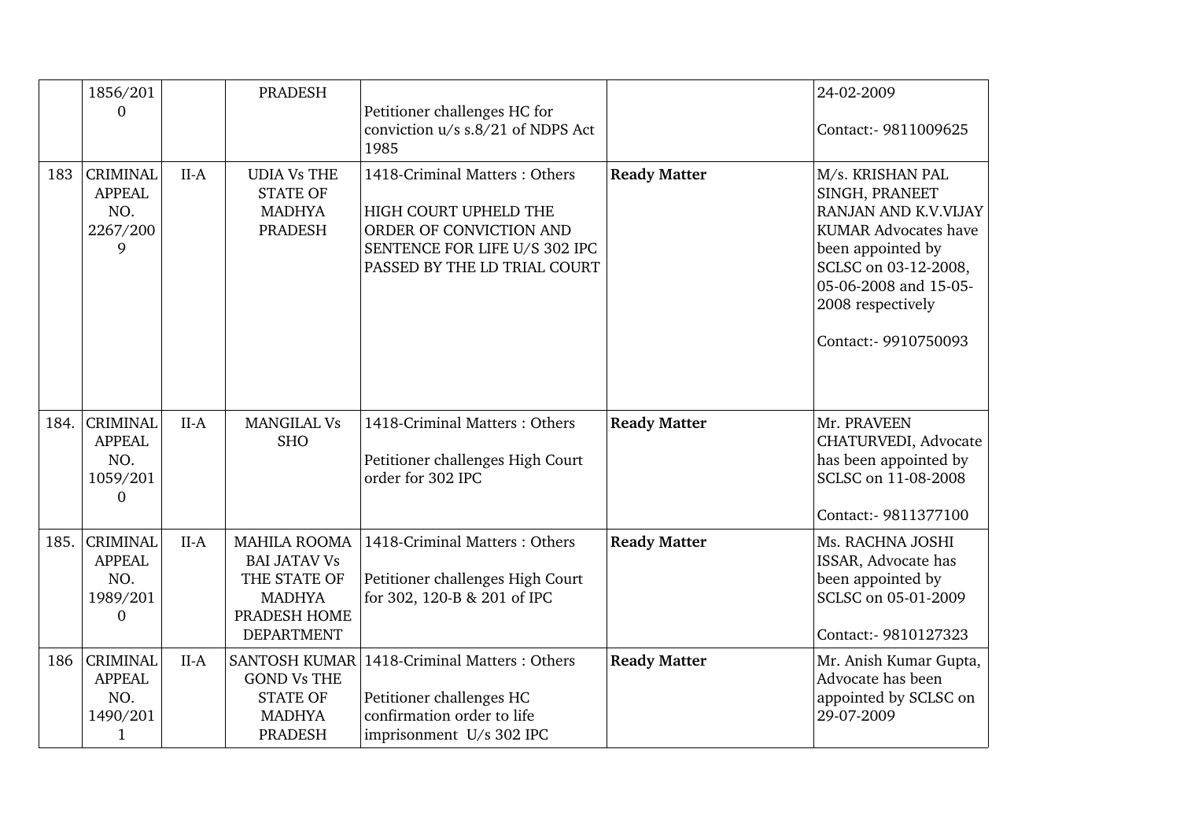| | | | | | | |
|---|---|---|---|---|---|---|
| | 1856/2010 | | PRADESH | Petitioner challenges HC for conviction u/s s.8/21 of NDPS Act 1985 | | 24-02-2009<br><br>Contact:- 9811009625 |
| 183 | CRIMINAL APPEAL NO. 2267/2009 | II-A | UDIA Vs THE STATE OF MADHYA PRADESH | 1418-Criminal Matters : Others<br><br>HIGH COURT UPHELD THE ORDER OF CONVICTION AND SENTENCE FOR LIFE U/S 302 IPC PASSED BY THE LD TRIAL COURT | **Ready Matter** | M/s. KRISHAN PAL SINGH, PRANEET RANJAN AND K.V.VIJAY KUMAR Advocates have been appointed by SCLSC on 03-12-2008, 05-06-2008 and 15-05-2008 respectively<br><br>Contact:- 9910750093 |
| 184. | CRIMINAL APPEAL NO. 1059/2010 | II-A | MANGILAL Vs SHO | 1418-Criminal Matters : Others<br><br>Petitioner challenges High Court order for 302 IPC | **Ready Matter** | Mr. PRAVEEN CHATURVEDI, Advocate has been appointed by SCLSC on 11-08-2008<br><br>Contact:- 9811377100 |
| 185. | CRIMINAL APPEAL NO. 1989/2010 | II-A | MAHILA ROOMA BAI JATAV Vs THE STATE OF MADHYA PRADESH HOME DEPARTMENT | 1418-Criminal Matters : Others<br><br>Petitioner challenges High Court for 302, 120-B & 201 of IPC | **Ready Matter** | Ms. RACHNA JOSHI ISSAR, Advocate has been appointed by SCLSC on 05-01-2009<br><br>Contact:- 9810127323 |
| 186 | CRIMINAL APPEAL NO. 1490/2011 | II-A | SANTOSH KUMAR GOND Vs THE STATE OF MADHYA PRADESH | 1418-Criminal Matters : Others<br><br>Petitioner challenges HC confirmation order to life imprisonment U/s 302 IPC | **Ready Matter** | Mr. Anish Kumar Gupta, Advocate has been appointed by SCLSC on 29-07-2009 |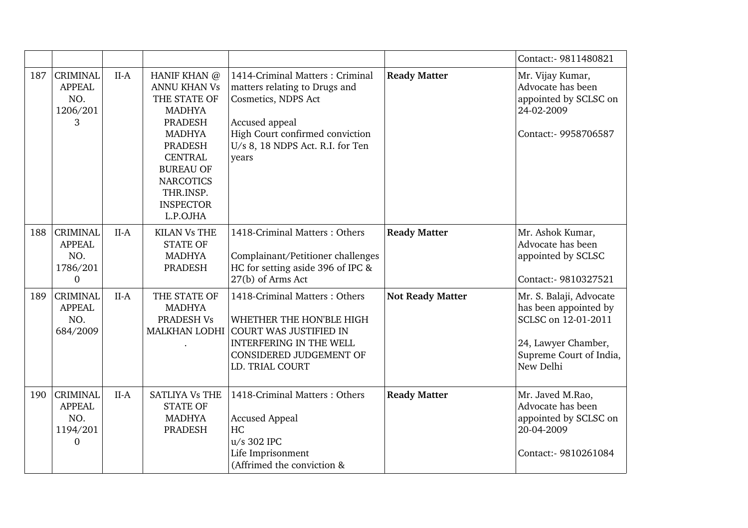| | | | | | | |
|---|---|---|---|---|---|---|
| | | | | | | Contact:- 9811480821 |
| 187 | CRIMINAL APPEAL NO. 1206/2013 | II-A | HANIF KHAN @ ANNU KHAN Vs THE STATE OF MADHYA PRADESH MADHYA PRADESH CENTRAL BUREAU OF NARCOTICS THR.INSP. INSPECTOR L.P.OJHA | 1414-Criminal Matters : Criminal matters relating to Drugs and Cosmetics, NDPS Act<br><br>Accused appeal<br>High Court confirmed conviction U/s 8, 18 NDPS Act. R.I. for Ten years | **Ready Matter** | Mr. Vijay Kumar, Advocate has been appointed by SCLSC on 24-02-2009<br><br>Contact:- 9958706587 |
| 188 | CRIMINAL APPEAL NO. 1786/2010 | II-A | KILAN Vs THE STATE OF MADHYA PRADESH | 1418-Criminal Matters : Others<br><br>Complainant/Petitioner challenges HC for setting aside 396 of IPC & 27(b) of Arms Act | **Ready Matter** | Mr. Ashok Kumar, Advocate has been appointed by SCLSC<br><br>Contact:- 9810327521 |
| 189 | CRIMINAL APPEAL NO. 684/2009 | II-A | THE STATE OF MADHYA PRADESH Vs MALKHAN LODHI . | 1418-Criminal Matters : Others<br><br>WHETHER THE HON'BLE HIGH COURT WAS JUSTIFIED IN INTERFERING IN THE WELL CONSIDERED JUDGEMENT OF LD. TRIAL COURT | **Not Ready Matter** | Mr. S. Balaji, Advocate has been appointed by SCLSC on 12-01-2011<br><br>24, Lawyer Chamber, Supreme Court of India, New Delhi |
| 190 | CRIMINAL APPEAL NO. 1194/2010 | II-A | SATLIYA Vs THE STATE OF MADHYA PRADESH | 1418-Criminal Matters : Others<br><br>Accused Appeal<br>HC<br>u/s 302 IPC<br>Life Imprisonment<br>(Affirmed the conviction & | **Ready Matter** | Mr. Javed M.Rao, Advocate has been appointed by SCLSC on 20-04-2009<br><br>Contact:- 9810261084 |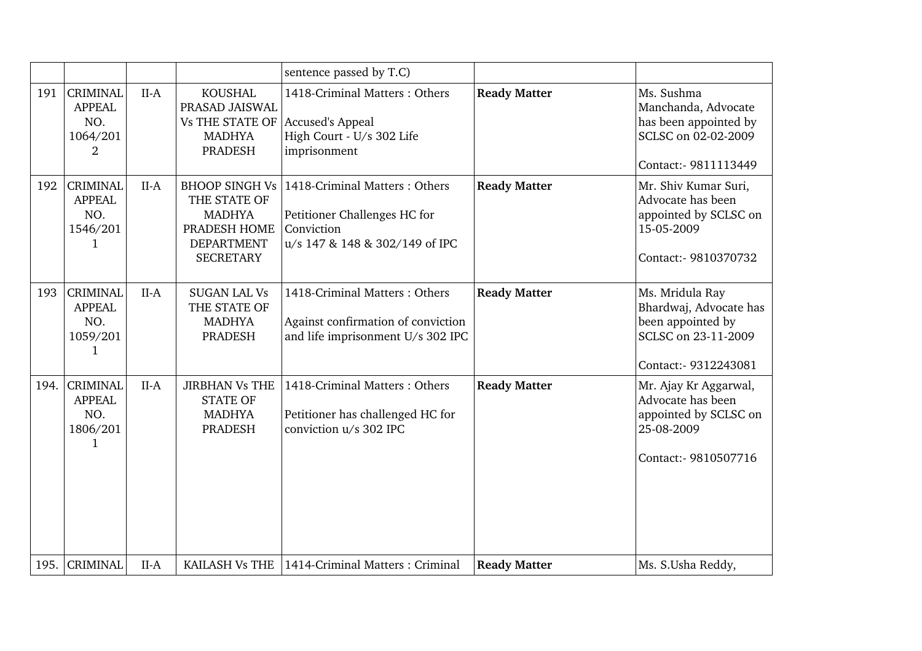| | | | | sentence passed by T.C) | | |
|---|---|---|---|---|---|---|
| 191 | CRIMINAL APPEAL NO. 1064/2012 | II-A | KOUSHAL PRASAD JAISWAL Vs THE STATE OF MADHYA PRADESH | 1418-Criminal Matters : Others<br><br>Accused's Appeal<br>High Court - U/s 302 Life imprisonment | **Ready Matter** | Ms. Sushma Manchanda, Advocate has been appointed by SCLSC on 02-02-2009<br><br>Contact:- 9811113449 |
| 192 | CRIMINAL APPEAL NO. 1546/2011 | II-A | BHOOP SINGH Vs THE STATE OF MADHYA PRADESH HOME DEPARTMENT SECRETARY | 1418-Criminal Matters : Others<br><br>Petitioner Challenges HC for Conviction<br>u/s 147 & 148 & 302/149 of IPC | **Ready Matter** | Mr. Shiv Kumar Suri, Advocate has been appointed by SCLSC on 15-05-2009<br><br>Contact:- 9810370732 |
| 193 | CRIMINAL APPEAL NO. 1059/2011 | II-A | SUGAN LAL Vs THE STATE OF MADHYA PRADESH | 1418-Criminal Matters : Others<br><br>Against confirmation of conviction and life imprisonment U/s 302 IPC | **Ready Matter** | Ms. Mridula Ray Bhardwaj, Advocate has been appointed by SCLSC on 23-11-2009<br><br>Contact:- 9312243081 |
| 194. | CRIMINAL APPEAL NO. 1806/2011 | II-A | JIRBHAN Vs THE STATE OF MADHYA PRADESH | 1418-Criminal Matters : Others<br><br>Petitioner has challenged HC for conviction u/s 302 IPC | **Ready Matter** | Mr. Ajay Kr Aggarwal, Advocate has been appointed by SCLSC on 25-08-2009<br><br>Contact:- 9810507716 |
| 195. | CRIMINAL | II-A | KAILASH Vs THE | 1414-Criminal Matters : Criminal | **Ready Matter** | Ms. S.Usha Reddy, |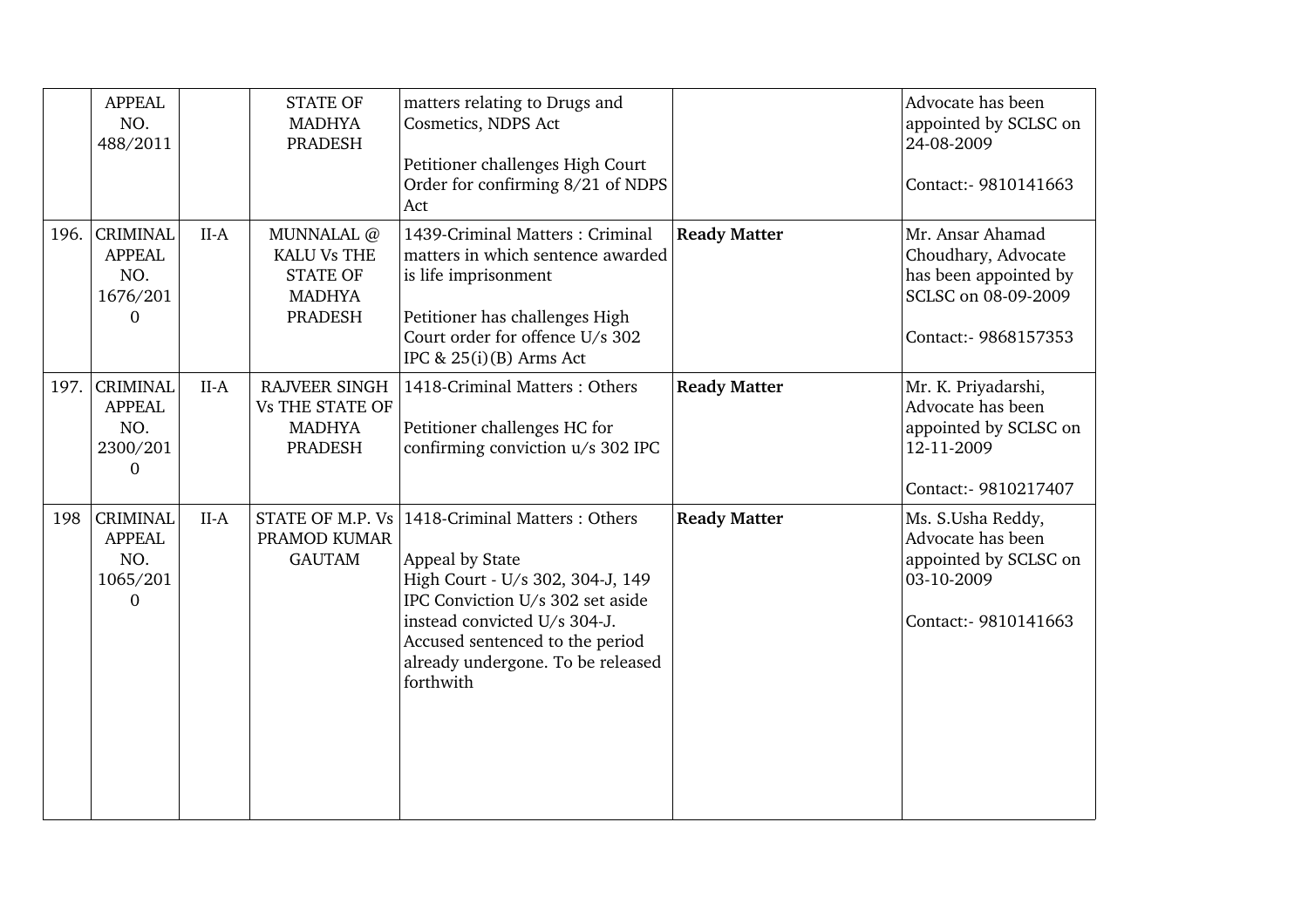| | APPEAL NO. 488/2011 | | STATE OF MADHYA PRADESH | matters relating to Drugs and Cosmetics, NDPS Act<br><br>Petitioner challenges High Court Order for confirming 8/21 of NDPS Act | | Advocate has been appointed by SCLSC on 24-08-2009<br><br>Contact:- 9810141663 |
|---|---|---|---|---|---|---|
| 196. | CRIMINAL APPEAL NO. 1676/2010 | II-A | MUNNALAL @ KALU Vs THE STATE OF MADHYA PRADESH | 1439-Criminal Matters : Criminal matters in which sentence awarded is life imprisonment<br><br>Petitioner has challenges High Court order for offence U/s 302 IPC & 25(i)(B) Arms Act | **Ready Matter** | Mr. Ansar Ahamad Choudhary, Advocate has been appointed by SCLSC on 08-09-2009<br><br>Contact:- 9868157353 |
| 197. | CRIMINAL APPEAL NO. 2300/2010 | II-A | RAJVEER SINGH Vs THE STATE OF MADHYA PRADESH | 1418-Criminal Matters : Others<br><br>Petitioner challenges HC for confirming conviction u/s 302 IPC | **Ready Matter** | Mr. K. Priyadarshi, Advocate has been appointed by SCLSC on 12-11-2009<br><br>Contact:- 9810217407 |
| 198 | CRIMINAL APPEAL NO. 1065/2010 | II-A | STATE OF M.P. Vs PRAMOD KUMAR GAUTAM | 1418-Criminal Matters : Others<br><br>Appeal by State<br>High Court - U/s 302, 304-J, 149 IPC Conviction U/s 302 set aside instead convicted U/s 304-J. Accused sentenced to the period already undergone. To be released forthwith | **Ready Matter** | Ms. S.Usha Reddy, Advocate has been appointed by SCLSC on 03-10-2009<br><br>Contact:- 9810141663 |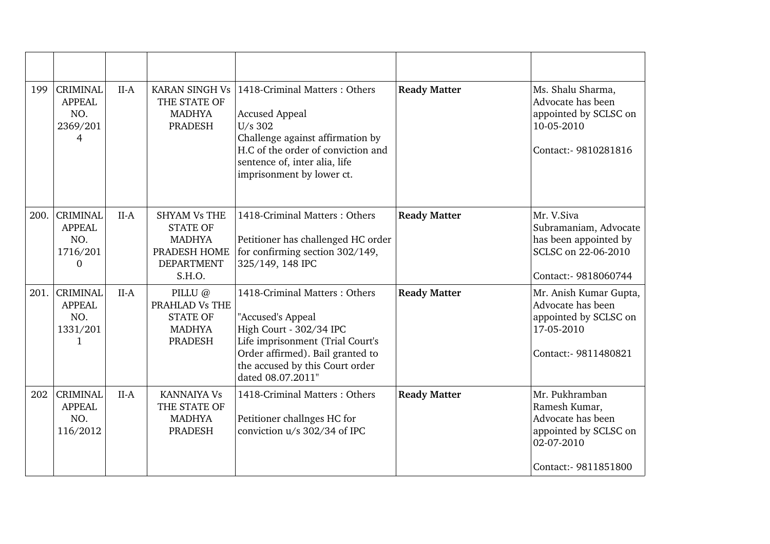| | | | | | | |
|---|---|---|---|---|---|---|
| 199 | CRIMINAL APPEAL NO. 2369/2014 | II-A | KARAN SINGH Vs THE STATE OF MADHYA PRADESH | 1418-Criminal Matters : Others<br><br>Accused Appeal<br>U/s 302<br>Challenge against affirmation by H.C of the order of conviction and sentence of, inter alia, life imprisonment by lower ct. | **Ready Matter** | Ms. Shalu Sharma, Advocate has been appointed by SCLSC on 10-05-2010<br><br>Contact:- 9810281816 |
| 200. | CRIMINAL APPEAL NO. 1716/2010 | II-A | SHYAM Vs THE STATE OF MADHYA PRADESH HOME DEPARTMENT S.H.O. | 1418-Criminal Matters : Others<br><br>Petitioner has challenged HC order for confirming section 302/149, 325/149, 148 IPC | **Ready Matter** | Mr. V.Siva Subramaniam, Advocate has been appointed by SCLSC on 22-06-2010<br><br>Contact:- 9818060744 |
| 201. | CRIMINAL APPEAL NO. 1331/2011 | II-A | PILLU @ PRAHLAD Vs THE STATE OF MADHYA PRADESH | 1418-Criminal Matters : Others<br><br>"Accused's Appeal<br>High Court - 302/34 IPC<br>Life imprisonment (Trial Court's Order affirmed). Bail granted to the accused by this Court order dated 08.07.2011" | **Ready Matter** | Mr. Anish Kumar Gupta, Advocate has been appointed by SCLSC on 17-05-2010<br><br>Contact:- 9811480821 |
| 202 | CRIMINAL APPEAL NO. 116/2012 | II-A | KANNAIYA Vs THE STATE OF MADHYA PRADESH | 1418-Criminal Matters : Others<br><br>Petitioner challnges HC for conviction u/s 302/34 of IPC | **Ready Matter** | Mr. Pukhramban Ramesh Kumar, Advocate has been appointed by SCLSC on 02-07-2010<br><br>Contact:- 9811851800 |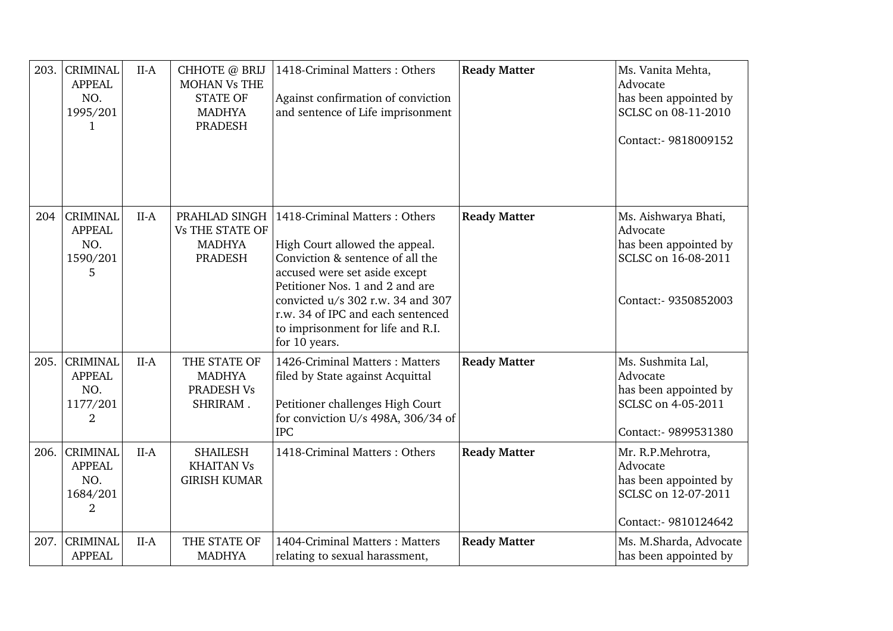| 203. | CRIMINAL APPEAL NO. 1995/2011 | II-A | CHHOTE @ BRIJ MOHAN Vs THE STATE OF MADHYA PRADESH | 1418-Criminal Matters : Others<br><br>Against confirmation of conviction and sentence of Life imprisonment | **Ready Matter** | Ms. Vanita Mehta, Advocate has been appointed by SCLSC on 08-11-2010<br><br>Contact:- 9818009152 |
|---|---|---|---|---|---|---|
| 204 | CRIMINAL APPEAL NO. 1590/2015 | II-A | PRAHLAD SINGH Vs THE STATE OF MADHYA PRADESH | 1418-Criminal Matters : Others<br><br>High Court allowed the appeal. Conviction & sentence of all the accused were set aside except Petitioner Nos. 1 and 2 and are convicted u/s 302 r.w. 34 and 307 r.w. 34 of IPC and each sentenced to imprisonment for life and R.I. for 10 years. | **Ready Matter** | Ms. Aishwarya Bhati, Advocate has been appointed by SCLSC on 16-08-2011<br><br>Contact:- 9350852003 |
| 205. | CRIMINAL APPEAL NO. 1177/2012 | II-A | THE STATE OF MADHYA PRADESH Vs SHRIRAM . | 1426-Criminal Matters : Matters filed by State against Acquittal<br><br>Petitioner challenges High Court for conviction U/s 498A, 306/34 of IPC | **Ready Matter** | Ms. Sushmita Lal, Advocate has been appointed by SCLSC on 4-05-2011<br><br>Contact:- 9899531380 |
| 206. | CRIMINAL APPEAL NO. 1684/2012 | II-A | SHAILESH KHAITAN Vs GIRISH KUMAR | 1418-Criminal Matters : Others | **Ready Matter** | Mr. R.P.Mehrotra, Advocate has been appointed by SCLSC on 12-07-2011<br><br>Contact:- 9810124642 |
| 207. | CRIMINAL APPEAL | II-A | THE STATE OF MADHYA | 1404-Criminal Matters : Matters relating to sexual harassment, | **Ready Matter** | Ms. M.Sharda, Advocate has been appointed by |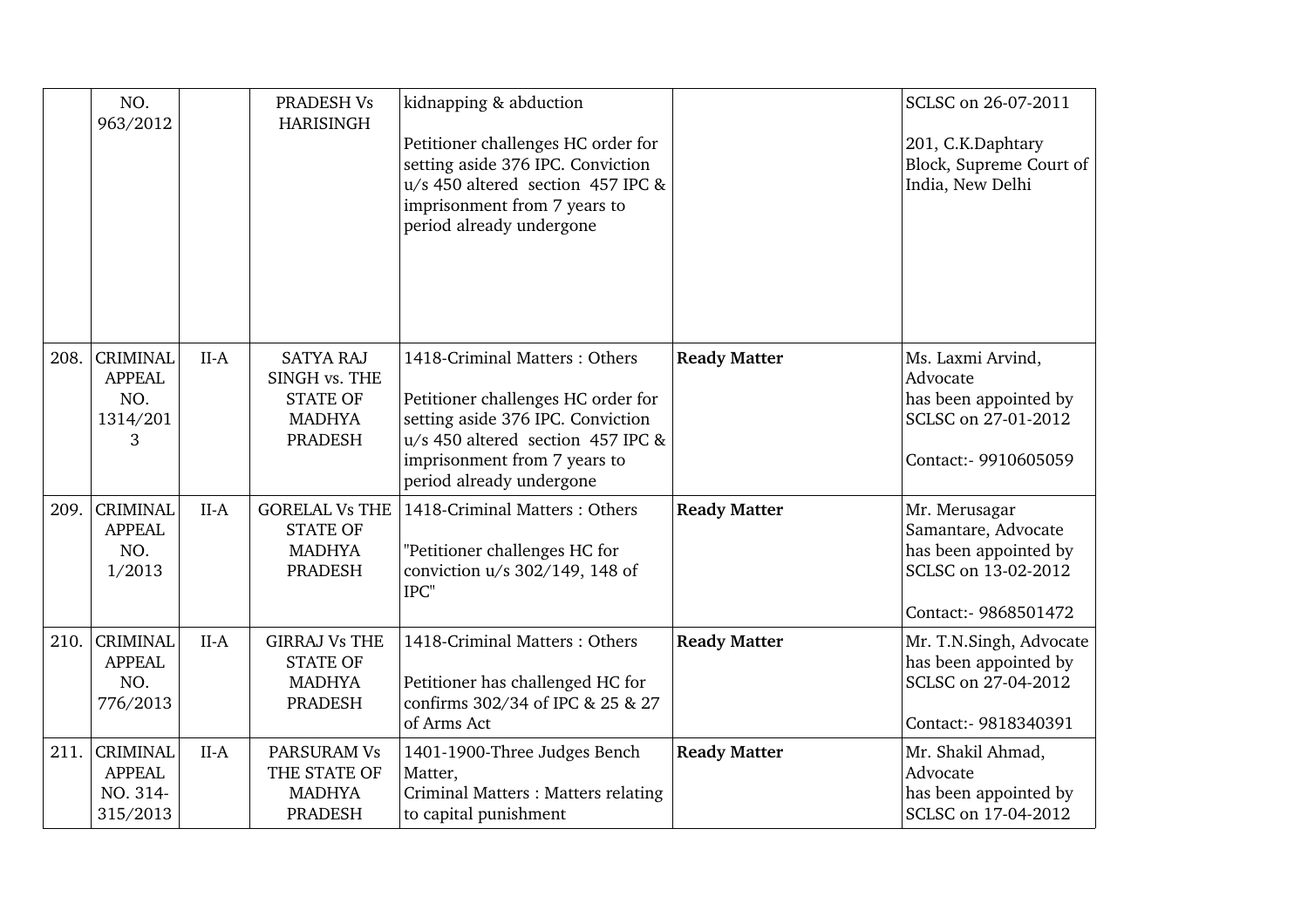| | NO. 963/2012 | | PRADESH Vs HARISINGH | kidnapping & abduction<br><br>Petitioner challenges HC order for setting aside 376 IPC. Conviction u/s 450 altered section 457 IPC & imprisonment from 7 years to period already undergone | | SCLSC on 26-07-2011<br><br>201, C.K.Daphtary Block, Supreme Court of India, New Delhi |
|---|---|---|---|---|---|---|
| 208. | CRIMINAL APPEAL NO. 1314/2013 | II-A | SATYA RAJ SINGH vs. THE STATE OF MADHYA PRADESH | 1418-Criminal Matters : Others<br><br>Petitioner challenges HC order for setting aside 376 IPC. Conviction u/s 450 altered section 457 IPC & imprisonment from 7 years to period already undergone | **Ready Matter** | Ms. Laxmi Arvind, Advocate has been appointed by SCLSC on 27-01-2012<br><br>Contact:- 9910605059 |
| 209. | CRIMINAL APPEAL NO. 1/2013 | II-A | GORELAL Vs THE STATE OF MADHYA PRADESH | 1418-Criminal Matters : Others<br><br>"Petitioner challenges HC for conviction u/s 302/149, 148 of IPC" | **Ready Matter** | Mr. Merusagar Samantare, Advocate has been appointed by SCLSC on 13-02-2012<br><br>Contact:- 9868501472 |
| 210. | CRIMINAL APPEAL NO. 776/2013 | II-A | GIRRAJ Vs THE STATE OF MADHYA PRADESH | 1418-Criminal Matters : Others<br><br>Petitioner has challenged HC for confirms 302/34 of IPC & 25 & 27 of Arms Act | **Ready Matter** | Mr. T.N.Singh, Advocate has been appointed by SCLSC on 27-04-2012<br><br>Contact:- 9818340391 |
| 211. | CRIMINAL APPEAL NO. 314-315/2013 | II-A | PARSURAM Vs THE STATE OF MADHYA PRADESH | 1401-1900-Three Judges Bench Matter,<br>Criminal Matters : Matters relating to capital punishment | **Ready Matter** | Mr. Shakil Ahmad, Advocate has been appointed by SCLSC on 17-04-2012 |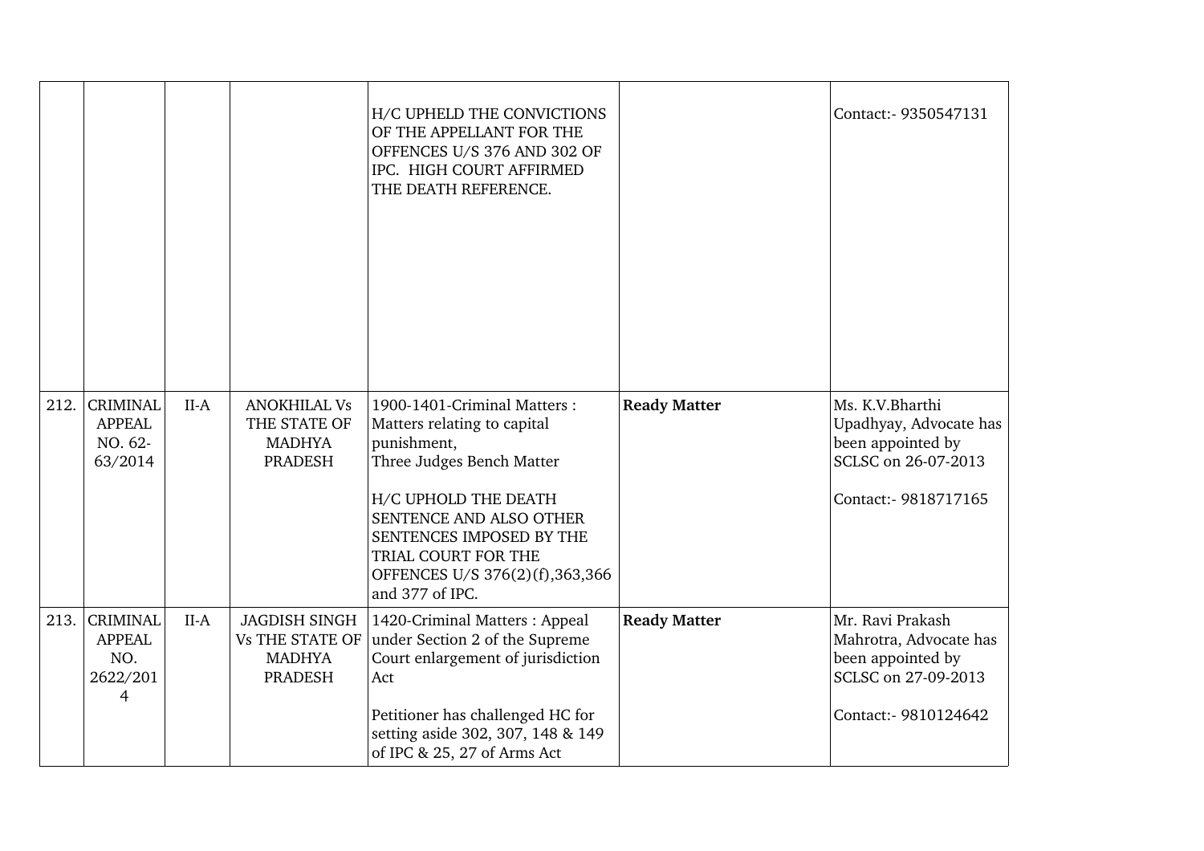|  |  |  |  |  |  |  |
|---|---|---|---|---|---|---|
|  |  |  |  | H/C UPHELD THE CONVICTIONS OF THE APPELLANT FOR THE OFFENCES U/S 376 AND 302 OF IPC. HIGH COURT AFFIRMED THE DEATH REFERENCE. |  | Contact:- 9350547131 |
| 212. | CRIMINAL APPEAL NO. 62-63/2014 | II-A | ANOKHILAL Vs THE STATE OF MADHYA PRADESH | 1900-1401-Criminal Matters : Matters relating to capital punishment, Three Judges Bench Matter<br><br>H/C UPHOLD THE DEATH SENTENCE AND ALSO OTHER SENTENCES IMPOSED BY THE TRIAL COURT FOR THE OFFENCES U/S 376(2)(f),363,366 and 377 of IPC. | **Ready Matter** | Ms. K.V.Bharthi Upadhyay, Advocate has been appointed by SCLSC on 26-07-2013<br><br>Contact:- 9818717165 |
| 213. | CRIMINAL APPEAL NO. 2622/2014 | II-A | JAGDISH SINGH Vs THE STATE OF MADHYA PRADESH | 1420-Criminal Matters : Appeal under Section 2 of the Supreme Court enlargement of jurisdiction Act<br><br>Petitioner has challenged HC for setting aside 302, 307, 148 & 149 of IPC & 25, 27 of Arms Act | **Ready Matter** | Mr. Ravi Prakash Mahrotra, Advocate has been appointed by SCLSC on 27-09-2013<br><br>Contact:- 9810124642 |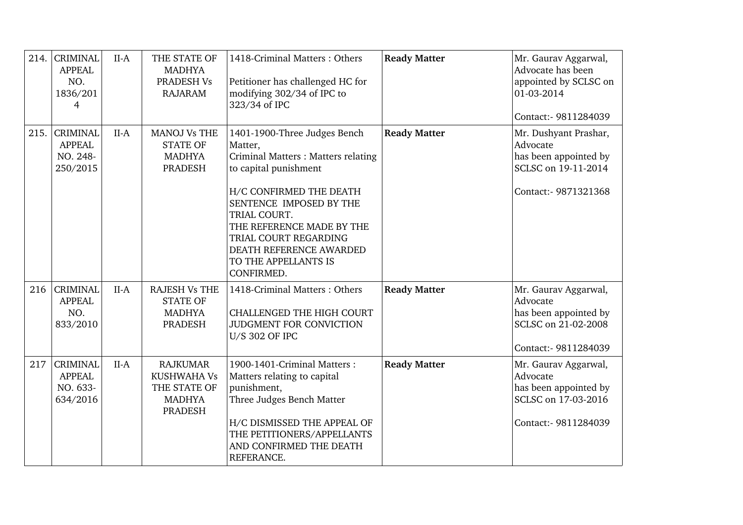| 214. | CRIMINAL APPEAL NO. 1836/2014 | II-A | THE STATE OF MADHYA PRADESH Vs RAJARAM | 1418-Criminal Matters : Others<br><br>Petitioner has challenged HC for modifying 302/34 of IPC to 323/34 of IPC | **Ready Matter** | Mr. Gaurav Aggarwal, Advocate has been appointed by SCLSC on 01-03-2014<br><br>Contact:- 9811284039 |
|---|---|---|---|---|---|---|
| 215. | CRIMINAL APPEAL NO. 248-250/2015 | II-A | MANOJ Vs THE STATE OF MADHYA PRADESH | 1401-1900-Three Judges Bench Matter,<br>Criminal Matters : Matters relating to capital punishment<br><br>H/C CONFIRMED THE DEATH SENTENCE IMPOSED BY THE TRIAL COURT.<br>THE REFERENCE MADE BY THE TRIAL COURT REGARDING DEATH REFERENCE AWARDED TO THE APPELLANTS IS CONFIRMED. | **Ready Matter** | Mr. Dushyant Prashar, Advocate<br>has been appointed by SCLSC on 19-11-2014<br><br>Contact:- 9871321368 |
| 216 | CRIMINAL APPEAL NO. 833/2010 | II-A | RAJESH Vs THE STATE OF MADHYA PRADESH | 1418-Criminal Matters : Others<br><br>CHALLENGED THE HIGH COURT JUDGMENT FOR CONVICTION U/S 302 OF IPC | **Ready Matter** | Mr. Gaurav Aggarwal, Advocate<br>has been appointed by SCLSC on 21-02-2008<br><br>Contact:- 9811284039 |
| 217 | CRIMINAL APPEAL NO. 633-634/2016 | II-A | RAJKUMAR KUSHWAHA Vs THE STATE OF MADHYA PRADESH | 1900-1401-Criminal Matters : Matters relating to capital punishment,<br>Three Judges Bench Matter<br><br>H/C DISMISSED THE APPEAL OF THE PETITIONERS/APPELLANTS AND CONFIRMED THE DEATH REFERANCE. | **Ready Matter** | Mr. Gaurav Aggarwal, Advocate<br>has been appointed by SCLSC on 17-03-2016<br><br>Contact:- 9811284039 |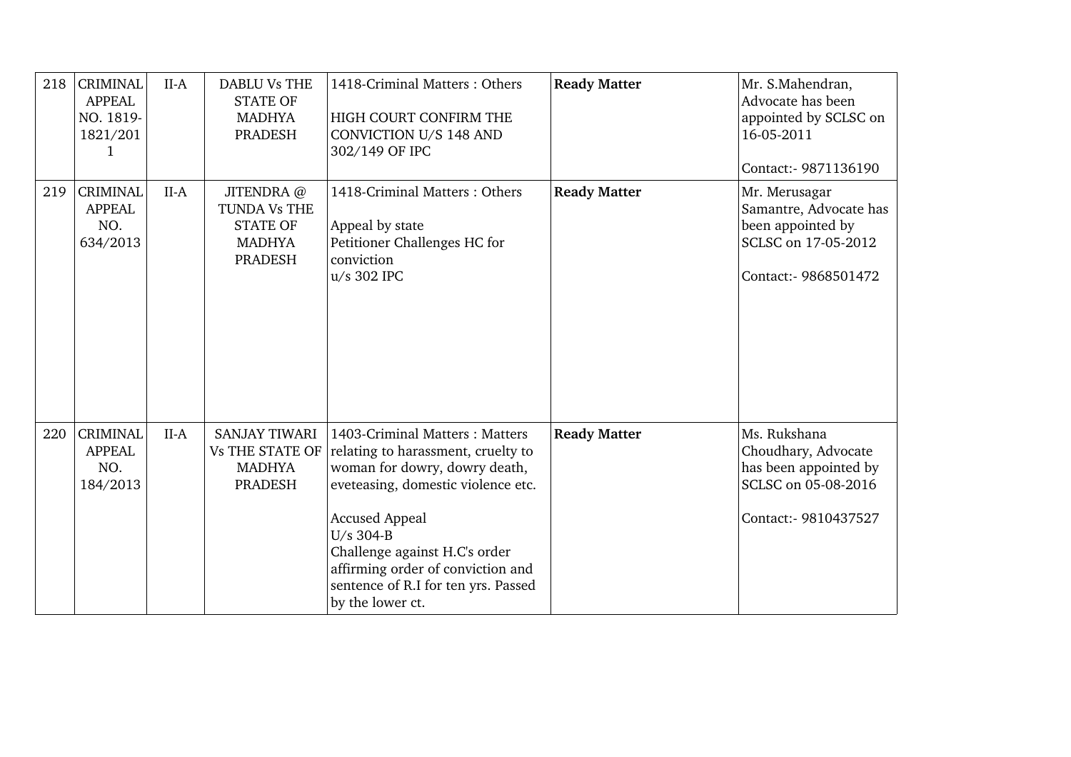| 218 | CRIMINAL APPEAL NO. 1819-1821/2011 | II-A | DABLU Vs THE STATE OF MADHYA PRADESH | 1418-Criminal Matters : Others<br><br>HIGH COURT CONFIRM THE CONVICTION U/S 148 AND 302/149 OF IPC | **Ready Matter** | Mr. S.Mahendran, Advocate has been appointed by SCLSC on 16-05-2011<br><br>Contact:- 9871136190 |
|---|---|---|---|---|---|---|
| 219 | CRIMINAL APPEAL NO. 634/2013 | II-A | JITENDRA @ TUNDA Vs THE STATE OF MADHYA PRADESH | 1418-Criminal Matters : Others<br><br>Appeal by state<br>Petitioner Challenges HC for conviction<br>u/s 302 IPC | **Ready Matter** | Mr. Merusagar Samantre, Advocate has been appointed by SCLSC on 17-05-2012<br><br>Contact:- 9868501472 |
| 220 | CRIMINAL APPEAL NO. 184/2013 | II-A | SANJAY TIWARI Vs THE STATE OF MADHYA PRADESH | 1403-Criminal Matters : Matters relating to harassment, cruelty to woman for dowry, dowry death, eveteasing, domestic violence etc.<br><br>Accused Appeal<br>U/s 304-B<br>Challenge against H.C's order affirming order of conviction and sentence of R.I for ten yrs. Passed by the lower ct. | **Ready Matter** | Ms. Rukshana Choudhary, Advocate has been appointed by SCLSC on 05-08-2016<br><br>Contact:- 9810437527 |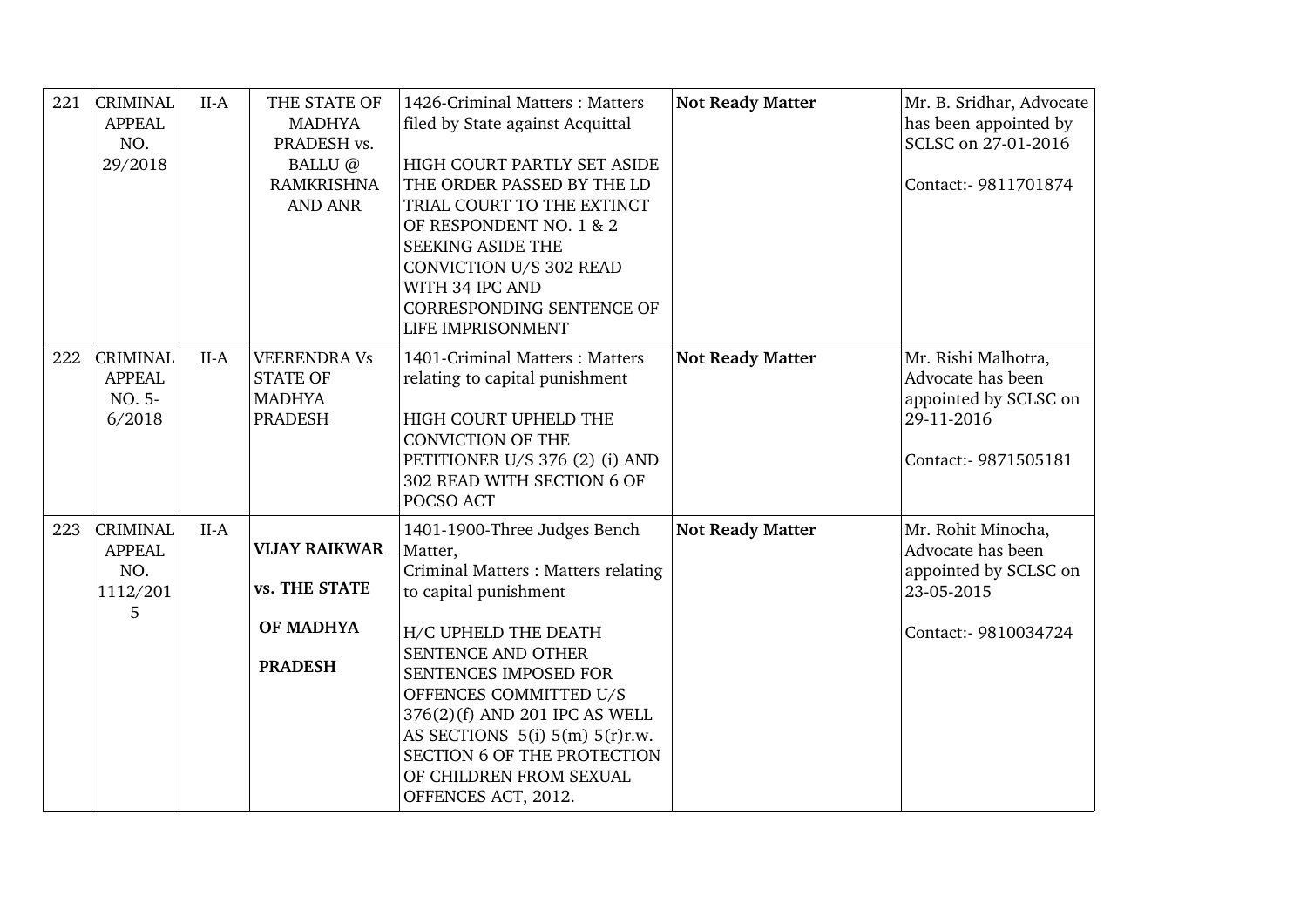| 221 | CRIMINAL APPEAL NO. 29/2018 | II-A | THE STATE OF MADHYA PRADESH vs. BALLU @ RAMKRISHNA AND ANR | 1426-Criminal Matters : Matters filed by State against Acquittal<br><br>HIGH COURT PARTLY SET ASIDE THE ORDER PASSED BY THE LD TRIAL COURT TO THE EXTINCT OF RESPONDENT NO. 1 & 2 SEEKING ASIDE THE CONVICTION U/S 302 READ WITH 34 IPC AND CORRESPONDING SENTENCE OF LIFE IMPRISONMENT | **Not Ready Matter** | Mr. B. Sridhar, Advocate has been appointed by SCLSC on 27-01-2016<br><br>Contact:- 9811701874 |
|---|---|---|---|---|---|---|
| 222 | CRIMINAL APPEAL NO. 5-6/2018 | II-A | VEERENDRA Vs STATE OF MADHYA PRADESH | 1401-Criminal Matters : Matters relating to capital punishment<br><br>HIGH COURT UPHELD THE CONVICTION OF THE PETITIONER U/S 376 (2) (i) AND 302 READ WITH SECTION 6 OF POCSO ACT | **Not Ready Matter** | Mr. Rishi Malhotra, Advocate has been appointed by SCLSC on 29-11-2016<br><br>Contact:- 9871505181 |
| 223 | CRIMINAL APPEAL NO. 1112/2015 | II-A | **VIJAY RAIKWAR vs. THE STATE OF MADHYA PRADESH** | 1401-1900-Three Judges Bench Matter,<br>Criminal Matters : Matters relating to capital punishment<br><br>H/C UPHELD THE DEATH SENTENCE AND OTHER SENTENCES IMPOSED FOR OFFENCES COMMITTED U/S 376(2)(f) AND 201 IPC AS WELL AS SECTIONS 5(i) 5(m) 5(r)r.w. SECTION 6 OF THE PROTECTION OF CHILDREN FROM SEXUAL OFFENCES ACT, 2012. | **Not Ready Matter** | Mr. Rohit Minocha, Advocate has been appointed by SCLSC on 23-05-2015<br><br>Contact:- 9810034724 |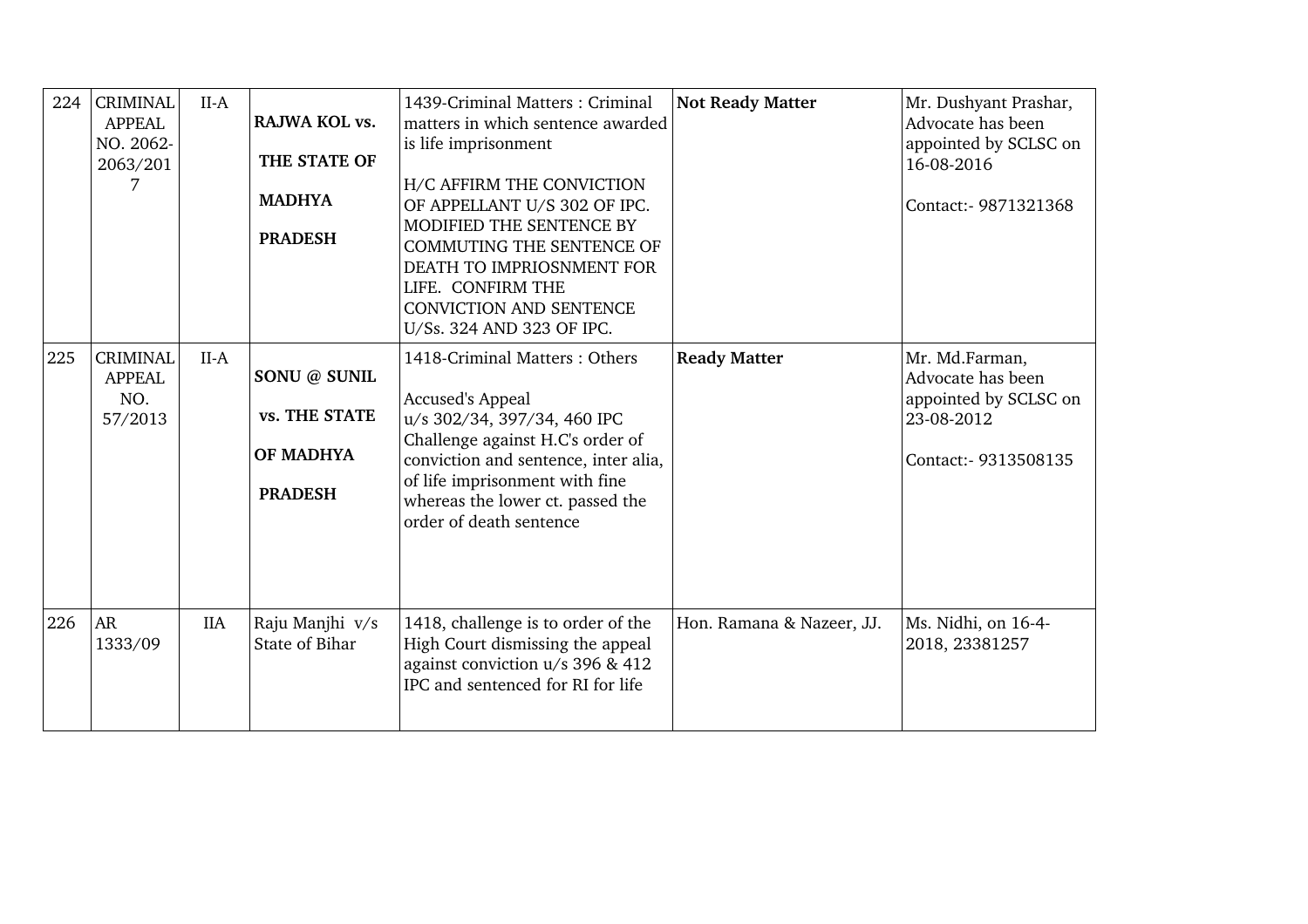| 224 | CRIMINAL APPEAL NO. 2062-2063/2017 | II-A | **RAJWA KOL vs. THE STATE OF MADHYA PRADESH** | 1439-Criminal Matters : Criminal matters in which sentence awarded is life imprisonment<br><br>H/C AFFIRM THE CONVICTION OF APPELLANT U/S 302 OF IPC. MODIFIED THE SENTENCE BY COMMUTING THE SENTENCE OF DEATH TO IMPRIOSNMENT FOR LIFE. CONFIRM THE CONVICTION AND SENTENCE U/Ss. 324 AND 323 OF IPC. | **Not Ready Matter** | Mr. Dushyant Prashar, Advocate has been appointed by SCLSC on 16-08-2016<br><br>Contact:- 9871321368 |
|---|---|---|---|---|---|---|
| 225 | CRIMINAL APPEAL NO. 57/2013 | II-A | **SONU @ SUNIL vs. THE STATE OF MADHYA PRADESH** | 1418-Criminal Matters : Others<br><br>Accused's Appeal u/s 302/34, 397/34, 460 IPC Challenge against H.C's order of conviction and sentence, inter alia, of life imprisonment with fine whereas the lower ct. passed the order of death sentence | **Ready Matter** | Mr. Md.Farman, Advocate has been appointed by SCLSC on 23-08-2012<br><br>Contact:- 9313508135 |
| 226 | AR 1333/09 | IIA | Raju Manjhi v/s State of Bihar | 1418, challenge is to order of the High Court dismissing the appeal against conviction u/s 396 & 412 IPC and sentenced for RI for life | Hon. Ramana & Nazeer, JJ. | Ms. Nidhi, on 16-4-2018, 23381257 |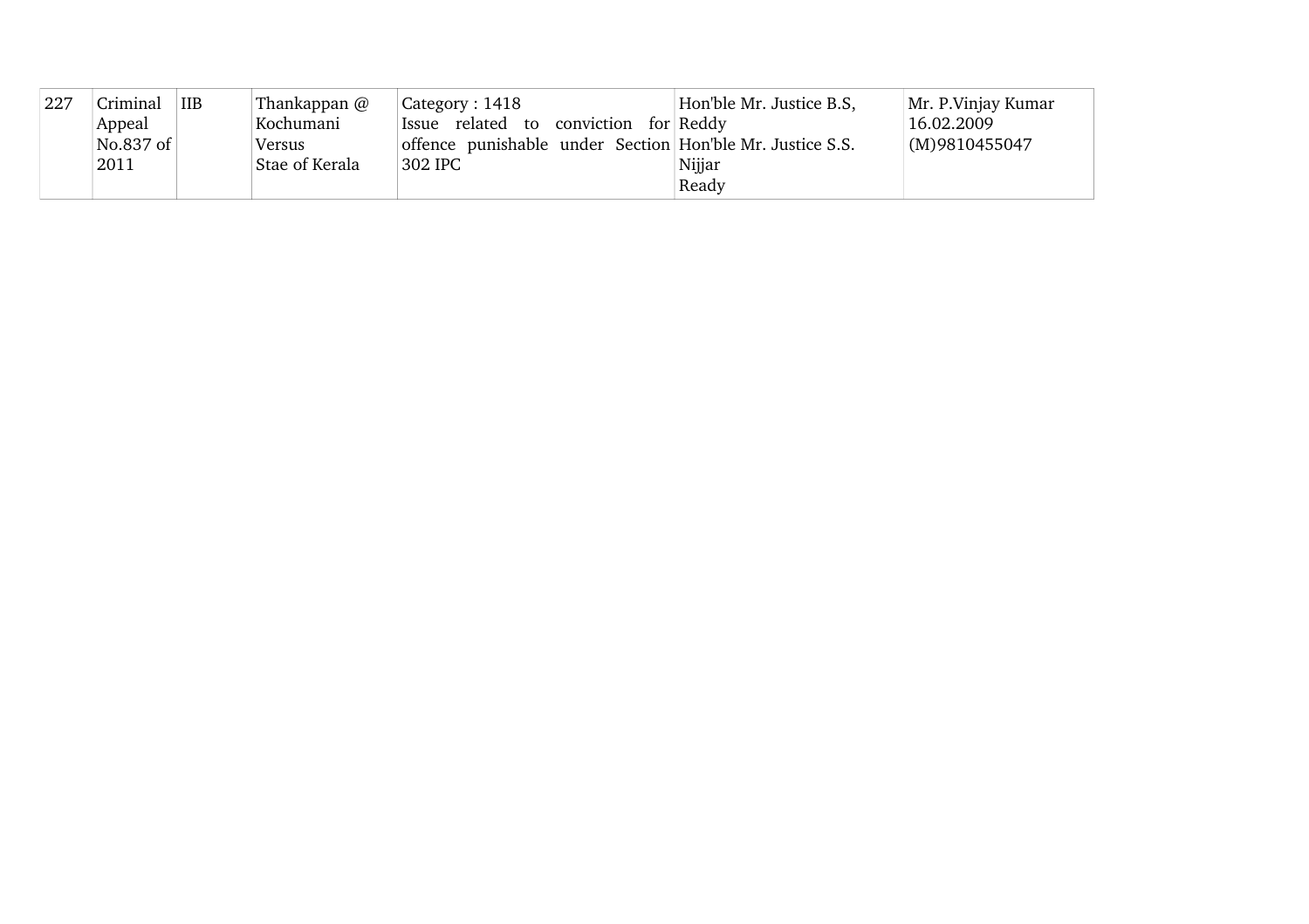| 227 | Criminal Appeal No.837 of 2011 | IIB | Thankappan @ Kochumani Versus Stae of Kerala | Category : 1418 Issue related to conviction for offence punishable under Section 302 IPC | Hon'ble Mr. Justice B.S, Reddy Hon'ble Mr. Justice S.S. Nijjar Ready | Mr. P.Vinjay Kumar 16.02.2009 (M)9810455047 |
|---|---|---|---|---|---|---|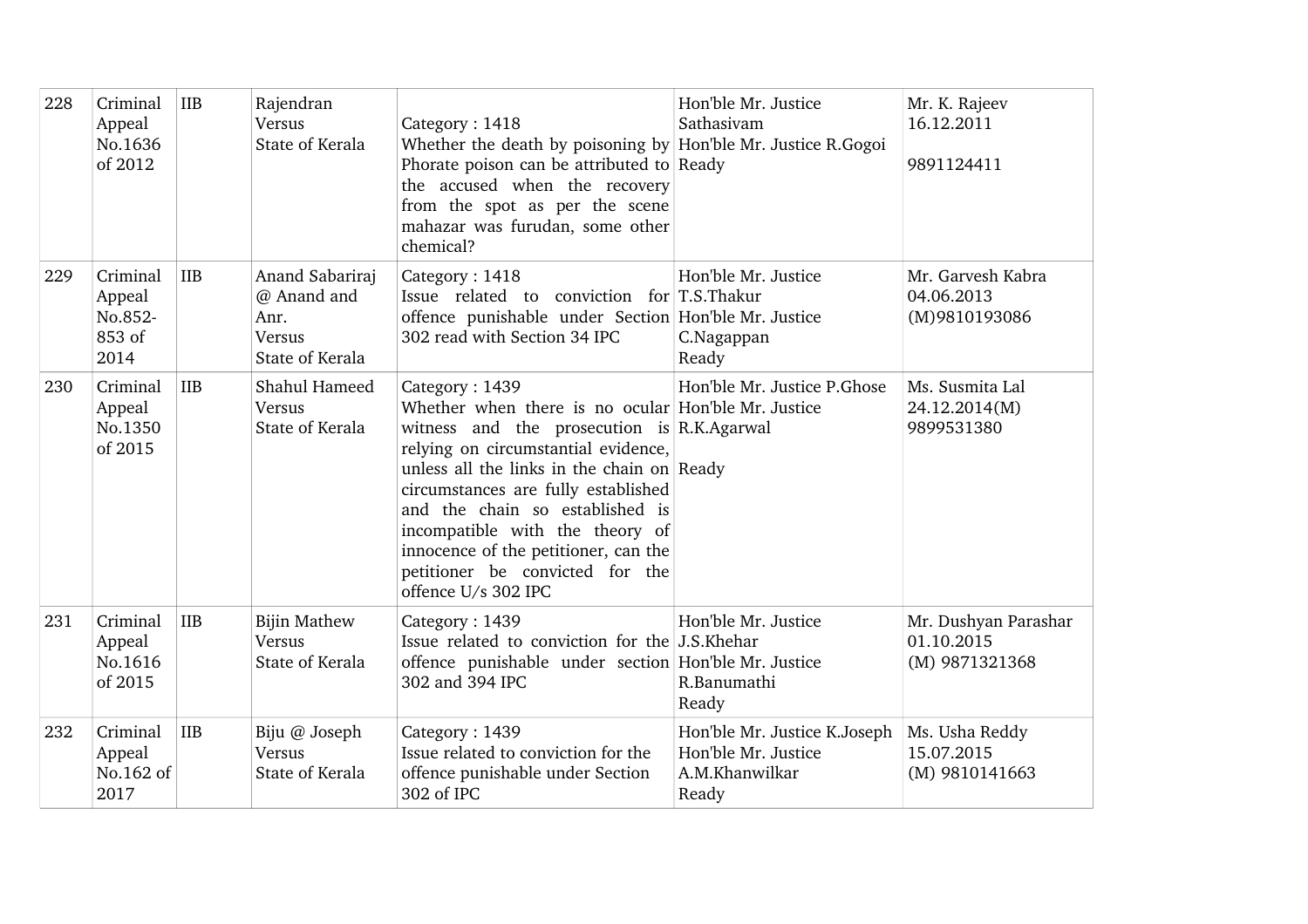| 228 | Criminal Appeal No.1636 of 2012 | IIB | Rajendran Versus State of Kerala | Category : 1418 Whether the death by poisoning by Phorate poison can be attributed to the accused when the recovery from the spot as per the scene mahazar was furudan, some other chemical? | Hon'ble Mr. Justice Sathasivam Hon'ble Mr. Justice R.Gogoi Ready | Mr. K. Rajeev 16.12.2011 9891124411 |
|---|---|---|---|---|---|---|
| 229 | Criminal Appeal No.852-853 of 2014 | IIB | Anand Sabariraj @ Anand and Anr. Versus State of Kerala | Category : 1418 Issue related to conviction for offence punishable under Section 302 read with Section 34 IPC | Hon'ble Mr. Justice T.S.Thakur Hon'ble Mr. Justice C.Nagappan Ready | Mr. Garvesh Kabra 04.06.2013 (M)9810193086 |
| 230 | Criminal Appeal No.1350 of 2015 | IIB | Shahul Hameed Versus State of Kerala | Category : 1439 Whether when there is no ocular witness and the prosecution is relying on circumstantial evidence, unless all the links in the chain on circumstances are fully established and the chain so established is incompatible with the theory of innocence of the petitioner, can the petitioner be convicted for the offence U/s 302 IPC | Hon'ble Mr. Justice P.Ghose Hon'ble Mr. Justice R.K.Agarwal Ready | Ms. Susmita Lal 24.12.2014(M) 9899531380 |
| 231 | Criminal Appeal No.1616 of 2015 | IIB | Bijin Mathew Versus State of Kerala | Category : 1439 Issue related to conviction for the offence punishable under section 302 and 394 IPC | Hon'ble Mr. Justice J.S.Khehar Hon'ble Mr. Justice R.Banumathi Ready | Mr. Dushyan Parashar 01.10.2015 (M) 9871321368 |
| 232 | Criminal Appeal No.162 of 2017 | IIB | Biju @ Joseph Versus State of Kerala | Category : 1439 Issue related to conviction for the offence punishable under Section 302 of IPC | Hon'ble Mr. Justice K.Joseph Hon'ble Mr. Justice A.M.Khanwilkar Ready | Ms. Usha Reddy 15.07.2015 (M) 9810141663 |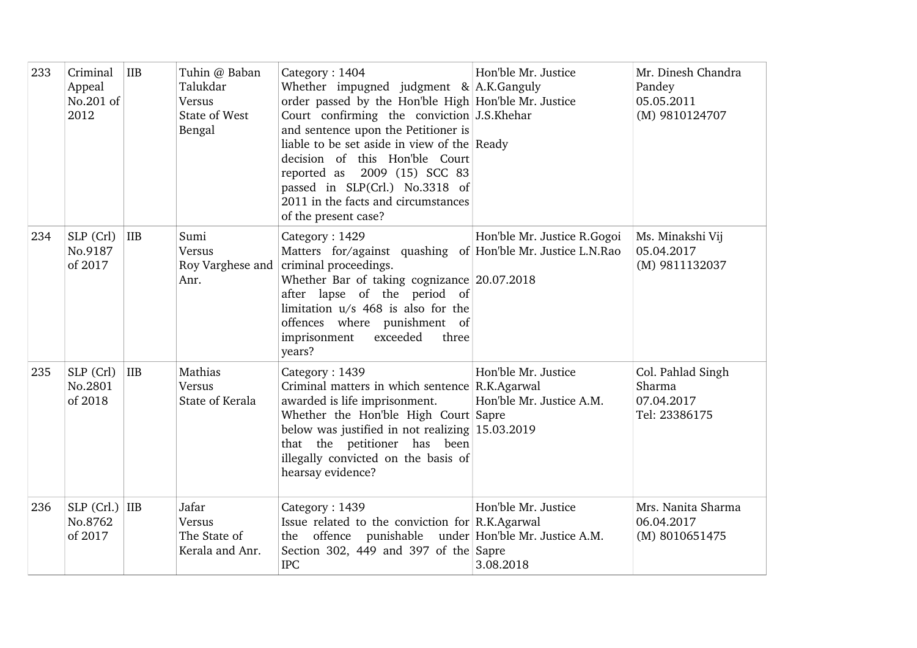| 233 | Criminal Appeal No.201 of 2012 | IIB | Tuhin @ Baban Talukdar Versus State of West Bengal | Category : 1404 Whether impugned judgment & order passed by the Hon'ble High Court confirming the conviction and sentence upon the Petitioner is liable to be set aside in view of the decision of this Hon'ble Court reported as 2009 (15) SCC 83 passed in SLP(Crl.) No.3318 of 2011 in the facts and circumstances of the present case? | Hon'ble Mr. Justice A.K.Ganguly Hon'ble Mr. Justice J.S.Khehar Ready | Mr. Dinesh Chandra Pandey 05.05.2011 (M) 9810124707 |
|---|---|---|---|---|---|---|
| 234 | SLP (Crl) No.9187 of 2017 | IIB | Sumi Versus Roy Varghese and Anr. | Category : 1429 Matters for/against quashing of criminal proceedings. Whether Bar of taking cognizance after lapse of the period of limitation u/s 468 is also for the offences where punishment of imprisonment exceeded three years? | Hon'ble Mr. Justice R.Gogoi Hon'ble Mr. Justice L.N.Rao 20.07.2018 | Ms. Minakshi Vij 05.04.2017 (M) 9811132037 |
| 235 | SLP (Crl) No.2801 of 2018 | IIB | Mathias Versus State of Kerala | Category : 1439 Criminal matters in which sentence awarded is life imprisonment. Whether the Hon'ble High Court below was justified in not realizing that the petitioner has been illegally convicted on the basis of hearsay evidence? | Hon'ble Mr. Justice R.K.Agarwal Hon'ble Mr. Justice A.M. Sapre 15.03.2019 | Col. Pahlad Singh Sharma 07.04.2017 Tel: 23386175 |
| 236 | SLP (Crl.) No.8762 of 2017 | IIB | Jafar Versus The State of Kerala and Anr. | Category : 1439 Issue related to the conviction for the offence punishable under Section 302, 449 and 397 of the IPC | Hon'ble Mr. Justice R.K.Agarwal Hon'ble Mr. Justice A.M. Sapre 3.08.2018 | Mrs. Nanita Sharma 06.04.2017 (M) 8010651475 |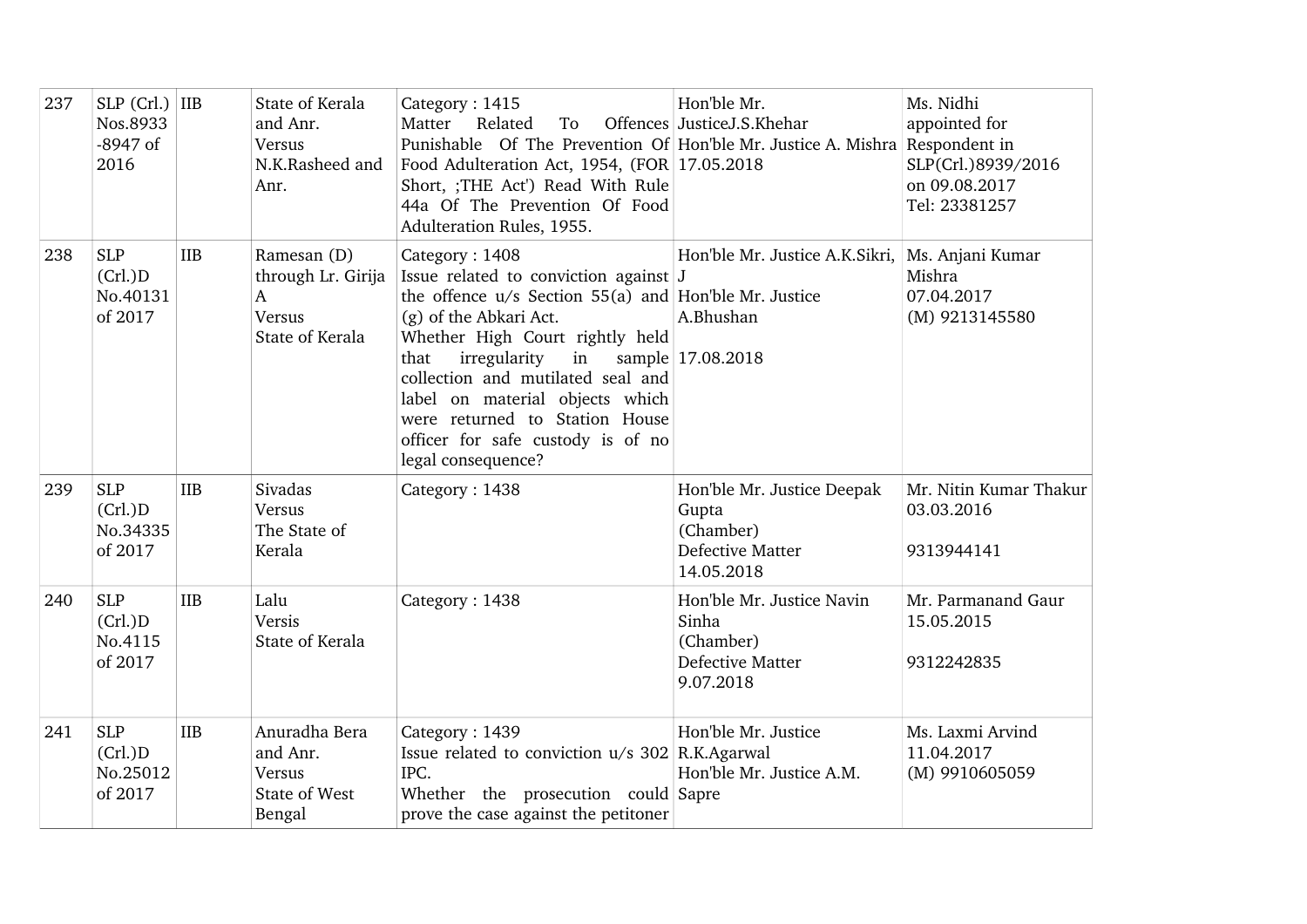| 237 | SLP (Crl.) Nos.8933 -8947 of 2016 | IIB | State of Kerala and Anr. Versus N.K.Rasheed and Anr. | Category : 1415 Matter Related To Offences Punishable Of The Prevention Of Food Adulteration Act, 1954, (FOR Short, ;THE Act') Read With Rule 44a Of The Prevention Of Food Adulteration Rules, 1955. | Hon'ble Mr. JusticeJ.S.Khehar Hon'ble Mr. Justice A. Mishra 17.05.2018 | Ms. Nidhi appointed for Respondent in SLP(Crl.)8939/2016 on 09.08.2017 Tel: 23381257 |
|---|---|---|---|---|---|---|
| 238 | SLP (Crl.)D No.40131 of 2017 | IIB | Ramesan (D) through Lr. Girija A Versus State of Kerala | Category : 1408 Issue related to conviction against the offence u/s Section 55(a) and (g) of the Abkari Act. Whether High Court rightly held that irregularity in sample collection and mutilated seal and label on material objects which were returned to Station House officer for safe custody is of no legal consequence? | Hon'ble Mr. Justice A.K.Sikri, J Hon'ble Mr. Justice A.Bhushan 17.08.2018 | Ms. Anjani Kumar Mishra 07.04.2017 (M) 9213145580 |
| 239 | SLP (Crl.)D No.34335 of 2017 | IIB | Sivadas Versus The State of Kerala | Category : 1438 | Hon'ble Mr. Justice Deepak Gupta (Chamber) Defective Matter 14.05.2018 | Mr. Nitin Kumar Thakur 03.03.2016 9313944141 |
| 240 | SLP (Crl.)D No.4115 of 2017 | IIB | Lalu Versis State of Kerala | Category : 1438 | Hon'ble Mr. Justice Navin Sinha (Chamber) Defective Matter 9.07.2018 | Mr. Parmanand Gaur 15.05.2015 9312242835 |
| 241 | SLP (Crl.)D No.25012 of 2017 | IIB | Anuradha Bera and Anr. Versus State of West Bengal | Category : 1439 Issue related to conviction u/s 302 IPC. Whether the prosecution could prove the case against the petitoner | Hon'ble Mr. Justice R.K.Agarwal Hon'ble Mr. Justice A.M. Sapre | Ms. Laxmi Arvind 11.04.2017 (M) 9910605059 |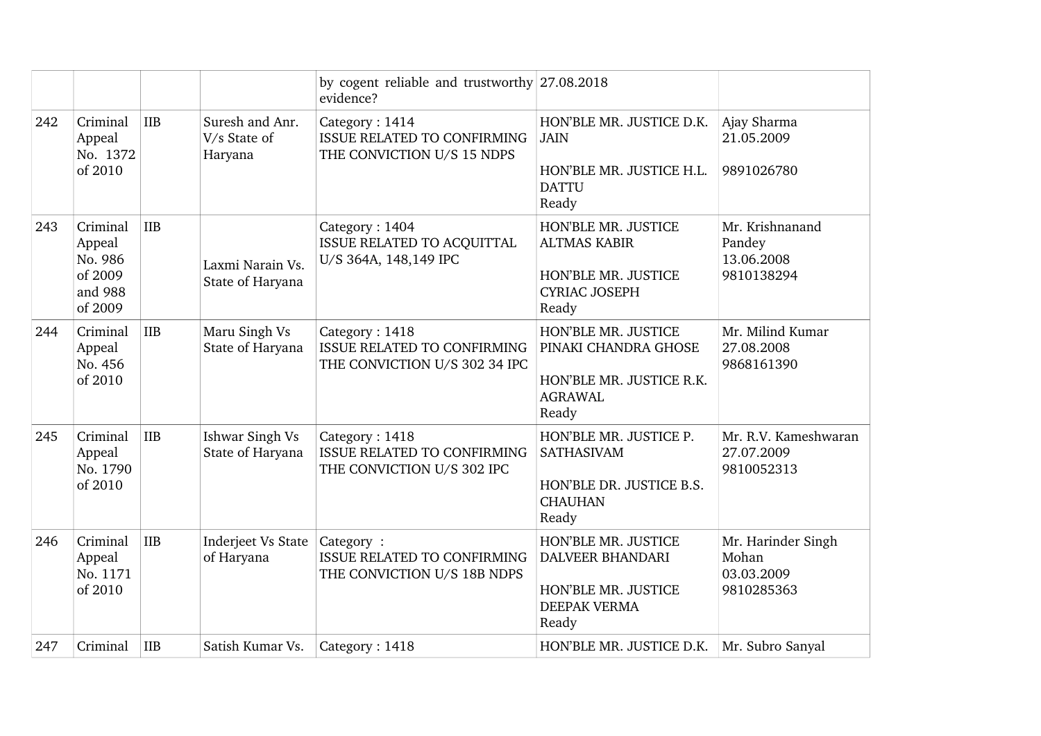|  |  |  |  | by cogent reliable and trustworthy evidence? | 27.08.2018 |  |
|---|---|---|---|---|---|---|
| 242 | Criminal Appeal No. 1372 of 2010 | IIB | Suresh and Anr. V/s State of Haryana | Category : 1414<br>ISSUE RELATED TO CONFIRMING THE CONVICTION U/S 15 NDPS | HON'BLE MR. JUSTICE D.K. JAIN<br><br>HON'BLE MR. JUSTICE H.L. DATTU<br>Ready | Ajay Sharma<br>21.05.2009<br><br>9891026780 |
| 243 | Criminal Appeal No. 986 of 2009 and 988 of 2009 | IIB | Laxmi Narain Vs. State of Haryana | Category : 1404<br>ISSUE RELATED TO ACQUITTAL U/S 364A, 148,149 IPC | HON'BLE MR. JUSTICE ALTMAS KABIR<br><br>HON'BLE MR. JUSTICE CYRIAC JOSEPH<br>Ready | Mr. Krishnanand Pandey<br>13.06.2008<br>9810138294 |
| 244 | Criminal Appeal No. 456 of 2010 | IIB | Maru Singh Vs State of Haryana | Category : 1418<br>ISSUE RELATED TO CONFIRMING THE CONVICTION U/S 302 34 IPC | HON'BLE MR. JUSTICE PINAKI CHANDRA GHOSE<br><br>HON'BLE MR. JUSTICE R.K. AGRAWAL<br>Ready | Mr. Milind Kumar<br>27.08.2008<br>9868161390 |
| 245 | Criminal Appeal No. 1790 of 2010 | IIB | Ishwar Singh Vs State of Haryana | Category : 1418<br>ISSUE RELATED TO CONFIRMING THE CONVICTION U/S 302 IPC | HON'BLE MR. JUSTICE P. SATHASIVAM<br><br>HON'BLE DR. JUSTICE B.S. CHAUHAN<br>Ready | Mr. R.V. Kameshwaran<br>27.07.2009<br>9810052313 |
| 246 | Criminal Appeal No. 1171 of 2010 | IIB | Inderjeet Vs State of Haryana | Category :<br>ISSUE RELATED TO CONFIRMING THE CONVICTION U/S 18B NDPS | HON'BLE MR. JUSTICE DALVEER BHANDARI<br><br>HON'BLE MR. JUSTICE DEEPAK VERMA<br>Ready | Mr. Harinder Singh Mohan<br>03.03.2009<br>9810285363 |
| 247 | Criminal | IIB | Satish Kumar Vs. | Category : 1418 | HON'BLE MR. JUSTICE D.K. | Mr. Subro Sanyal |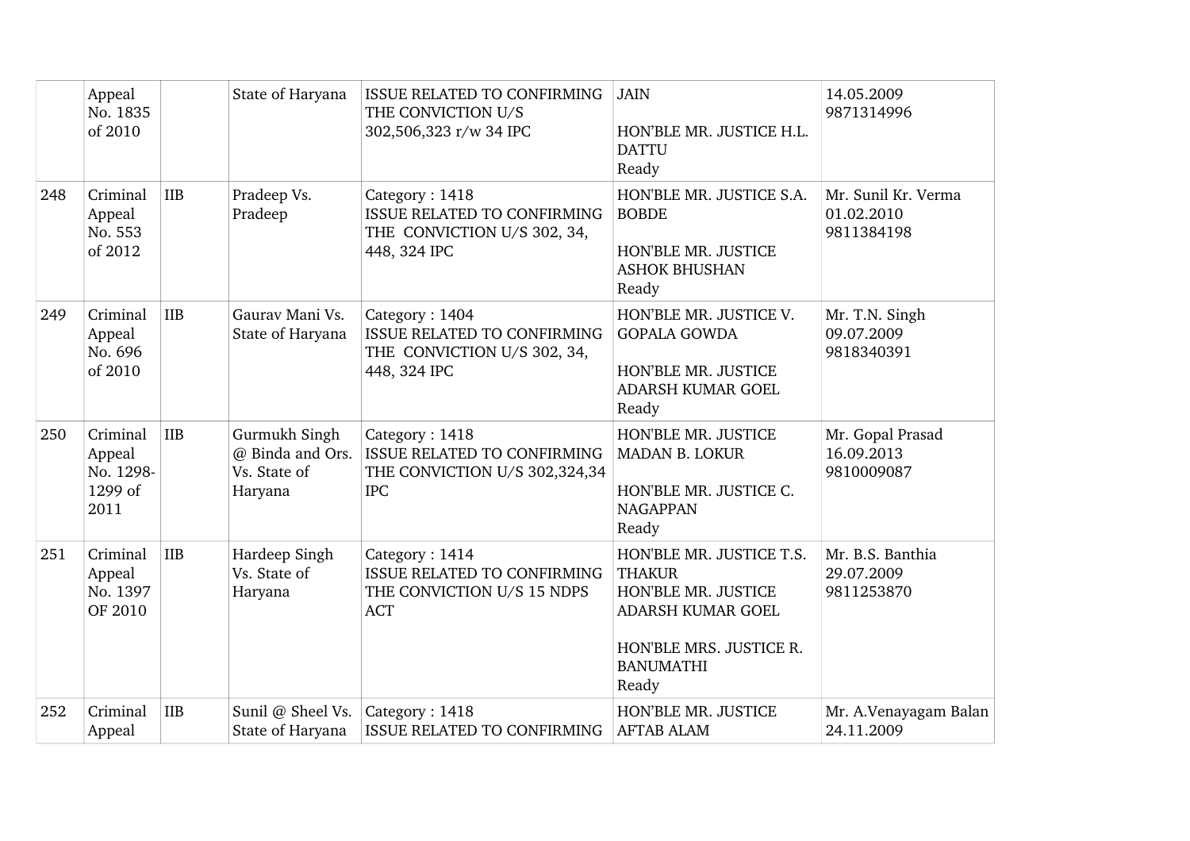| | Appeal No. 1835 of 2010 | | State of Haryana | ISSUE RELATED TO CONFIRMING THE CONVICTION U/S 302,506,323 r/w 34 IPC | JAIN<br><br>HON'BLE MR. JUSTICE H.L. DATTU<br>Ready | 14.05.2009<br>9871314996 |
|---|---|---|---|---|---|---|
| 248 | Criminal Appeal No. 553 of 2012 | IIB | Pradeep Vs. Pradeep | Category : 1418<br>ISSUE RELATED TO CONFIRMING THE CONVICTION U/S 302, 34, 448, 324 IPC | HON'BLE MR. JUSTICE S.A. BOBDE<br><br>HON'BLE MR. JUSTICE ASHOK BHUSHAN<br>Ready | Mr. Sunil Kr. Verma<br>01.02.2010<br>9811384198 |
| 249 | Criminal Appeal No. 696 of 2010 | IIB | Gaurav Mani Vs. State of Haryana | Category : 1404<br>ISSUE RELATED TO CONFIRMING THE CONVICTION U/S 302, 34, 448, 324 IPC | HON'BLE MR. JUSTICE V. GOPALA GOWDA<br><br>HON'BLE MR. JUSTICE ADARSH KUMAR GOEL<br>Ready | Mr. T.N. Singh<br>09.07.2009<br>9818340391 |
| 250 | Criminal Appeal No. 1298-1299 of 2011 | IIB | Gurmukh Singh @ Binda and Ors. Vs. State of Haryana | Category : 1418<br>ISSUE RELATED TO CONFIRMING THE CONVICTION U/S 302,324,34 IPC | HON'BLE MR. JUSTICE MADAN B. LOKUR<br><br>HON'BLE MR. JUSTICE C. NAGAPPAN<br>Ready | Mr. Gopal Prasad<br>16.09.2013<br>9810009087 |
| 251 | Criminal Appeal No. 1397 OF 2010 | IIB | Hardeep Singh Vs. State of Haryana | Category : 1414<br>ISSUE RELATED TO CONFIRMING THE CONVICTION U/S 15 NDPS ACT | HON'BLE MR. JUSTICE T.S. THAKUR<br>HON'BLE MR. JUSTICE ADARSH KUMAR GOEL<br><br>HON'BLE MRS. JUSTICE R. BANUMATHI<br>Ready | Mr. B.S. Banthia<br>29.07.2009<br>9811253870 |
| 252 | Criminal Appeal | IIB | Sunil @ Sheel Vs. State of Haryana | Category : 1418<br>ISSUE RELATED TO CONFIRMING | HON'BLE MR. JUSTICE AFTAB ALAM | Mr. A.Venayagam Balan<br>24.11.2009 |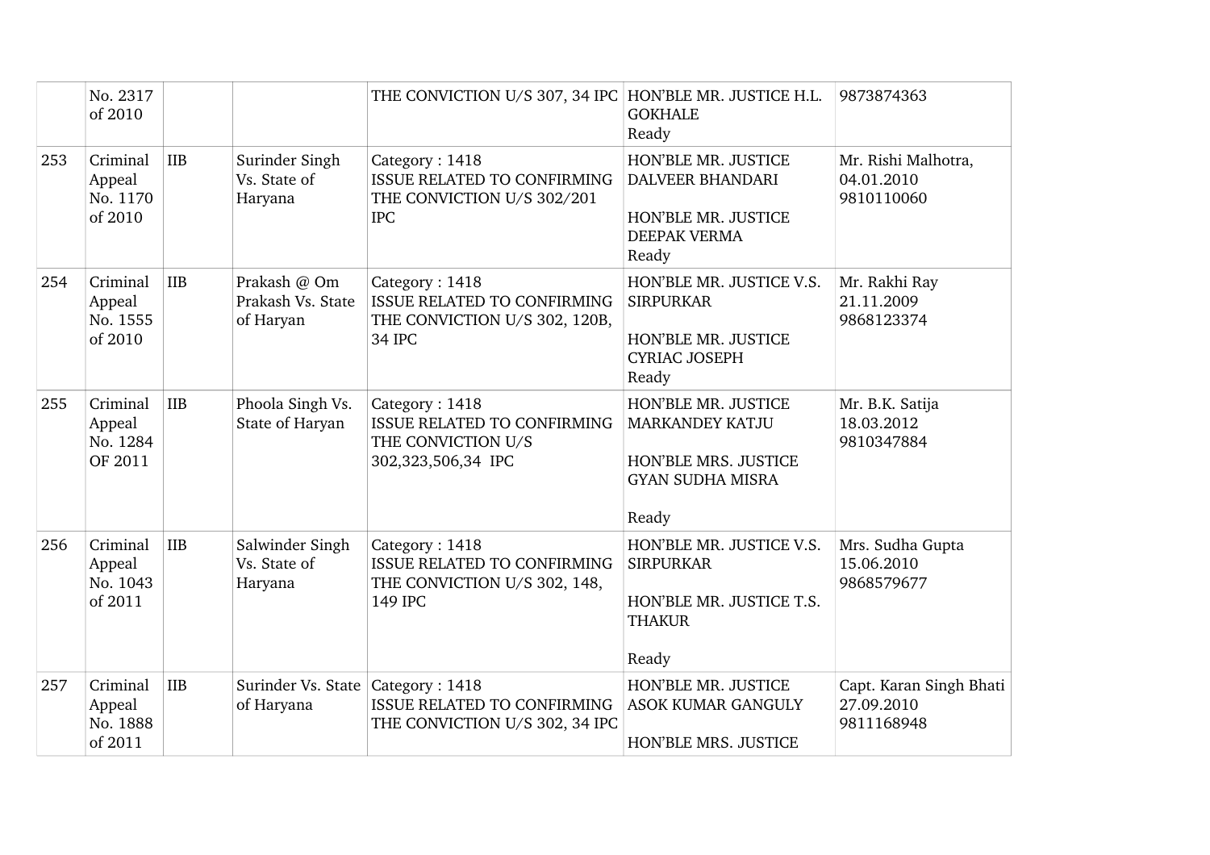|  | No. 2317 of 2010 |  |  | THE CONVICTION U/S 307, 34 IPC | HON'BLE MR. JUSTICE H.L. GOKHALE Ready | 9873874363 |
|---|---|---|---|---|---|---|
| 253 | Criminal Appeal No. 1170 of 2010 | IIB | Surinder Singh Vs. State of Haryana | Category : 1418 ISSUE RELATED TO CONFIRMING THE CONVICTION U/S 302/201 IPC | HON'BLE MR. JUSTICE DALVEER BHANDARI<br><br>HON'BLE MR. JUSTICE DEEPAK VERMA Ready | Mr. Rishi Malhotra, 04.01.2010 9810110060 |
| 254 | Criminal Appeal No. 1555 of 2010 | IIB | Prakash @ Om Prakash Vs. State of Haryan | Category : 1418 ISSUE RELATED TO CONFIRMING THE CONVICTION U/S 302, 120B, 34 IPC | HON'BLE MR. JUSTICE V.S. SIRPURKAR<br><br>HON'BLE MR. JUSTICE CYRIAC JOSEPH Ready | Mr. Rakhi Ray 21.11.2009 9868123374 |
| 255 | Criminal Appeal No. 1284 OF 2011 | IIB | Phoola Singh Vs. State of Haryan | Category : 1418 ISSUE RELATED TO CONFIRMING THE CONVICTION U/S 302,323,506,34 IPC | HON'BLE MR. JUSTICE MARKANDEY KATJU<br><br>HON'BLE MRS. JUSTICE GYAN SUDHA MISRA<br><br>Ready | Mr. B.K. Satija 18.03.2012 9810347884 |
| 256 | Criminal Appeal No. 1043 of 2011 | IIB | Salwinder Singh Vs. State of Haryana | Category : 1418 ISSUE RELATED TO CONFIRMING THE CONVICTION U/S 302, 148, 149 IPC | HON'BLE MR. JUSTICE V.S. SIRPURKAR<br><br>HON'BLE MR. JUSTICE T.S. THAKUR<br><br>Ready | Mrs. Sudha Gupta 15.06.2010 9868579677 |
| 257 | Criminal Appeal No. 1888 of 2011 | IIB | Surinder Vs. State of Haryana | Category : 1418 ISSUE RELATED TO CONFIRMING THE CONVICTION U/S 302, 34 IPC | HON'BLE MR. JUSTICE ASOK KUMAR GANGULY<br><br>HON'BLE MRS. JUSTICE | Capt. Karan Singh Bhati 27.09.2010 9811168948 |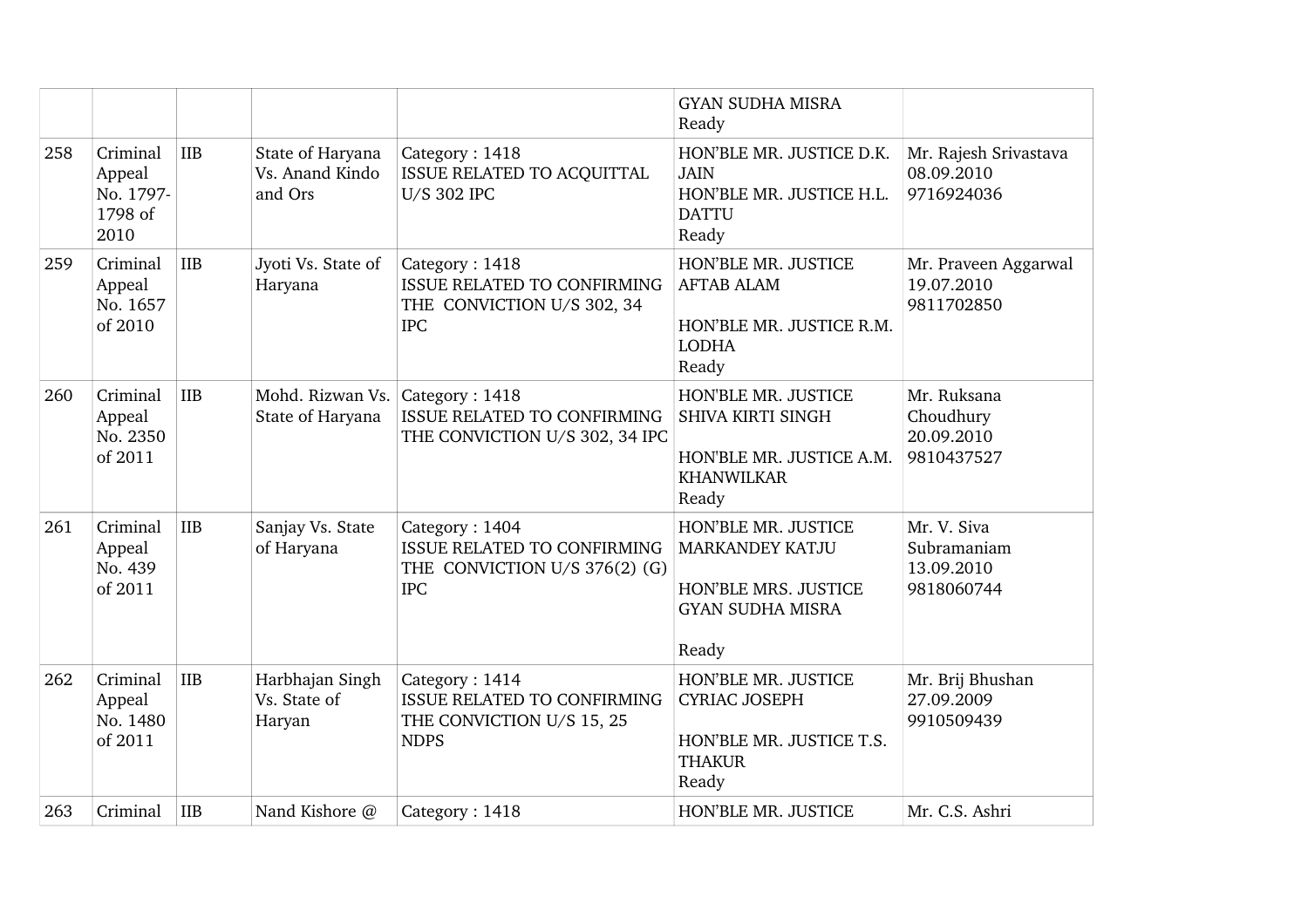|  |  |  |  |  | GYAN SUDHA MISRA Ready |  |
|---|---|---|---|---|---|---|
| 258 | Criminal Appeal No. 1797-1798 of 2010 | IIB | State of Haryana Vs. Anand Kindo and Ors | Category : 1418 ISSUE RELATED TO ACQUITTAL U/S 302 IPC | HON'BLE MR. JUSTICE D.K. JAIN HON'BLE MR. JUSTICE H.L. DATTU Ready | Mr. Rajesh Srivastava 08.09.2010 9716924036 |
| 259 | Criminal Appeal No. 1657 of 2010 | IIB | Jyoti Vs. State of Haryana | Category : 1418 ISSUE RELATED TO CONFIRMING THE CONVICTION U/S 302, 34 IPC | HON'BLE MR. JUSTICE AFTAB ALAM HON'BLE MR. JUSTICE R.M. LODHA Ready | Mr. Praveen Aggarwal 19.07.2010 9811702850 |
| 260 | Criminal Appeal No. 2350 of 2011 | IIB | Mohd. Rizwan Vs. State of Haryana | Category : 1418 ISSUE RELATED TO CONFIRMING THE CONVICTION U/S 302, 34 IPC | HON'BLE MR. JUSTICE SHIVA KIRTI SINGH HON'BLE MR. JUSTICE A.M. KHANWILKAR Ready | Mr. Ruksana Choudhury 20.09.2010 9810437527 |
| 261 | Criminal Appeal No. 439 of 2011 | IIB | Sanjay Vs. State of Haryana | Category : 1404 ISSUE RELATED TO CONFIRMING THE CONVICTION U/S 376(2) (G) IPC | HON'BLE MR. JUSTICE MARKANDEY KATJU HON'BLE MRS. JUSTICE GYAN SUDHA MISRA Ready | Mr. V. Siva Subramaniam 13.09.2010 9818060744 |
| 262 | Criminal Appeal No. 1480 of 2011 | IIB | Harbhajan Singh Vs. State of Haryan | Category : 1414 ISSUE RELATED TO CONFIRMING THE CONVICTION U/S 15, 25 NDPS | HON'BLE MR. JUSTICE CYRIAC JOSEPH HON'BLE MR. JUSTICE T.S. THAKUR Ready | Mr. Brij Bhushan 27.09.2009 9910509439 |
| 263 | Criminal | IIB | Nand Kishore @ | Category : 1418 | HON'BLE MR. JUSTICE | Mr. C.S. Ashri |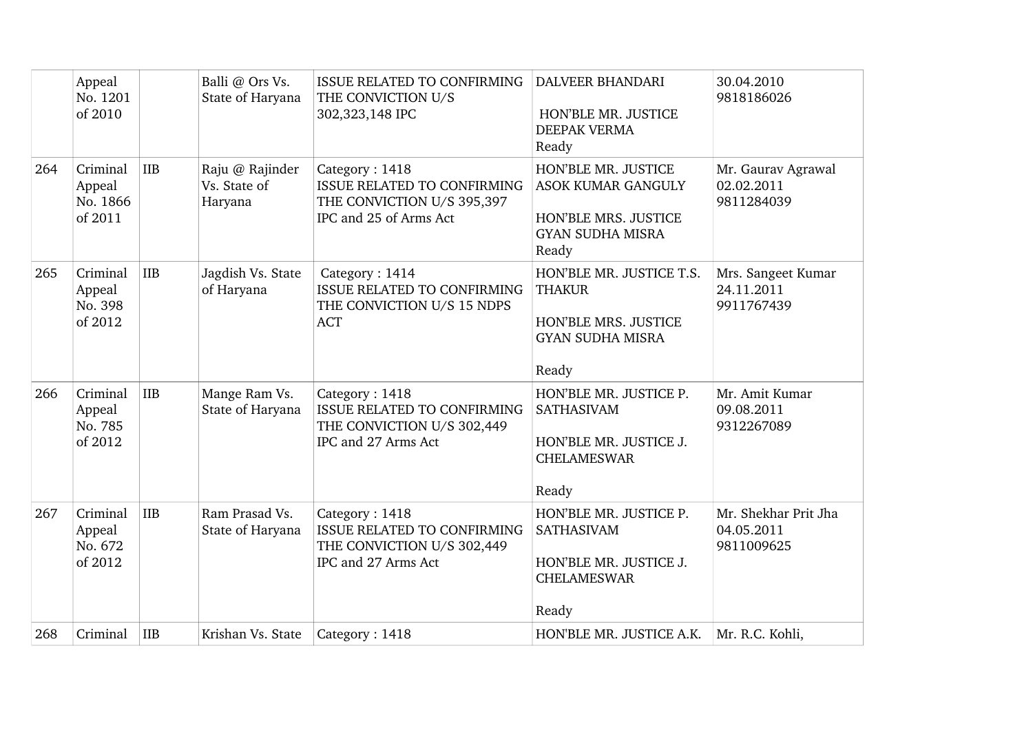| | | | | | |
|---|---|---|---|---|---|
| | Appeal No. 1201 of 2010 | | Balli @ Ors Vs. State of Haryana | ISSUE RELATED TO CONFIRMING THE CONVICTION U/S 302,323,148 IPC | DALVEER BHANDARI<br><br>HON'BLE MR. JUSTICE DEEPAK VERMA<br>Ready | 30.04.2010<br>9818186026 |
| 264 | Criminal Appeal No. 1866 of 2011 | IIB | Raju @ Rajinder Vs. State of Haryana | Category : 1418<br>ISSUE RELATED TO CONFIRMING THE CONVICTION U/S 395,397 IPC and 25 of Arms Act | HON'BLE MR. JUSTICE ASOK KUMAR GANGULY<br><br>HON'BLE MRS. JUSTICE GYAN SUDHA MISRA<br>Ready | Mr. Gaurav Agrawal<br>02.02.2011<br>9811284039 |
| 265 | Criminal Appeal No. 398 of 2012 | IIB | Jagdish Vs. State of Haryana | Category : 1414<br>ISSUE RELATED TO CONFIRMING THE CONVICTION U/S 15 NDPS ACT | HON'BLE MR. JUSTICE T.S. THAKUR<br><br>HON'BLE MRS. JUSTICE GYAN SUDHA MISRA<br><br>Ready | Mrs. Sangeet Kumar<br>24.11.2011<br>9911767439 |
| 266 | Criminal Appeal No. 785 of 2012 | IIB | Mange Ram Vs. State of Haryana | Category : 1418<br>ISSUE RELATED TO CONFIRMING THE CONVICTION U/S 302,449 IPC and 27 Arms Act | HON'BLE MR. JUSTICE P. SATHASIVAM<br><br>HON'BLE MR. JUSTICE J. CHELAMESWAR<br><br>Ready | Mr. Amit Kumar<br>09.08.2011<br>9312267089 |
| 267 | Criminal Appeal No. 672 of 2012 | IIB | Ram Prasad Vs. State of Haryana | Category : 1418<br>ISSUE RELATED TO CONFIRMING THE CONVICTION U/S 302,449 IPC and 27 Arms Act | HON'BLE MR. JUSTICE P. SATHASIVAM<br><br>HON'BLE MR. JUSTICE J. CHELAMESWAR<br><br>Ready | Mr. Shekhar Prit Jha<br>04.05.2011<br>9811009625 |
| 268 | Criminal | IIB | Krishan Vs. State | Category : 1418 | HON'BLE MR. JUSTICE A.K. | Mr. R.C. Kohli, |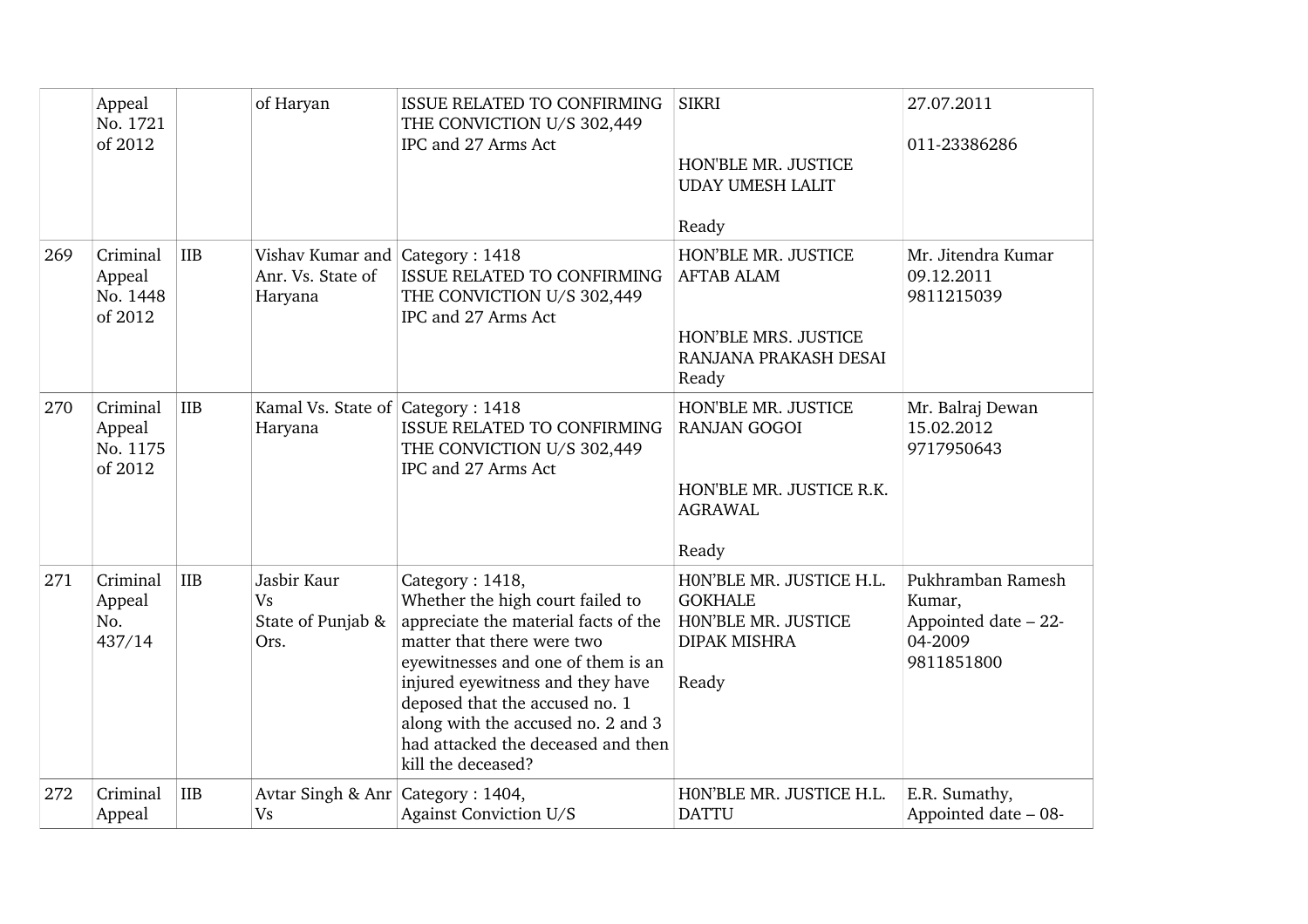|  | Appeal No. 1721 of 2012 |  | of Haryan | ISSUE RELATED TO CONFIRMING THE CONVICTION U/S 302,449 IPC and 27 Arms Act | SIKRI<br><br>HON'BLE MR. JUSTICE UDAY UMESH LALIT<br><br>Ready | 27.07.2011<br><br>011-23386286 |
|---|---|---|---|---|---|---|
| 269 | Criminal Appeal No. 1448 of 2012 | IIB | Vishav Kumar and Anr. Vs. State of Haryana | Category : 1418<br>ISSUE RELATED TO CONFIRMING THE CONVICTION U/S 302,449 IPC and 27 Arms Act | HON'BLE MR. JUSTICE AFTAB ALAM<br><br>HON'BLE MRS. JUSTICE RANJANA PRAKASH DESAI<br>Ready | Mr. Jitendra Kumar<br>09.12.2011<br>9811215039 |
| 270 | Criminal Appeal No. 1175 of 2012 | IIB | Kamal Vs. State of Haryana | Category : 1418<br>ISSUE RELATED TO CONFIRMING THE CONVICTION U/S 302,449 IPC and 27 Arms Act | HON'BLE MR. JUSTICE RANJAN GOGOI<br><br>HON'BLE MR. JUSTICE R.K. AGRAWAL<br><br>Ready | Mr. Balraj Dewan<br>15.02.2012<br>9717950643 |
| 271 | Criminal Appeal No. 437/14 | IIB | Jasbir Kaur<br>Vs<br>State of Punjab & Ors. | Category : 1418,<br>Whether the high court failed to appreciate the material facts of the matter that there were two eyewitnesses and one of them is an injured eyewitness and they have deposed that the accused no. 1 along with the accused no. 2 and 3 had attacked the deceased and then kill the deceased? | H0N'BLE MR. JUSTICE H.L. GOKHALE<br>H0N'BLE MR. JUSTICE DIPAK MISHRA<br><br>Ready | Pukhramban Ramesh Kumar,<br>Appointed date – 22-04-2009<br>9811851800 |
| 272 | Criminal Appeal | IIB | Avtar Singh & Anr<br>Vs | Category : 1404,<br>Against Conviction U/S | H0N'BLE MR. JUSTICE H.L. DATTU | E.R. Sumathy,<br>Appointed date – 08- |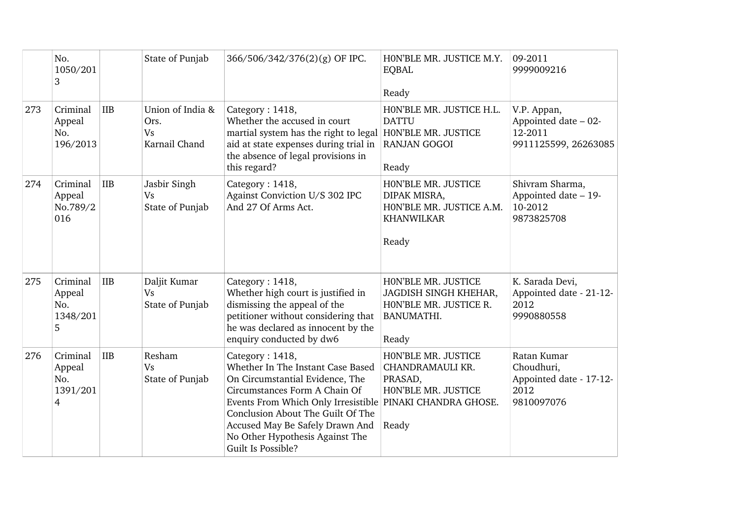|  | No. 1050/2013 |  | State of Punjab | 366/506/342/376(2)(g) OF IPC. | HON'BLE MR. JUSTICE M.Y. EQBAL<br><br>Ready | 09-2011<br>9999009216 |
|---|---|---|---|---|---|---|
| 273 | Criminal Appeal No. 196/2013 | IIB | Union of India & Ors.<br>Vs<br>Karnail Chand | Category : 1418,<br>Whether the accused in court martial system has the right to legal aid at state expenses during trial in the absence of legal provisions in this regard? | HON'BLE MR. JUSTICE H.L. DATTU<br>HON'BLE MR. JUSTICE RANJAN GOGOI<br><br>Ready | V.P. Appan,<br>Appointed date – 02-12-2011<br>9911125599, 26263085 |
| 274 | Criminal Appeal No.789/2016 | IIB | Jasbir Singh<br>Vs<br>State of Punjab | Category : 1418,<br>Against Conviction U/S 302 IPC And 27 Of Arms Act. | HON'BLE MR. JUSTICE DIPAK MISRA,<br>HON'BLE MR. JUSTICE A.M. KHANWILKAR<br><br>Ready | Shivram Sharma,<br>Appointed date – 19-10-2012<br>9873825708 |
| 275 | Criminal Appeal No. 1348/2015 | IIB | Daljit Kumar<br>Vs<br>State of Punjab | Category : 1418,<br>Whether high court is justified in dismissing the appeal of the petitioner without considering that he was declared as innocent by the enquiry conducted by dw6 | HON'BLE MR. JUSTICE JAGDISH SINGH KHEHAR,<br>HON'BLE MR. JUSTICE R. BANUMATHI.<br><br>Ready | K. Sarada Devi,<br>Appointed date - 21-12-2012<br>9990880558 |
| 276 | Criminal Appeal No. 1391/2014 | IIB | Resham<br>Vs<br>State of Punjab | Category : 1418,<br>Whether In The Instant Case Based On Circumstantial Evidence, The Circumstances Form A Chain Of Events From Which Only Irresistible Conclusion About The Guilt Of The Accused May Be Safely Drawn And No Other Hypothesis Against The Guilt Is Possible? | HON'BLE MR. JUSTICE CHANDRAMAULI KR. PRASAD,<br>HON'BLE MR. JUSTICE PINAKI CHANDRA GHOSE.<br><br>Ready | Ratan Kumar Choudhuri,<br>Appointed date - 17-12-2012<br>9810097076 |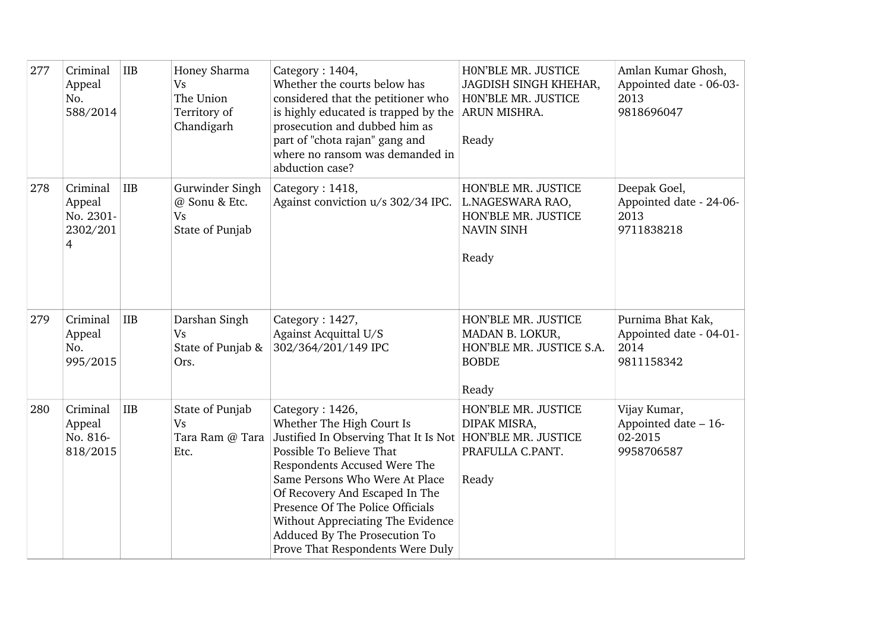| 277 | Criminal Appeal No. 588/2014 | IIB | Honey Sharma Vs The Union Territory of Chandigarh | Category : 1404, Whether the courts below has considered that the petitioner who is highly educated is trapped by the prosecution and dubbed him as part of "chota rajan" gang and where no ransom was demanded in abduction case? | H0N'BLE MR. JUSTICE JAGDISH SINGH KHEHAR, H0N'BLE MR. JUSTICE ARUN MISHRA. Ready | Amlan Kumar Ghosh, Appointed date - 06-03-2013 9818696047 |
|---|---|---|---|---|---|---|
| 278 | Criminal Appeal No. 2301-2302/2014 | IIB | Gurwinder Singh @ Sonu & Etc. Vs State of Punjab | Category : 1418, Against conviction u/s 302/34 IPC. | HON'BLE MR. JUSTICE L.NAGESWARA RAO, HON'BLE MR. JUSTICE NAVIN SINH Ready | Deepak Goel, Appointed date - 24-06-2013 9711838218 |
| 279 | Criminal Appeal No. 995/2015 | IIB | Darshan Singh Vs State of Punjab & Ors. | Category : 1427, Against Acquittal U/S 302/364/201/149 IPC | HON'BLE MR. JUSTICE MADAN B. LOKUR, HON'BLE MR. JUSTICE S.A. BOBDE Ready | Purnima Bhat Kak, Appointed date - 04-01-2014 9811158342 |
| 280 | Criminal Appeal No. 816-818/2015 | IIB | State of Punjab Vs Tara Ram @ Tara Etc. | Category : 1426, Whether The High Court Is Justified In Observing That It Is Not Possible To Believe That Respondents Accused Were The Same Persons Who Were At Place Of Recovery And Escaped In The Presence Of The Police Officials Without Appreciating The Evidence Adduced By The Prosecution To Prove That Respondents Were Duly | HON'BLE MR. JUSTICE DIPAK MISRA, HON'BLE MR. JUSTICE PRAFULLA C.PANT. Ready | Vijay Kumar, Appointed date – 16-02-2015 9958706587 |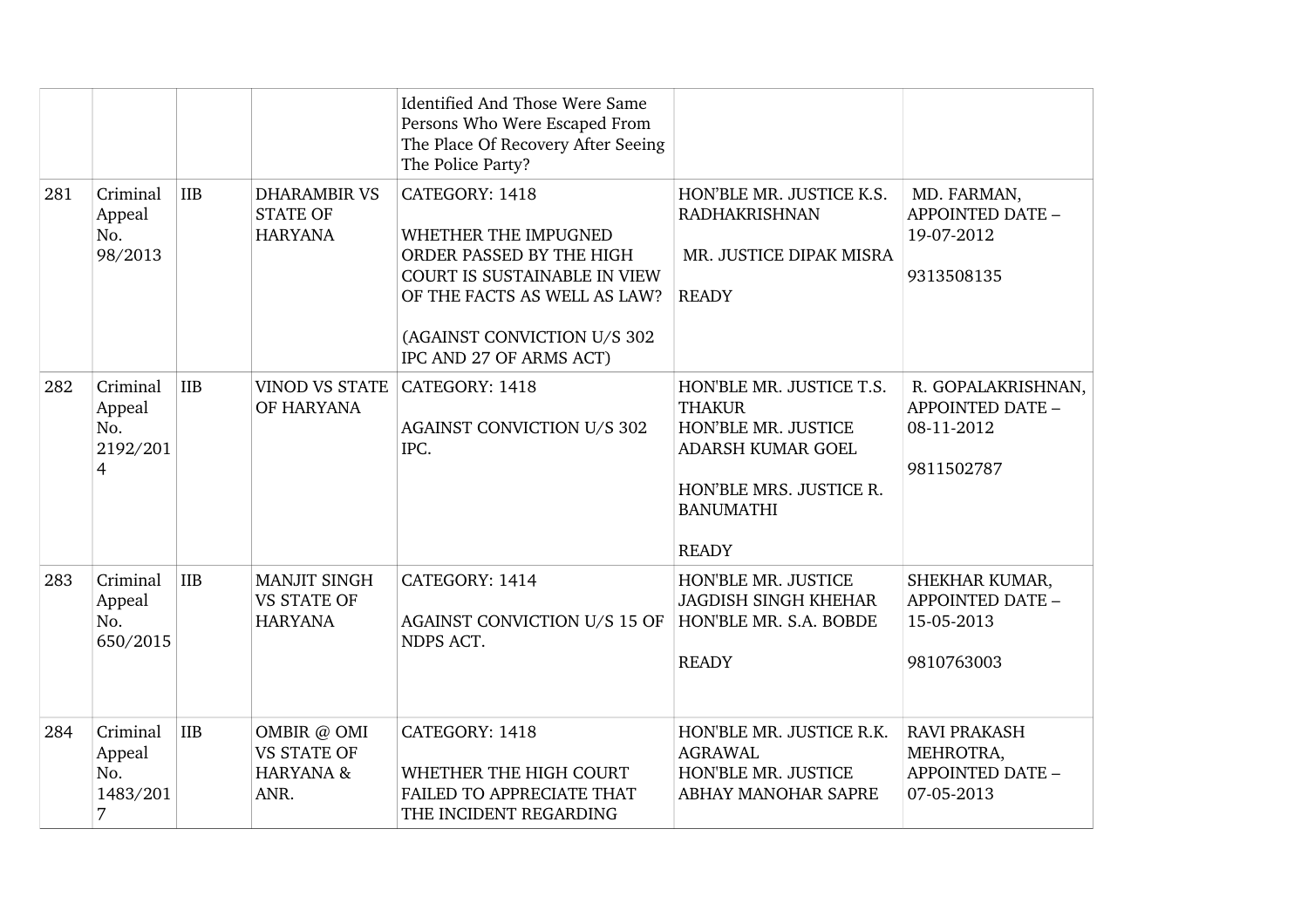| | | | | | | |
|---|---|---|---|---|---|---|
| | | | | Identified And Those Were Same Persons Who Were Escaped From The Place Of Recovery After Seeing The Police Party? | | |
| 281 | Criminal Appeal No. 98/2013 | IIB | DHARAMBIR VS STATE OF HARYANA | CATEGORY: 1418<br><br>WHETHER THE IMPUGNED ORDER PASSED BY THE HIGH COURT IS SUSTAINABLE IN VIEW OF THE FACTS AS WELL AS LAW?<br><br>(AGAINST CONVICTION U/S 302 IPC AND 27 OF ARMS ACT) | HON'BLE MR. JUSTICE K.S. RADHAKRISHNAN<br><br>MR. JUSTICE DIPAK MISRA<br><br>READY | MD. FARMAN, APPOINTED DATE – 19-07-2012<br><br>9313508135 |
| 282 | Criminal Appeal No. 2192/2014 | IIB | VINOD VS STATE OF HARYANA | CATEGORY: 1418<br><br>AGAINST CONVICTION U/S 302 IPC. | HON'BLE MR. JUSTICE T.S. THAKUR<br>HON'BLE MR. JUSTICE ADARSH KUMAR GOEL<br><br>HON'BLE MRS. JUSTICE R. BANUMATHI<br><br>READY | R. GOPALAKRISHNAN, APPOINTED DATE – 08-11-2012<br><br>9811502787 |
| 283 | Criminal Appeal No. 650/2015 | IIB | MANJIT SINGH VS STATE OF HARYANA | CATEGORY: 1414<br><br>AGAINST CONVICTION U/S 15 OF NDPS ACT. | HON'BLE MR. JUSTICE JAGDISH SINGH KHEHAR<br>HON'BLE MR. S.A. BOBDE<br><br>READY | SHEKHAR KUMAR, APPOINTED DATE – 15-05-2013<br><br>9810763003 |
| 284 | Criminal Appeal No. 1483/2017 | IIB | OMBIR @ OMI VS STATE OF HARYANA & ANR. | CATEGORY: 1418<br><br>WHETHER THE HIGH COURT FAILED TO APPRECIATE THAT THE INCIDENT REGARDING | HON'BLE MR. JUSTICE R.K. AGRAWAL<br>HON'BLE MR. JUSTICE ABHAY MANOHAR SAPRE | RAVI PRAKASH MEHROTRA, APPOINTED DATE – 07-05-2013 |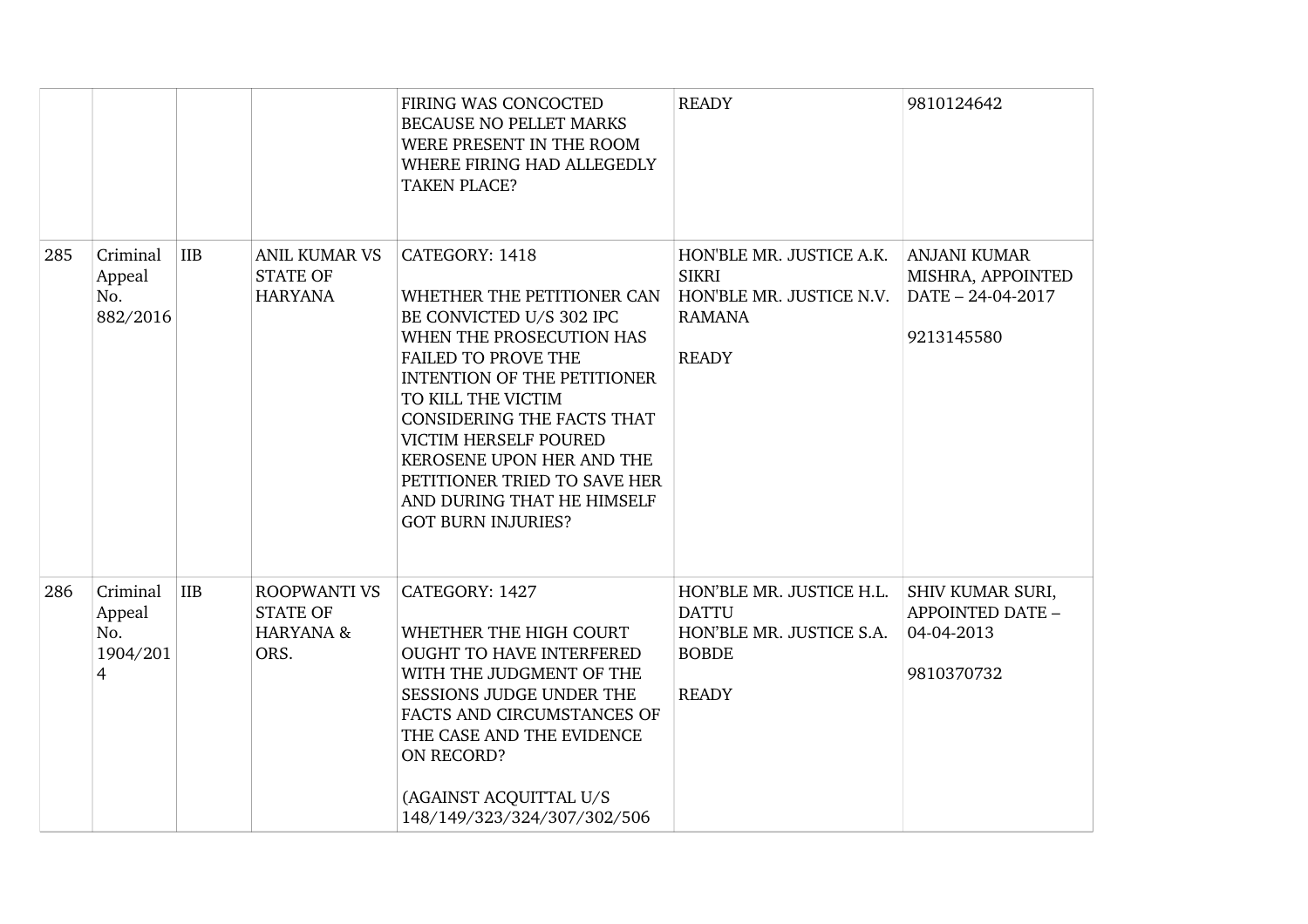| | | | | | | |
|---|---|---|---|---|---|---|
| | | | | FIRING WAS CONCOCTED BECAUSE NO PELLET MARKS WERE PRESENT IN THE ROOM WHERE FIRING HAD ALLEGEDLY TAKEN PLACE? | READY | 9810124642 |
| 285 | Criminal Appeal No. 882/2016 | IIB | ANIL KUMAR VS STATE OF HARYANA | CATEGORY: 1418<br><br>WHETHER THE PETITIONER CAN BE CONVICTED U/S 302 IPC WHEN THE PROSECUTION HAS FAILED TO PROVE THE INTENTION OF THE PETITIONER TO KILL THE VICTIM CONSIDERING THE FACTS THAT VICTIM HERSELF POURED KEROSENE UPON HER AND THE PETITIONER TRIED TO SAVE HER AND DURING THAT HE HIMSELF GOT BURN INJURIES? | HON'BLE MR. JUSTICE A.K. SIKRI<br>HON'BLE MR. JUSTICE N.V. RAMANA<br><br>READY | ANJANI KUMAR MISHRA, APPOINTED DATE – 24-04-2017<br><br>9213145580 |
| 286 | Criminal Appeal No. 1904/2014 | IIB | ROOPWANTI VS STATE OF HARYANA & ORS. | CATEGORY: 1427<br><br>WHETHER THE HIGH COURT OUGHT TO HAVE INTERFERED WITH THE JUDGMENT OF THE SESSIONS JUDGE UNDER THE FACTS AND CIRCUMSTANCES OF THE CASE AND THE EVIDENCE ON RECORD?<br><br>(AGAINST ACQUITTAL U/S 148/149/323/324/307/302/506 | HON'BLE MR. JUSTICE H.L. DATTU<br>HON'BLE MR. JUSTICE S.A. BOBDE<br><br>READY | SHIV KUMAR SURI, APPOINTED DATE – 04-04-2013<br><br>9810370732 |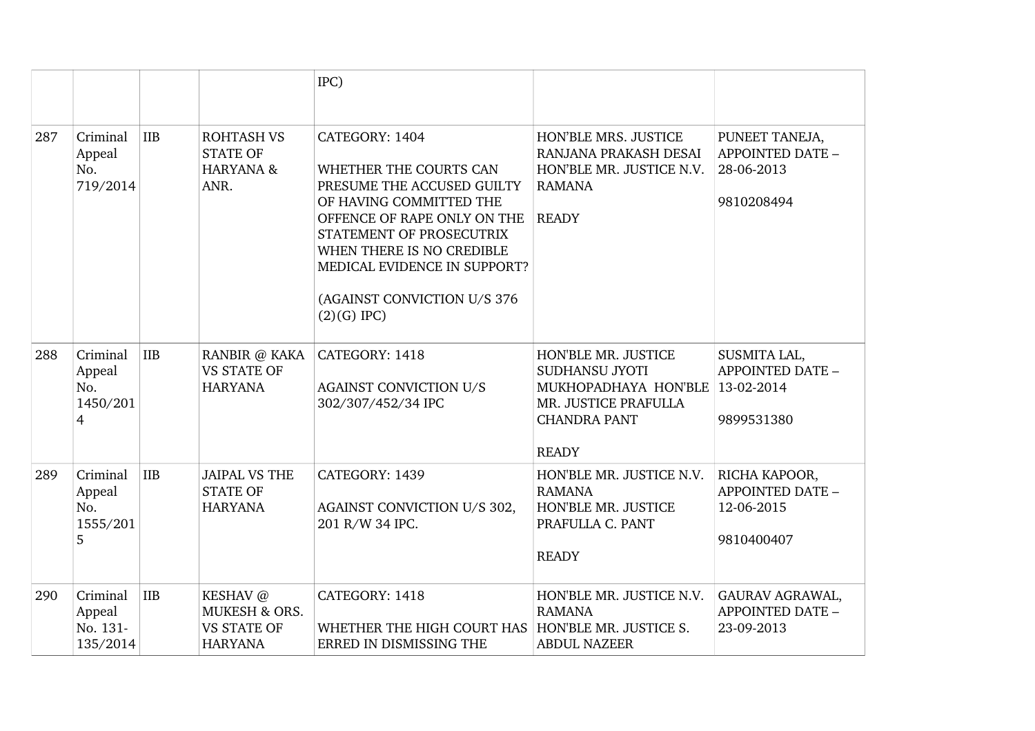| | | | | | | |
|---|---|---|---|---|---|---|
| | | | | IPC) | | |
| 287 | Criminal Appeal No. 719/2014 | IIB | ROHTASH VS STATE OF HARYANA & ANR. | CATEGORY: 1404<br><br>WHETHER THE COURTS CAN PRESUME THE ACCUSED GUILTY OF HAVING COMMITTED THE OFFENCE OF RAPE ONLY ON THE STATEMENT OF PROSECUTRIX WHEN THERE IS NO CREDIBLE MEDICAL EVIDENCE IN SUPPORT?<br><br>(AGAINST CONVICTION U/S 376 (2)(G) IPC) | HON'BLE MRS. JUSTICE RANJANA PRAKASH DESAI HON'BLE MR. JUSTICE N.V. RAMANA<br><br>READY | PUNEET TANEJA, APPOINTED DATE – 28-06-2013<br><br>9810208494 |
| 288 | Criminal Appeal No. 1450/2014 | IIB | RANBIR @ KAKA VS STATE OF HARYANA | CATEGORY: 1418<br><br>AGAINST CONVICTION U/S 302/307/452/34 IPC | HON'BLE MR. JUSTICE SUDHANSU JYOTI MUKHOPADHAYA HON'BLE MR. JUSTICE PRAFULLA CHANDRA PANT<br><br>READY | SUSMITA LAL, APPOINTED DATE – 13-02-2014<br><br>9899531380 |
| 289 | Criminal Appeal No. 1555/2015 | IIB | JAIPAL VS THE STATE OF HARYANA | CATEGORY: 1439<br><br>AGAINST CONVICTION U/S 302, 201 R/W 34 IPC. | HON'BLE MR. JUSTICE N.V. RAMANA<br>HON'BLE MR. JUSTICE PRAFULLA C. PANT<br><br>READY | RICHA KAPOOR, APPOINTED DATE – 12-06-2015<br><br>9810400407 |
| 290 | Criminal Appeal No. 131-135/2014 | IIB | KESHAV @ MUKESH & ORS. VS STATE OF HARYANA | CATEGORY: 1418<br><br>WHETHER THE HIGH COURT HAS ERRED IN DISMISSING THE | HON'BLE MR. JUSTICE N.V. RAMANA<br>HON'BLE MR. JUSTICE S. ABDUL NAZEER | GAURAV AGRAWAL, APPOINTED DATE – 23-09-2013 |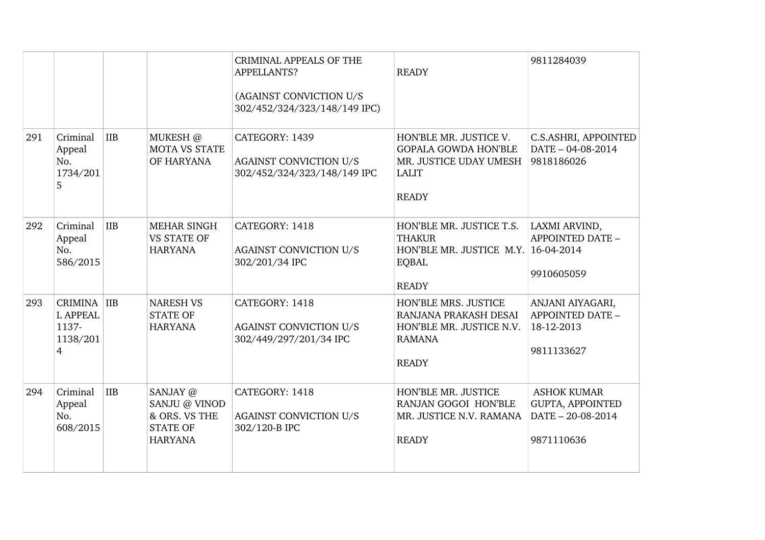| | | | | | | |
|---|---|---|---|---|---|---|
| | | | | CRIMINAL APPEALS OF THE APPELLANTS?<br><br>(AGAINST CONVICTION U/S 302/452/324/323/148/149 IPC) | READY | 9811284039 |
| 291 | Criminal Appeal No. 1734/2015 | IIB | MUKESH @ MOTA VS STATE OF HARYANA | CATEGORY: 1439<br><br>AGAINST CONVICTION U/S 302/452/324/323/148/149 IPC | HON'BLE MR. JUSTICE V. GOPALA GOWDA HON'BLE MR. JUSTICE UDAY UMESH LALIT<br><br>READY | C.S.ASHRI, APPOINTED DATE – 04-08-2014 9818186026 |
| 292 | Criminal Appeal No. 586/2015 | IIB | MEHAR SINGH VS STATE OF HARYANA | CATEGORY: 1418<br><br>AGAINST CONVICTION U/S 302/201/34 IPC | HON'BLE MR. JUSTICE T.S. THAKUR<br>HON'BLE MR. JUSTICE M.Y. EQBAL<br><br>READY | LAXMI ARVIND, APPOINTED DATE – 16-04-2014<br><br>9910605059 |
| 293 | CRIMINAL APPEAL 1137-1138/2014 | IIB | NARESH VS STATE OF HARYANA | CATEGORY: 1418<br><br>AGAINST CONVICTION U/S 302/449/297/201/34 IPC | HON'BLE MRS. JUSTICE RANJANA PRAKASH DESAI HON'BLE MR. JUSTICE N.V. RAMANA<br><br>READY | ANJANI AIYAGARI, APPOINTED DATE – 18-12-2013<br><br>9811133627 |
| 294 | Criminal Appeal No. 608/2015 | IIB | SANJAY @ SANJU @ VINOD & ORS. VS THE STATE OF HARYANA | CATEGORY: 1418<br><br>AGAINST CONVICTION U/S 302/120-B IPC | HON'BLE MR. JUSTICE RANJAN GOGOI HON'BLE MR. JUSTICE N.V. RAMANA<br><br>READY | ASHOK KUMAR GUPTA, APPOINTED DATE – 20-08-2014<br><br>9871110636 |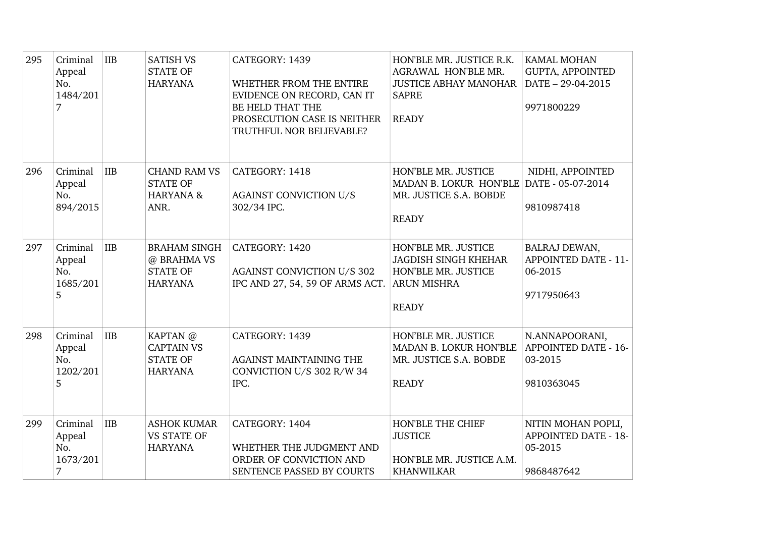| 295 | Criminal Appeal No. 1484/2017 | IIB | SATISH VS STATE OF HARYANA | CATEGORY: 1439<br><br>WHETHER FROM THE ENTIRE EVIDENCE ON RECORD, CAN IT BE HELD THAT THE PROSECUTION CASE IS NEITHER TRUTHFUL NOR BELIEVABLE? | HON'BLE MR. JUSTICE R.K. AGRAWAL HON'BLE MR. JUSTICE ABHAY MANOHAR SAPRE<br><br>READY | KAMAL MOHAN GUPTA, APPOINTED DATE – 29-04-2015<br><br>9971800229 |
|---|---|---|---|---|---|---|
| 296 | Criminal Appeal No. 894/2015 | IIB | CHAND RAM VS STATE OF HARYANA & ANR. | CATEGORY: 1418<br><br>AGAINST CONVICTION U/S 302/34 IPC. | HON'BLE MR. JUSTICE MADAN B. LOKUR HON'BLE MR. JUSTICE S.A. BOBDE<br><br>READY | NIDHI, APPOINTED DATE - 05-07-2014<br><br>9810987418 |
| 297 | Criminal Appeal No. 1685/2015 | IIB | BRAHAM SINGH @ BRAHMA VS STATE OF HARYANA | CATEGORY: 1420<br><br>AGAINST CONVICTION U/S 302 IPC AND 27, 54, 59 OF ARMS ACT. | HON'BLE MR. JUSTICE JAGDISH SINGH KHEHAR HON'BLE MR. JUSTICE ARUN MISHRA<br><br>READY | BALRAJ DEWAN, APPOINTED DATE - 11-06-2015<br><br>9717950643 |
| 298 | Criminal Appeal No. 1202/2015 | IIB | KAPTAN @ CAPTAIN VS STATE OF HARYANA | CATEGORY: 1439<br><br>AGAINST MAINTAINING THE CONVICTION U/S 302 R/W 34 IPC. | HON'BLE MR. JUSTICE MADAN B. LOKUR HON'BLE MR. JUSTICE S.A. BOBDE<br><br>READY | N.ANNAPOORANI, APPOINTED DATE - 16-03-2015<br><br>9810363045 |
| 299 | Criminal Appeal No. 1673/2017 | IIB | ASHOK KUMAR VS STATE OF HARYANA | CATEGORY: 1404<br><br>WHETHER THE JUDGMENT AND ORDER OF CONVICTION AND SENTENCE PASSED BY COURTS | HON'BLE THE CHIEF JUSTICE<br><br>HON'BLE MR. JUSTICE A.M. KHANWILKAR | NITIN MOHAN POPLI, APPOINTED DATE - 18-05-2015<br><br>9868487642 |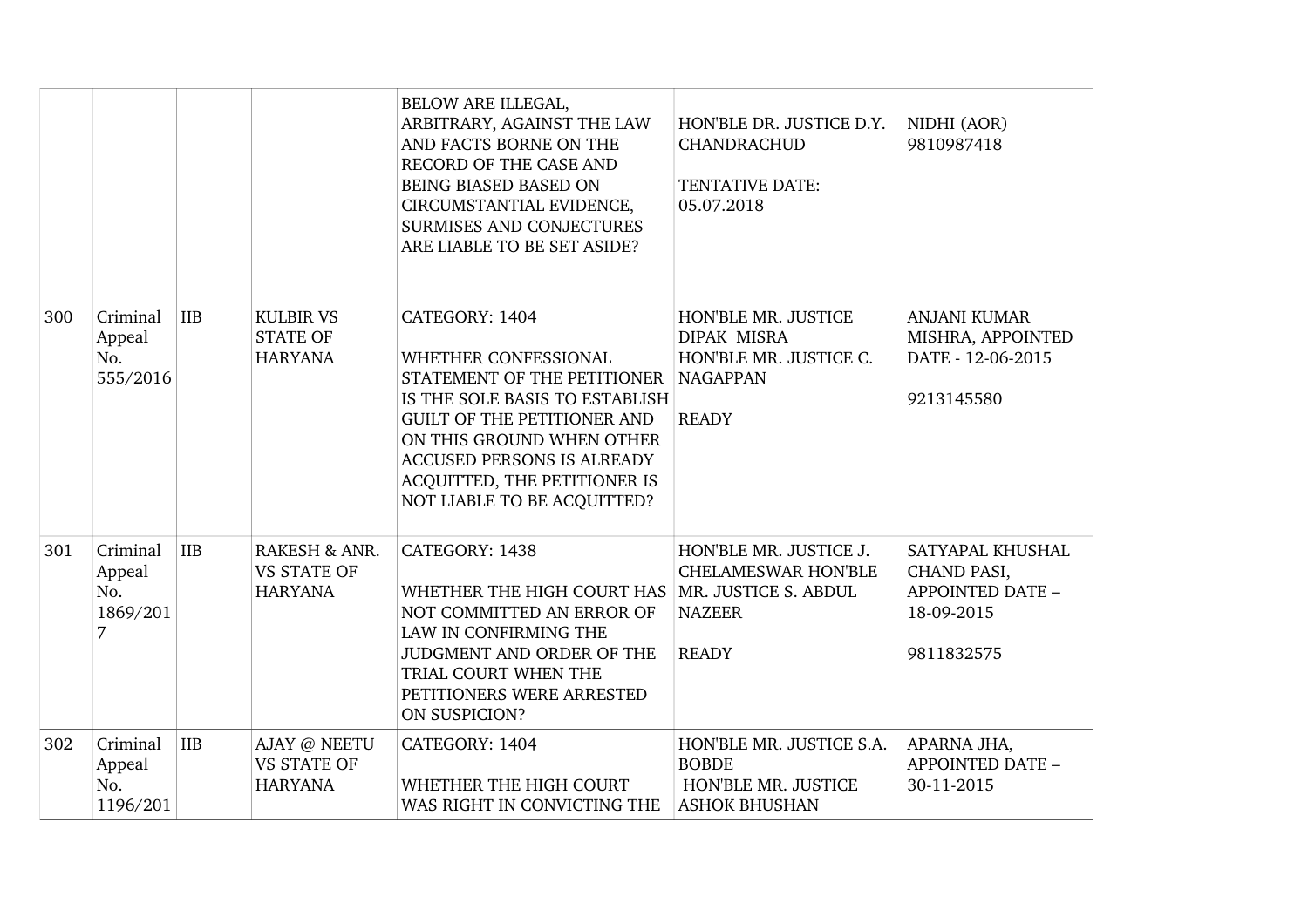| | | | | | | |
|---|---|---|---|---|---|---|
| | | | | BELOW ARE ILLEGAL, ARBITRARY, AGAINST THE LAW AND FACTS BORNE ON THE RECORD OF THE CASE AND BEING BIASED BASED ON CIRCUMSTANTIAL EVIDENCE, SURMISES AND CONJECTURES ARE LIABLE TO BE SET ASIDE? | HON'BLE DR. JUSTICE D.Y. CHANDRACHUD<br><br>TENTATIVE DATE: 05.07.2018 | NIDHI (AOR)<br>9810987418 |
| 300 | Criminal Appeal No. 555/2016 | IIB | KULBIR VS STATE OF HARYANA | CATEGORY: 1404<br><br>WHETHER CONFESSIONAL STATEMENT OF THE PETITIONER IS THE SOLE BASIS TO ESTABLISH GUILT OF THE PETITIONER AND ON THIS GROUND WHEN OTHER ACCUSED PERSONS IS ALREADY ACQUITTED, THE PETITIONER IS NOT LIABLE TO BE ACQUITTED? | HON'BLE MR. JUSTICE DIPAK MISRA<br>HON'BLE MR. JUSTICE C. NAGAPPAN<br><br>READY | ANJANI KUMAR MISHRA, APPOINTED DATE - 12-06-2015<br><br>9213145580 |
| 301 | Criminal Appeal No. 1869/2017 | IIB | RAKESH & ANR. VS STATE OF HARYANA | CATEGORY: 1438<br><br>WHETHER THE HIGH COURT HAS NOT COMMITTED AN ERROR OF LAW IN CONFIRMING THE JUDGMENT AND ORDER OF THE TRIAL COURT WHEN THE PETITIONERS WERE ARRESTED ON SUSPICION? | HON'BLE MR. JUSTICE J. CHELAMESWAR HON'BLE MR. JUSTICE S. ABDUL NAZEER<br><br>READY | SATYAPAL KHUSHAL CHAND PASI, APPOINTED DATE – 18-09-2015<br><br>9811832575 |
| 302 | Criminal Appeal No. 1196/201 | IIB | AJAY @ NEETU VS STATE OF HARYANA | CATEGORY: 1404<br><br>WHETHER THE HIGH COURT WAS RIGHT IN CONVICTING THE | HON'BLE MR. JUSTICE S.A. BOBDE<br>HON'BLE MR. JUSTICE ASHOK BHUSHAN | APARNA JHA, APPOINTED DATE – 30-11-2015 |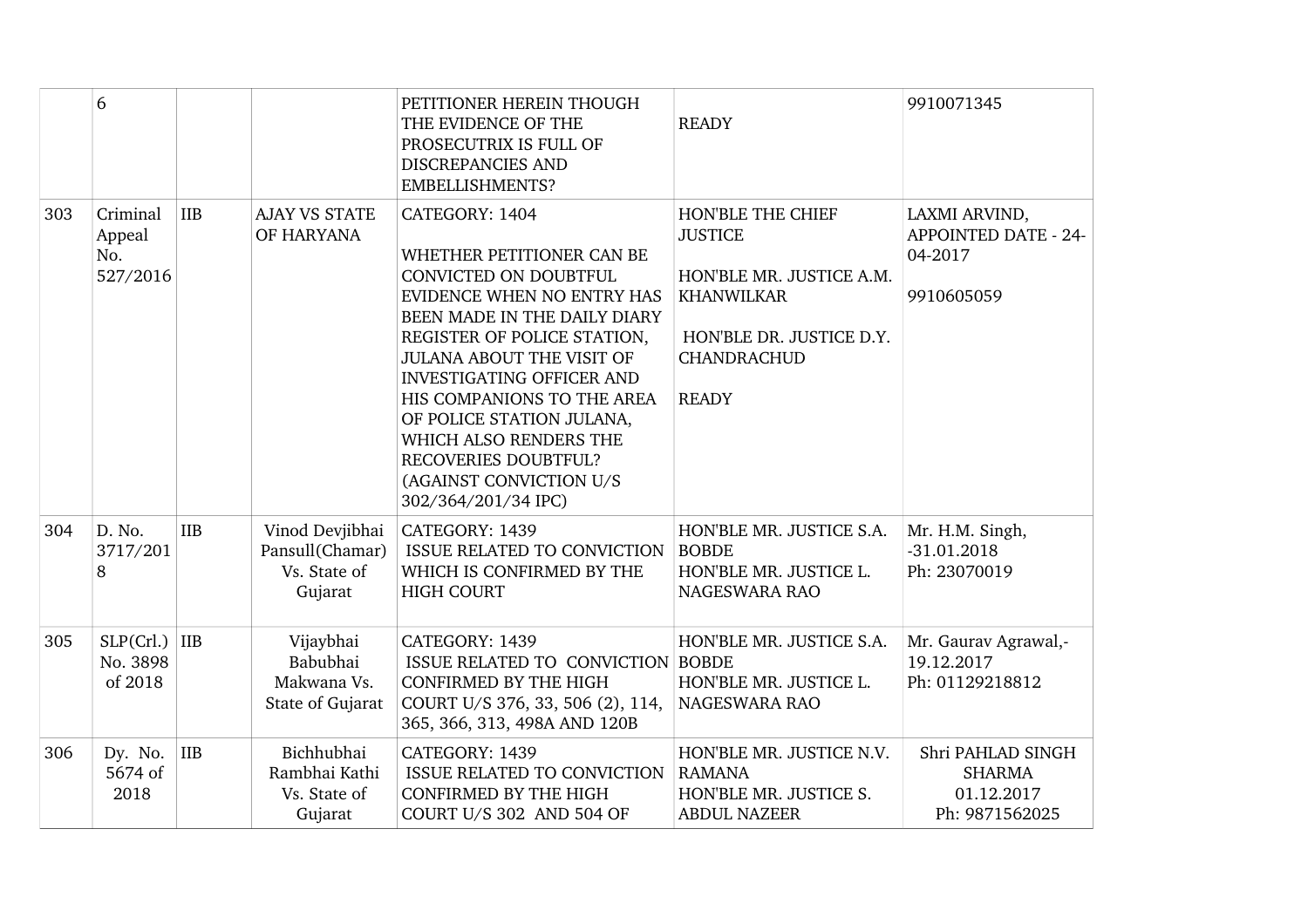| 6 | | | PETITIONER HEREIN THOUGH THE EVIDENCE OF THE PROSECUTRIX IS FULL OF DISCREPANCIES AND EMBELLISHMENTS? | READY | 9910071345 |
|---|---|---|---|---|---|
| 303 | Criminal Appeal No. 527/2016 | IIB | AJAY VS STATE OF HARYANA | CATEGORY: 1404<br><br>WHETHER PETITIONER CAN BE CONVICTED ON DOUBTFUL EVIDENCE WHEN NO ENTRY HAS BEEN MADE IN THE DAILY DIARY REGISTER OF POLICE STATION, JULANA ABOUT THE VISIT OF INVESTIGATING OFFICER AND HIS COMPANIONS TO THE AREA OF POLICE STATION JULANA, WHICH ALSO RENDERS THE RECOVERIES DOUBTFUL? (AGAINST CONVICTION U/S 302/364/201/34 IPC) | HON'BLE THE CHIEF JUSTICE<br><br>HON'BLE MR. JUSTICE A.M. KHANWILKAR<br><br>HON'BLE DR. JUSTICE D.Y. CHANDRACHUD<br><br>READY | LAXMI ARVIND, APPOINTED DATE - 24-04-2017<br><br>9910605059 |
| 304 | D. No. 3717/2018 | IIB | Vinod Devjibhai Pansull(Chamar) Vs. State of Gujarat | CATEGORY: 1439<br>ISSUE RELATED TO CONVICTION WHICH IS CONFIRMED BY THE HIGH COURT | HON'BLE MR. JUSTICE S.A. BOBDE<br>HON'BLE MR. JUSTICE L. NAGESWARA RAO | Mr. H.M. Singh, -31.01.2018<br>Ph: 23070019 |
| 305 | SLP(Crl.) No. 3898 of 2018 | IIB | Vijaybhai Babubhai Makwana Vs. State of Gujarat | CATEGORY: 1439<br>ISSUE RELATED TO CONVICTION CONFIRMED BY THE HIGH COURT U/S 376, 33, 506 (2), 114, 365, 366, 313, 498A AND 120B | HON'BLE MR. JUSTICE S.A. BOBDE<br>HON'BLE MR. JUSTICE L. NAGESWARA RAO | Mr. Gaurav Agrawal,- 19.12.2017<br>Ph: 01129218812 |
| 306 | Dy. No. 5674 of 2018 | IIB | Bichhubhai Rambhai Kathi Vs. State of Gujarat | CATEGORY: 1439<br>ISSUE RELATED TO CONVICTION CONFIRMED BY THE HIGH COURT U/S 302 AND 504 OF | HON'BLE MR. JUSTICE N.V. RAMANA<br>HON'BLE MR. JUSTICE S. ABDUL NAZEER | Shri PAHLAD SINGH SHARMA<br>01.12.2017<br>Ph: 9871562025 |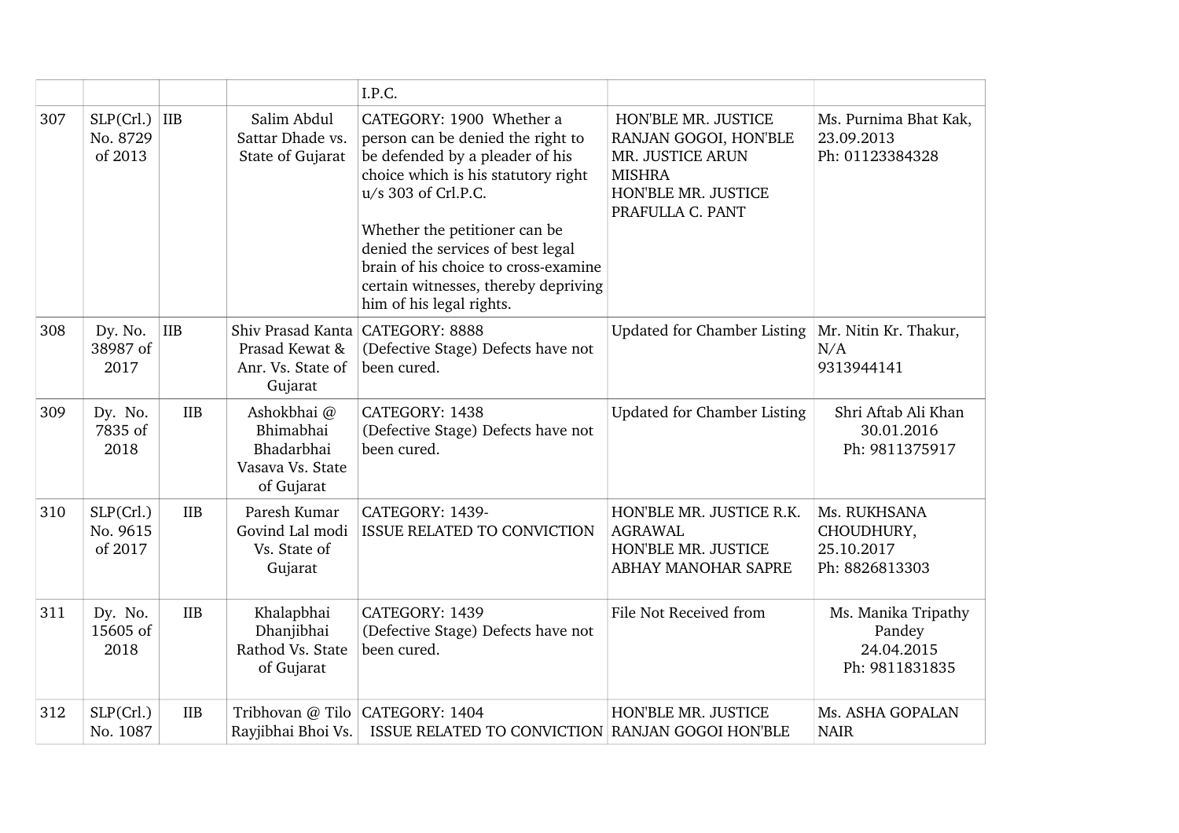|  |  |  |  | I.P.C. |  |  |
|---|---|---|---|---|---|---|
| 307 | SLP(Crl.) No. 8729 of 2013 | IIB | Salim Abdul Sattar Dhade vs. State of Gujarat | CATEGORY: 1900 Whether a person can be denied the right to be defended by a pleader of his choice which is his statutory right u/s 303 of Crl.P.C.<br><br>Whether the petitioner can be denied the services of best legal brain of his choice to cross-examine certain witnesses, thereby depriving him of his legal rights. | HON'BLE MR. JUSTICE RANJAN GOGOI, HON'BLE MR. JUSTICE ARUN MISHRA<br>HON'BLE MR. JUSTICE PRAFULLA C. PANT | Ms. Purnima Bhat Kak, 23.09.2013<br>Ph: 01123384328 |
| 308 | Dy. No. 38987 of 2017 | IIB | Shiv Prasad Kanta Prasad Kewat & Anr. Vs. State of Gujarat | CATEGORY: 8888<br>(Defective Stage) Defects have not been cured. | Updated for Chamber Listing | Mr. Nitin Kr. Thakur, N/A<br>9313944141 |
| 309 | Dy. No. 7835 of 2018 | IIB | Ashokbhai @ Bhimabhai Bhadarbhai Vasava Vs. State of Gujarat | CATEGORY: 1438<br>(Defective Stage) Defects have not been cured. | Updated for Chamber Listing | Shri Aftab Ali Khan<br>30.01.2016<br>Ph: 9811375917 |
| 310 | SLP(Crl.) No. 9615 of 2017 | IIB | Paresh Kumar Govind Lal modi Vs. State of Gujarat | CATEGORY: 1439-<br>ISSUE RELATED TO CONVICTION | HON'BLE MR. JUSTICE R.K. AGRAWAL<br>HON'BLE MR. JUSTICE ABHAY MANOHAR SAPRE | Ms. RUKHSANA CHOUDHURY, 25.10.2017<br>Ph: 8826813303 |
| 311 | Dy. No. 15605 of 2018 | IIB | Khalapbhai Dhanjibhai Rathod Vs. State of Gujarat | CATEGORY: 1439<br>(Defective Stage) Defects have not been cured. | File Not Received from | Ms. Manika Tripathy Pandey<br>24.04.2015<br>Ph: 9811831835 |
| 312 | SLP(Crl.) No. 1087 | IIB | Tribhovan @ Tilo Rayjibhai Bhoi Vs. | CATEGORY: 1404<br>ISSUE RELATED TO CONVICTION | HON'BLE MR. JUSTICE RANJAN GOGOI HON'BLE | Ms. ASHA GOPALAN NAIR |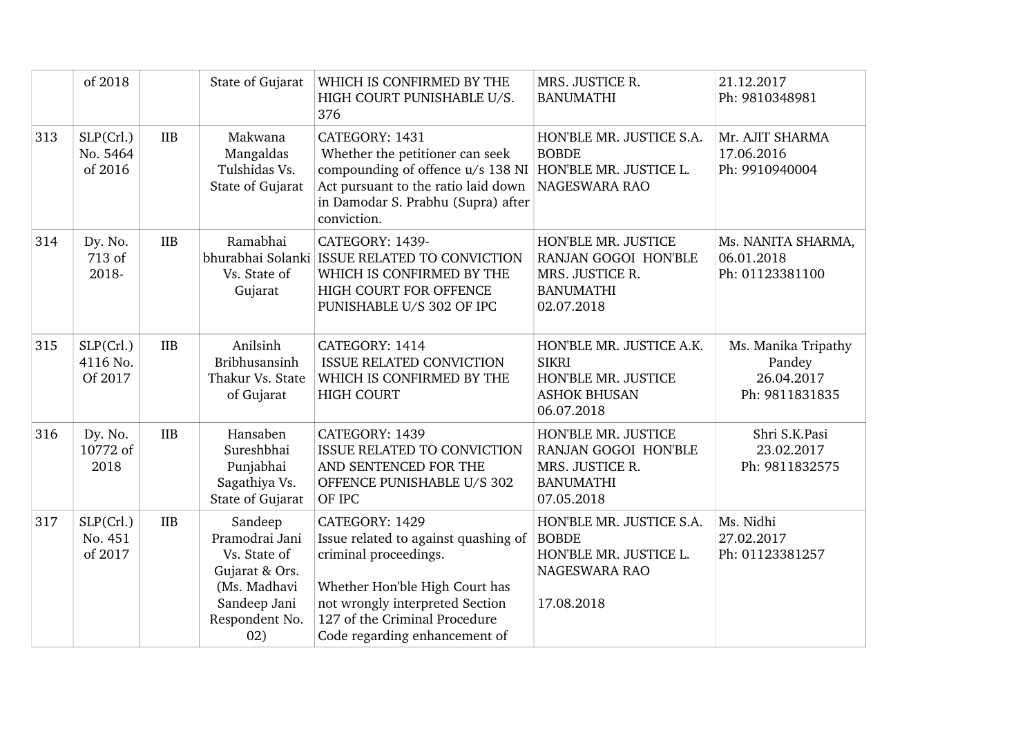|  | of 2018 |  | State of Gujarat | WHICH IS CONFIRMED BY THE HIGH COURT PUNISHABLE U/S. 376 | MRS. JUSTICE R. BANUMATHI | 21.12.2017 Ph: 9810348981 |
|---|---|---|---|---|---|---|
| 313 | SLP(Crl.) No. 5464 of 2016 | IIB | Makwana Mangaldas Tulshidas Vs. State of Gujarat | CATEGORY: 1431 Whether the petitioner can seek compounding of offence u/s 138 NI Act pursuant to the ratio laid down in Damodar S. Prabhu (Supra) after conviction. | HON'BLE MR. JUSTICE S.A. BOBDE HON'BLE MR. JUSTICE L. NAGESWARA RAO | Mr. AJIT SHARMA 17.06.2016 Ph: 9910940004 |
| 314 | Dy. No. 713 of 2018- | IIB | Ramabhai bhurabhai Solanki Vs. State of Gujarat | CATEGORY: 1439- ISSUE RELATED TO CONVICTION WHICH IS CONFIRMED BY THE HIGH COURT FOR OFFENCE PUNISHABLE U/S 302 OF IPC | HON'BLE MR. JUSTICE RANJAN GOGOI HON'BLE MRS. JUSTICE R. BANUMATHI 02.07.2018 | Ms. NANITA SHARMA, 06.01.2018 Ph: 01123381100 |
| 315 | SLP(Crl.) 4116 No. Of 2017 | IIB | Anilsinh Bribhusansinh Thakur Vs. State of Gujarat | CATEGORY: 1414 ISSUE RELATED CONVICTION WHICH IS CONFIRMED BY THE HIGH COURT | HON'BLE MR. JUSTICE A.K. SIKRI HON'BLE MR. JUSTICE ASHOK BHUSAN 06.07.2018 | Ms. Manika Tripathy Pandey 26.04.2017 Ph: 9811831835 |
| 316 | Dy. No. 10772 of 2018 | IIB | Hansaben Sureshbhai Punjabhai Sagathiya Vs. State of Gujarat | CATEGORY: 1439 ISSUE RELATED TO CONVICTION AND SENTENCED FOR THE OFFENCE PUNISHABLE U/S 302 OF IPC | HON'BLE MR. JUSTICE RANJAN GOGOI HON'BLE MRS. JUSTICE R. BANUMATHI 07.05.2018 | Shri S.K.Pasi 23.02.2017 Ph: 9811832575 |
| 317 | SLP(Crl.) No. 451 of 2017 | IIB | Sandeep Pramodrai Jani Vs. State of Gujarat & Ors. (Ms. Madhavi Sandeep Jani Respondent No. 02) | CATEGORY: 1429 Issue related to against quashing of criminal proceedings. Whether Hon'ble High Court has not wrongly interpreted Section 127 of the Criminal Procedure Code regarding enhancement of | HON'BLE MR. JUSTICE S.A. BOBDE HON'BLE MR. JUSTICE L. NAGESWARA RAO 17.08.2018 | Ms. Nidhi 27.02.2017 Ph: 01123381257 |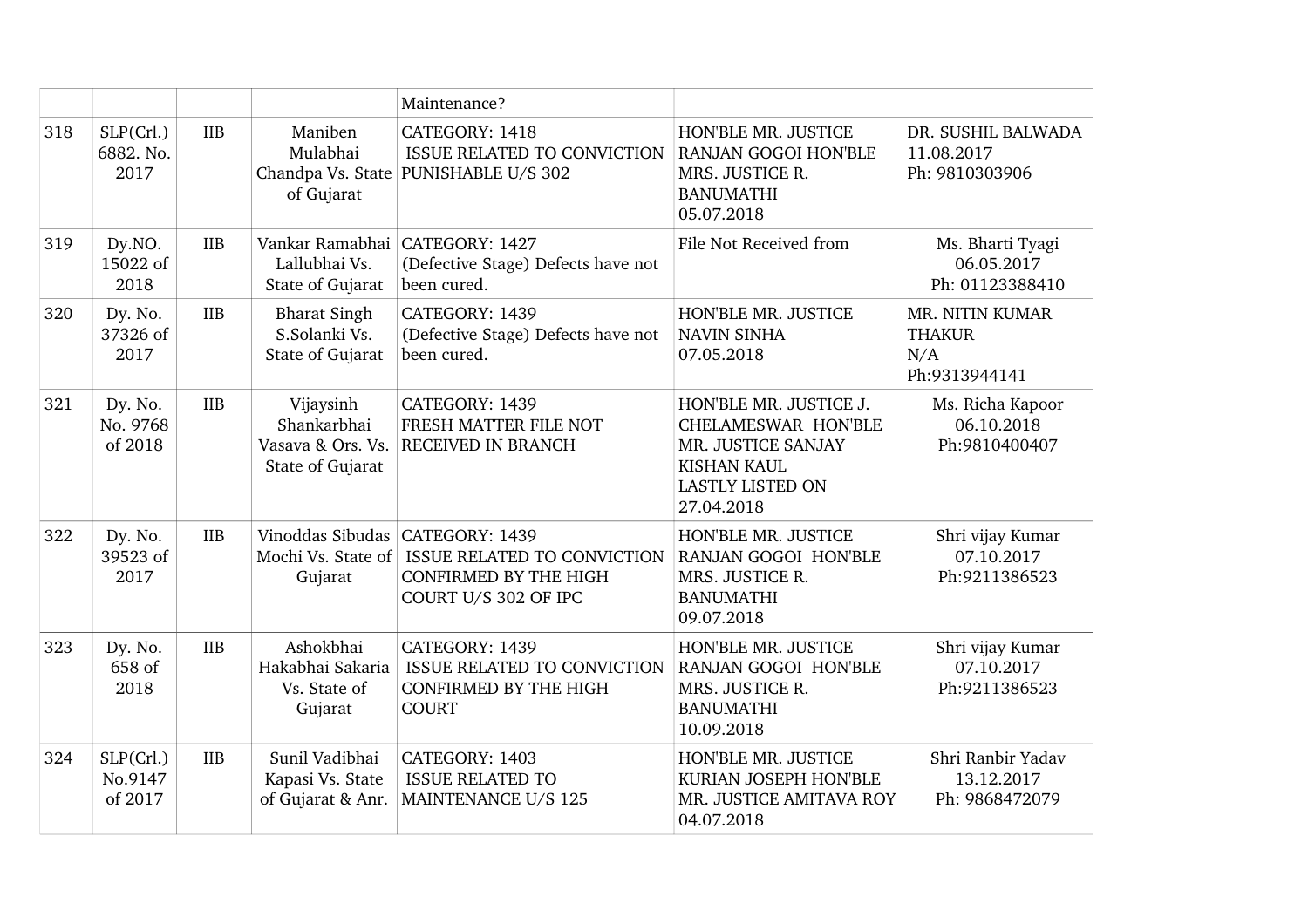|  |  |  |  | Maintenance? |  |  |
|---|---|---|---|---|---|---|
| 318 | SLP(Crl.) 6882. No. 2017 | IIB | Maniben Mulabhai Chandpa Vs. State of Gujarat | CATEGORY: 1418 ISSUE RELATED TO CONVICTION PUNISHABLE U/S 302 | HON'BLE MR. JUSTICE RANJAN GOGOI HON'BLE MRS. JUSTICE R. BANUMATHI 05.07.2018 | DR. SUSHIL BALWADA 11.08.2017 Ph: 9810303906 |
| 319 | Dy.NO. 15022 of 2018 | IIB | Vankar Ramabhai Lallubhai Vs. State of Gujarat | CATEGORY: 1427 (Defective Stage) Defects have not been cured. | File Not Received from | Ms. Bharti Tyagi 06.05.2017 Ph: 01123388410 |
| 320 | Dy. No. 37326 of 2017 | IIB | Bharat Singh S.Solanki Vs. State of Gujarat | CATEGORY: 1439 (Defective Stage) Defects have not been cured. | HON'BLE MR. JUSTICE NAVIN SINHA 07.05.2018 | MR. NITIN KUMAR THAKUR N/A Ph:9313944141 |
| 321 | Dy. No. No. 9768 of 2018 | IIB | Vijaysinh Shankarbhai Vasava & Ors. Vs. State of Gujarat | CATEGORY: 1439 FRESH MATTER FILE NOT RECEIVED IN BRANCH | HON'BLE MR. JUSTICE J. CHELAMESWAR HON'BLE MR. JUSTICE SANJAY KISHAN KAUL LASTLY LISTED ON 27.04.2018 | Ms. Richa Kapoor 06.10.2018 Ph:9810400407 |
| 322 | Dy. No. 39523 of 2017 | IIB | Vinoddas Sibudas Mochi Vs. State of Gujarat | CATEGORY: 1439 ISSUE RELATED TO CONVICTION CONFIRMED BY THE HIGH COURT U/S 302 OF IPC | HON'BLE MR. JUSTICE RANJAN GOGOI HON'BLE MRS. JUSTICE R. BANUMATHI 09.07.2018 | Shri vijay Kumar 07.10.2017 Ph:9211386523 |
| 323 | Dy. No. 658 of 2018 | IIB | Ashokbhai Hakabhai Sakaria Vs. State of Gujarat | CATEGORY: 1439 ISSUE RELATED TO CONVICTION CONFIRMED BY THE HIGH COURT | HON'BLE MR. JUSTICE RANJAN GOGOI HON'BLE MRS. JUSTICE R. BANUMATHI 10.09.2018 | Shri vijay Kumar 07.10.2017 Ph:9211386523 |
| 324 | SLP(Crl.) No.9147 of 2017 | IIB | Sunil Vadibhai Kapasi Vs. State of Gujarat & Anr. | CATEGORY: 1403 ISSUE RELATED TO MAINTENANCE U/S 125 | HON'BLE MR. JUSTICE KURIAN JOSEPH HON'BLE MR. JUSTICE AMITAVA ROY 04.07.2018 | Shri Ranbir Yadav 13.12.2017 Ph: 9868472079 |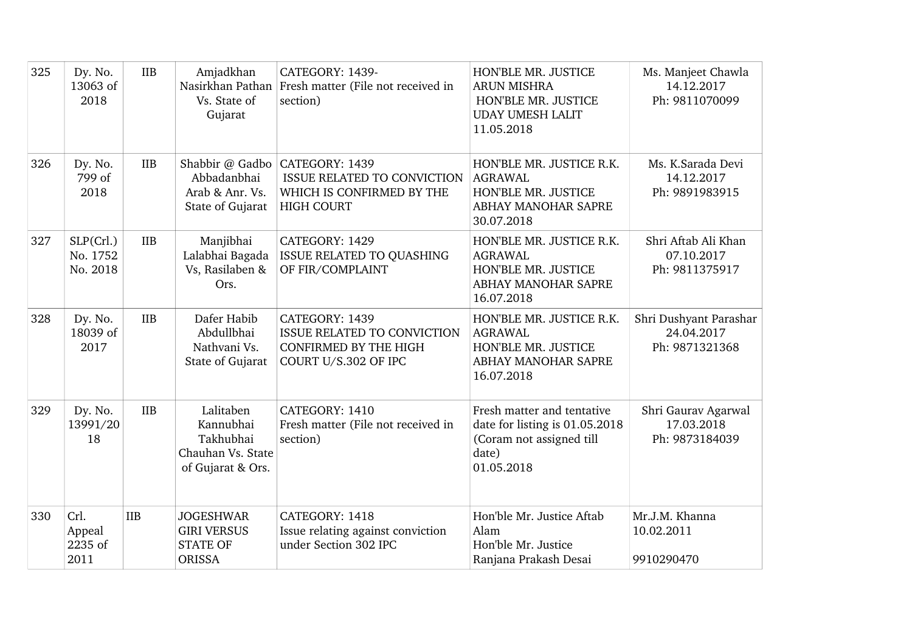| | | | | | | |
|---|---|---|---|---|---|---|
| 325 | Dy. No. 13063 of 2018 | IIB | Amjadkhan Nasirkhan Pathan Vs. State of Gujarat | CATEGORY: 1439- Fresh matter (File not received in section) | HON'BLE MR. JUSTICE ARUN MISHRA HON'BLE MR. JUSTICE UDAY UMESH LALIT 11.05.2018 | Ms. Manjeet Chawla 14.12.2017 Ph: 9811070099 |
| 326 | Dy. No. 799 of 2018 | IIB | Shabbir @ Gadbo Abbadanbhai Arab & Anr. Vs. State of Gujarat | CATEGORY: 1439 ISSUE RELATED TO CONVICTION WHICH IS CONFIRMED BY THE HIGH COURT | HON'BLE MR. JUSTICE R.K. AGRAWAL HON'BLE MR. JUSTICE ABHAY MANOHAR SAPRE 30.07.2018 | Ms. K.Sarada Devi 14.12.2017 Ph: 9891983915 |
| 327 | SLP(Crl.) No. 1752 No. 2018 | IIB | Manjibhai Lalabhai Bagada Vs, Rasilaben & Ors. | CATEGORY: 1429 ISSUE RELATED TO QUASHING OF FIR/COMPLAINT | HON'BLE MR. JUSTICE R.K. AGRAWAL HON'BLE MR. JUSTICE ABHAY MANOHAR SAPRE 16.07.2018 | Shri Aftab Ali Khan 07.10.2017 Ph: 9811375917 |
| 328 | Dy. No. 18039 of 2017 | IIB | Dafer Habib Abdullbhai Nathvani Vs. State of Gujarat | CATEGORY: 1439 ISSUE RELATED TO CONVICTION CONFIRMED BY THE HIGH COURT U/S.302 OF IPC | HON'BLE MR. JUSTICE R.K. AGRAWAL HON'BLE MR. JUSTICE ABHAY MANOHAR SAPRE 16.07.2018 | Shri Dushyant Parashar 24.04.2017 Ph: 9871321368 |
| 329 | Dy. No. 13991/2018 | IIB | Lalitaben Kannubhai Takhubhai Chauhan Vs. State of Gujarat & Ors. | CATEGORY: 1410 Fresh matter (File not received in section) | Fresh matter and tentative date for listing is 01.05.2018 (Coram not assigned till date) 01.05.2018 | Shri Gaurav Agarwal 17.03.2018 Ph: 9873184039 |
| 330 | Crl. Appeal 2235 of 2011 | IIB | JOGESHWAR GIRI VERSUS STATE OF ORISSA | CATEGORY: 1418 Issue relating against conviction under Section 302 IPC | Hon'ble Mr. Justice Aftab Alam Hon'ble Mr. Justice Ranjana Prakash Desai | Mr.J.M. Khanna 10.02.2011 9910290470 |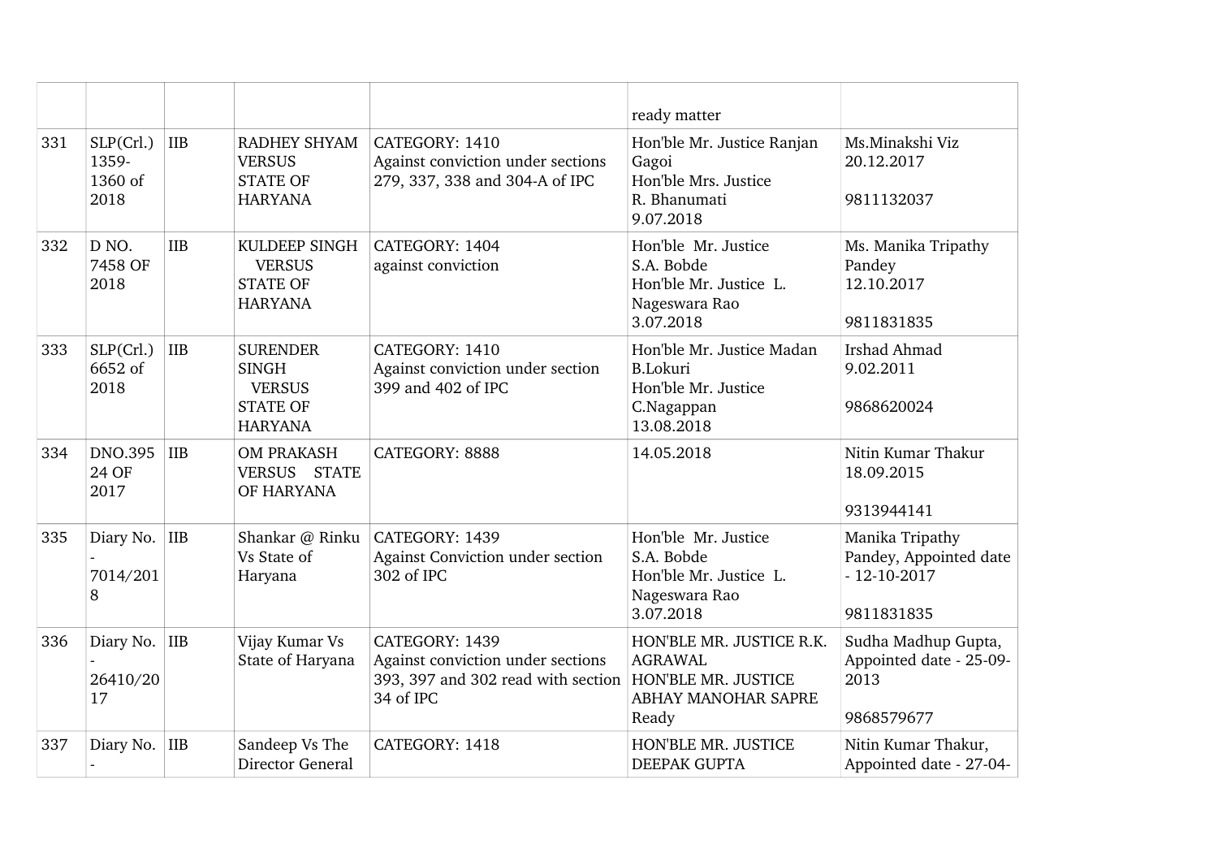| | | | | | | |
|---|---|---|---|---|---|---|
| | | | | | ready matter | |
| 331 | SLP(Crl.) 1359-1360 of 2018 | IIB | RADHEY SHYAM VERSUS STATE OF HARYANA | CATEGORY: 1410 Against conviction under sections 279, 337, 338 and 304-A of IPC | Hon'ble Mr. Justice Ranjan Gagoi Hon'ble Mrs. Justice R. Bhanumati 9.07.2018 | Ms.Minakshi Viz 20.12.2017 9811132037 |
| 332 | D NO. 7458 OF 2018 | IIB | KULDEEP SINGH VERSUS STATE OF HARYANA | CATEGORY: 1404 against conviction | Hon'ble Mr. Justice S.A. Bobde Hon'ble Mr. Justice L. Nageswara Rao 3.07.2018 | Ms. Manika Tripathy Pandey 12.10.2017 9811831835 |
| 333 | SLP(Crl.) 6652 of 2018 | IIB | SURENDER SINGH VERSUS STATE OF HARYANA | CATEGORY: 1410 Against conviction under section 399 and 402 of IPC | Hon'ble Mr. Justice Madan B.Lokuri Hon'ble Mr. Justice C.Nagappan 13.08.2018 | Irshad Ahmad 9.02.2011 9868620024 |
| 334 | DNO.39524 OF 2017 | IIB | OM PRAKASH VERSUS STATE OF HARYANA | CATEGORY: 8888 | 14.05.2018 | Nitin Kumar Thakur 18.09.2015 9313944141 |
| 335 | Diary No. - 7014/2018 | IIB | Shankar @ Rinku Vs State of Haryana | CATEGORY: 1439 Against Conviction under section 302 of IPC | Hon'ble Mr. Justice S.A. Bobde Hon'ble Mr. Justice L. Nageswara Rao 3.07.2018 | Manika Tripathy Pandey, Appointed date - 12-10-2017 9811831835 |
| 336 | Diary No. - 26410/2017 | IIB | Vijay Kumar Vs State of Haryana | CATEGORY: 1439 Against conviction under sections 393, 397 and 302 read with section 34 of IPC | HON'BLE MR. JUSTICE R.K. AGRAWAL HON'BLE MR. JUSTICE ABHAY MANOHAR SAPRE Ready | Sudha Madhup Gupta, Appointed date - 25-09-2013 9868579677 |
| 337 | Diary No. - | IIB | Sandeep Vs The Director General | CATEGORY: 1418 | HON'BLE MR. JUSTICE DEEPAK GUPTA | Nitin Kumar Thakur, Appointed date - 27-04- |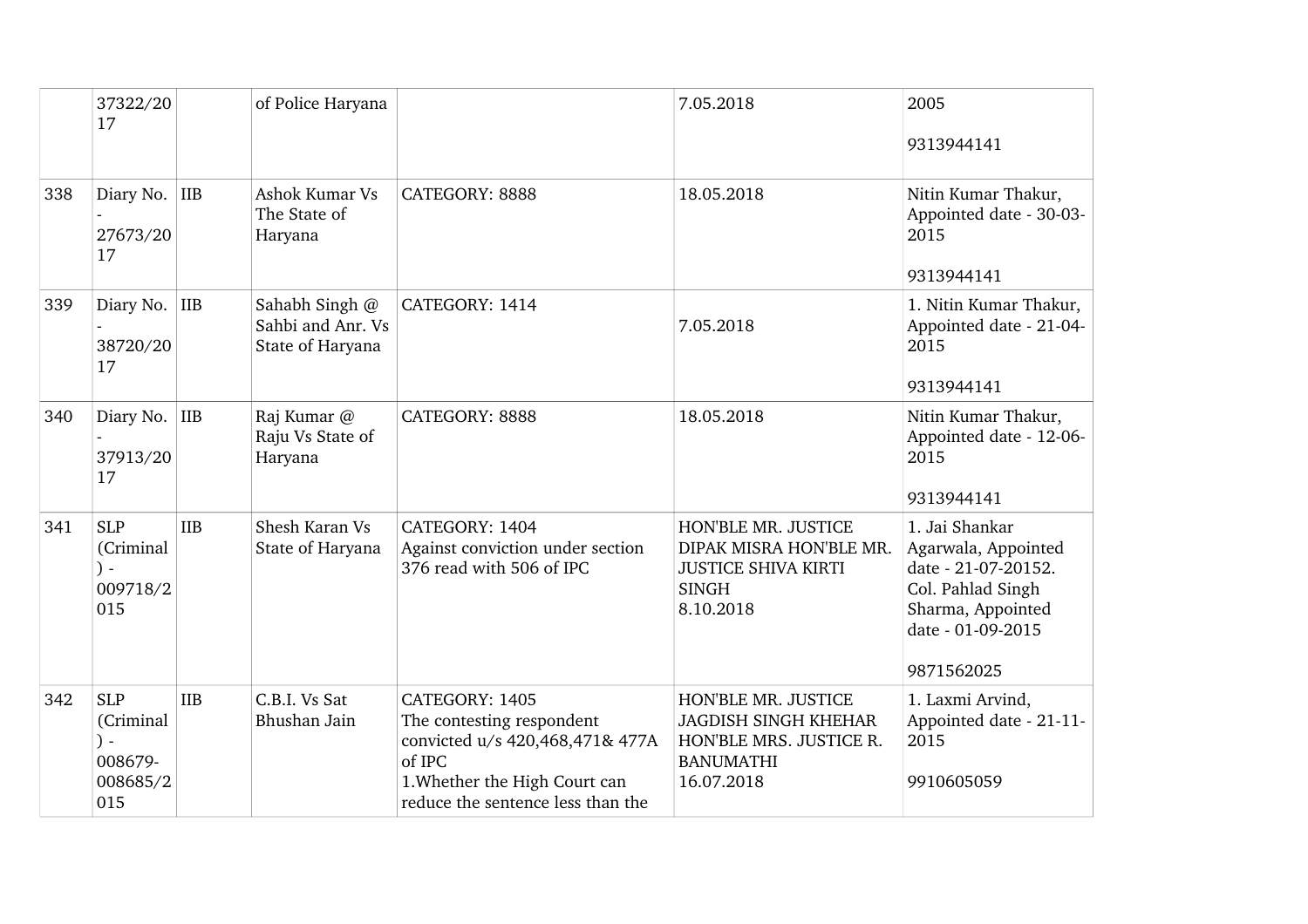| | | | | | | |
|---|---|---|---|---|---|---|
| | 37322/2017 | | of Police Haryana | | 7.05.2018 | 2005<br><br>9313944141 |
| 338 | Diary No. - 27673/2017 | IIB | Ashok Kumar Vs The State of Haryana | CATEGORY: 8888 | 18.05.2018 | Nitin Kumar Thakur, Appointed date - 30-03-2015<br><br>9313944141 |
| 339 | Diary No. - 38720/2017 | IIB | Sahabh Singh @ Sahbi and Anr. Vs State of Haryana | CATEGORY: 1414 | 7.05.2018 | 1. Nitin Kumar Thakur, Appointed date - 21-04-2015<br><br>9313944141 |
| 340 | Diary No. - 37913/2017 | IIB | Raj Kumar @ Raju Vs State of Haryana | CATEGORY: 8888 | 18.05.2018 | Nitin Kumar Thakur, Appointed date - 12-06-2015<br><br>9313944141 |
| 341 | SLP (Criminal) - 009718/2015 | IIB | Shesh Karan Vs State of Haryana | CATEGORY: 1404<br>Against conviction under section 376 read with 506 of IPC | HON'BLE MR. JUSTICE DIPAK MISRA HON'BLE MR. JUSTICE SHIVA KIRTI SINGH<br>8.10.2018 | 1. Jai Shankar Agarwala, Appointed date - 21-07-20152. Col. Pahlad Singh Sharma, Appointed date - 01-09-2015<br><br>9871562025 |
| 342 | SLP (Criminal) - 008679-008685/2015 | IIB | C.B.I. Vs Sat Bhushan Jain | CATEGORY: 1405<br>The contesting respondent convicted u/s 420,468,471& 477A of IPC<br>1.Whether the High Court can reduce the sentence less than the | HON'BLE MR. JUSTICE JAGDISH SINGH KHEHAR HON'BLE MRS. JUSTICE R. BANUMATHI<br>16.07.2018 | 1. Laxmi Arvind, Appointed date - 21-11-2015<br><br>9910605059 |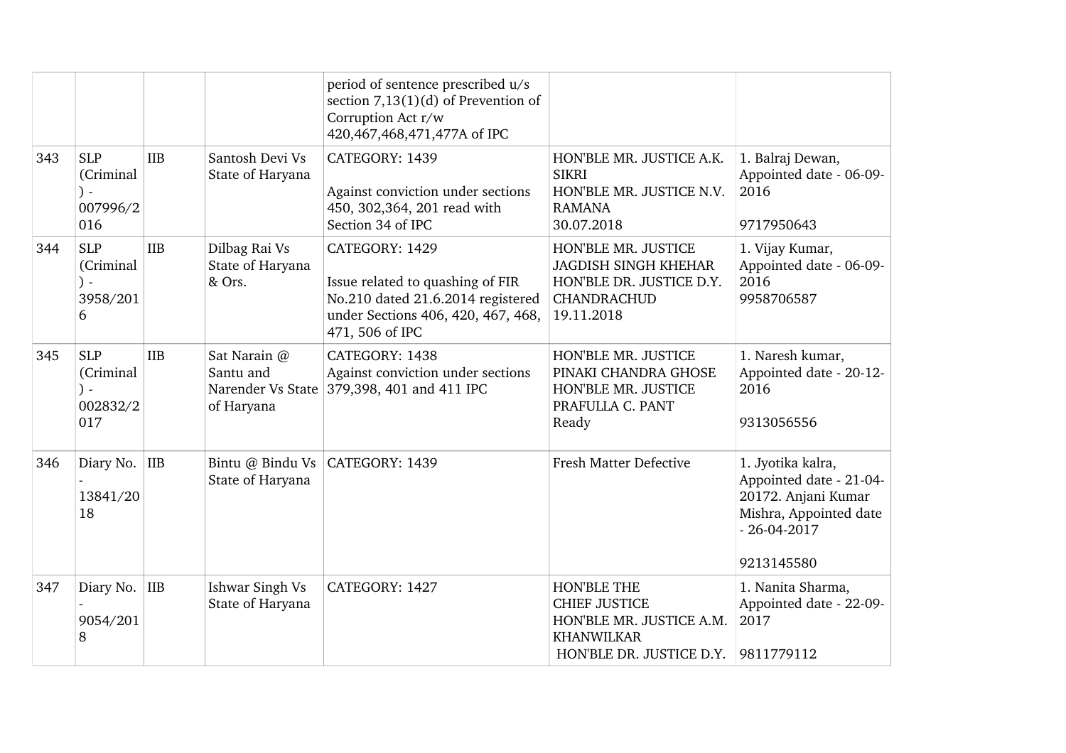| | | | | | | |
|---|---|---|---|---|---|---|
| | | | | period of sentence prescribed u/s section 7,13(1)(d) of Prevention of Corruption Act r/w 420,467,468,471,477A of IPC | | |
| 343 | SLP (Criminal) - 007996/2016 | IIB | Santosh Devi Vs State of Haryana | CATEGORY: 1439<br><br>Against conviction under sections 450, 302,364, 201 read with Section 34 of IPC | HON'BLE MR. JUSTICE A.K. SIKRI<br>HON'BLE MR. JUSTICE N.V. RAMANA<br>30.07.2018 | 1. Balraj Dewan, Appointed date - 06-09-2016<br><br>9717950643 |
| 344 | SLP (Criminal) - 3958/2016 | IIB | Dilbag Rai Vs State of Haryana & Ors. | CATEGORY: 1429<br><br>Issue related to quashing of FIR No.210 dated 21.6.2014 registered under Sections 406, 420, 467, 468, 471, 506 of IPC | HON'BLE MR. JUSTICE JAGDISH SINGH KHEHAR<br>HON'BLE DR. JUSTICE D.Y. CHANDRACHUD<br>19.11.2018 | 1. Vijay Kumar, Appointed date - 06-09-2016<br>9958706587 |
| 345 | SLP (Criminal) - 002832/2017 | IIB | Sat Narain @ Santu and Narender Vs State of Haryana | CATEGORY: 1438<br>Against conviction under sections 379,398, 401 and 411 IPC | HON'BLE MR. JUSTICE PINAKI CHANDRA GHOSE<br>HON'BLE MR. JUSTICE PRAFULLA C. PANT<br>Ready | 1. Naresh kumar, Appointed date - 20-12-2016<br><br>9313056556 |
| 346 | Diary No. - 13841/2018 | IIB | Bintu @ Bindu Vs State of Haryana | CATEGORY: 1439 | Fresh Matter Defective | 1. Jyotika kalra, Appointed date - 21-04-20172. Anjani Kumar Mishra, Appointed date - 26-04-2017<br><br>9213145580 |
| 347 | Diary No. - 9054/2018 | IIB | Ishwar Singh Vs State of Haryana | CATEGORY: 1427 | HON'BLE THE CHIEF JUSTICE<br>HON'BLE MR. JUSTICE A.M. KHANWILKAR<br>HON'BLE DR. JUSTICE D.Y. | 1. Nanita Sharma, Appointed date - 22-09-2017<br><br>9811779112 |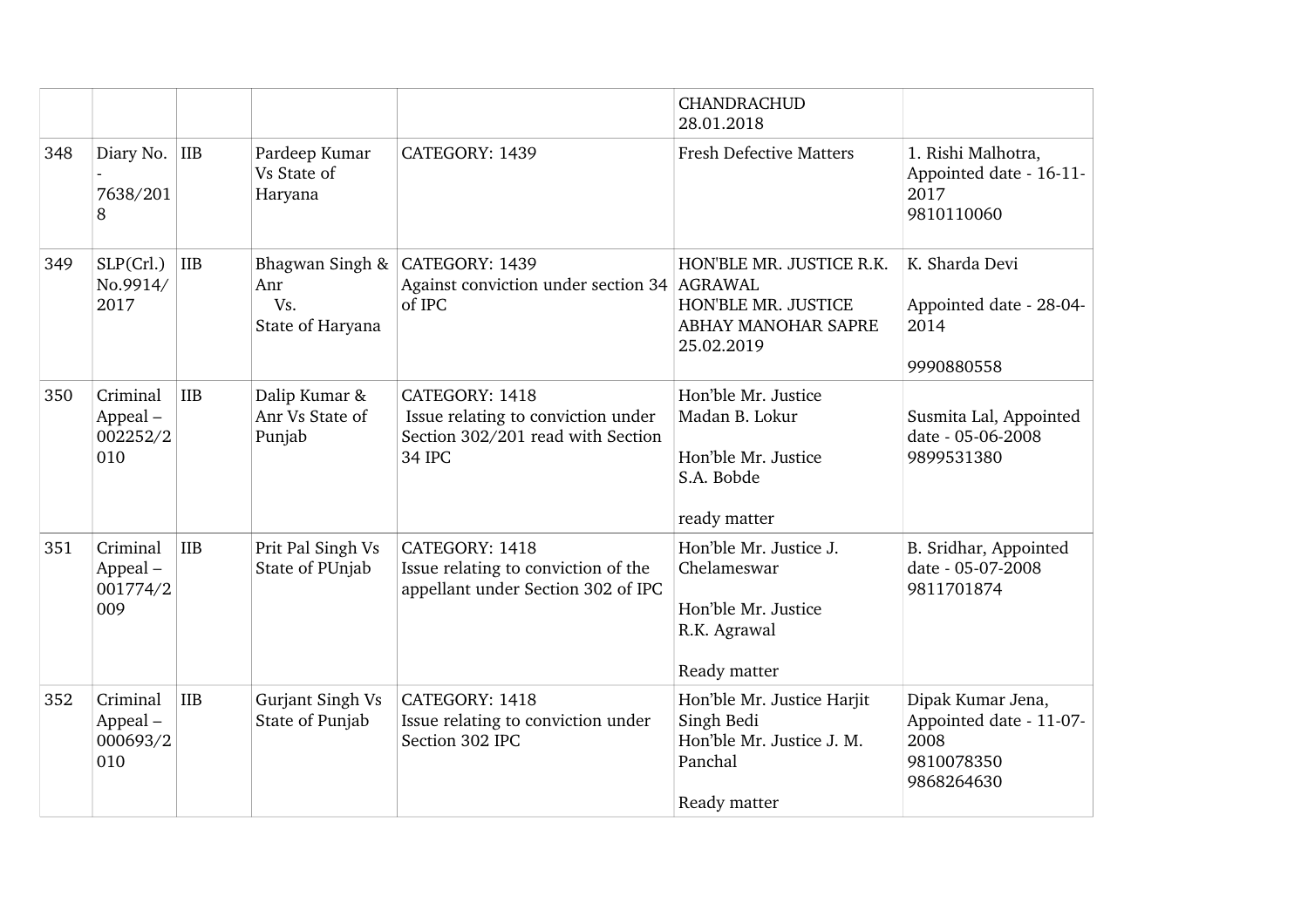| | | | | | | |
|---|---|---|---|---|---|---|
| | | | | | CHANDRACHUD 28.01.2018 | |
| 348 | Diary No. - 7638/2018 | IIB | Pardeep Kumar Vs State of Haryana | CATEGORY: 1439 | Fresh Defective Matters | 1. Rishi Malhotra, Appointed date - 16-11-2017 9810110060 |
| 349 | SLP(Crl.) No.9914/2017 | IIB | Bhagwan Singh & Anr Vs. State of Haryana | CATEGORY: 1439 Against conviction under section 34 of IPC | HON'BLE MR. JUSTICE R.K. AGRAWAL HON'BLE MR. JUSTICE ABHAY MANOHAR SAPRE 25.02.2019 | K. Sharda Devi Appointed date - 28-04-2014 9990880558 |
| 350 | Criminal Appeal – 002252/2010 | IIB | Dalip Kumar & Anr Vs State of Punjab | CATEGORY: 1418 Issue relating to conviction under Section 302/201 read with Section 34 IPC | Hon'ble Mr. Justice Madan B. Lokur Hon'ble Mr. Justice S.A. Bobde ready matter | Susmita Lal, Appointed date - 05-06-2008 9899531380 |
| 351 | Criminal Appeal – 001774/2009 | IIB | Prit Pal Singh Vs State of PUnjab | CATEGORY: 1418 Issue relating to conviction of the appellant under Section 302 of IPC | Hon'ble Mr. Justice J. Chelameswar Hon'ble Mr. Justice R.K. Agrawal Ready matter | B. Sridhar, Appointed date - 05-07-2008 9811701874 |
| 352 | Criminal Appeal – 000693/2010 | IIB | Gurjant Singh Vs State of Punjab | CATEGORY: 1418 Issue relating to conviction under Section 302 IPC | Hon'ble Mr. Justice Harjit Singh Bedi Hon'ble Mr. Justice J. M. Panchal Ready matter | Dipak Kumar Jena, Appointed date - 11-07-2008 9810078350 9868264630 |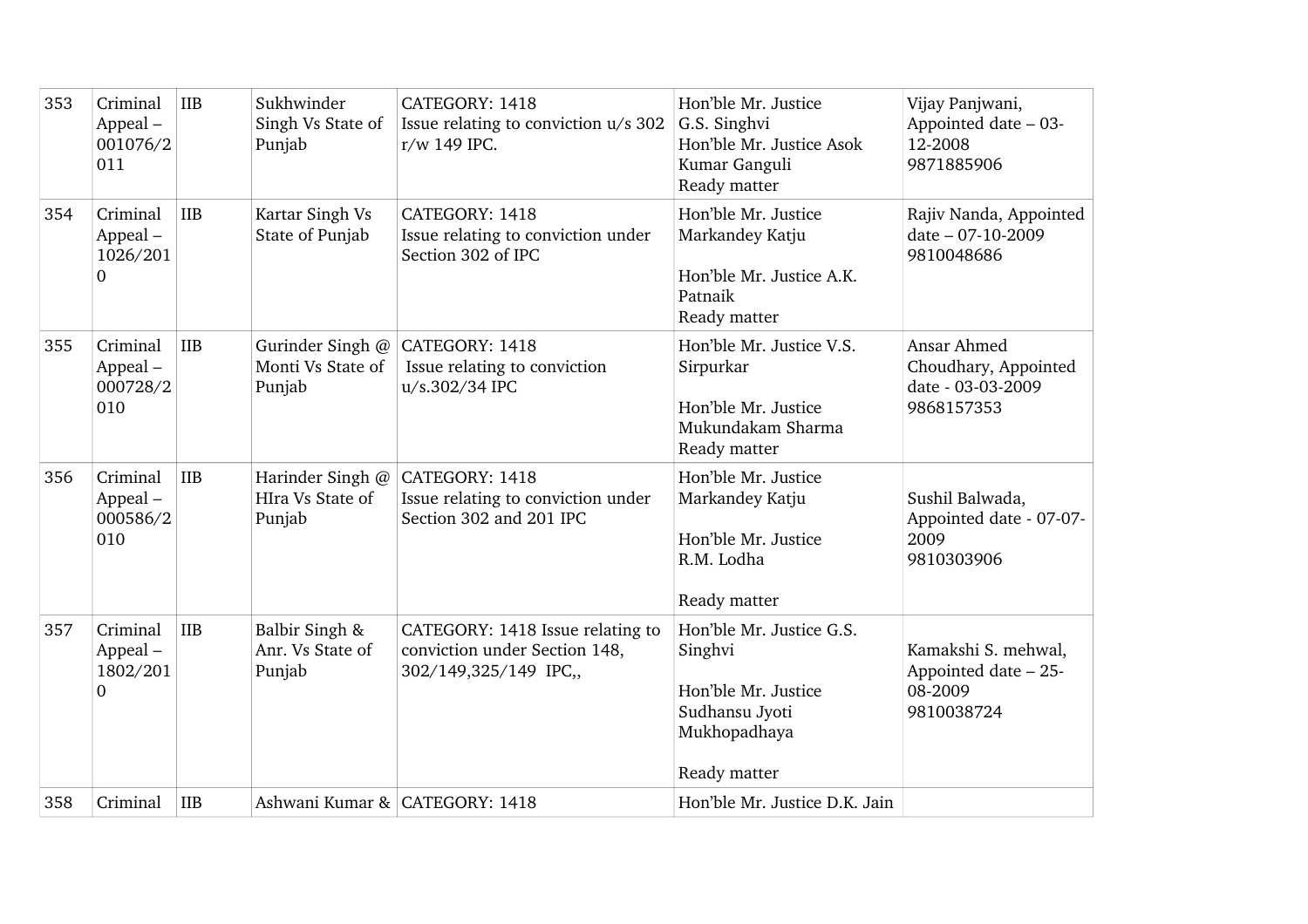| 353 | Criminal Appeal – 001076/2011 | IIB | Sukhwinder Singh Vs State of Punjab | CATEGORY: 1418 Issue relating to conviction u/s 302 r/w 149 IPC. | Hon'ble Mr. Justice G.S. Singhvi Hon'ble Mr. Justice Asok Kumar Ganguli Ready matter | Vijay Panjwani, Appointed date – 03-12-2008 9871885906 |
|---|---|---|---|---|---|---|
| 354 | Criminal Appeal – 1026/2010 | IIB | Kartar Singh Vs State of Punjab | CATEGORY: 1418 Issue relating to conviction under Section 302 of IPC | Hon'ble Mr. Justice Markandey Katju Hon'ble Mr. Justice A.K. Patnaik Ready matter | Rajiv Nanda, Appointed date – 07-10-2009 9810048686 |
| 355 | Criminal Appeal – 000728/2010 | IIB | Gurinder Singh @ Monti Vs State of Punjab | CATEGORY: 1418 Issue relating to conviction u/s.302/34 IPC | Hon'ble Mr. Justice V.S. Sirpurkar Hon'ble Mr. Justice Mukundakam Sharma Ready matter | Ansar Ahmed Choudhary, Appointed date - 03-03-2009 9868157353 |
| 356 | Criminal Appeal – 000586/2010 | IIB | Harinder Singh @ HIra Vs State of Punjab | CATEGORY: 1418 Issue relating to conviction under Section 302 and 201 IPC | Hon'ble Mr. Justice Markandey Katju Hon'ble Mr. Justice R.M. Lodha Ready matter | Sushil Balwada, Appointed date - 07-07-2009 9810303906 |
| 357 | Criminal Appeal – 1802/2010 | IIB | Balbir Singh & Anr. Vs State of Punjab | CATEGORY: 1418 Issue relating to conviction under Section 148, 302/149,325/149 IPC,, | Hon'ble Mr. Justice G.S. Singhvi Hon'ble Mr. Justice Sudhansu Jyoti Mukhopadhaya Ready matter | Kamakshi S. mehwal, Appointed date – 25-08-2009 9810038724 |
| 358 | Criminal | IIB | Ashwani Kumar & | CATEGORY: 1418 | Hon'ble Mr. Justice D.K. Jain | |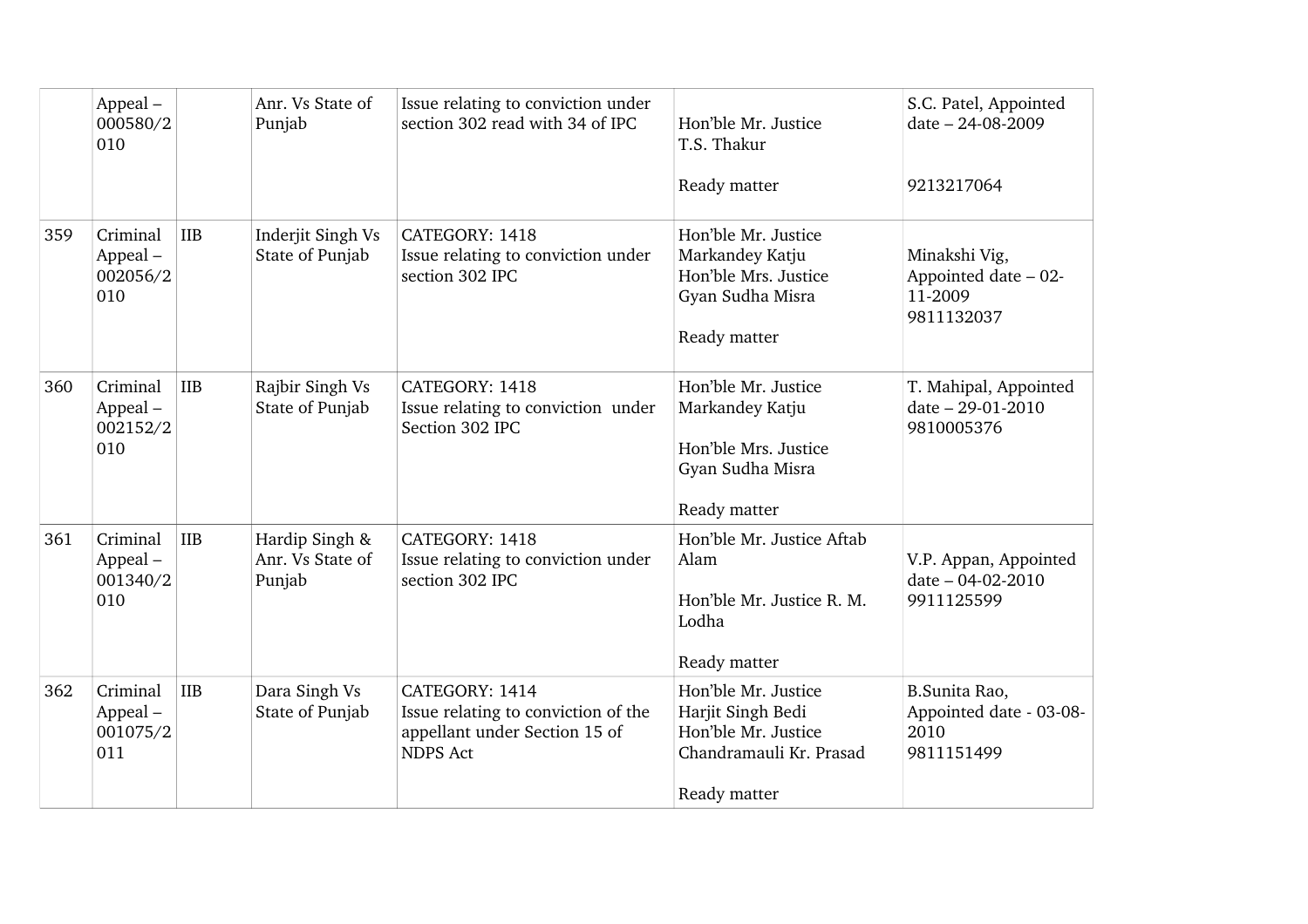| | | | | | | |
|---|---|---|---|---|---|---|
| | Appeal – 000580/2010 | | Anr. Vs State of Punjab | Issue relating to conviction under section 302 read with 34 of IPC | Hon'ble Mr. Justice T.S. Thakur<br><br>Ready matter | S.C. Patel, Appointed date – 24-08-2009<br><br>9213217064 |
| 359 | Criminal Appeal – 002056/2010 | IIB | Inderjit Singh Vs State of Punjab | CATEGORY: 1418<br>Issue relating to conviction under section 302 IPC | Hon'ble Mr. Justice Markandey Katju<br>Hon'ble Mrs. Justice Gyan Sudha Misra<br><br>Ready matter | Minakshi Vig, Appointed date – 02-11-2009<br>9811132037 |
| 360 | Criminal Appeal – 002152/2010 | IIB | Rajbir Singh Vs State of Punjab | CATEGORY: 1418<br>Issue relating to conviction under Section 302 IPC | Hon'ble Mr. Justice Markandey Katju<br><br>Hon'ble Mrs. Justice Gyan Sudha Misra<br><br>Ready matter | T. Mahipal, Appointed date – 29-01-2010<br>9810005376 |
| 361 | Criminal Appeal – 001340/2010 | IIB | Hardip Singh & Anr. Vs State of Punjab | CATEGORY: 1418<br>Issue relating to conviction under section 302 IPC | Hon'ble Mr. Justice Aftab Alam<br><br>Hon'ble Mr. Justice R. M. Lodha<br><br>Ready matter | V.P. Appan, Appointed date – 04-02-2010<br>9911125599 |
| 362 | Criminal Appeal – 001075/2011 | IIB | Dara Singh Vs State of Punjab | CATEGORY: 1414<br>Issue relating to conviction of the appellant under Section 15 of NDPS Act | Hon'ble Mr. Justice Harjit Singh Bedi<br>Hon'ble Mr. Justice Chandramauli Kr. Prasad<br><br>Ready matter | B.Sunita Rao, Appointed date - 03-08-2010<br>9811151499 |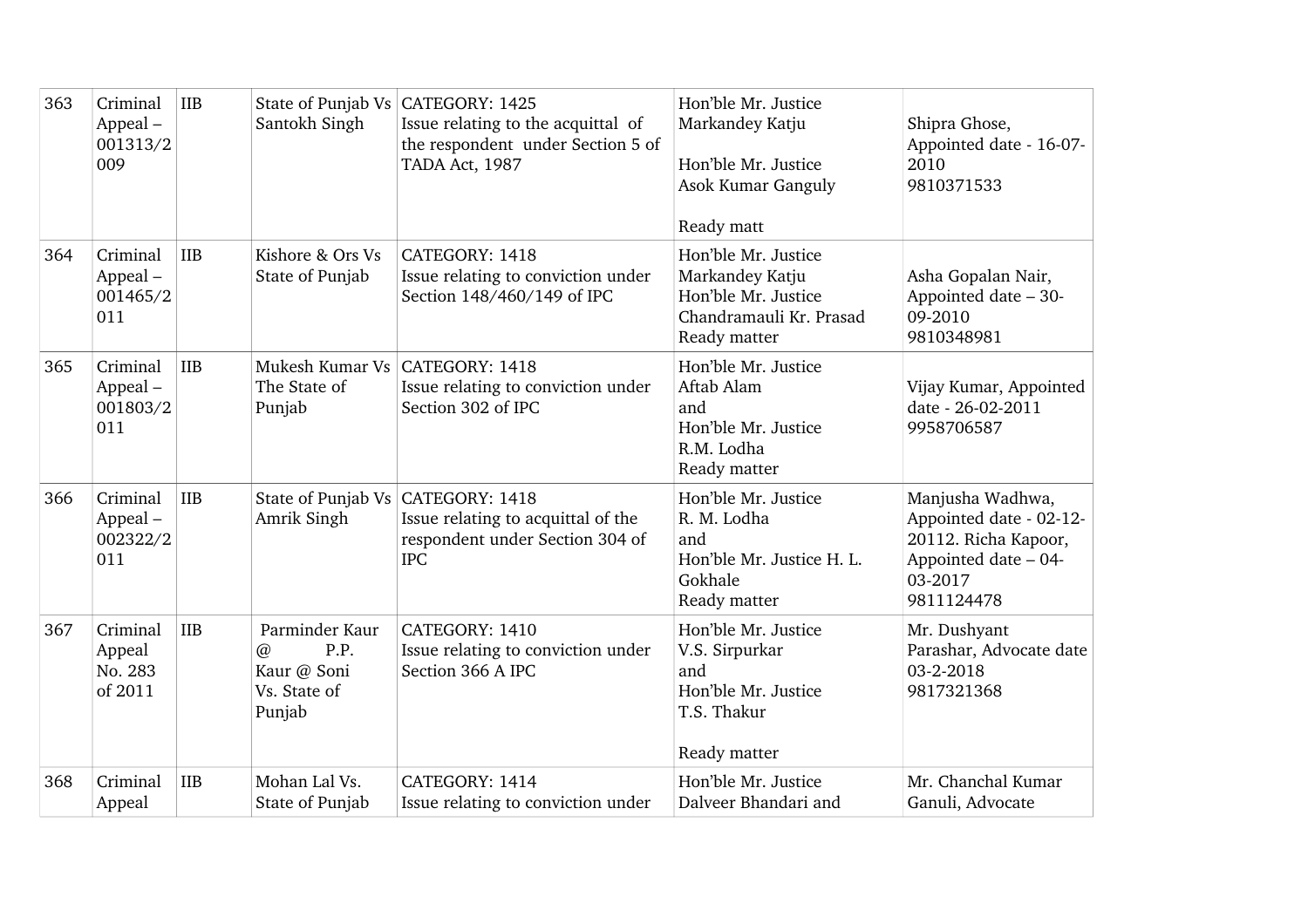| 363 | Criminal Appeal – 001313/2009 | IIB | State of Punjab Vs Santokh Singh | CATEGORY: 1425 Issue relating to the acquittal of the respondent under Section 5 of TADA Act, 1987 | Hon'ble Mr. Justice Markandey Katju Hon'ble Mr. Justice Asok Kumar Ganguly Ready matt | Shipra Ghose, Appointed date - 16-07-2010 9810371533 |
|---|---|---|---|---|---|---|
| 364 | Criminal Appeal – 001465/2011 | IIB | Kishore & Ors Vs State of Punjab | CATEGORY: 1418 Issue relating to conviction under Section 148/460/149 of IPC | Hon'ble Mr. Justice Markandey Katju Hon'ble Mr. Justice Chandramauli Kr. Prasad Ready matter | Asha Gopalan Nair, Appointed date – 30-09-2010 9810348981 |
| 365 | Criminal Appeal – 001803/2011 | IIB | Mukesh Kumar Vs The State of Punjab | CATEGORY: 1418 Issue relating to conviction under Section 302 of IPC | Hon'ble Mr. Justice Aftab Alam and Hon'ble Mr. Justice R.M. Lodha Ready matter | Vijay Kumar, Appointed date - 26-02-2011 9958706587 |
| 366 | Criminal Appeal – 002322/2011 | IIB | State of Punjab Vs Amrik Singh | CATEGORY: 1418 Issue relating to acquittal of the respondent under Section 304 of IPC | Hon'ble Mr. Justice R. M. Lodha and Hon'ble Mr. Justice H. L. Gokhale Ready matter | Manjusha Wadhwa, Appointed date - 02-12-20112. Richa Kapoor, Appointed date – 04-03-2017 9811124478 |
| 367 | Criminal Appeal No. 283 of 2011 | IIB | Parminder Kaur @ P.P. Kaur @ Soni Vs. State of Punjab | CATEGORY: 1410 Issue relating to conviction under Section 366 A IPC | Hon'ble Mr. Justice V.S. Sirpurkar and Hon'ble Mr. Justice T.S. Thakur Ready matter | Mr. Dushyant Parashar, Advocate date 03-2-2018 9817321368 |
| 368 | Criminal Appeal | IIB | Mohan Lal Vs. State of Punjab | CATEGORY: 1414 Issue relating to conviction under | Hon'ble Mr. Justice Dalveer Bhandari and | Mr. Chanchal Kumar Ganuli, Advocate |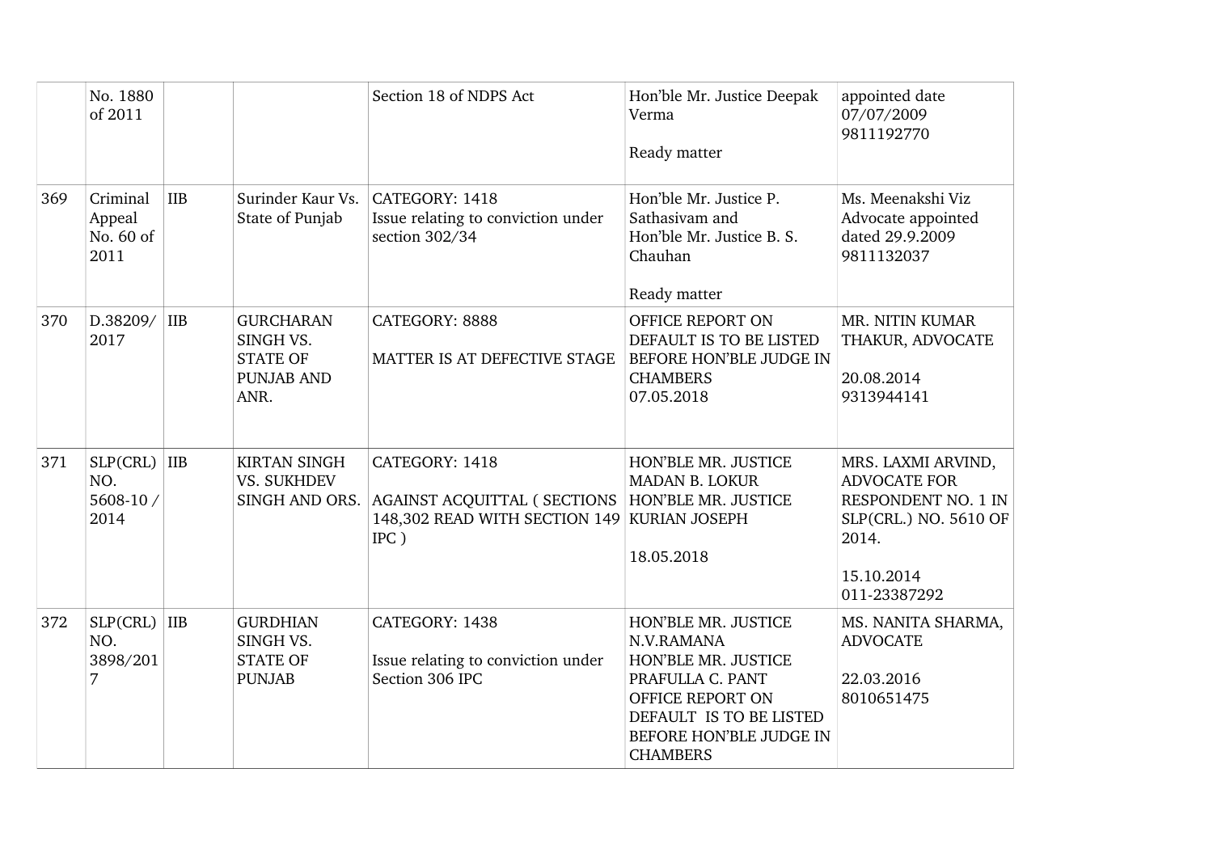| | | | | | | |
|---|---|---|---|---|---|---|
| | No. 1880 of 2011 | | | Section 18 of NDPS Act | Hon'ble Mr. Justice Deepak Verma<br><br>Ready matter | appointed date 07/07/2009 9811192770 |
| 369 | Criminal Appeal No. 60 of 2011 | IIB | Surinder Kaur Vs. State of Punjab | CATEGORY: 1418<br>Issue relating to conviction under section 302/34 | Hon'ble Mr. Justice P. Sathasivam and<br>Hon'ble Mr. Justice B. S. Chauhan<br><br>Ready matter | Ms. Meenakshi Viz Advocate appointed dated 29.9.2009 9811132037 |
| 370 | D.38209/ 2017 | IIB | GURCHARAN SINGH VS. STATE OF PUNJAB AND ANR. | CATEGORY: 8888<br><br>MATTER IS AT DEFECTIVE STAGE | OFFICE REPORT ON DEFAULT IS TO BE LISTED BEFORE HON'BLE JUDGE IN CHAMBERS<br>07.05.2018 | MR. NITIN KUMAR THAKUR, ADVOCATE<br><br>20.08.2014<br>9313944141 |
| 371 | SLP(CRL) NO. 5608-10 / 2014 | IIB | KIRTAN SINGH VS. SUKHDEV SINGH AND ORS. | CATEGORY: 1418<br><br>AGAINST ACQUITTAL ( SECTIONS 148,302 READ WITH SECTION 149 IPC ) | HON'BLE MR. JUSTICE MADAN B. LOKUR<br>HON'BLE MR. JUSTICE KURIAN JOSEPH<br><br>18.05.2018 | MRS. LAXMI ARVIND, ADVOCATE FOR RESPONDENT NO. 1 IN SLP(CRL.) NO. 5610 OF 2014.<br><br>15.10.2014<br>011-23387292 |
| 372 | SLP(CRL) NO. 3898/2017 | IIB | GURDHIAN SINGH VS. STATE OF PUNJAB | CATEGORY: 1438<br><br>Issue relating to conviction under Section 306 IPC | HON'BLE MR. JUSTICE N.V.RAMANA<br>HON'BLE MR. JUSTICE PRAFULLA C. PANT<br>OFFICE REPORT ON DEFAULT IS TO BE LISTED BEFORE HON'BLE JUDGE IN CHAMBERS | MS. NANITA SHARMA, ADVOCATE<br><br>22.03.2016<br>8010651475 |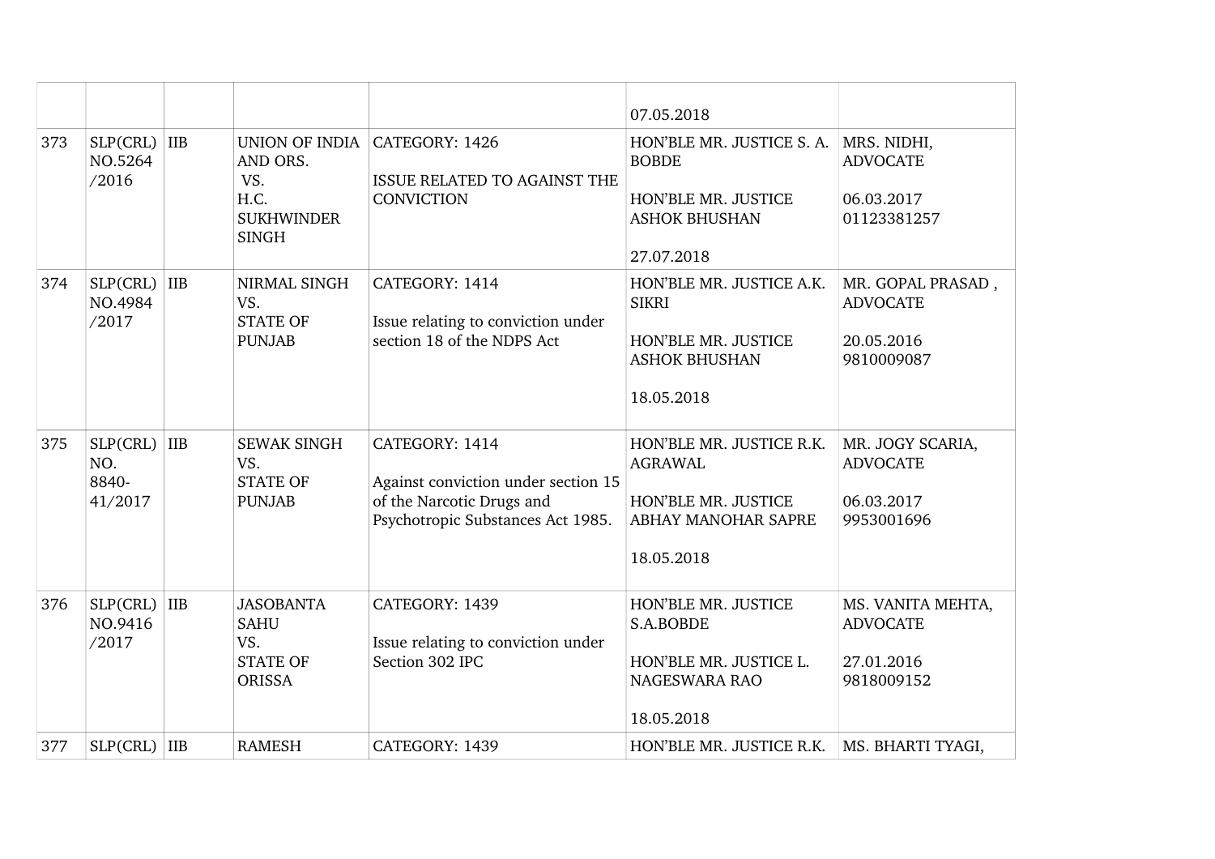|  |  |  |  |  | 07.05.2018 |  |
|---|---|---|---|---|---|---|
| 373 | SLP(CRL) NO.5264 /2016 | IIB | UNION OF INDIA AND ORS. VS. H.C. SUKHWINDER SINGH | CATEGORY: 1426<br><br>ISSUE RELATED TO AGAINST THE CONVICTION | HON'BLE MR. JUSTICE S. A. BOBDE<br><br>HON'BLE MR. JUSTICE ASHOK BHUSHAN<br><br>27.07.2018 | MRS. NIDHI, ADVOCATE<br><br>06.03.2017 01123381257 |
| 374 | SLP(CRL) NO.4984 /2017 | IIB | NIRMAL SINGH VS. STATE OF PUNJAB | CATEGORY: 1414<br><br>Issue relating to conviction under section 18 of the NDPS Act | HON'BLE MR. JUSTICE A.K. SIKRI<br><br>HON'BLE MR. JUSTICE ASHOK BHUSHAN<br><br>18.05.2018 | MR. GOPAL PRASAD , ADVOCATE<br><br>20.05.2016 9810009087 |
| 375 | SLP(CRL) NO. 8840-41/2017 | IIB | SEWAK SINGH VS. STATE OF PUNJAB | CATEGORY: 1414<br><br>Against conviction under section 15 of the Narcotic Drugs and Psychotropic Substances Act 1985. | HON'BLE MR. JUSTICE R.K. AGRAWAL<br><br>HON'BLE MR. JUSTICE ABHAY MANOHAR SAPRE<br><br>18.05.2018 | MR. JOGY SCARIA, ADVOCATE<br><br>06.03.2017 9953001696 |
| 376 | SLP(CRL) NO.9416 /2017 | IIB | JASOBANTA SAHU VS. STATE OF ORISSA | CATEGORY: 1439<br><br>Issue relating to conviction under Section 302 IPC | HON'BLE MR. JUSTICE S.A.BOBDE<br><br>HON'BLE MR. JUSTICE L. NAGESWARA RAO<br><br>18.05.2018 | MS. VANITA MEHTA, ADVOCATE<br><br>27.01.2016 9818009152 |
| 377 | SLP(CRL) | IIB | RAMESH | CATEGORY: 1439 | HON'BLE MR. JUSTICE R.K. | MS. BHARTI TYAGI, |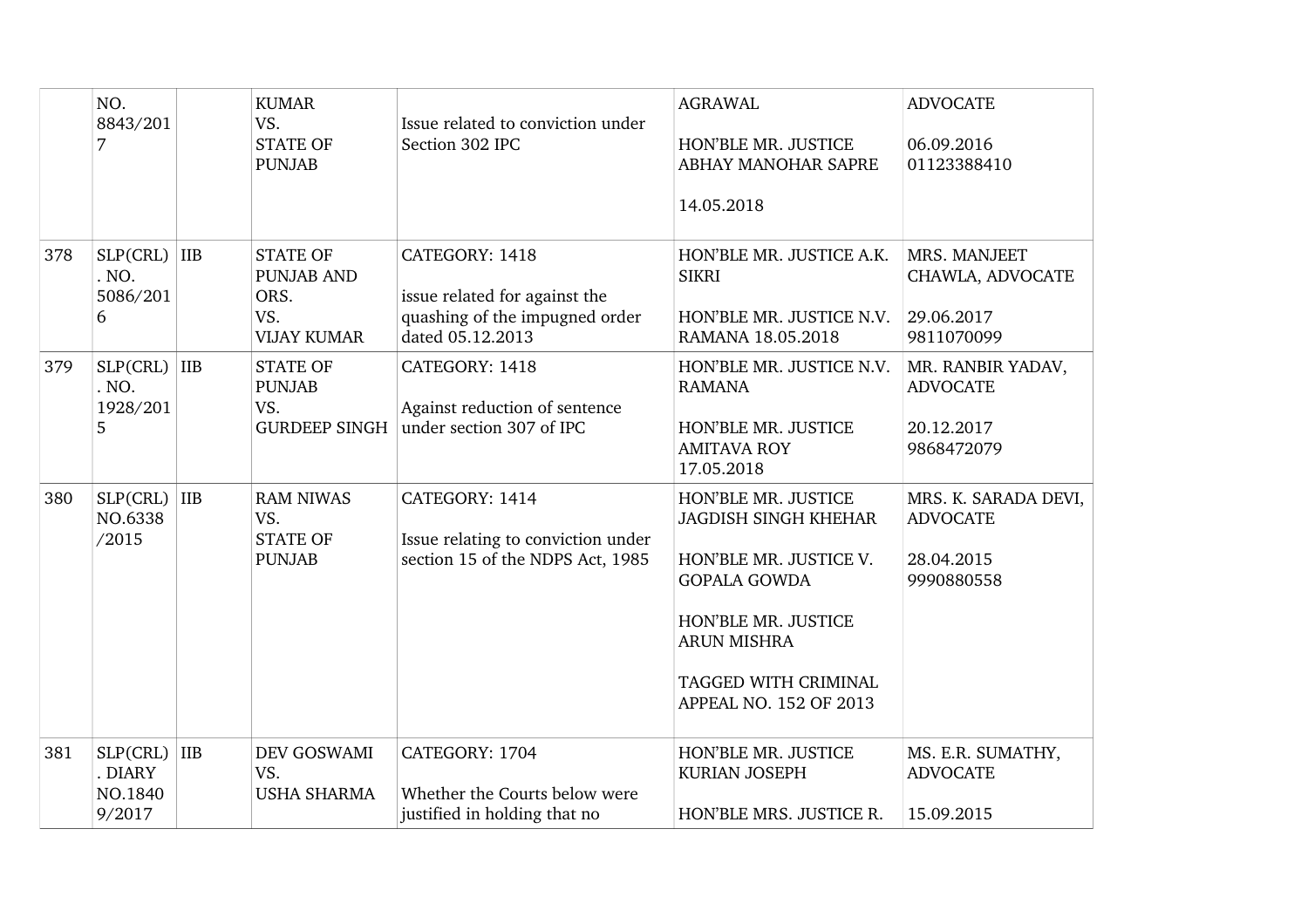|  | NO. 8843/2017 |  | KUMAR VS. STATE OF PUNJAB | Issue related to conviction under Section 302 IPC | AGRAWAL<br><br>HON'BLE MR. JUSTICE ABHAY MANOHAR SAPRE<br><br>14.05.2018 | ADVOCATE<br><br>06.09.2016<br>01123388410 |
|---|---|---|---|---|---|---|
| 378 | SLP(CRL). NO. 5086/2016 | IIB | STATE OF PUNJAB AND ORS. VS. VIJAY KUMAR | CATEGORY: 1418<br><br>issue related for against the quashing of the impugned order dated 05.12.2013 | HON'BLE MR. JUSTICE A.K. SIKRI<br><br>HON'BLE MR. JUSTICE N.V. RAMANA 18.05.2018 | MRS. MANJEET CHAWLA, ADVOCATE<br><br>29.06.2017<br>9811070099 |
| 379 | SLP(CRL). NO. 1928/2015 | IIB | STATE OF PUNJAB VS. GURDEEP SINGH | CATEGORY: 1418<br><br>Against reduction of sentence under section 307 of IPC | HON'BLE MR. JUSTICE N.V. RAMANA<br><br>HON'BLE MR. JUSTICE AMITAVA ROY<br>17.05.2018 | MR. RANBIR YADAV, ADVOCATE<br><br>20.12.2017<br>9868472079 |
| 380 | SLP(CRL) NO.6338/2015 | IIB | RAM NIWAS VS. STATE OF PUNJAB | CATEGORY: 1414<br><br>Issue relating to conviction under section 15 of the NDPS Act, 1985 | HON'BLE MR. JUSTICE JAGDISH SINGH KHEHAR<br><br>HON'BLE MR. JUSTICE V. GOPALA GOWDA<br><br>HON'BLE MR. JUSTICE ARUN MISHRA<br><br>TAGGED WITH CRIMINAL APPEAL NO. 152 OF 2013 | MRS. K. SARADA DEVI, ADVOCATE<br><br>28.04.2015<br>9990880558 |
| 381 | SLP(CRL). DIARY NO.18409/2017 | IIB | DEV GOSWAMI VS. USHA SHARMA | CATEGORY: 1704<br><br>Whether the Courts below were justified in holding that no | HON'BLE MR. JUSTICE KURIAN JOSEPH<br><br>HON'BLE MRS. JUSTICE R. | MS. E.R. SUMATHY, ADVOCATE<br><br>15.09.2015 |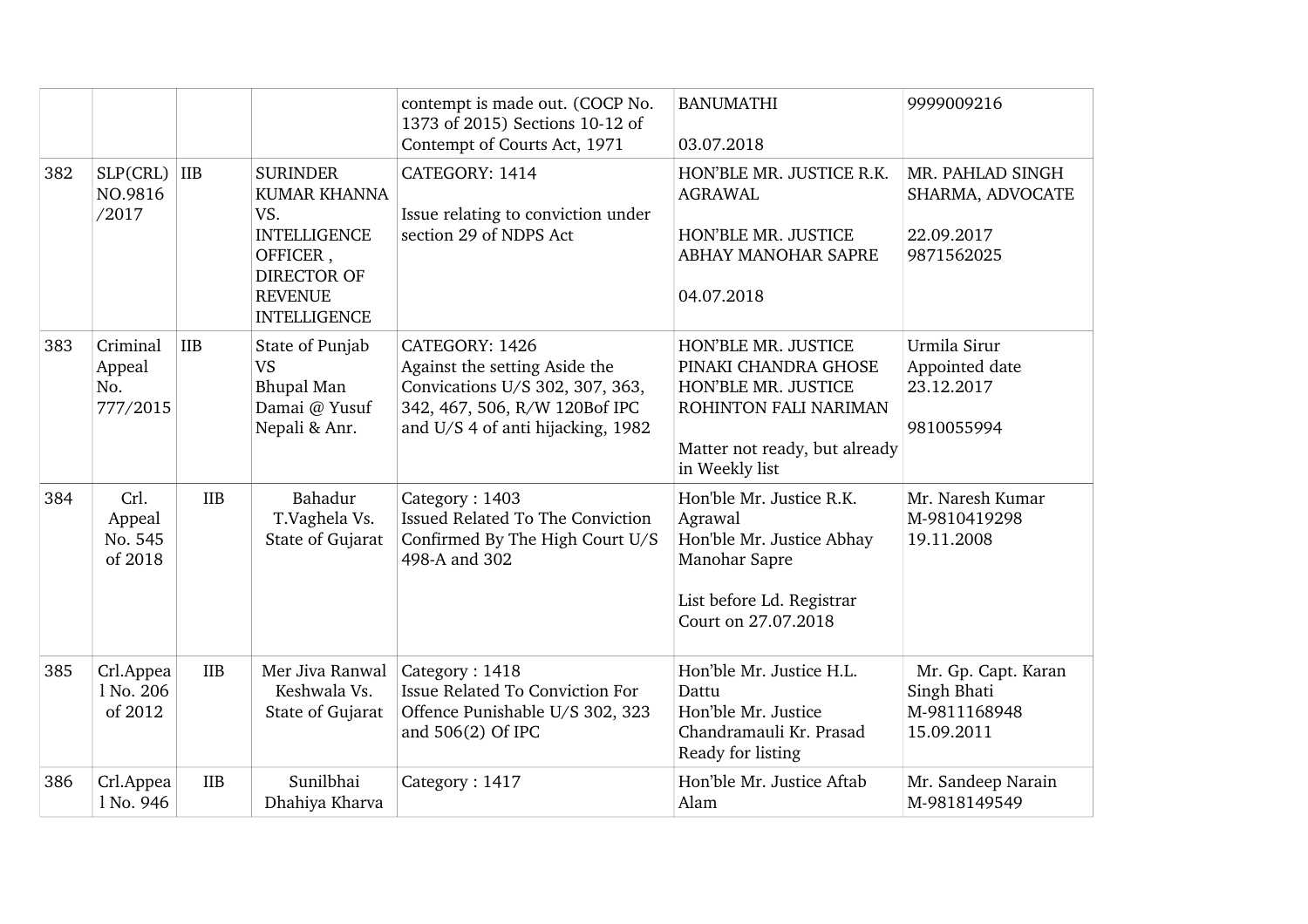|  |  |  |  | contempt is made out. (COCP No. 1373 of 2015) Sections 10-12 of Contempt of Courts Act, 1971 | BANUMATHI<br><br>03.07.2018 | 9999009216 |
|---|---|---|---|---|---|---|
| 382 | SLP(CRL) NO.9816 /2017 | IIB | SURINDER KUMAR KHANNA VS. INTELLIGENCE OFFICER , DIRECTOR OF REVENUE INTELLIGENCE | CATEGORY: 1414<br><br>Issue relating to conviction under section 29 of NDPS Act | HON'BLE MR. JUSTICE R.K. AGRAWAL<br><br>HON'BLE MR. JUSTICE ABHAY MANOHAR SAPRE<br><br>04.07.2018 | MR. PAHLAD SINGH SHARMA, ADVOCATE<br><br>22.09.2017<br>9871562025 |
| 383 | Criminal Appeal No. 777/2015 | IIB | State of Punjab VS Bhupal Man Damai @ Yusuf Nepali & Anr. | CATEGORY: 1426<br>Against the setting Aside the Convications U/S 302, 307, 363, 342, 467, 506, R/W 120Bof IPC and U/S 4 of anti hijacking, 1982 | HON'BLE MR. JUSTICE PINAKI CHANDRA GHOSE<br>HON'BLE MR. JUSTICE ROHINTON FALI NARIMAN<br><br>Matter not ready, but already in Weekly list | Urmila Sirur<br>Appointed date 23.12.2017<br><br>9810055994 |
| 384 | Crl. Appeal No. 545 of 2018 | IIB | Bahadur T.Vaghela Vs. State of Gujarat | Category : 1403<br>Issued Related To The Conviction Confirmed By The High Court U/S 498-A and 302 | Hon'ble Mr. Justice R.K. Agrawal<br>Hon'ble Mr. Justice Abhay Manohar Sapre<br><br>List before Ld. Registrar Court on 27.07.2018 | Mr. Naresh Kumar<br>M-9810419298<br>19.11.2008 |
| 385 | Crl.Appeal No. 206 of 2012 | IIB | Mer Jiva Ranwal Keshwala Vs. State of Gujarat | Category : 1418<br>Issue Related To Conviction For Offence Punishable U/S 302, 323 and 506(2) Of IPC | Hon'ble Mr. Justice H.L. Dattu<br>Hon'ble Mr. Justice Chandramauli Kr. Prasad<br>Ready for listing | Mr. Gp. Capt. Karan Singh Bhati<br>M-9811168948<br>15.09.2011 |
| 386 | Crl.Appeal No. 946 | IIB | Sunilbhai Dhahiya Kharva | Category : 1417 | Hon'ble Mr. Justice Aftab Alam | Mr. Sandeep Narain<br>M-9818149549 |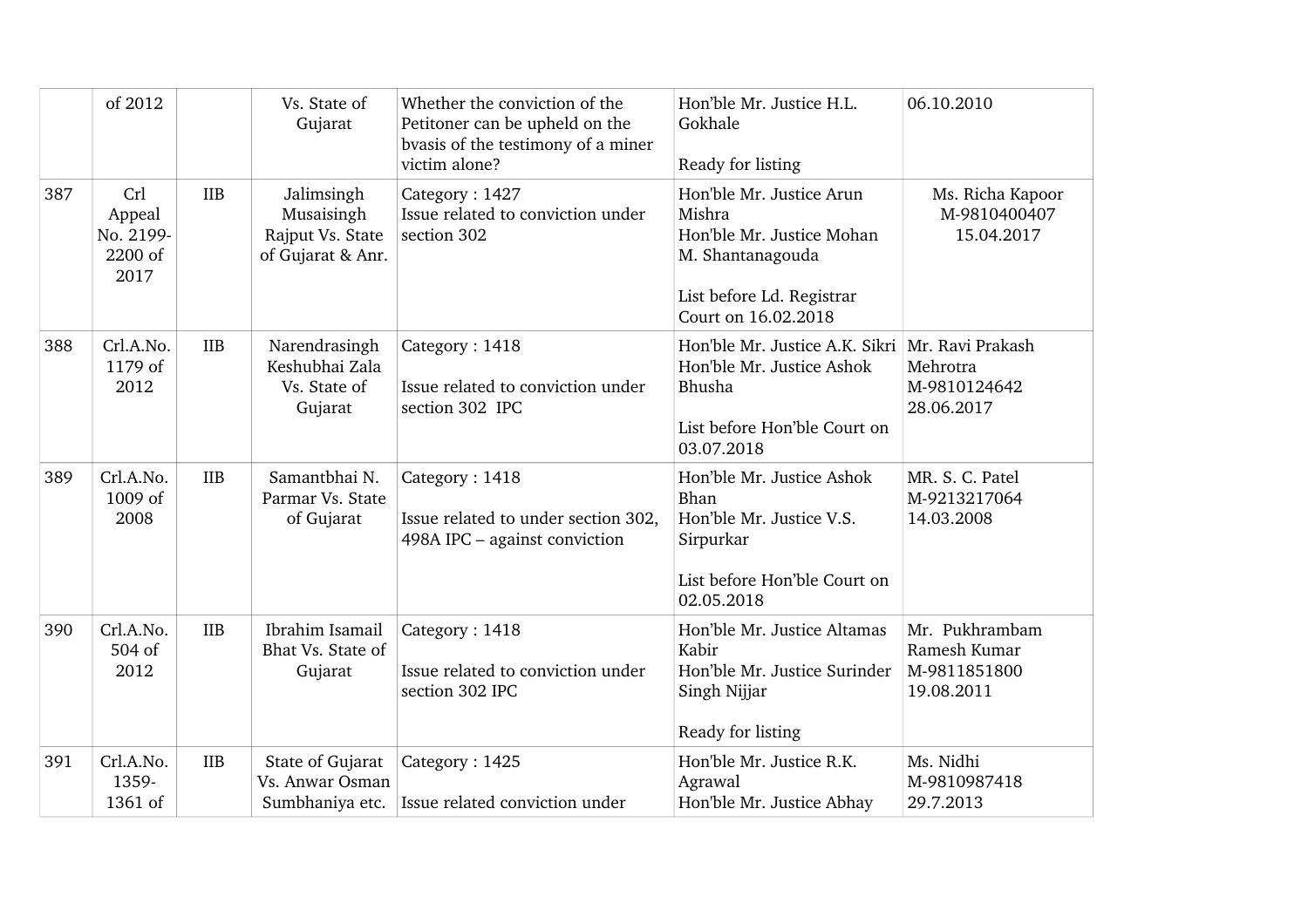|  | of 2012 |  | Vs. State of Gujarat | Whether the conviction of the Petitoner can be upheld on the bvasis of the testimony of a miner victim alone? | Hon'ble Mr. Justice H.L. Gokhale<br><br>Ready for listing | 06.10.2010 |
|---|---|---|---|---|---|---|
| 387 | Crl Appeal No. 2199-2200 of 2017 | IIB | Jalimsingh Musaisingh Rajput Vs. State of Gujarat & Anr. | Category : 1427<br>Issue related to conviction under section 302 | Hon'ble Mr. Justice Arun Mishra<br>Hon'ble Mr. Justice Mohan M. Shantanagouda<br><br>List before Ld. Registrar Court on 16.02.2018 | Ms. Richa Kapoor<br>M-9810400407<br>15.04.2017 |
| 388 | Crl.A.No. 1179 of 2012 | IIB | Narendrasingh Keshubhai Zala Vs. State of Gujarat | Category : 1418<br><br>Issue related to conviction under section 302 IPC | Hon'ble Mr. Justice A.K. Sikri<br>Hon'ble Mr. Justice Ashok Bhusha<br><br>List before Hon'ble Court on 03.07.2018 | Mr. Ravi Prakash Mehrotra<br>M-9810124642<br>28.06.2017 |
| 389 | Crl.A.No. 1009 of 2008 | IIB | Samantbhai N. Parmar Vs. State of Gujarat | Category : 1418<br><br>Issue related to under section 302, 498A IPC – against conviction | Hon'ble Mr. Justice Ashok Bhan<br>Hon'ble Mr. Justice V.S. Sirpurkar<br><br>List before Hon'ble Court on 02.05.2018 | MR. S. C. Patel<br>M-9213217064<br>14.03.2008 |
| 390 | Crl.A.No. 504 of 2012 | IIB | Ibrahim Isamail Bhat Vs. State of Gujarat | Category : 1418<br><br>Issue related to conviction under section 302 IPC | Hon'ble Mr. Justice Altamas Kabir<br>Hon'ble Mr. Justice Surinder Singh Nijjar<br><br>Ready for listing | Mr. Pukhrambam Ramesh Kumar<br>M-9811851800<br>19.08.2011 |
| 391 | Crl.A.No. 1359-1361 of | IIB | State of Gujarat Vs. Anwar Osman Sumbhaniya etc. | Category : 1425<br><br>Issue related conviction under | Hon'ble Mr. Justice R.K. Agrawal<br>Hon'ble Mr. Justice Abhay | Ms. Nidhi<br>M-9810987418<br>29.7.2013 |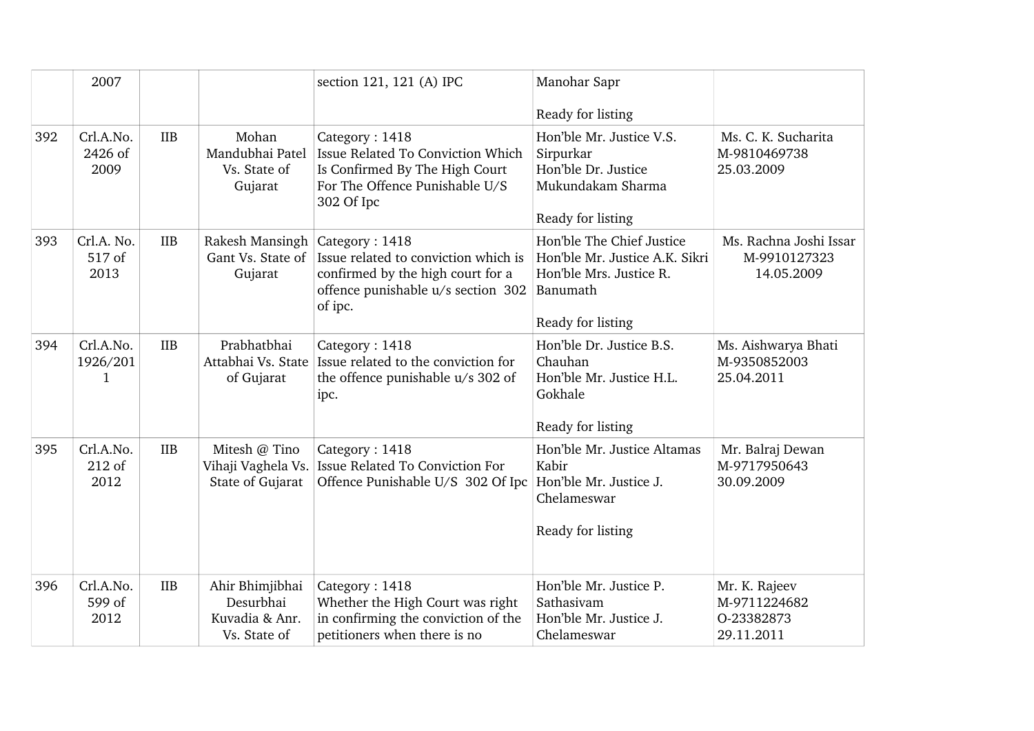| | 2007 | | | section 121, 121 (A) IPC | Manohar Sapr<br><br>Ready for listing | |
|---|---|---|---|---|---|---|
| 392 | Crl.A.No. 2426 of 2009 | IIB | Mohan Mandubhai Patel Vs. State of Gujarat | Category : 1418<br>Issue Related To Conviction Which Is Confirmed By The High Court For The Offence Punishable U/S 302 Of Ipc | Hon'ble Mr. Justice V.S. Sirpurkar<br>Hon'ble Dr. Justice Mukundakam Sharma<br><br>Ready for listing | Ms. C. K. Sucharita<br>M-9810469738<br>25.03.2009 |
| 393 | Crl.A. No. 517 of 2013 | IIB | Rakesh Mansingh Gant Vs. State of Gujarat | Category : 1418<br>Issue related to conviction which is confirmed by the high court for a offence punishable u/s section 302 of ipc. | Hon'ble The Chief Justice<br>Hon'ble Mr. Justice A.K. Sikri<br>Hon'ble Mrs. Justice R. Banumath<br><br>Ready for listing | Ms. Rachna Joshi Issar<br>M-9910127323<br>14.05.2009 |
| 394 | Crl.A.No. 1926/2011 | IIB | Prabhatbhai Attabhai Vs. State of Gujarat | Category : 1418<br>Issue related to the conviction for the offence punishable u/s 302 of ipc. | Hon'ble Dr. Justice B.S. Chauhan<br>Hon'ble Mr. Justice H.L. Gokhale<br><br>Ready for listing | Ms. Aishwarya Bhati<br>M-9350852003<br>25.04.2011 |
| 395 | Crl.A.No. 212 of 2012 | IIB | Mitesh @ Tino Vihaji Vaghela Vs. State of Gujarat | Category : 1418<br>Issue Related To Conviction For Offence Punishable U/S 302 Of Ipc | Hon'ble Mr. Justice Altamas Kabir<br>Hon'ble Mr. Justice J. Chelameswar<br><br>Ready for listing | Mr. Balraj Dewan<br>M-9717950643<br>30.09.2009 |
| 396 | Crl.A.No. 599 of 2012 | IIB | Ahir Bhimjibhai Desurbhai Kuvadia & Anr. Vs. State of | Category : 1418<br>Whether the High Court was right in confirming the conviction of the petitioners when there is no | Hon'ble Mr. Justice P. Sathasivam<br>Hon'ble Mr. Justice J. Chelameswar | Mr. K. Rajeev<br>M-9711224682<br>O-23382873<br>29.11.2011 |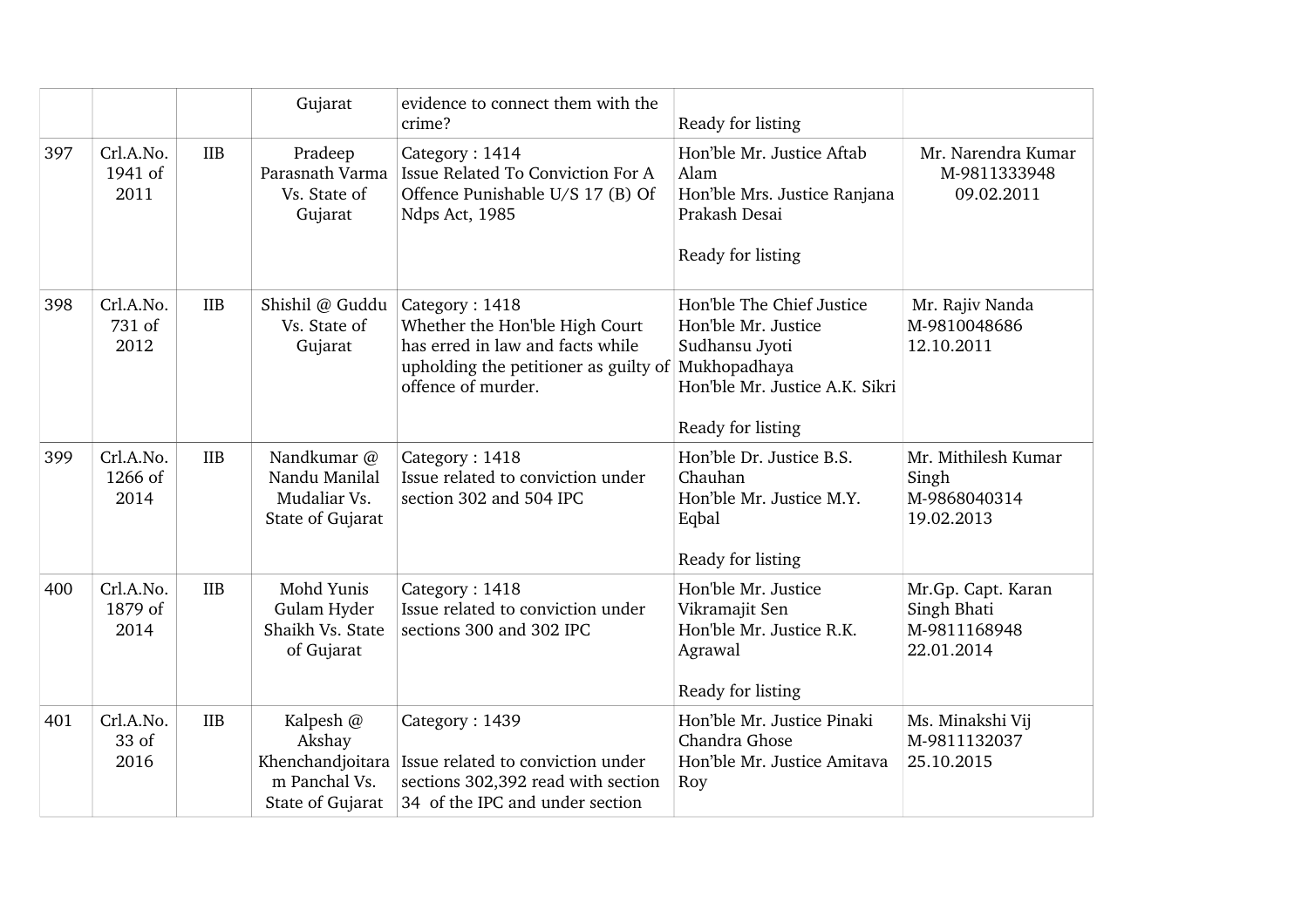| | | | | | | |
|---|---|---|---|---|---|---|
| | | | Gujarat | evidence to connect them with the crime? | Ready for listing | |
| 397 | Crl.A.No. 1941 of 2011 | IIB | Pradeep Parasnath Varma Vs. State of Gujarat | Category : 1414 Issue Related To Conviction For A Offence Punishable U/S 17 (B) Of Ndps Act, 1985 | Hon'ble Mr. Justice Aftab Alam Hon'ble Mrs. Justice Ranjana Prakash Desai<br><br>Ready for listing | Mr. Narendra Kumar M-9811333948 09.02.2011 |
| 398 | Crl.A.No. 731 of 2012 | IIB | Shishil @ Guddu Vs. State of Gujarat | Category : 1418 Whether the Hon'ble High Court has erred in law and facts while upholding the petitioner as guilty of offence of murder. | Hon'ble The Chief Justice Hon'ble Mr. Justice Sudhansu Jyoti Mukhopadhaya Hon'ble Mr. Justice A.K. Sikri<br><br>Ready for listing | Mr. Rajiv Nanda M-9810048686 12.10.2011 |
| 399 | Crl.A.No. 1266 of 2014 | IIB | Nandkumar @ Nandu Manilal Mudaliar Vs. State of Gujarat | Category : 1418 Issue related to conviction under section 302 and 504 IPC | Hon'ble Dr. Justice B.S. Chauhan Hon'ble Mr. Justice M.Y. Eqbal<br><br>Ready for listing | Mr. Mithilesh Kumar Singh M-9868040314 19.02.2013 |
| 400 | Crl.A.No. 1879 of 2014 | IIB | Mohd Yunis Gulam Hyder Shaikh Vs. State of Gujarat | Category : 1418 Issue related to conviction under sections 300 and 302 IPC | Hon'ble Mr. Justice Vikramajit Sen Hon'ble Mr. Justice R.K. Agrawal<br><br>Ready for listing | Mr.Gp. Capt. Karan Singh Bhati M-9811168948 22.01.2014 |
| 401 | Crl.A.No. 33 of 2016 | IIB | Kalpesh @ Akshay Khenchandjoitaram Panchal Vs. State of Gujarat | Category : 1439<br><br>Issue related to conviction under sections 302,392 read with section 34 of the IPC and under section | Hon'ble Mr. Justice Pinaki Chandra Ghose Hon'ble Mr. Justice Amitava Roy | Ms. Minakshi Vij M-9811132037 25.10.2015 |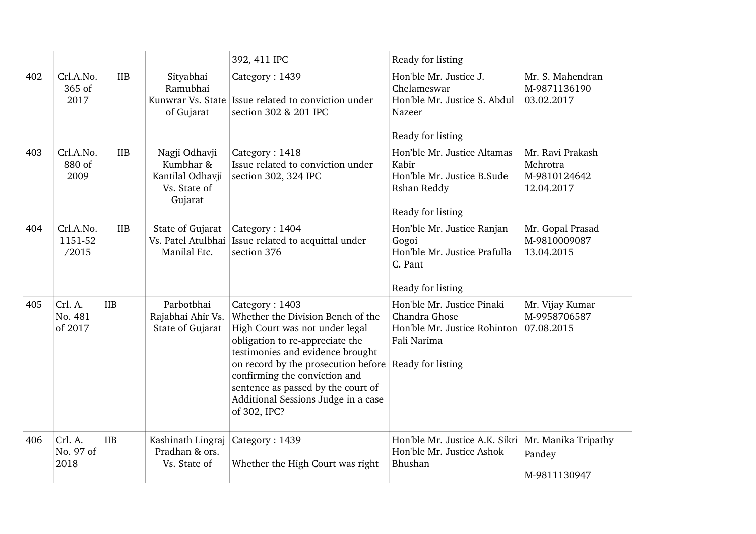| | | | | | | |
|---|---|---|---|---|---|---|
| | | | | 392, 411 IPC | Ready for listing | |
| 402 | Crl.A.No. 365 of 2017 | IIB | Sityabhai Ramubhai Kunwrar Vs. State of Gujarat | Category : 1439<br><br>Issue related to conviction under section 302 & 201 IPC | Hon'ble Mr. Justice J. Chelameswar<br>Hon'ble Mr. Justice S. Abdul Nazeer<br><br>Ready for listing | Mr. S. Mahendran<br>M-9871136190<br>03.02.2017 |
| 403 | Crl.A.No. 880 of 2009 | IIB | Nagji Odhavji Kumbhar & Kantilal Odhavji Vs. State of Gujarat | Category : 1418<br>Issue related to conviction under section 302, 324 IPC | Hon'ble Mr. Justice Altamas Kabir<br>Hon'ble Mr. Justice B.Sude Rshan Reddy<br><br>Ready for listing | Mr. Ravi Prakash Mehrotra<br>M-9810124642<br>12.04.2017 |
| 404 | Crl.A.No. 1151-52 /2015 | IIB | State of Gujarat Vs. Patel Atulbhai Manilal Etc. | Category : 1404<br>Issue related to acquittal under section 376 | Hon'ble Mr. Justice Ranjan Gogoi<br>Hon'ble Mr. Justice Prafulla C. Pant<br><br>Ready for listing | Mr. Gopal Prasad<br>M-9810009087<br>13.04.2015 |
| 405 | Crl. A. No. 481 of 2017 | IIB | Parbotbhai Rajabhai Ahir Vs. State of Gujarat | Category : 1403<br>Whether the Division Bench of the High Court was not under legal obligation to re-appreciate the testimonies and evidence brought on record by the prosecution before confirming the conviction and sentence as passed by the court of Additional Sessions Judge in a case of 302, IPC? | Hon'ble Mr. Justice Pinaki Chandra Ghose<br>Hon'ble Mr. Justice Rohinton Fali Narima<br><br>Ready for listing | Mr. Vijay Kumar<br>M-9958706587<br>07.08.2015 |
| 406 | Crl. A. No. 97 of 2018 | IIB | Kashinath Lingraj Pradhan & ors. Vs. State of | Category : 1439<br><br>Whether the High Court was right | Hon'ble Mr. Justice A.K. Sikri<br>Hon'ble Mr. Justice Ashok Bhushan | Mr. Manika Tripathy Pandey<br><br>M-9811130947 |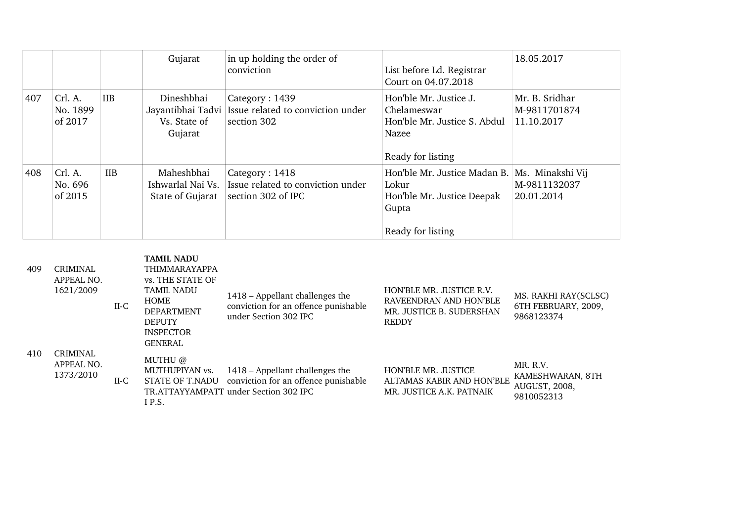|  |  |  |  |  |  |  |
|---|---|---|---|---|---|---|
|  |  |  | Gujarat | in up holding the order of conviction | List before Ld. Registrar Court on 04.07.2018 | 18.05.2017 |
| 407 | Crl. A. No. 1899 of 2017 | IIB | Dineshbhai Jayantibhai Tadvi Vs. State of Gujarat | Category : 1439 Issue related to conviction under section 302 | Hon'ble Mr. Justice J. Chelameswar Hon'ble Mr. Justice S. Abdul Nazee  Ready for listing | Mr. B. Sridhar M-9811701874 11.10.2017 |
| 408 | Crl. A. No. 696 of 2015 | IIB | Maheshbhai Ishwarlal Nai Vs. State of Gujarat | Category : 1418 Issue related to conviction under section 302 of IPC | Hon'ble Mr. Justice Madan B. Lokur Hon'ble Mr. Justice Deepak Gupta  Ready for listing | Ms. Minakshi Vij M-9811132037 20.01.2014 |

|  |  |  |  |  |  |  |
|---|---|---|---|---|---|---|
|  |  |  | **TAMIL NADU** |  |  |  |
| 409 | CRIMINAL APPEAL NO. 1621/2009 | II-C | THIMMARAYAPPA vs. THE STATE OF TAMIL NADU HOME DEPARTMENT DEPUTY INSPECTOR GENERAL | 1418 – Appellant challenges the conviction for an offence punishable under Section 302 IPC | HON'BLE MR. JUSTICE R.V. RAVEENDRAN AND HON'BLE MR. JUSTICE B. SUDERSHAN REDDY | MS. RAKHI RAY(SCLSC) 6TH FEBRUARY, 2009, 9868123374 |
| 410 | CRIMINAL APPEAL NO. 1373/2010 | II-C | MUTHU @ MUTHUPIYAN vs. STATE OF T.NADU TR.ATTAYYAMPATT I P.S. | 1418 – Appellant challenges the conviction for an offence punishable under Section 302 IPC | HON'BLE MR. JUSTICE ALTAMAS KABIR AND HON'BLE MR. JUSTICE A.K. PATNAIK | MR. R.V. KAMESHWARAN, 8TH AUGUST, 2008, 9810052313 |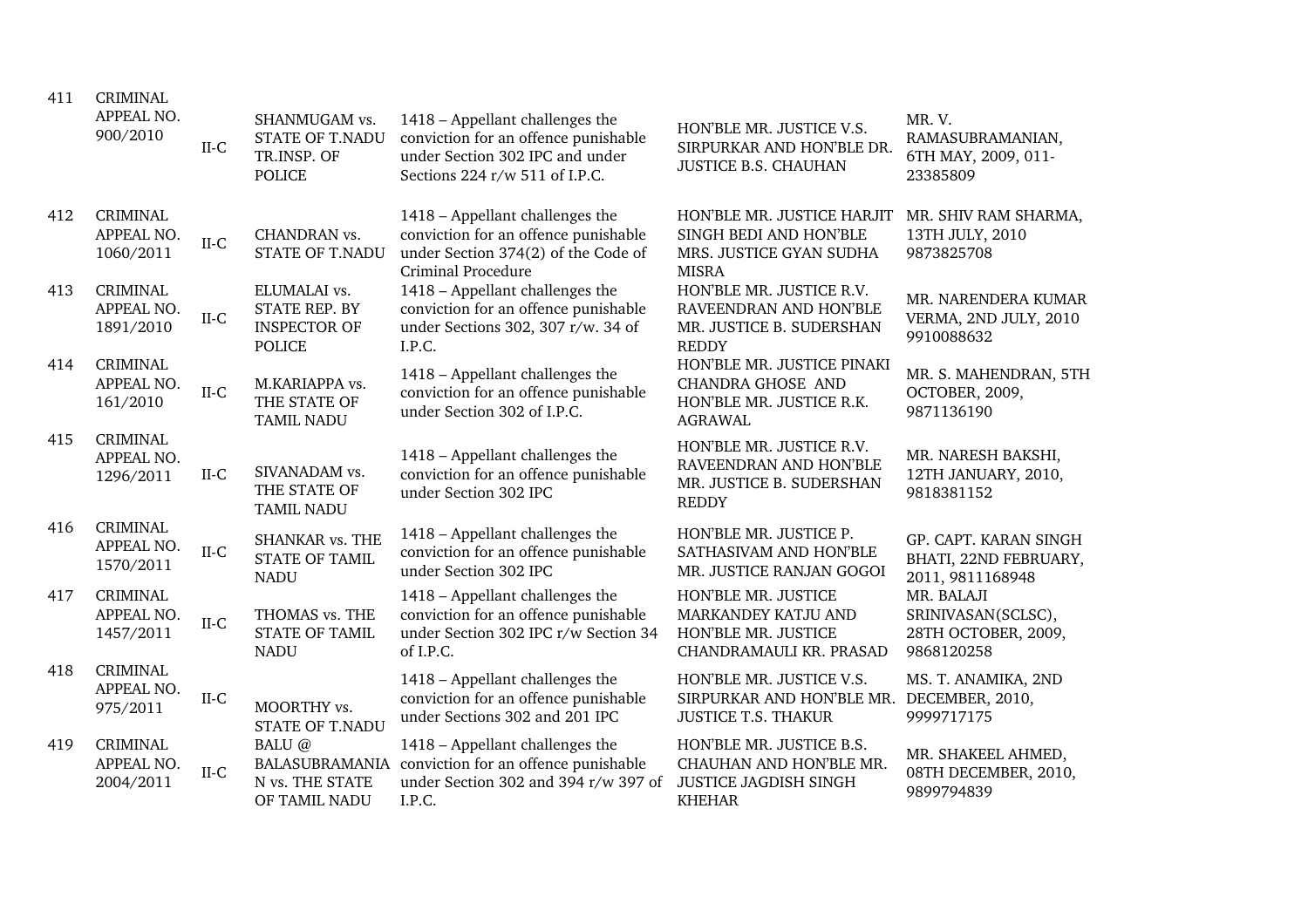| | | | | | | |
|---|---|---|---|---|---|---|
| 411 | CRIMINAL APPEAL NO. 900/2010 | II-C | SHANMUGAM vs. STATE OF T.NADU TR.INSP. OF POLICE | 1418 – Appellant challenges the conviction for an offence punishable under Section 302 IPC and under Sections 224 r/w 511 of I.P.C. | HON'BLE MR. JUSTICE V.S. SIRPURKAR AND HON'BLE DR. JUSTICE B.S. CHAUHAN | MR. V. RAMASUBRAMANIAN, 6TH MAY, 2009, 011-23385809 |
| 412 | CRIMINAL APPEAL NO. 1060/2011 | II-C | CHANDRAN vs. STATE OF T.NADU | 1418 – Appellant challenges the conviction for an offence punishable under Section 374(2) of the Code of Criminal Procedure | HON'BLE MR. JUSTICE HARJIT SINGH BEDI AND HON'BLE MRS. JUSTICE GYAN SUDHA MISRA | MR. SHIV RAM SHARMA, 13TH JULY, 2010 9873825708 |
| 413 | CRIMINAL APPEAL NO. 1891/2010 | II-C | ELUMALAI vs. STATE REP. BY INSPECTOR OF POLICE | 1418 – Appellant challenges the conviction for an offence punishable under Sections 302, 307 r/w. 34 of I.P.C. | HON'BLE MR. JUSTICE R.V. RAVEENDRAN AND HON'BLE MR. JUSTICE B. SUDERSHAN REDDY | MR. NARENDERA KUMAR VERMA, 2ND JULY, 2010 9910088632 |
| 414 | CRIMINAL APPEAL NO. 161/2010 | II-C | M.KARIAPPA vs. THE STATE OF TAMIL NADU | 1418 – Appellant challenges the conviction for an offence punishable under Section 302 of I.P.C. | HON'BLE MR. JUSTICE PINAKI CHANDRA GHOSE AND HON'BLE MR. JUSTICE R.K. AGRAWAL | MR. S. MAHENDRAN, 5TH OCTOBER, 2009, 9871136190 |
| 415 | CRIMINAL APPEAL NO. 1296/2011 | II-C | SIVANADAM vs. THE STATE OF TAMIL NADU | 1418 – Appellant challenges the conviction for an offence punishable under Section 302 IPC | HON'BLE MR. JUSTICE R.V. RAVEENDRAN AND HON'BLE MR. JUSTICE B. SUDERSHAN REDDY | MR. NARESH BAKSHI, 12TH JANUARY, 2010, 9818381152 |
| 416 | CRIMINAL APPEAL NO. 1570/2011 | II-C | SHANKAR vs. THE STATE OF TAMIL NADU | 1418 – Appellant challenges the conviction for an offence punishable under Section 302 IPC | HON'BLE MR. JUSTICE P. SATHASIVAM AND HON'BLE MR. JUSTICE RANJAN GOGOI | GP. CAPT. KARAN SINGH BHATI, 22ND FEBRUARY, 2011, 9811168948 |
| 417 | CRIMINAL APPEAL NO. 1457/2011 | II-C | THOMAS vs. THE STATE OF TAMIL NADU | 1418 – Appellant challenges the conviction for an offence punishable under Section 302 IPC r/w Section 34 of I.P.C. | HON'BLE MR. JUSTICE MARKANDEY KATJU AND HON'BLE MR. JUSTICE CHANDRAMAULI KR. PRASAD | MR. BALAJI SRINIVASAN(SCLSC), 28TH OCTOBER, 2009, 9868120258 |
| 418 | CRIMINAL APPEAL NO. 975/2011 | II-C | MOORTHY vs. STATE OF T.NADU | 1418 – Appellant challenges the conviction for an offence punishable under Sections 302 and 201 IPC | HON'BLE MR. JUSTICE V.S. SIRPURKAR AND HON'BLE MR. JUSTICE T.S. THAKUR | MS. T. ANAMIKA, 2ND DECEMBER, 2010, 9999717175 |
| 419 | CRIMINAL APPEAL NO. 2004/2011 | II-C | BALU @ BALASUBRAMANIAN vs. THE STATE OF TAMIL NADU | 1418 – Appellant challenges the conviction for an offence punishable under Section 302 and 394 r/w 397 of I.P.C. | HON'BLE MR. JUSTICE B.S. CHAUHAN AND HON'BLE MR. JUSTICE JAGDISH SINGH KHEHAR | MR. SHAKEEL AHMED, 08TH DECEMBER, 2010, 9899794839 |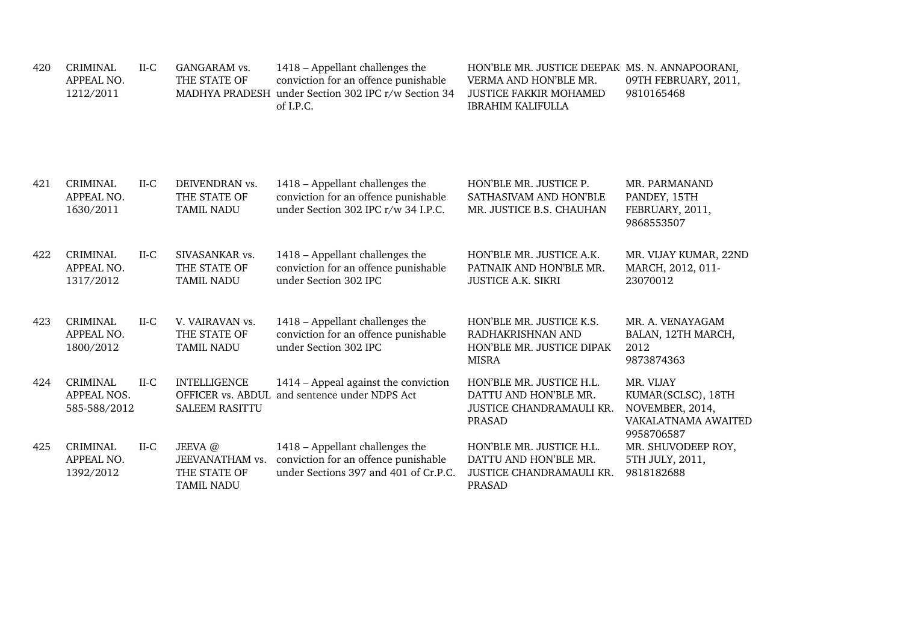| 420 | CRIMINAL APPEAL NO. 1212/2011 | II-C | GANGARAM vs. THE STATE OF MADHYA PRADESH | 1418 – Appellant challenges the conviction for an offence punishable under Section 302 IPC r/w Section 34 of I.P.C. | HON'BLE MR. JUSTICE DEEPAK VERMA AND HON'BLE MR. JUSTICE FAKKIR MOHAMED IBRAHIM KALIFULLA | MS. N. ANNAPOORANI, 09TH FEBRUARY, 2011, 9810165468 |
|---|---|---|---|---|---|---|
| 421 | CRIMINAL APPEAL NO. 1630/2011 | II-C | DEIVENDRAN vs. THE STATE OF TAMIL NADU | 1418 – Appellant challenges the conviction for an offence punishable under Section 302 IPC r/w 34 I.P.C. | HON'BLE MR. JUSTICE P. SATHASIVAM AND HON'BLE MR. JUSTICE B.S. CHAUHAN | MR. PARMANAND PANDEY, 15TH FEBRUARY, 2011, 9868553507 |
| 422 | CRIMINAL APPEAL NO. 1317/2012 | II-C | SIVASANKAR vs. THE STATE OF TAMIL NADU | 1418 – Appellant challenges the conviction for an offence punishable under Section 302 IPC | HON'BLE MR. JUSTICE A.K. PATNAIK AND HON'BLE MR. JUSTICE A.K. SIKRI | MR. VIJAY KUMAR, 22ND MARCH, 2012, 011-23070012 |
| 423 | CRIMINAL APPEAL NO. 1800/2012 | II-C | V. VAIRAVAN vs. THE STATE OF TAMIL NADU | 1418 – Appellant challenges the conviction for an offence punishable under Section 302 IPC | HON'BLE MR. JUSTICE K.S. RADHAKRISHNAN AND HON'BLE MR. JUSTICE DIPAK MISRA | MR. A. VENAYAGAM BALAN, 12TH MARCH, 2012 9873874363 |
| 424 | CRIMINAL APPEAL NOS. 585-588/2012 | II-C | INTELLIGENCE OFFICER vs. ABDUL SALEEM RASITTU | 1414 – Appeal against the conviction and sentence under NDPS Act | HON'BLE MR. JUSTICE H.L. DATTU AND HON'BLE MR. JUSTICE CHANDRAMAULI KR. PRASAD | MR. VIJAY KUMAR(SCLSC), 18TH NOVEMBER, 2014, VAKALATNAMA AWAITED 9958706587 |
| 425 | CRIMINAL APPEAL NO. 1392/2012 | II-C | JEEVA @ JEEVANATHAM vs. THE STATE OF TAMIL NADU | 1418 – Appellant challenges the conviction for an offence punishable under Sections 397 and 401 of Cr.P.C. | HON'BLE MR. JUSTICE H.L. DATTU AND HON'BLE MR. JUSTICE CHANDRAMAULI KR. PRASAD | MR. SHUVODEEP ROY, 5TH JULY, 2011, 9818182688 |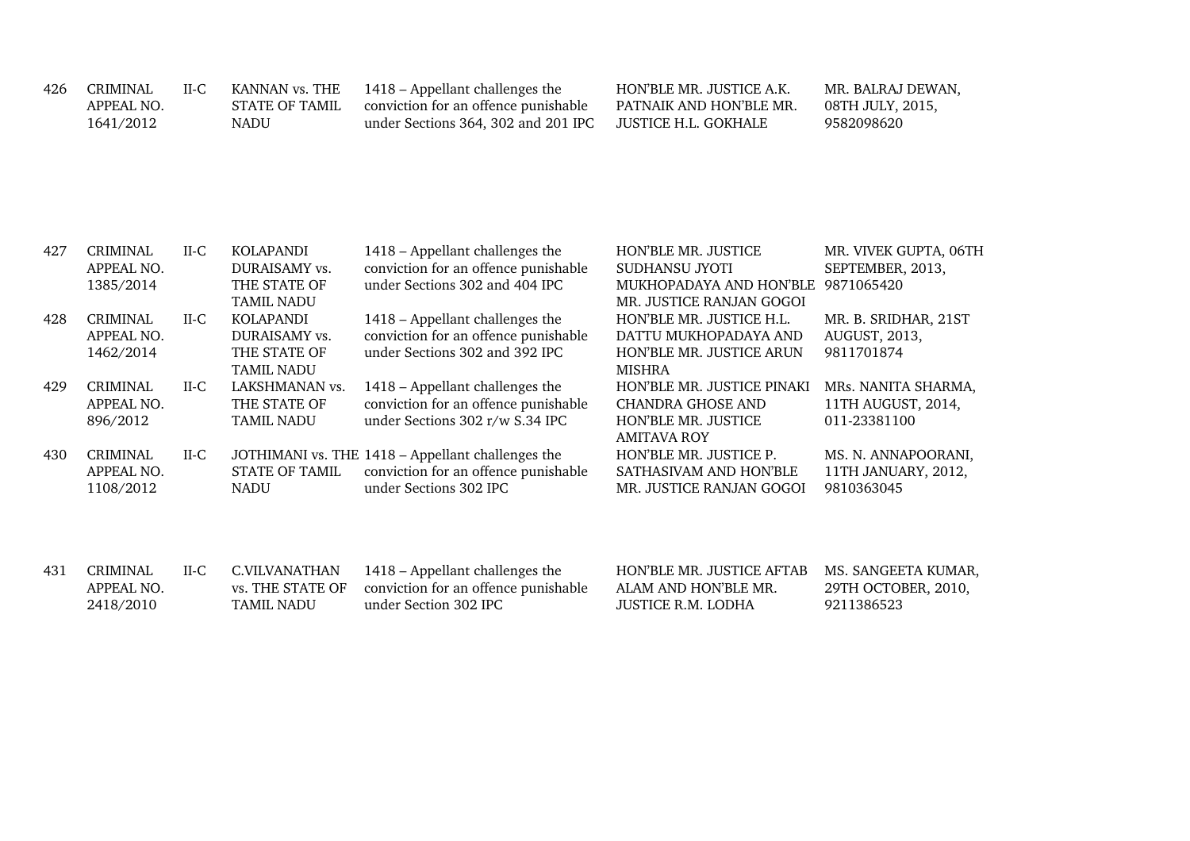| | | | | | | |
|---|---|---|---|---|---|---|
| 426 | CRIMINAL APPEAL NO. 1641/2012 | II-C | KANNAN vs. THE STATE OF TAMIL NADU | 1418 – Appellant challenges the conviction for an offence punishable under Sections 364, 302 and 201 IPC | HON'BLE MR. JUSTICE A.K. PATNAIK AND HON'BLE MR. JUSTICE H.L. GOKHALE | MR. BALRAJ DEWAN, 08TH JULY, 2015, 9582098620 |
| 427 | CRIMINAL APPEAL NO. 1385/2014 | II-C | KOLAPANDI DURAISAMY vs. THE STATE OF TAMIL NADU | 1418 – Appellant challenges the conviction for an offence punishable under Sections 302 and 404 IPC | HON'BLE MR. JUSTICE SUDHANSU JYOTI MUKHOPADAYA AND HON'BLE MR. JUSTICE RANJAN GOGOI | MR. VIVEK GUPTA, 06TH SEPTEMBER, 2013, 9871065420 |
| 428 | CRIMINAL APPEAL NO. 1462/2014 | II-C | KOLAPANDI DURAISAMY vs. THE STATE OF TAMIL NADU | 1418 – Appellant challenges the conviction for an offence punishable under Sections 302 and 392 IPC | HON'BLE MR. JUSTICE H.L. DATTU MUKHOPADAYA AND HON'BLE MR. JUSTICE ARUN MISHRA | MR. B. SRIDHAR, 21ST AUGUST, 2013, 9811701874 |
| 429 | CRIMINAL APPEAL NO. 896/2012 | II-C | LAKSHMANAN vs. THE STATE OF TAMIL NADU | 1418 – Appellant challenges the conviction for an offence punishable under Sections 302 r/w S.34 IPC | HON'BLE MR. JUSTICE PINAKI CHANDRA GHOSE AND HON'BLE MR. JUSTICE AMITAVA ROY | MRs. NANITA SHARMA, 11TH AUGUST, 2014, 011-23381100 |
| 430 | CRIMINAL APPEAL NO. 1108/2012 | II-C | JOTHIMANI vs. THE STATE OF TAMIL NADU | 1418 – Appellant challenges the conviction for an offence punishable under Sections 302 IPC | HON'BLE MR. JUSTICE P. SATHASIVAM AND HON'BLE MR. JUSTICE RANJAN GOGOI | MS. N. ANNAPOORANI, 11TH JANUARY, 2012, 9810363045 |
| 431 | CRIMINAL APPEAL NO. 2418/2010 | II-C | C.VILVANATHAN vs. THE STATE OF TAMIL NADU | 1418 – Appellant challenges the conviction for an offence punishable under Section 302 IPC | HON'BLE MR. JUSTICE AFTAB ALAM AND HON'BLE MR. JUSTICE R.M. LODHA | MS. SANGEETA KUMAR, 29TH OCTOBER, 2010, 9211386523 |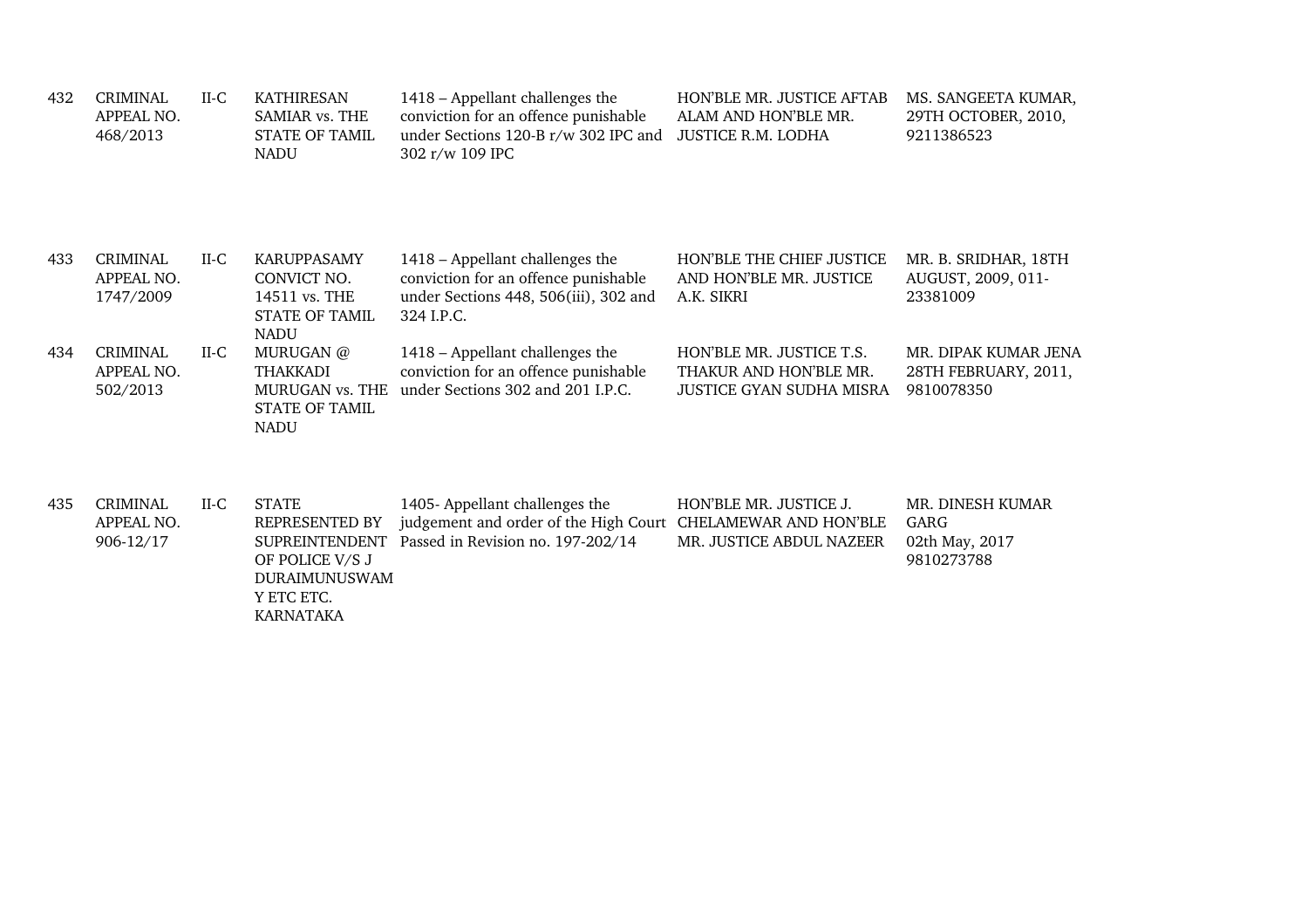| | | | | | | |
|---|---|---|---|---|---|---|
| 432 | CRIMINAL APPEAL NO. 468/2013 | II-C | KATHIRESAN SAMIAR vs. THE STATE OF TAMIL NADU | 1418 – Appellant challenges the conviction for an offence punishable under Sections 120-B r/w 302 IPC and 302 r/w 109 IPC | HON'BLE MR. JUSTICE AFTAB ALAM AND HON'BLE MR. JUSTICE R.M. LODHA | MS. SANGEETA KUMAR, 29TH OCTOBER, 2010, 9211386523 |
| 433 | CRIMINAL APPEAL NO. 1747/2009 | II-C | KARUPPASAMY CONVICT NO. 14511 vs. THE STATE OF TAMIL NADU | 1418 – Appellant challenges the conviction for an offence punishable under Sections 448, 506(iii), 302 and 324 I.P.C. | HON'BLE THE CHIEF JUSTICE AND HON'BLE MR. JUSTICE A.K. SIKRI | MR. B. SRIDHAR, 18TH AUGUST, 2009, 011-23381009 |
| 434 | CRIMINAL APPEAL NO. 502/2013 | II-C | MURUGAN @ THAKKADI MURUGAN vs. THE STATE OF TAMIL NADU | 1418 – Appellant challenges the conviction for an offence punishable under Sections 302 and 201 I.P.C. | HON'BLE MR. JUSTICE T.S. THAKUR AND HON'BLE MR. JUSTICE GYAN SUDHA MISRA | MR. DIPAK KUMAR JENA 28TH FEBRUARY, 2011, 9810078350 |
| 435 | CRIMINAL APPEAL NO. 906-12/17 | II-C | STATE REPRESENTED BY SUPREINTENDENT OF POLICE V/S J DURAIMUNUSWAMY ETC ETC. KARNATAKA | 1405- Appellant challenges the judgement and order of the High Court Passed in Revision no. 197-202/14 | HON'BLE MR. JUSTICE J. CHELAMEWAR AND HON'BLE MR. JUSTICE ABDUL NAZEER | MR. DINESH KUMAR GARG 02th May, 2017 9810273788 |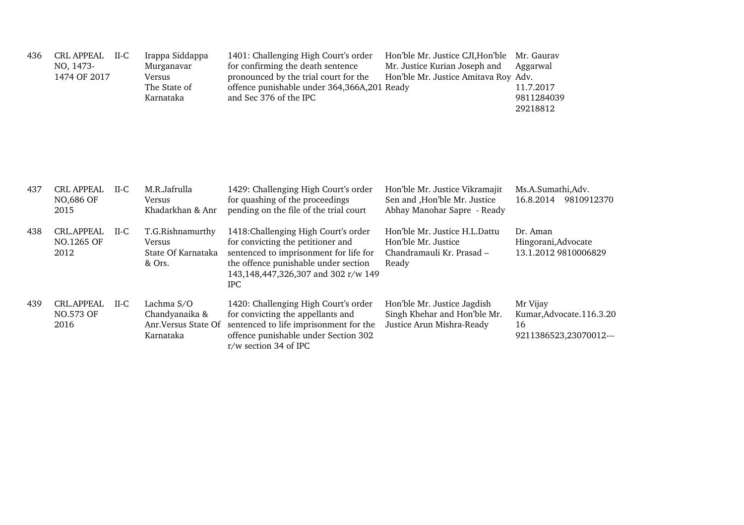| | | | | | | |
|---|---|---|---|---|---|---|
| 436 | CRL APPEAL NO, 1473-1474 OF 2017 | II-C | Irappa Siddappa Murganavar Versus The State of Karnataka | 1401: Challenging High Court's order for confirming the death sentence pronounced by the trial court for the offence punishable under 364,366A,201 and Sec 376 of the IPC | Hon'ble Mr. Justice CJI,Hon'ble Mr. Justice Kurian Joseph and Hon'ble Mr. Justice Amitava Roy Ready | Mr. Gaurav Aggarwal Adv. 11.7.2017 9811284039 29218812 |
| 437 | CRL APPEAL NO,686 OF 2015 | II-C | M.R.Jafrulla Versus Khadarkhan & Anr | 1429: Challenging High Court's order for quashing of the proceedings pending on the file of the trial court | Hon'ble Mr. Justice Vikramajit Sen and ,Hon'ble Mr. Justice Abhay Manohar Sapre - Ready | Ms.A.Sumathi,Adv. 16.8.2014 9810912370 |
| 438 | CRL.APPEAL NO.1265 OF 2012 | II-C | T.G.Rishnamurthy Versus State Of Karnataka & Ors. | 1418:Challenging High Court's order for convicting the petitioner and sentenced to imprisonment for life for the offence punishable under section 143,148,447,326,307 and 302 r/w 149 IPC | Hon'ble Mr. Justice H.L.Dattu Hon'ble Mr. Justice Chandramauli Kr. Prasad – Ready | Dr. Aman Hingorani,Advocate 13.1.2012 9810006829 |
| 439 | CRL.APPEAL NO.573 OF 2016 | II-C | Lachma S/O Chandyanaika & Anr.Versus State Of Karnataka | 1420: Challenging High Court's order for convicting the appellants and sentenced to life imprisonment for the offence punishable under Section 302 r/w section 34 of IPC | Hon'ble Mr. Justice Jagdish Singh Khehar and Hon'ble Mr. Justice Arun Mishra-Ready | Mr Vijay Kumar,Advocate.116.3.2016 9211386523,23070012--- |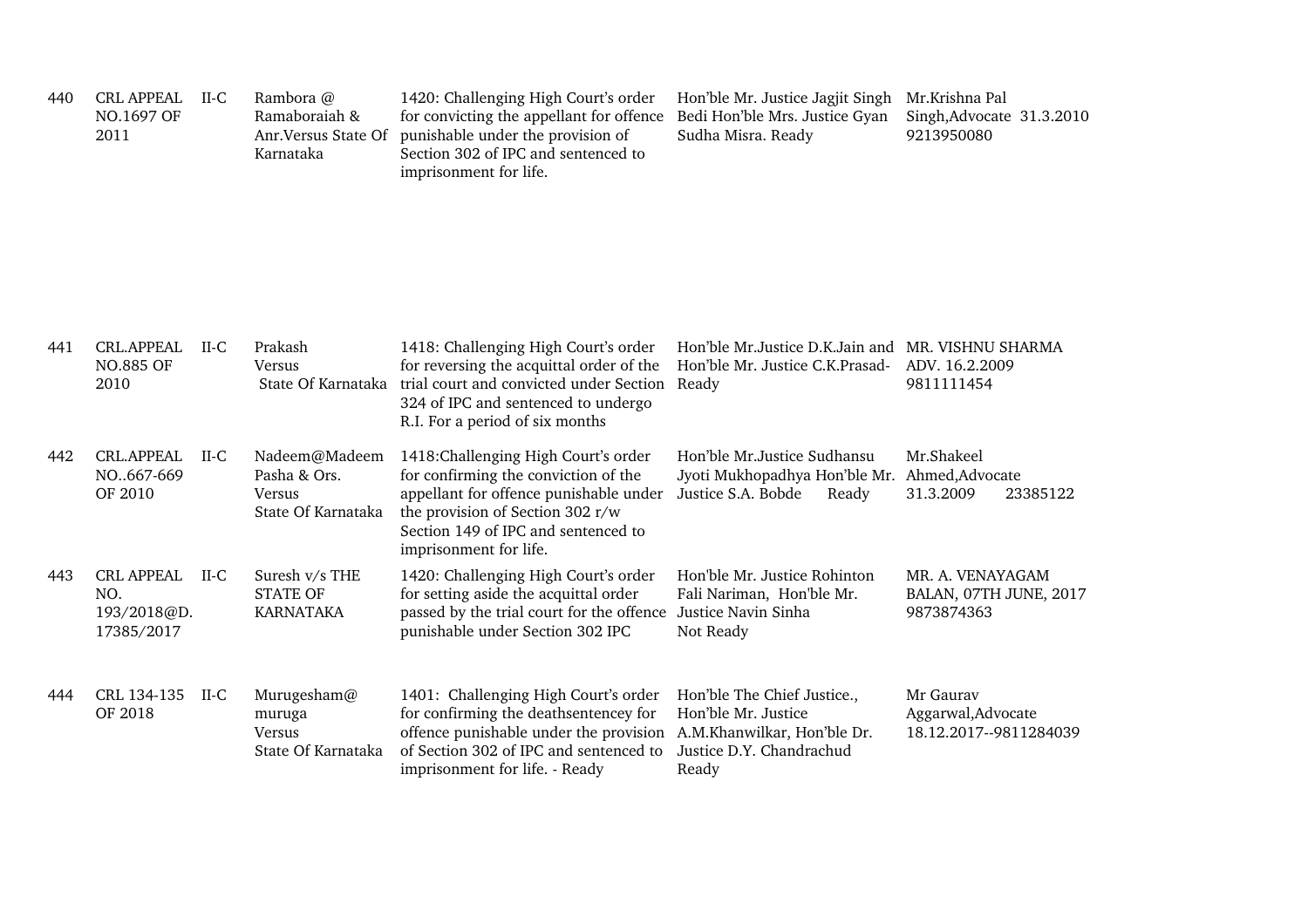| 440 | CRL APPEAL NO.1697 OF 2011 | II-C | Rambora @ Ramaboraiah & Anr.Versus State Of Karnataka | 1420: Challenging High Court's order for convicting the appellant for offence punishable under the provision of Section 302 of IPC and sentenced to imprisonment for life. | Hon'ble Mr. Justice Jagjit Singh Bedi Hon'ble Mrs. Justice Gyan Sudha Misra. Ready | Mr.Krishna Pal Singh,Advocate 31.3.2010 9213950080 |
|---|---|---|---|---|---|---|
| 441 | CRL.APPEAL NO.885 OF 2010 | II-C | Prakash Versus State Of Karnataka | 1418: Challenging High Court's order for reversing the acquittal order of the trial court and convicted under Section 324 of IPC and sentenced to undergo R.I. For a period of six months | Hon'ble Mr.Justice D.K.Jain and Hon'ble Mr. Justice C.K.Prasad- Ready | MR. VISHNU SHARMA ADV. 16.2.2009 9811111454 |
| 442 | CRL.APPEAL NO..667-669 OF 2010 | II-C | Nadeem@Madeem Pasha & Ors. Versus State Of Karnataka | 1418:Challenging High Court's order for confirming the conviction of the appellant for offence punishable under the provision of Section 302 r/w Section 149 of IPC and sentenced to imprisonment for life. | Hon'ble Mr.Justice Sudhansu Jyoti Mukhopadhya Hon'ble Mr. Justice S.A. Bobde Ready | Mr.Shakeel Ahmed,Advocate 31.3.2009 23385122 |
| 443 | CRL APPEAL NO. 193/2018@D. 17385/2017 | II-C | Suresh v/s THE STATE OF KARNATAKA | 1420: Challenging High Court's order for setting aside the acquittal order passed by the trial court for the offence punishable under Section 302 IPC | Hon'ble Mr. Justice Rohinton Fali Nariman, Hon'ble Mr. Justice Navin Sinha Not Ready | MR. A. VENAYAGAM BALAN, 07TH JUNE, 2017 9873874363 |
| 444 | CRL 134-135 OF 2018 | II-C | Murugesham@ muruga Versus State Of Karnataka | 1401: Challenging High Court's order for confirming the deathsentencey for offence punishable under the provision of Section 302 of IPC and sentenced to imprisonment for life. - Ready | Hon'ble The Chief Justice., Hon'ble Mr. Justice A.M.Khanwilkar, Hon'ble Dr. Justice D.Y. Chandrachud Ready | Mr Gaurav Aggarwal,Advocate 18.12.2017--9811284039 |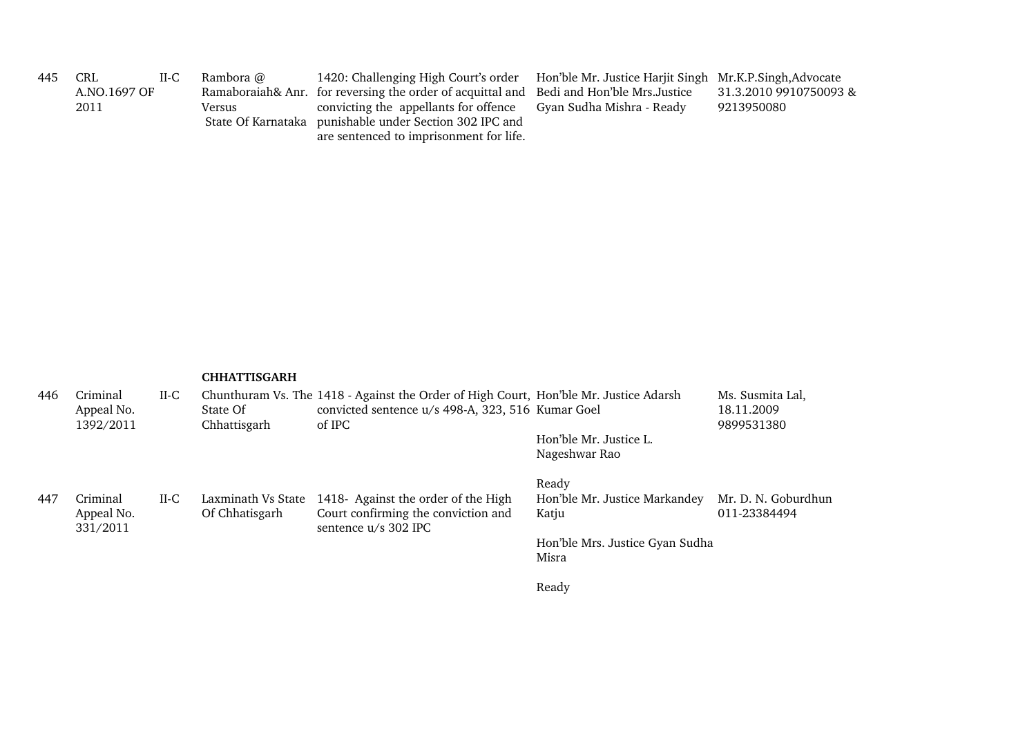| | | | | | | |
|---|---|---|---|---|---|---|
| 445 | CRL A.NO.1697 OF 2011 | II-C | Rambora @ Ramaboraiah& Anr. Versus State Of Karnataka | 1420: Challenging High Court's order for reversing the order of acquittal and convicting the appellants for offence punishable under Section 302 IPC and are sentenced to imprisonment for life. | Hon'ble Mr. Justice Harjit Singh Bedi and Hon'ble Mrs.Justice Gyan Sudha Mishra - Ready | Mr.K.P.Singh,Advocate 31.3.2010 9910750093 & 9213950080 |

**CHHATTISGARH**

| | | | | | | |
|---|---|---|---|---|---|---|
| 446 | Criminal Appeal No. 1392/2011 | II-C | Chunthuram Vs. The State Of Chhattisgarh | 1418 - Against the Order of High Court, convicted sentence u/s 498-A, 323, 516 of IPC | Hon'ble Mr. Justice Adarsh Kumar Goel<br><br>Hon'ble Mr. Justice L. Nageshwar Rao<br><br>Ready | Ms. Susmita Lal, 18.11.2009 9899531380 |
| 447 | Criminal Appeal No. 331/2011 | II-C | Laxminath Vs State Of Chhatisgarh | 1418- Against the order of the High Court confirming the conviction and sentence u/s 302 IPC | Hon'ble Mr. Justice Markandey Katju<br><br>Hon'ble Mrs. Justice Gyan Sudha Misra<br><br>Ready | Mr. D. N. Goburdhun 011-23384494 |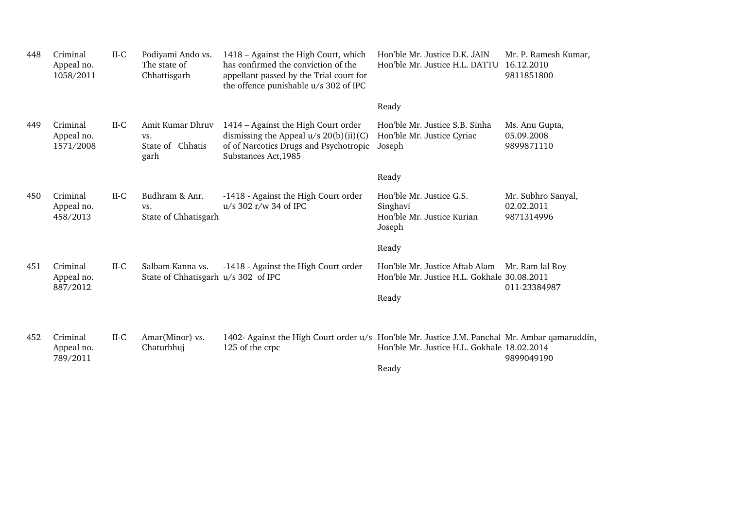| | | | | | | |
|---|---|---|---|---|---|---|
| 448 | Criminal Appeal no. 1058/2011 | II-C | Podiyami Ando vs. The state of Chhattisgarh | 1418 – Against the High Court, which has confirmed the conviction of the appellant passed by the Trial court for the offence punishable u/s 302 of IPC | Hon'ble Mr. Justice D.K. JAIN Hon'ble Mr. Justice H.L. DATTU<br><br>Ready | Mr. P. Ramesh Kumar, 16.12.2010 9811851800 |
| 449 | Criminal Appeal no. 1571/2008 | II-C | Amit Kumar Dhruv vs. State of Chhatis garh | 1414 – Against the High Court order dismissing the Appeal u/s 20(b)(ii)(C) of of Narcotics Drugs and Psychotropic Substances Act,1985 | Hon'ble Mr. Justice S.B. Sinha Hon'ble Mr. Justice Cyriac Joseph<br><br>Ready | Ms. Anu Gupta, 05.09.2008 9899871110 |
| 450 | Criminal Appeal no. 458/2013 | II-C | Budhram & Anr. vs. State of Chhatisgarh | -1418 - Against the High Court order u/s 302 r/w 34 of IPC | Hon'ble Mr. Justice G.S. Singhavi Hon'ble Mr. Justice Kurian Joseph<br><br>Ready | Mr. Subhro Sanyal, 02.02.2011 9871314996 |
| 451 | Criminal Appeal no. 887/2012 | II-C | Salbam Kanna vs. State of Chhatisgarh | -1418 - Against the High Court order u/s 302 of IPC | Hon'ble Mr. Justice Aftab Alam Hon'ble Mr. Justice H.L. Gokhale<br><br>Ready | Mr. Ram lal Roy 30.08.2011 011-23384987 |
| 452 | Criminal Appeal no. 789/2011 | II-C | Amar(Minor) vs. Chaturbhuj | 1402- Against the High Court order u/s 125 of the crpc | Hon'ble Mr. Justice J.M. Panchal Hon'ble Mr. Justice H.L. Gokhale<br><br>Ready | Mr. Ambar qamaruddin, 18.02.2014 9899049190 |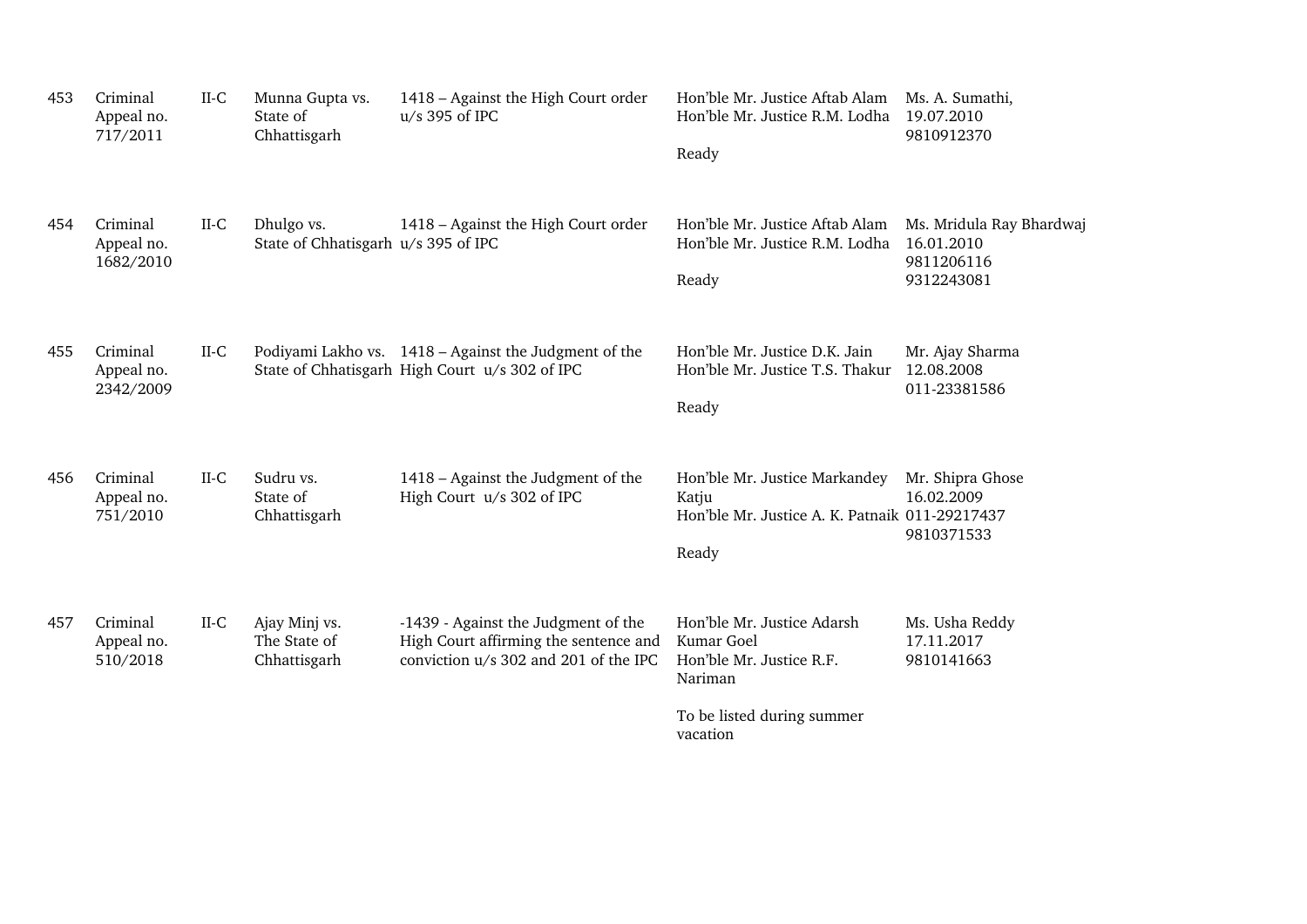| | | | | | | |
|---|---|---|---|---|---|---|
| 453 | Criminal Appeal no. 717/2011 | II-C | Munna Gupta vs. State of Chhattisgarh | 1418 – Against the High Court order u/s 395 of IPC | Hon'ble Mr. Justice Aftab Alam<br>Hon'ble Mr. Justice R.M. Lodha<br><br>Ready | Ms. A. Sumathi,<br>19.07.2010<br>9810912370 |
| 454 | Criminal Appeal no. 1682/2010 | II-C | Dhulgo vs. State of Chhatisgarh | 1418 – Against the High Court order u/s 395 of IPC | Hon'ble Mr. Justice Aftab Alam<br>Hon'ble Mr. Justice R.M. Lodha<br><br>Ready | Ms. Mridula Ray Bhardwaj<br>16.01.2010<br>9811206116<br>9312243081 |
| 455 | Criminal Appeal no. 2342/2009 | II-C | Podiyami Lakho vs. State of Chhatisgarh | 1418 – Against the Judgment of the High Court u/s 302 of IPC | Hon'ble Mr. Justice D.K. Jain<br>Hon'ble Mr. Justice T.S. Thakur<br><br>Ready | Mr. Ajay Sharma<br>12.08.2008<br>011-23381586 |
| 456 | Criminal Appeal no. 751/2010 | II-C | Sudru vs. State of Chhattisgarh | 1418 – Against the Judgment of the High Court u/s 302 of IPC | Hon'ble Mr. Justice Markandey Katju<br>Hon'ble Mr. Justice A. K. Patnaik<br><br>Ready | Mr. Shipra Ghose<br>16.02.2009<br>011-29217437<br>9810371533 |
| 457 | Criminal Appeal no. 510/2018 | II-C | Ajay Minj vs. The State of Chhattisgarh | -1439 - Against the Judgment of the High Court affirming the sentence and conviction u/s 302 and 201 of the IPC | Hon'ble Mr. Justice Adarsh Kumar Goel<br>Hon'ble Mr. Justice R.F. Nariman<br><br>To be listed during summer vacation | Ms. Usha Reddy<br>17.11.2017<br>9810141663 |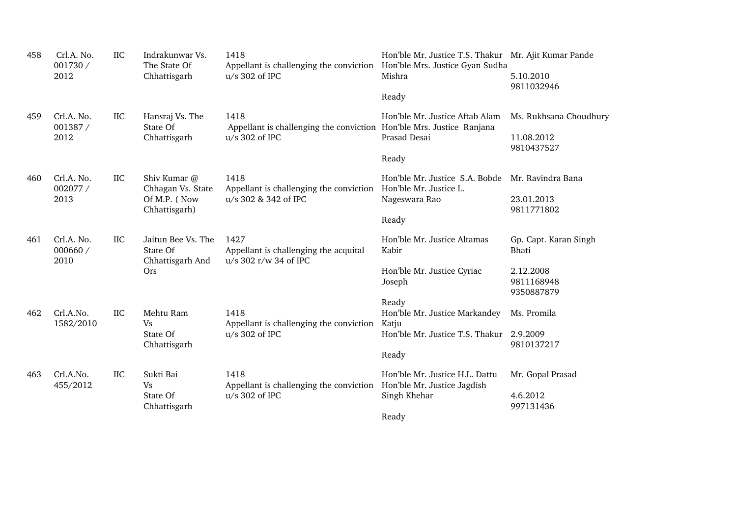| | | | | | | |
|---|---|---|---|---|---|---|
| 458 | Crl.A. No. 001730 / 2012 | IIC | Indrakunwar Vs. The State Of Chhattisgarh | 1418<br>Appellant is challenging the conviction u/s 302 of IPC | Hon'ble Mr. Justice T.S. Thakur<br>Hon'ble Mrs. Justice Gyan Sudha Mishra<br><br>Ready | Mr. Ajit Kumar Pande<br><br>5.10.2010<br>9811032946 |
| 459 | Crl.A. No. 001387 / 2012 | IIC | Hansraj Vs. The State Of Chhattisgarh | 1418<br>Appellant is challenging the conviction u/s 302 of IPC | Hon'ble Mr. Justice Aftab Alam<br>Hon'ble Mrs. Justice Ranjana Prasad Desai<br><br>Ready | Ms. Rukhsana Choudhury<br><br>11.08.2012<br>9810437527 |
| 460 | Crl.A. No. 002077 / 2013 | IIC | Shiv Kumar @ Chhagan Vs. State Of M.P. ( Now Chhattisgarh) | 1418<br>Appellant is challenging the conviction u/s 302 & 342 of IPC | Hon'ble Mr. Justice S.A. Bobde<br>Hon'ble Mr. Justice L. Nageswara Rao<br><br>Ready | Mr. Ravindra Bana<br><br>23.01.2013<br>9811771802 |
| 461 | Crl.A. No. 000660 / 2010 | IIC | Jaitun Bee Vs. The State Of Chhattisgarh And Ors | 1427<br>Appellant is challenging the acquital u/s 302 r/w 34 of IPC | Hon'ble Mr. Justice Altamas Kabir<br><br>Hon'ble Mr. Justice Cyriac Joseph<br><br>Ready | Gp. Capt. Karan Singh Bhati<br><br>2.12.2008<br>9811168948<br>9350887879 |
| 462 | Crl.A.No. 1582/2010 | IIC | Mehtu Ram Vs State Of Chhattisgarh | 1418<br>Appellant is challenging the conviction u/s 302 of IPC | Hon'ble Mr. Justice Markandey Katju<br>Hon'ble Mr. Justice T.S. Thakur<br><br>Ready | Ms. Promila<br><br>2.9.2009<br>9810137217 |
| 463 | Crl.A.No. 455/2012 | IIC | Sukti Bai Vs State Of Chhattisgarh | 1418<br>Appellant is challenging the conviction u/s 302 of IPC | Hon'ble Mr. Justice H.L. Dattu<br>Hon'ble Mr. Justice Jagdish Singh Khehar<br><br>Ready | Mr. Gopal Prasad<br><br>4.6.2012<br>997131436 |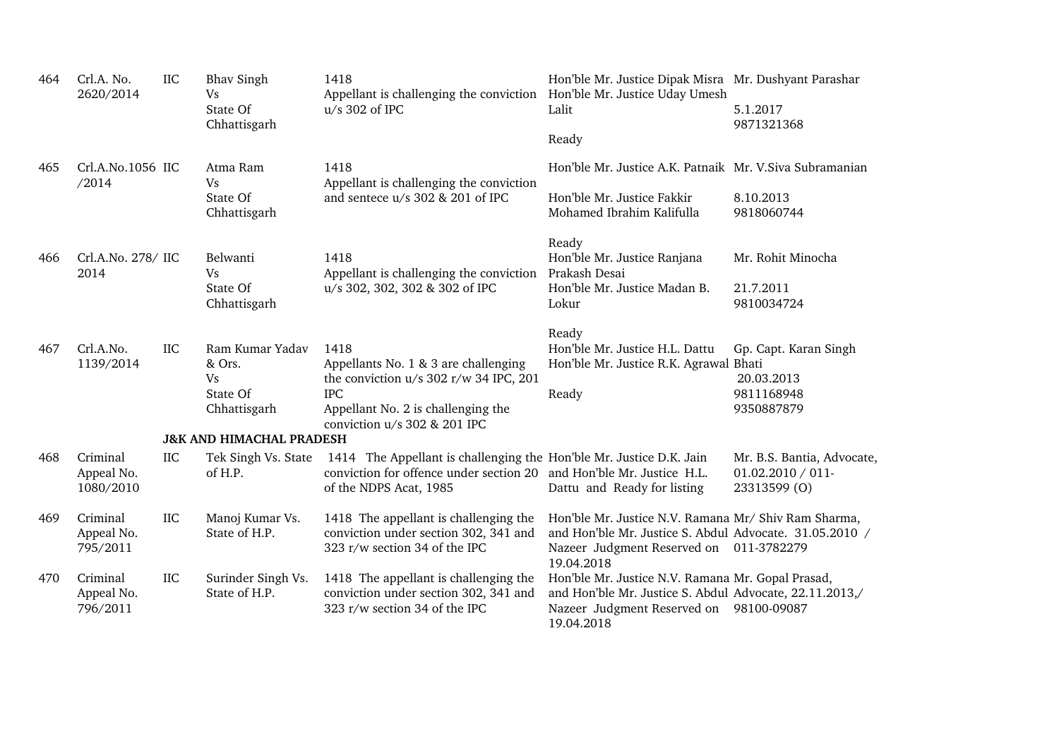| | | | | | | |
|---|---|---|---|---|---|---|
| 464 | Crl.A. No. 2620/2014 | IIC | Bhav Singh Vs State Of Chhattisgarh | 1418 Appellant is challenging the conviction u/s 302 of IPC | Hon'ble Mr. Justice Dipak Misra Hon'ble Mr. Justice Uday Umesh Lalit<br><br>Ready | Mr. Dushyant Parashar<br><br>5.1.2017 9871321368 |
| 465 | Crl.A.No.1056 /2014 | IIC | Atma Ram Vs State Of Chhattisgarh | 1418 Appellant is challenging the conviction and sentece u/s 302 & 201 of IPC | Hon'ble Mr. Justice A.K. Patnaik<br><br>Hon'ble Mr. Justice Fakkir Mohamed Ibrahim Kalifulla<br><br>Ready | Mr. V.Siva Subramanian<br><br>8.10.2013 9818060744 |
| 466 | Crl.A.No. 278/ 2014 | IIC | Belwanti Vs State Of Chhattisgarh | 1418 Appellant is challenging the conviction u/s 302, 302, 302 & 302 of IPC | Hon'ble Mr. Justice Ranjana Prakash Desai Hon'ble Mr. Justice Madan B. Lokur<br><br>Ready | Mr. Rohit Minocha<br><br>21.7.2011 9810034724 |
| 467 | Crl.A.No. 1139/2014 | IIC | Ram Kumar Yadav & Ors. Vs State Of Chhattisgarh | 1418 Appellants No. 1 & 3 are challenging the conviction u/s 302 r/w 34 IPC, 201 IPC Appellant No. 2 is challenging the conviction u/s 302 & 201 IPC | Hon'ble Mr. Justice H.L. Dattu Hon'ble Mr. Justice R.K. Agrawal<br><br>Ready | Gp. Capt. Karan Singh Bhati<br>20.03.2013 9811168948 9350887879 |
| | | | **J&K AND HIMACHAL PRADESH** | | | |
| 468 | Criminal Appeal No. 1080/2010 | IIC | Tek Singh Vs. State of H.P. | 1414 The Appellant is challenging the conviction for offence under section 20 of the NDPS Acat, 1985 | Hon'ble Mr. Justice D.K. Jain and Hon'ble Mr. Justice H.L. Dattu and Ready for listing | Mr. B.S. Bantia, Advocate, 01.02.2010 / 011-23313599 (O) |
| 469 | Criminal Appeal No. 795/2011 | IIC | Manoj Kumar Vs. State of H.P. | 1418 The appellant is challenging the conviction under section 302, 341 and 323 r/w section 34 of the IPC | Hon'ble Mr. Justice N.V. Ramana and Hon'ble Mr. Justice S. Abdul Nazeer Judgment Reserved on 19.04.2018 | Mr/ Shiv Ram Sharma, Advocate. 31.05.2010 / 011-3782279 |
| 470 | Criminal Appeal No. 796/2011 | IIC | Surinder Singh Vs. State of H.P. | 1418 The appellant is challenging the conviction under section 302, 341 and 323 r/w section 34 of the IPC | Hon'ble Mr. Justice N.V. Ramana and Hon'ble Mr. Justice S. Abdul Nazeer Judgment Reserved on 19.04.2018 | Mr. Gopal Prasad, Advocate, 22.11.2013,/ 98100-09087 |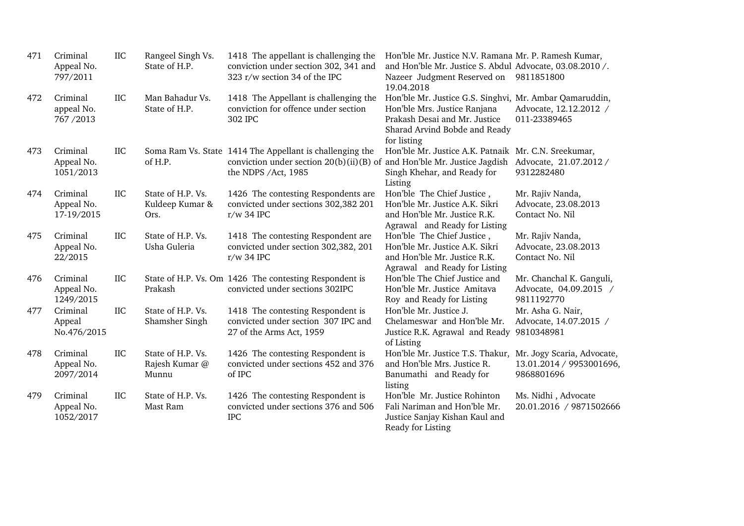| | | | | | | |
|---|---|---|---|---|---|---|
| 471 | Criminal Appeal No. 797/2011 | IIC | Rangeel Singh Vs. State of H.P. | 1418 The appellant is challenging the conviction under section 302, 341 and 323 r/w section 34 of the IPC | Hon'ble Mr. Justice N.V. Ramana and Hon'ble Mr. Justice S. Abdul Nazeer Judgment Reserved on 19.04.2018 | Mr. P. Ramesh Kumar, Advocate, 03.08.2010 /. 9811851800 |
| 472 | Criminal appeal No. 767 /2013 | IIC | Man Bahadur Vs. State of H.P. | 1418 The Appellant is challenging the conviction for offence under section 302 IPC | Hon'ble Mr. Justice G.S. Singhvi, Hon'ble Mrs. Justice Ranjana Prakash Desai and Mr. Justice Sharad Arvind Bobde and Ready for listing | Mr. Ambar Qamaruddin, Advocate, 12.12.2012 / 011-23389465 |
| 473 | Criminal Appeal No. 1051/2013 | IIC | Soma Ram Vs. State of H.P. | 1414 The Appellant is challenging the conviction under section 20(b)(ii)(B) of the NDPS /Act, 1985 | Hon'ble Mr. Justice A.K. Patnaik and Hon'ble Mr. Justice Jagdish Singh Khehar, and Ready for Listing | Mr. C.N. Sreekumar, Advocate, 21.07.2012 / 9312282480 |
| 474 | Criminal Appeal No. 17-19/2015 | IIC | State of H.P. Vs. Kuldeep Kumar & Ors. | 1426 The contesting Respondents are convicted under sections 302,382 201 r/w 34 IPC | Hon'ble The Chief Justice , Hon'ble Mr. Justice A.K. Sikri and Hon'ble Mr. Justice R.K. Agrawal and Ready for Listing | Mr. Rajiv Nanda, Advocate, 23.08.2013 Contact No. Nil |
| 475 | Criminal Appeal No. 22/2015 | IIC | State of H.P. Vs. Usha Guleria | 1418 The contesting Respondent are convicted under section 302,382, 201 r/w 34 IPC | Hon'ble The Chief Justice , Hon'ble Mr. Justice A.K. Sikri and Hon'ble Mr. Justice R.K. Agrawal and Ready for Listing | Mr. Rajiv Nanda, Advocate, 23.08.2013 Contact No. Nil |
| 476 | Criminal Appeal No. 1249/2015 | IIC | State of H.P. Vs. Om Prakash | 1426 The contesting Respondent is convicted under sections 302IPC | Hon'ble The Chief Justice and Hon'ble Mr. Justice Amitava Roy and Ready for Listing | Mr. Chanchal K. Ganguli, Advocate, 04.09.2015 / 9811192770 |
| 477 | Criminal Appeal No.476/2015 | IIC | State of H.P. Vs. Shamsher Singh | 1418 The contesting Respondent is convicted under section 307 IPC and 27 of the Arms Act, 1959 | Hon'ble Mr. Justice J. Chelameswar and Hon'ble Mr. Justice R.K. Agrawal and Ready of Listing | Mr. Asha G. Nair, Advocate, 14.07.2015 / 9810348981 |
| 478 | Criminal Appeal No. 2097/2014 | IIC | State of H.P. Vs. Rajesh Kumar @ Munnu | 1426 The contesting Respondent is convicted under sections 452 and 376 of IPC | Hon'ble Mr. Justice T.S. Thakur, and Hon'ble Mrs. Justice R. Banumathi and Ready for listing | Mr. Jogy Scaria, Advocate, 13.01.2014 / 9953001696, 9868801696 |
| 479 | Criminal Appeal No. 1052/2017 | IIC | State of H.P. Vs. Mast Ram | 1426 The contesting Respondent is convicted under sections 376 and 506 IPC | Hon'ble Mr. Justice Rohinton Fali Nariman and Hon'ble Mr. Justice Sanjay Kishan Kaul and Ready for Listing | Ms. Nidhi , Advocate 20.01.2016 / 9871502666 |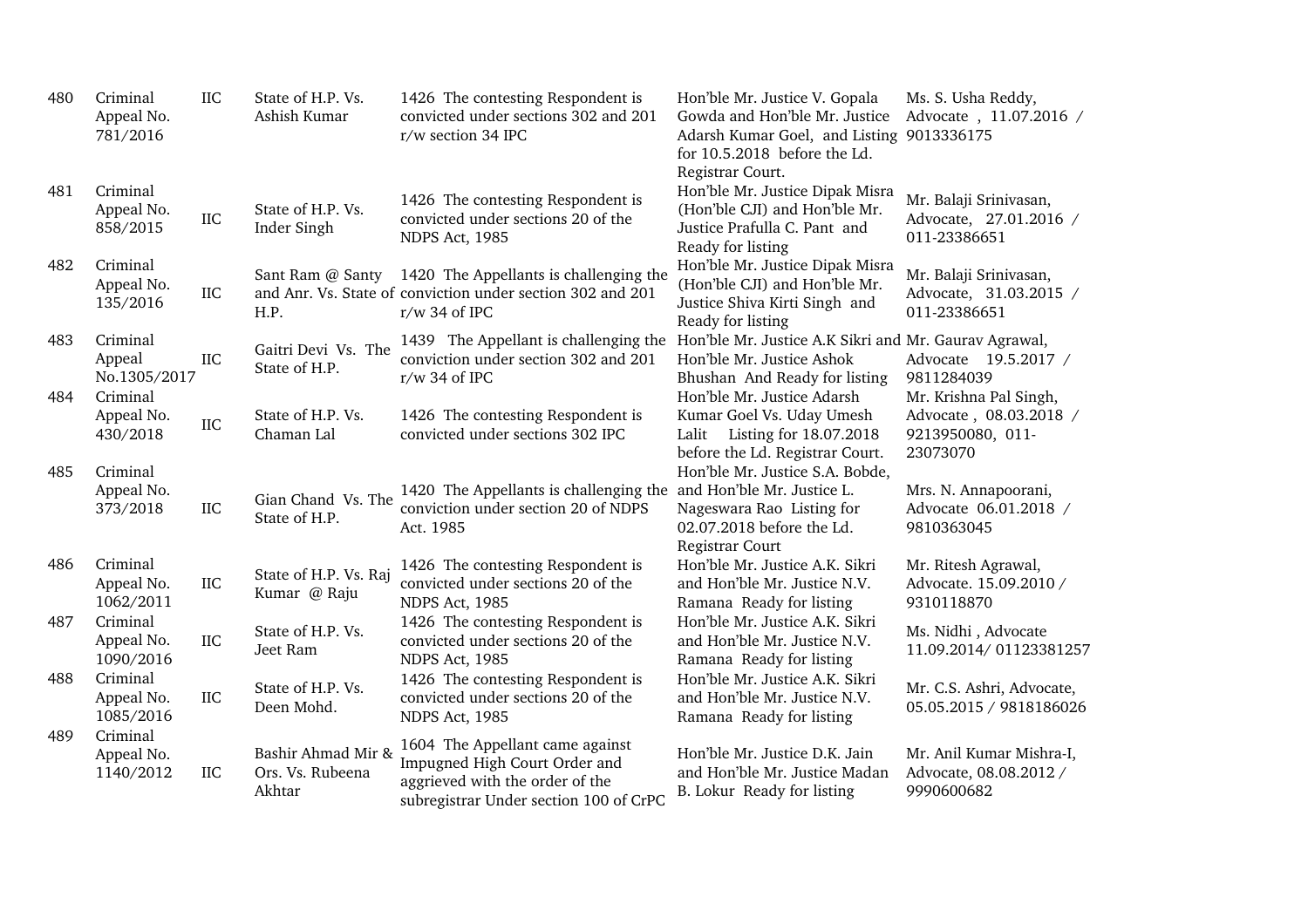| | | | | | | |
|---|---|---|---|---|---|---|
| 480 | Criminal Appeal No. 781/2016 | IIC | State of H.P. Vs. Ashish Kumar | 1426 The contesting Respondent is convicted under sections 302 and 201 r/w section 34 IPC | Hon'ble Mr. Justice V. Gopala Gowda and Hon'ble Mr. Justice Adarsh Kumar Goel, and Listing for 10.5.2018 before the Ld. Registrar Court. | Ms. S. Usha Reddy, Advocate , 11.07.2016 / 9013336175 |
| 481 | Criminal Appeal No. 858/2015 | IIC | State of H.P. Vs. Inder Singh | 1426 The contesting Respondent is convicted under sections 20 of the NDPS Act, 1985 | Hon'ble Mr. Justice Dipak Misra (Hon'ble CJI) and Hon'ble Mr. Justice Prafulla C. Pant and Ready for listing | Mr. Balaji Srinivasan, Advocate, 27.01.2016 / 011-23386651 |
| 482 | Criminal Appeal No. 135/2016 | IIC | Sant Ram @ Santy and Anr. Vs. State of H.P. | 1420 The Appellants is challenging the conviction under section 302 and 201 r/w 34 of IPC | Hon'ble Mr. Justice Dipak Misra (Hon'ble CJI) and Hon'ble Mr. Justice Shiva Kirti Singh and Ready for listing | Mr. Balaji Srinivasan, Advocate, 31.03.2015 / 011-23386651 |
| 483 | Criminal Appeal No.1305/2017 | IIC | Gaitri Devi Vs. The State of H.P. | 1439 The Appellant is challenging the conviction under section 302 and 201 r/w 34 of IPC | Hon'ble Mr. Justice A.K Sikri and Hon'ble Mr. Justice Ashok Bhushan And Ready for listing | Mr. Gaurav Agrawal, Advocate 19.5.2017 / 9811284039 |
| 484 | Criminal Appeal No. 430/2018 | IIC | State of H.P. Vs. Chaman Lal | 1426 The contesting Respondent is convicted under sections 302 IPC | Hon'ble Mr. Justice Adarsh Kumar Goel Vs. Uday Umesh Lalit Listing for 18.07.2018 before the Ld. Registrar Court. | Mr. Krishna Pal Singh, Advocate , 08.03.2018 / 9213950080, 011-23073070 |
| 485 | Criminal Appeal No. 373/2018 | IIC | Gian Chand Vs. The State of H.P. | 1420 The Appellants is challenging the conviction under section 20 of NDPS Act. 1985 | Hon'ble Mr. Justice S.A. Bobde, and Hon'ble Mr. Justice L. Nageswara Rao Listing for 02.07.2018 before the Ld. Registrar Court | Mrs. N. Annapoorani, Advocate 06.01.2018 / 9810363045 |
| 486 | Criminal Appeal No. 1062/2011 | IIC | State of H.P. Vs. Raj Kumar @ Raju | 1426 The contesting Respondent is convicted under sections 20 of the NDPS Act, 1985 | Hon'ble Mr. Justice A.K. Sikri and Hon'ble Mr. Justice N.V. Ramana Ready for listing | Mr. Ritesh Agrawal, Advocate. 15.09.2010 / 9310118870 |
| 487 | Criminal Appeal No. 1090/2016 | IIC | State of H.P. Vs. Jeet Ram | 1426 The contesting Respondent is convicted under sections 20 of the NDPS Act, 1985 | Hon'ble Mr. Justice A.K. Sikri and Hon'ble Mr. Justice N.V. Ramana Ready for listing | Ms. Nidhi , Advocate 11.09.2014/ 01123381257 |
| 488 | Criminal Appeal No. 1085/2016 | IIC | State of H.P. Vs. Deen Mohd. | 1426 The contesting Respondent is convicted under sections 20 of the NDPS Act, 1985 | Hon'ble Mr. Justice A.K. Sikri and Hon'ble Mr. Justice N.V. Ramana Ready for listing | Mr. C.S. Ashri, Advocate, 05.05.2015 / 9818186026 |
| 489 | Criminal Appeal No. 1140/2012 | IIC | Bashir Ahmad Mir & Ors. Vs. Rubeena Akhtar | 1604 The Appellant came against Impugned High Court Order and aggrieved with the order of the subregistrar Under section 100 of CrPC | Hon'ble Mr. Justice D.K. Jain and Hon'ble Mr. Justice Madan B. Lokur Ready for listing | Mr. Anil Kumar Mishra-I, Advocate, 08.08.2012 / 9990600682 |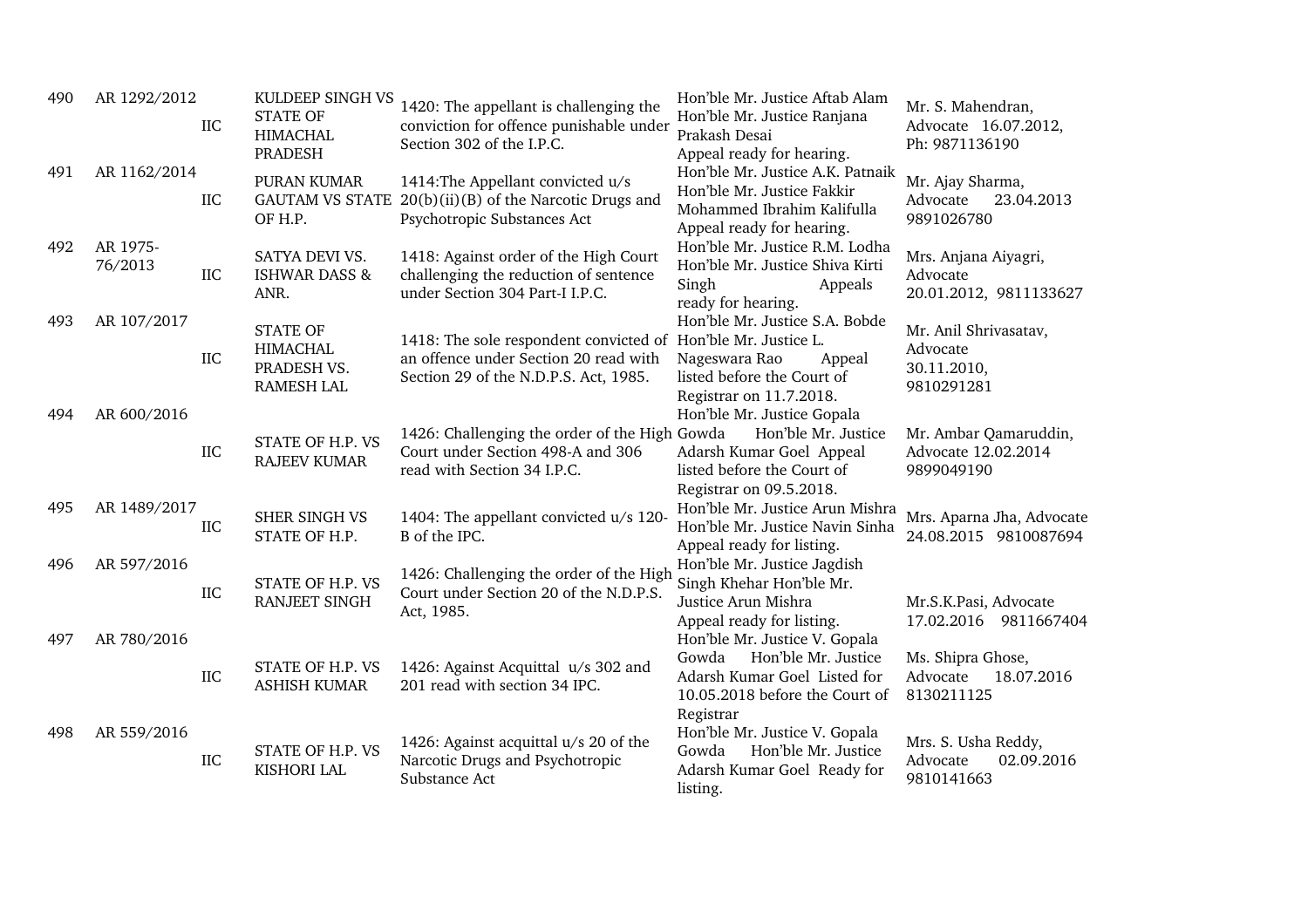| | | | | | | |
|---|---|---|---|---|---|---|
| 490 | AR 1292/2012 | IIC | KULDEEP SINGH VS STATE OF HIMACHAL PRADESH | 1420: The appellant is challenging the conviction for offence punishable under Section 302 of the I.P.C. | Hon'ble Mr. Justice Aftab Alam Hon'ble Mr. Justice Ranjana Prakash Desai Appeal ready for hearing. | Mr. S. Mahendran, Advocate 16.07.2012, Ph: 9871136190 |
| 491 | AR 1162/2014 | IIC | PURAN KUMAR GAUTAM VS STATE OF H.P. | 1414:The Appellant convicted u/s 20(b)(ii)(B) of the Narcotic Drugs and Psychotropic Substances Act | Hon'ble Mr. Justice A.K. Patnaik Hon'ble Mr. Justice Fakkir Mohammed Ibrahim Kalifulla Appeal ready for hearing. | Mr. Ajay Sharma, Advocate 23.04.2013 9891026780 |
| 492 | AR 1975-76/2013 | IIC | SATYA DEVI VS. ISHWAR DASS & ANR. | 1418: Against order of the High Court challenging the reduction of sentence under Section 304 Part-I I.P.C. | Hon'ble Mr. Justice R.M. Lodha Hon'ble Mr. Justice Shiva Kirti Singh Appeals ready for hearing. | Mrs. Anjana Aiyagri, Advocate 20.01.2012, 9811133627 |
| 493 | AR 107/2017 | IIC | STATE OF HIMACHAL PRADESH VS. RAMESH LAL | 1418: The sole respondent convicted of an offence under Section 20 read with Section 29 of the N.D.P.S. Act, 1985. | Hon'ble Mr. Justice S.A. Bobde Hon'ble Mr. Justice L. Nageswara Rao Appeal listed before the Court of Registrar on 11.7.2018. | Mr. Anil Shrivasatav, Advocate 30.11.2010, 9810291281 |
| 494 | AR 600/2016 | IIC | STATE OF H.P. VS RAJEEV KUMAR | 1426: Challenging the order of the High Court under Section 498-A and 306 read with Section 34 I.P.C. | Hon'ble Mr. Justice Gopala Gowda Hon'ble Mr. Justice Adarsh Kumar Goel Appeal listed before the Court of Registrar on 09.5.2018. | Mr. Ambar Qamaruddin, Advocate 12.02.2014 9899049190 |
| 495 | AR 1489/2017 | IIC | SHER SINGH VS STATE OF H.P. | 1404: The appellant convicted u/s 120-B of the IPC. | Hon'ble Mr. Justice Arun Mishra Hon'ble Mr. Justice Navin Sinha Appeal ready for listing. | Mrs. Aparna Jha, Advocate 24.08.2015 9810087694 |
| 496 | AR 597/2016 | IIC | STATE OF H.P. VS RANJEET SINGH | 1426: Challenging the order of the High Court under Section 20 of the N.D.P.S. Act, 1985. | Hon'ble Mr. Justice Jagdish Singh Khehar Hon'ble Mr. Justice Arun Mishra Appeal ready for listing. | Mr.S.K.Pasi, Advocate 17.02.2016 9811667404 |
| 497 | AR 780/2016 | IIC | STATE OF H.P. VS ASHISH KUMAR | 1426: Against Acquittal u/s 302 and 201 read with section 34 IPC. | Hon'ble Mr. Justice V. Gopala Gowda Hon'ble Mr. Justice Adarsh Kumar Goel Listed for 10.05.2018 before the Court of Registrar | Ms. Shipra Ghose, Advocate 18.07.2016 8130211125 |
| 498 | AR 559/2016 | IIC | STATE OF H.P. VS KISHORI LAL | 1426: Against acquittal u/s 20 of the Narcotic Drugs and Psychotropic Substance Act | Hon'ble Mr. Justice V. Gopala Gowda Hon'ble Mr. Justice Adarsh Kumar Goel Ready for listing. | Mrs. S. Usha Reddy, Advocate 02.09.2016 9810141663 |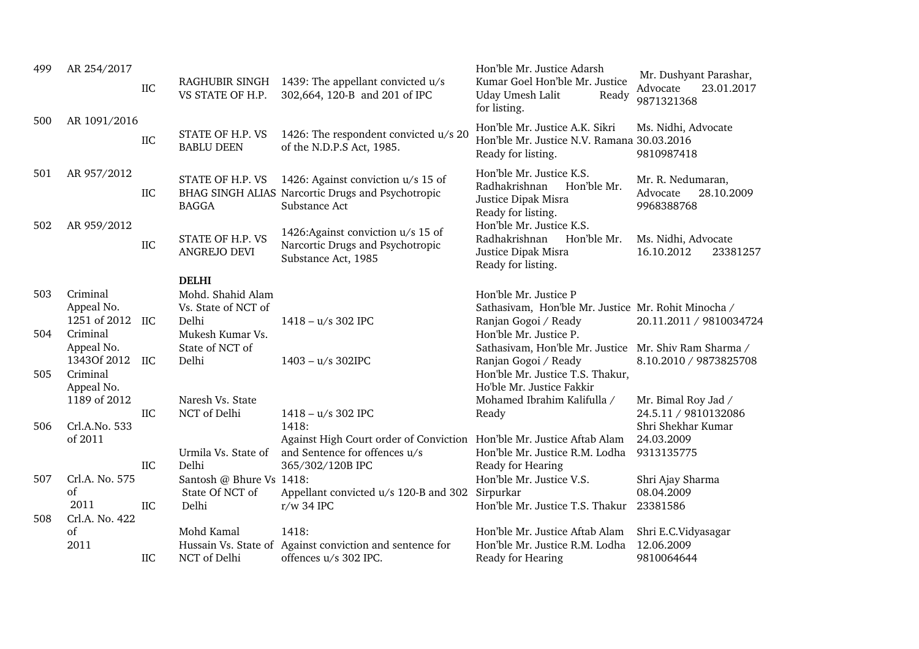| | | | | | | |
|---|---|---|---|---|---|---|
| 499 | AR 254/2017 | IIC | RAGHUBIR SINGH VS STATE OF H.P. | 1439: The appellant convicted u/s 302,664, 120-B and 201 of IPC | Hon'ble Mr. Justice Adarsh Kumar Goel Hon'ble Mr. Justice Uday Umesh Lalit Ready for listing. | Mr. Dushyant Parashar, Advocate 23.01.2017 9871321368 |
| 500 | AR 1091/2016 | IIC | STATE OF H.P. VS BABLU DEEN | 1426: The respondent convicted u/s 20 of the N.D.P.S Act, 1985. | Hon'ble Mr. Justice A.K. Sikri Hon'ble Mr. Justice N.V. Ramana Ready for listing. | Ms. Nidhi, Advocate 30.03.2016 9810987418 |
| 501 | AR 957/2012 | IIC | STATE OF H.P. VS BHAG SINGH ALIAS BAGGA | 1426: Against conviction u/s 15 of Narcortic Drugs and Psychotropic Substance Act | Hon'ble Mr. Justice K.S. Radhakrishnan Hon'ble Mr. Justice Dipak Misra Ready for listing. | Mr. R. Nedumaran, Advocate 28.10.2009 9968388768 |
| 502 | AR 959/2012 | IIC | STATE OF H.P. VS ANGREJO DEVI | 1426:Against conviction u/s 15 of Narcortic Drugs and Psychotropic Substance Act, 1985 | Hon'ble Mr. Justice K.S. Radhakrishnan Hon'ble Mr. Justice Dipak Misra Ready for listing. | Ms. Nidhi, Advocate 16.10.2012 23381257 |
| | | | **DELHI** | | | |
| 503 | Criminal Appeal No. 1251 of 2012 | IIC | Mohd. Shahid Alam Vs. State of NCT of Delhi | 1418 – u/s 302 IPC | Hon'ble Mr. Justice P Sathasivam, Hon'ble Mr. Justice Ranjan Gogoi / Ready | Mr. Rohit Minocha / 20.11.2011 / 9810034724 |
| 504 | Criminal Appeal No. 1343Of 2012 | IIC | Mukesh Kumar Vs. State of NCT of Delhi | 1403 – u/s 302IPC | Hon'ble Mr. Justice P. Sathasivam, Hon'ble Mr. Justice Ranjan Gogoi / Ready | Mr. Shiv Ram Sharma / 8.10.2010 / 9873825708 |
| 505 | Criminal Appeal No. 1189 of 2012 | IIC | Naresh Vs. State NCT of Delhi | 1418 – u/s 302 IPC | Hon'ble Mr. Justice T.S. Thakur, Ho'ble Mr. Justice Fakkir Mohamed Ibrahim Kalifulla / Ready | Mr. Bimal Roy Jad / 24.5.11 / 9810132086 |
| 506 | Crl.A.No. 533 of 2011 | IIC | Urmila Vs. State of Delhi | 1418: Against High Court order of Conviction and Sentence for offences u/s 365/302/120B IPC | Hon'ble Mr. Justice Aftab Alam Hon'ble Mr. Justice R.M. Lodha Ready for Hearing | Shri Shekhar Kumar 24.03.2009 9313135775 |
| 507 | Crl.A. No. 575 of 2011 | IIC | Santosh @ Bhure Vs State Of NCT of Delhi | 1418: Appellant convicted u/s 120-B and 302 r/w 34 IPC | Hon'ble Mr. Justice V.S. Sirpurkar Hon'ble Mr. Justice T.S. Thakur | Shri Ajay Sharma 08.04.2009 23381586 |
| 508 | Crl.A. No. 422 of 2011 | IIC | Mohd Kamal Hussain Vs. State of NCT of Delhi | 1418: Against conviction and sentence for offences u/s 302 IPC. | Hon'ble Mr. Justice Aftab Alam Hon'ble Mr. Justice R.M. Lodha Ready for Hearing | Shri E.C.Vidyasagar 12.06.2009 9810064644 |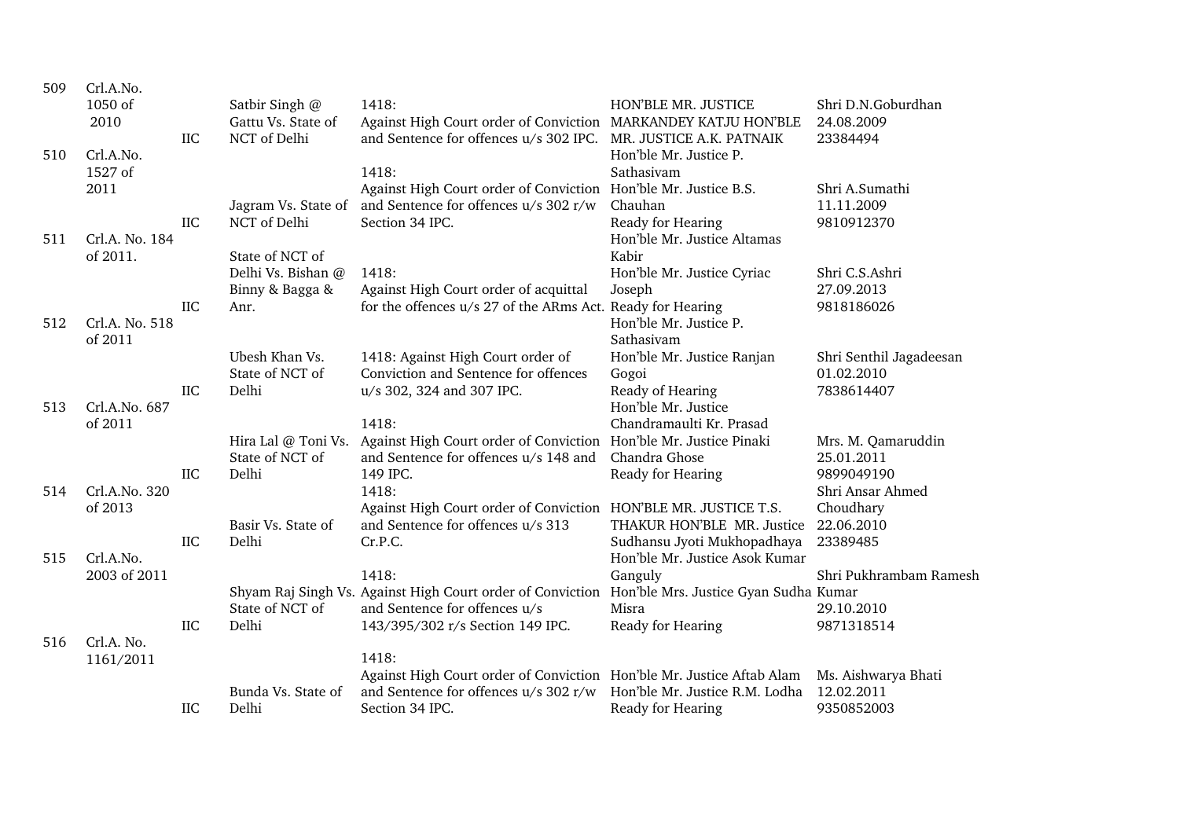| S.No. | Case No. | | Parties | Subject | Bench / Status | Advocate / Date / Phone |
|---|---|---|---|---|---|---|
| 509 | Crl.A.No. 1050 of 2010 | IIC | Satbir Singh @ Gattu Vs. State of NCT of Delhi | 1418: Against High Court order of Conviction and Sentence for offences u/s 302 IPC. | HON'BLE MR. JUSTICE MARKANDEY KATJU HON'BLE MR. JUSTICE A.K. PATNAIK | Shri D.N.Goburdhan 24.08.2009 23384494 |
| 510 | Crl.A.No. 1527 of 2011 | IIC | Jagram Vs. State of NCT of Delhi | 1418: Against High Court order of Conviction and Sentence for offences u/s 302 r/w Section 34 IPC. | Hon'ble Mr. Justice P. Sathasivam Hon'ble Mr. Justice B.S. Chauhan Ready for Hearing | Shri A.Sumathi 11.11.2009 9810912370 |
| 511 | Crl.A. No. 184 of 2011. | IIC | State of NCT of Delhi Vs. Bishan @ Binny & Bagga & Anr. | 1418: Against High Court order of acquittal for the offences u/s 27 of the ARms Act. | Hon'ble Mr. Justice Altamas Kabir Hon'ble Mr. Justice Cyriac Joseph Ready for Hearing | Shri C.S.Ashri 27.09.2013 9818186026 |
| 512 | Crl.A. No. 518 of 2011 | IIC | Ubesh Khan Vs. State of NCT of Delhi | 1418: Against High Court order of Conviction and Sentence for offences u/s 302, 324 and 307 IPC. | Hon'ble Mr. Justice P. Sathasivam Hon'ble Mr. Justice Ranjan Gogoi Ready of Hearing | Shri Senthil Jagadeesan 01.02.2010 7838614407 |
| 513 | Crl.A.No. 687 of 2011 | IIC | Hira Lal @ Toni Vs. State of NCT of Delhi | 1418: Against High Court order of Conviction and Sentence for offences u/s 148 and 149 IPC. | Hon'ble Mr. Justice Chandramaulti Kr. Prasad Hon'ble Mr. Justice Pinaki Chandra Ghose Ready for Hearing | Mrs. M. Qamaruddin 25.01.2011 9899049190 |
| 514 | Crl.A.No. 320 of 2013 | IIC | Basir Vs. State of Delhi | 1418: Against High Court order of Conviction and Sentence for offences u/s 313 Cr.P.C. | HON'BLE MR. JUSTICE T.S. THAKUR HON'BLE MR. Justice Sudhansu Jyoti Mukhopadhaya | Shri Ansar Ahmed Choudhary 22.06.2010 23389485 |
| 515 | Crl.A.No. 2003 of 2011 | IIC | Shyam Raj Singh Vs. State of NCT of Delhi | 1418: Against High Court order of Conviction and Sentence for offences u/s 143/395/302 r/s Section 149 IPC. | Hon'ble Mr. Justice Asok Kumar Ganguly Hon'ble Mrs. Justice Gyan Sudha Misra Ready for Hearing | Shri Pukhrambam Ramesh Kumar 29.10.2010 9871318514 |
| 516 | Crl.A. No. 1161/2011 | IIC | Bunda Vs. State of Delhi | 1418: Against High Court order of Conviction and Sentence for offences u/s 302 r/w Section 34 IPC. | Hon'ble Mr. Justice Aftab Alam Hon'ble Mr. Justice R.M. Lodha Ready for Hearing | Ms. Aishwarya Bhati 12.02.2011 9350852003 |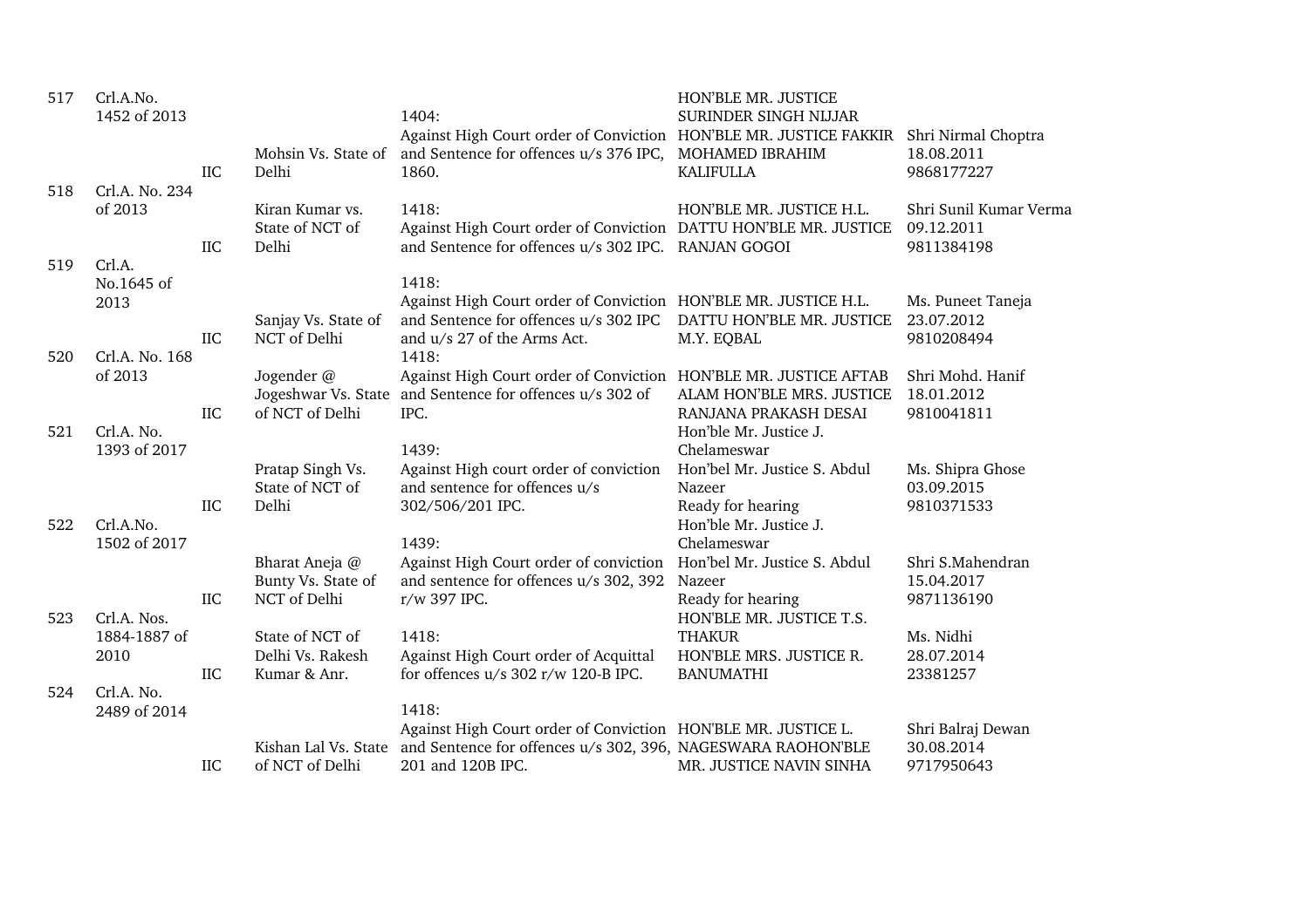| | | | | | | |
|---|---|---|---|---|---|---|
| 517 | Crl.A.No. 1452 of 2013 | IIC | Mohsin Vs. State of Delhi | 1404: Against High Court order of Conviction and Sentence for offences u/s 376 IPC, 1860. | HON'BLE MR. JUSTICE SURINDER SINGH NIJJAR HON'BLE MR. JUSTICE FAKKIR MOHAMED IBRAHIM KALIFULLA | Shri Nirmal Choptra 18.08.2011 9868177227 |
| 518 | Crl.A. No. 234 of 2013 | IIC | Kiran Kumar vs. State of NCT of Delhi | 1418: Against High Court order of Conviction and Sentence for offences u/s 302 IPC. | HON'BLE MR. JUSTICE H.L. DATTU HON'BLE MR. JUSTICE RANJAN GOGOI | Shri Sunil Kumar Verma 09.12.2011 9811384198 |
| 519 | Crl.A. No.1645 of 2013 | IIC | Sanjay Vs. State of NCT of Delhi | 1418: Against High Court order of Conviction and Sentence for offences u/s 302 IPC and u/s 27 of the Arms Act. | HON'BLE MR. JUSTICE H.L. DATTU HON'BLE MR. JUSTICE M.Y. EQBAL | Ms. Puneet Taneja 23.07.2012 9810208494 |
| 520 | Crl.A. No. 168 of 2013 | IIC | Jogender @ Jogeshwar Vs. State of NCT of Delhi | 1418: Against High Court order of Conviction and Sentence for offences u/s 302 of IPC. | HON'BLE MR. JUSTICE AFTAB ALAM HON'BLE MRS. JUSTICE RANJANA PRAKASH DESAI | Shri Mohd. Hanif 18.01.2012 9810041811 |
| 521 | Crl.A. No. 1393 of 2017 | IIC | Pratap Singh Vs. State of NCT of Delhi | 1439: Against High court order of conviction and sentence for offences u/s 302/506/201 IPC. | Hon'ble Mr. Justice J. Chelameswar Hon'bel Mr. Justice S. Abdul Nazeer Ready for hearing | Ms. Shipra Ghose 03.09.2015 9810371533 |
| 522 | Crl.A.No. 1502 of 2017 | IIC | Bharat Aneja @ Bunty Vs. State of NCT of Delhi | 1439: Against High Court order of conviction and sentence for offences u/s 302, 392 r/w 397 IPC. | Hon'ble Mr. Justice J. Chelameswar Hon'bel Mr. Justice S. Abdul Nazeer Ready for hearing | Shri S.Mahendran 15.04.2017 9871136190 |
| 523 | Crl.A. Nos. 1884-1887 of 2010 | IIC | State of NCT of Delhi Vs. Rakesh Kumar & Anr. | 1418: Against High Court order of Acquittal for offences u/s 302 r/w 120-B IPC. | HON'BLE MR. JUSTICE T.S. THAKUR HON'BLE MRS. JUSTICE R. BANUMATHI | Ms. Nidhi 28.07.2014 23381257 |
| 524 | Crl.A. No. 2489 of 2014 | IIC | Kishan Lal Vs. State of NCT of Delhi | 1418: Against High Court order of Conviction and Sentence for offences u/s 302, 396, 201 and 120B IPC. | HON'BLE MR. JUSTICE L. NAGESWARA RAOHON'BLE MR. JUSTICE NAVIN SINHA | Shri Balraj Dewan 30.08.2014 9717950643 |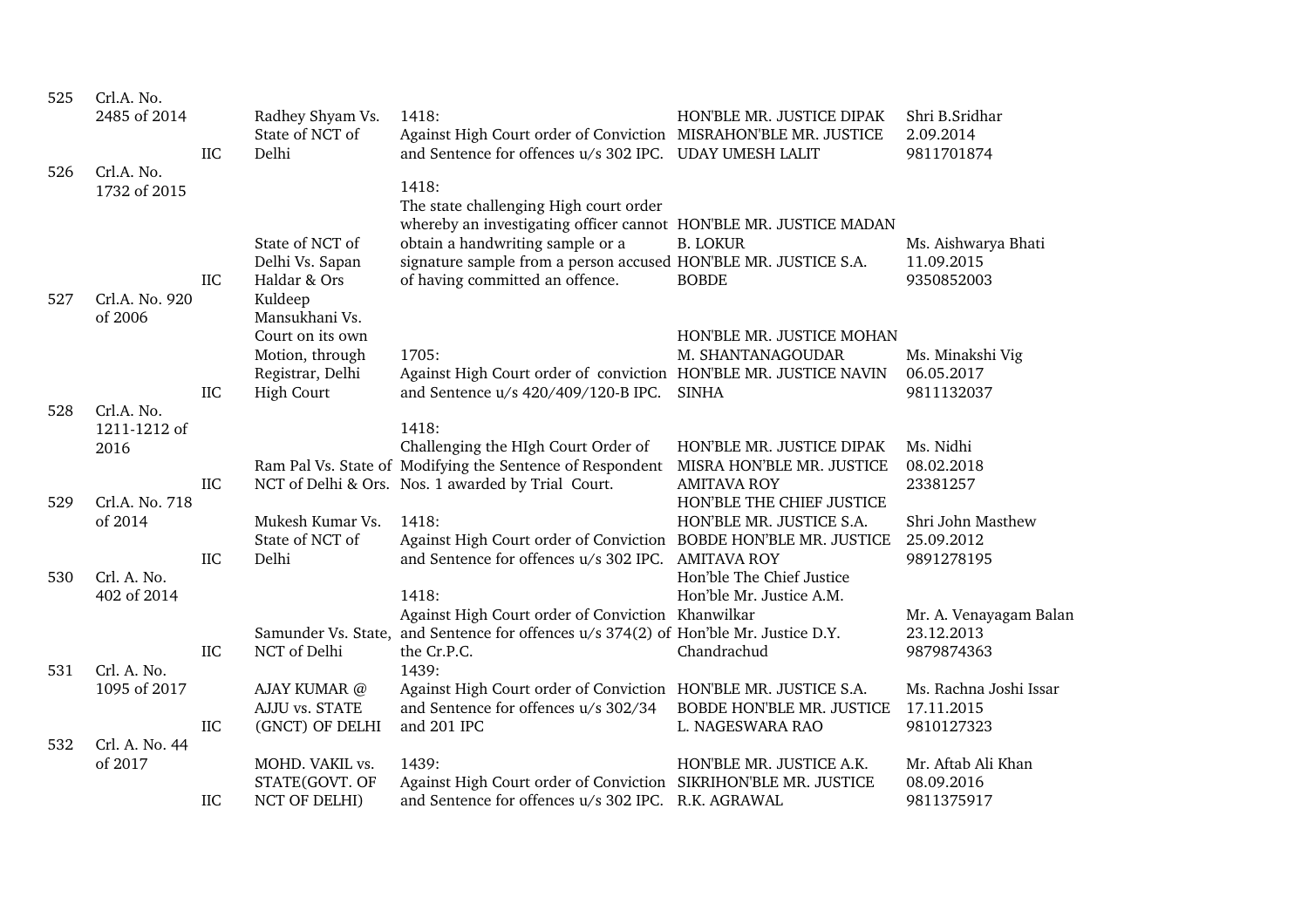| 525 | Crl.A. No. 2485 of 2014 | IIC | Radhey Shyam Vs. State of NCT of Delhi | 1418: Against High Court order of Conviction and Sentence for offences u/s 302 IPC. | HON'BLE MR. JUSTICE DIPAK MISRAHON'BLE MR. JUSTICE UDAY UMESH LALIT | Shri B.Sridhar 2.09.2014 9811701874 |
|---|---|---|---|---|---|---|
| 526 | Crl.A. No. 1732 of 2015 | IIC | State of NCT of Delhi Vs. Sapan Haldar & Ors | 1418: The state challenging High court order whereby an investigating officer cannot obtain a handwriting sample or a signature sample from a person accused of having committed an offence. | HON'BLE MR. JUSTICE MADAN B. LOKUR HON'BLE MR. JUSTICE S.A. BOBDE | Ms. Aishwarya Bhati 11.09.2015 9350852003 |
| 527 | Crl.A. No. 920 of 2006 | IIC | Kuldeep Mansukhani Vs. Court on its own Motion, through Registrar, Delhi High Court | 1705: Against High Court order of conviction and Sentence u/s 420/409/120-B IPC. | HON'BLE MR. JUSTICE MOHAN M. SHANTANAGOUDAR HON'BLE MR. JUSTICE NAVIN SINHA | Ms. Minakshi Vig 06.05.2017 9811132037 |
| 528 | Crl.A. No. 1211-1212 of 2016 | IIC | Ram Pal Vs. State of NCT of Delhi & Ors. | 1418: Challenging the HIgh Court Order of Modifying the Sentence of Respondent Nos. 1 awarded by Trial Court. | HON'BLE MR. JUSTICE DIPAK MISRA HON'BLE MR. JUSTICE AMITAVA ROY | Ms. Nidhi 08.02.2018 23381257 |
| 529 | Crl.A. No. 718 of 2014 | IIC | Mukesh Kumar Vs. State of NCT of Delhi | 1418: Against High Court order of Conviction and Sentence for offences u/s 302 IPC. | HON'BLE THE CHIEF JUSTICE HON'BLE MR. JUSTICE S.A. BOBDE HON'BLE MR. JUSTICE AMITAVA ROY | Shri John Masthew 25.09.2012 9891278195 |
| 530 | Crl. A. No. 402 of 2014 | IIC | Samunder Vs. State, NCT of Delhi | 1418: Against High Court order of Conviction and Sentence for offences u/s 374(2) of the Cr.P.C. | Hon'ble The Chief Justice Hon'ble Mr. Justice A.M. Khanwilkar Hon'ble Mr. Justice D.Y. Chandrachud | Mr. A. Venayagam Balan 23.12.2013 9879874363 |
| 531 | Crl. A. No. 1095 of 2017 | IIC | AJAY KUMAR @ AJJU vs. STATE (GNCT) OF DELHI | 1439: Against High Court order of Conviction and Sentence for offences u/s 302/34 and 201 IPC | HON'BLE MR. JUSTICE S.A. BOBDE HON'BLE MR. JUSTICE L. NAGESWARA RAO | Ms. Rachna Joshi Issar 17.11.2015 9810127323 |
| 532 | Crl. A. No. 44 of 2017 | IIC | MOHD. VAKIL vs. STATE(GOVT. OF NCT OF DELHI) | 1439: Against High Court order of Conviction and Sentence for offences u/s 302 IPC. | HON'BLE MR. JUSTICE A.K. SIKRIHON'BLE MR. JUSTICE R.K. AGRAWAL | Mr. Aftab Ali Khan 08.09.2016 9811375917 |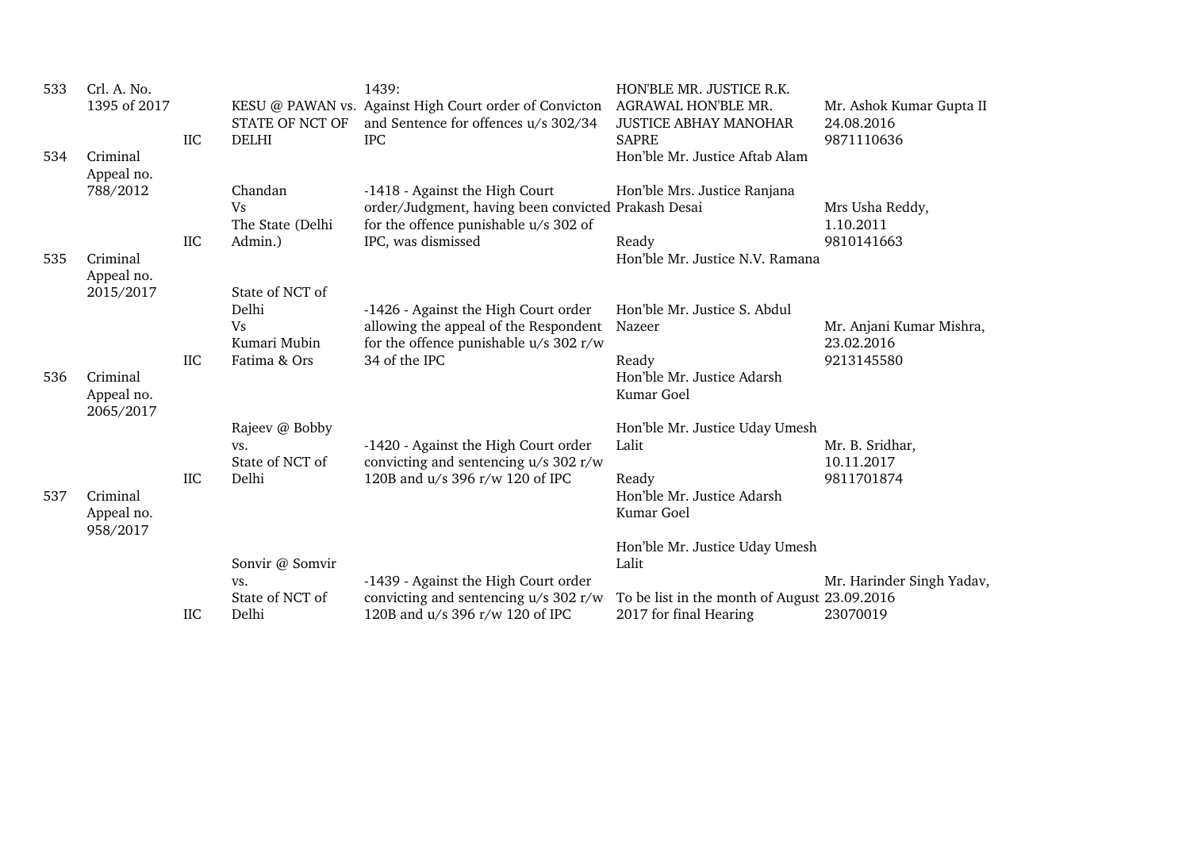| 533 | Crl. A. No. 1395 of 2017 | IIC | KESU @ PAWAN vs. STATE OF NCT OF DELHI | 1439: Against High Court order of Convicton and Sentence for offences u/s 302/34 IPC | HON'BLE MR. JUSTICE R.K. AGRAWAL HON'BLE MR. JUSTICE ABHAY MANOHAR SAPRE | Mr. Ashok Kumar Gupta II 24.08.2016 9871110636 |
|---|---|---|---|---|---|---|
| 534 | Criminal Appeal no. 788/2012 | IIC | Chandan Vs The State (Delhi Admin.) | -1418 - Against the High Court order/Judgment, having been convicted for the offence punishable u/s 302 of IPC, was dismissed | Hon'ble Mr. Justice Aftab Alam Hon'ble Mrs. Justice Ranjana Prakash Desai Ready | Mrs Usha Reddy, 1.10.2011 9810141663 |
| 535 | Criminal Appeal no. 2015/2017 | IIC | State of NCT of Delhi Vs Kumari Mubin Fatima & Ors | -1426 - Against the High Court order allowing the appeal of the Respondent for the offence punishable u/s 302 r/w 34 of the IPC | Hon'ble Mr. Justice N.V. Ramana Hon'ble Mr. Justice S. Abdul Nazeer Ready | Mr. Anjani Kumar Mishra, 23.02.2016 9213145580 |
| 536 | Criminal Appeal no. 2065/2017 | IIC | Rajeev @ Bobby vs. State of NCT of Delhi | -1420 - Against the High Court order convicting and sentencing u/s 302 r/w 120B and u/s 396 r/w 120 of IPC | Hon'ble Mr. Justice Adarsh Kumar Goel Hon'ble Mr. Justice Uday Umesh Lalit Ready | Mr. B. Sridhar, 10.11.2017 9811701874 |
| 537 | Criminal Appeal no. 958/2017 | IIC | Sonvir @ Somvir vs. State of NCT of Delhi | -1439 - Against the High Court order convicting and sentencing u/s 302 r/w 120B and u/s 396 r/w 120 of IPC | Hon'ble Mr. Justice Adarsh Kumar Goel Hon'ble Mr. Justice Uday Umesh Lalit To be list in the month of August 2017 for final Hearing | Mr. Harinder Singh Yadav, 23.09.2016 23070019 |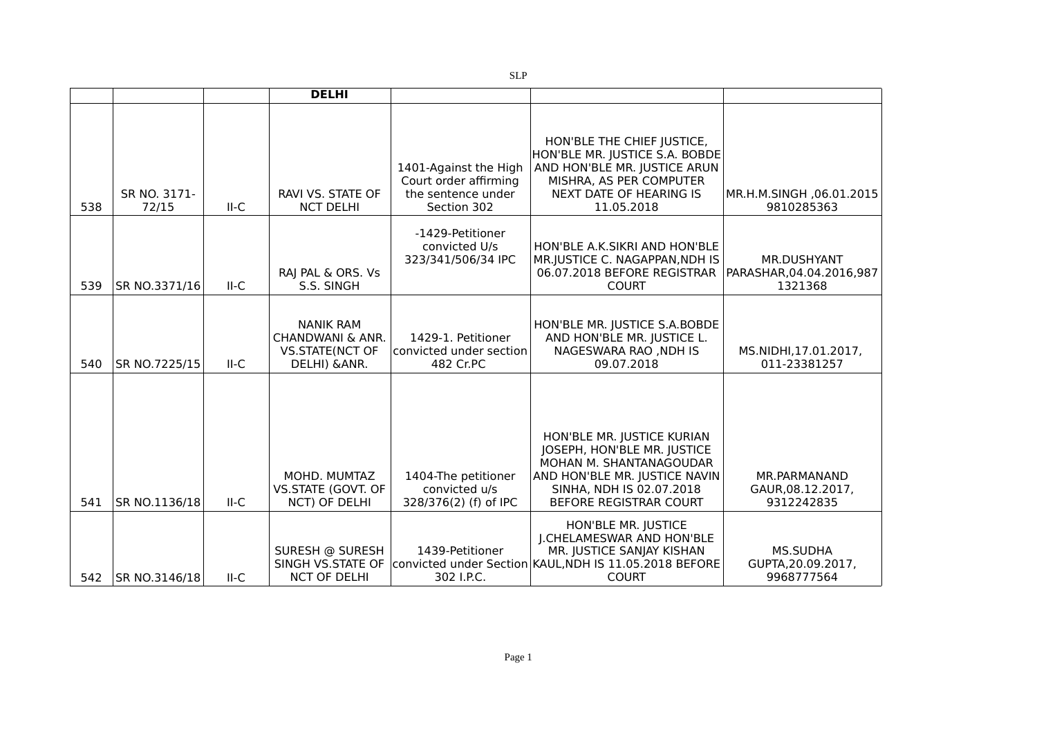SLP

| | | | DELHI | | | |
|---|---|---|---|---|---|---|
| 538 | SR NO. 3171-72/15 | II-C | RAVI VS. STATE OF NCT DELHI | 1401-Against the High Court order affirming the sentence under Section 302 | HON'BLE THE CHIEF JUSTICE, HON'BLE MR. JUSTICE S.A. BOBDE AND HON'BLE MR. JUSTICE ARUN MISHRA, AS PER COMPUTER NEXT DATE OF HEARING IS 11.05.2018 | MR.H.M.SINGH ,06.01.2015 9810285363 |
| 539 | SR NO.3371/16 | II-C | RAJ PAL & ORS. Vs S.S. SINGH | -1429-Petitioner convicted U/s 323/341/506/34 IPC | HON'BLE A.K.SIKRI AND HON'BLE MR.JUSTICE C. NAGAPPAN,NDH IS 06.07.2018 BEFORE REGISTRAR COURT | MR.DUSHYANT PARASHAR,04.04.2016,9871321368 |
| 540 | SR NO.7225/15 | II-C | NANIK RAM CHANDWANI & ANR. VS.STATE(NCT OF DELHI) &ANR. | 1429-1. Petitioner convicted under section 482 Cr.PC | HON'BLE MR. JUSTICE S.A.BOBDE AND HON'BLE MR. JUSTICE L. NAGESWARA RAO ,NDH IS 09.07.2018 | MS.NIDHI,17.01.2017, 011-23381257 |
| 541 | SR NO.1136/18 | II-C | MOHD. MUMTAZ VS.STATE (GOVT. OF NCT) OF DELHI | 1404-The petitioner convicted u/s 328/376(2) (f) of IPC | HON'BLE MR. JUSTICE KURIAN JOSEPH, HON'BLE MR. JUSTICE MOHAN M. SHANTANAGOUDAR AND HON'BLE MR. JUSTICE NAVIN SINHA, NDH IS 02.07.2018 BEFORE REGISTRAR COURT | MR.PARMANAND GAUR,08.12.2017, 9312242835 |
| 542 | SR NO.3146/18 | II-C | SURESH @ SURESH SINGH VS.STATE OF NCT OF DELHI | 1439-Petitioner convicted under Section 302 I.P.C. | HON'BLE MR. JUSTICE J.CHELAMESWAR AND HON'BLE MR. JUSTICE SANJAY KISHAN KAUL,NDH IS 11.05.2018 BEFORE COURT | MS.SUDHA GUPTA,20.09.2017, 9968777564 |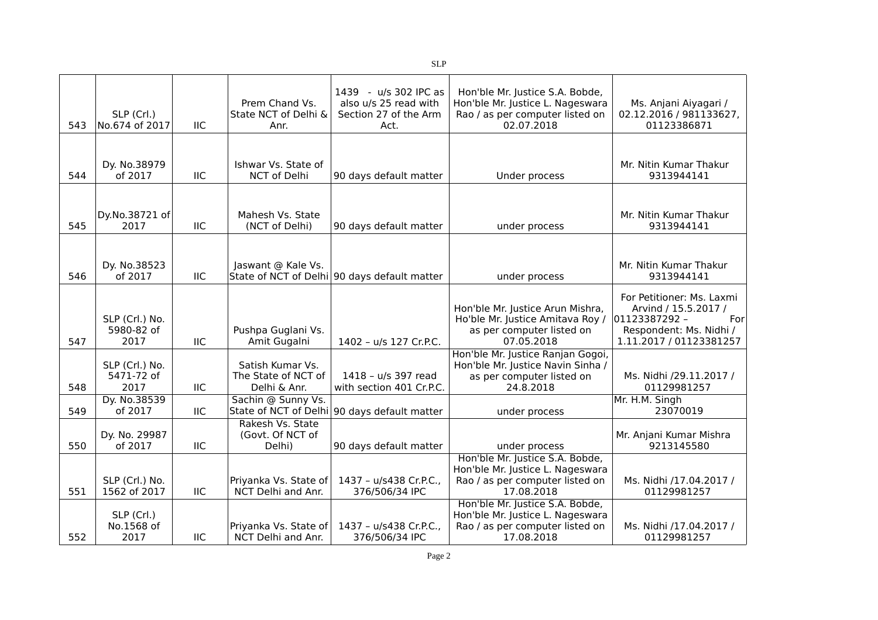| | | | | | | |
|---|---|---|---|---|---|---|
| 543 | SLP (Crl.) No.674 of 2017 | IIC | Prem Chand Vs. State NCT of Delhi & Anr. | 1439 - u/s 302 IPC as also u/s 25 read with Section 27 of the Arm Act. | Hon'ble Mr. Justice S.A. Bobde, Hon'ble Mr. Justice L. Nageswara Rao / as per computer listed on 02.07.2018 | Ms. Anjani Aiyagari / 02.12.2016 / 981133627, 01123386871 |
| 544 | Dy. No.38979 of 2017 | IIC | Ishwar Vs. State of NCT of Delhi | 90 days default matter | Under process | Mr. Nitin Kumar Thakur 9313944141 |
| 545 | Dy.No.38721 of 2017 | IIC | Mahesh Vs. State (NCT of Delhi) | 90 days default matter | under process | Mr. Nitin Kumar Thakur 9313944141 |
| 546 | Dy. No.38523 of 2017 | IIC | Jaswant @ Kale Vs. State of NCT of Delhi | 90 days default matter | under process | Mr. Nitin Kumar Thakur 9313944141 |
| 547 | SLP (Crl.) No. 5980-82 of 2017 | IIC | Pushpa Guglani Vs. Amit Gugalni | 1402 – u/s 127 Cr.P.C. | Hon'ble Mr. Justice Arun Mishra, Ho'ble Mr. Justice Amitava Roy / as per computer listed on 07.05.2018 | For Petitioner: Ms. Laxmi Arvind / 15.5.2017 / 01123387292 – For Respondent: Ms. Nidhi / 1.11.2017 / 01123381257 |
| 548 | SLP (Crl.) No. 5471-72 of 2017 | IIC | Satish Kumar Vs. The State of NCT of Delhi & Anr. | 1418 – u/s 397 read with section 401 Cr.P.C. | Hon'ble Mr. Justice Ranjan Gogoi, Hon'ble Mr. Justice Navin Sinha / as per computer listed on 24.8.2018 | Ms. Nidhi /29.11.2017 / 01129981257 |
| 549 | Dy. No.38539 of 2017 | IIC | Sachin @ Sunny Vs. State of NCT of Delhi | 90 days default matter | under process | Mr. H.M. Singh 23070019 |
| 550 | Dy. No. 29987 of 2017 | IIC | Rakesh Vs. State (Govt. Of NCT of Delhi) | 90 days default matter | under process | Mr. Anjani Kumar Mishra 9213145580 |
| 551 | SLP (Crl.) No. 1562 of 2017 | IIC | Priyanka Vs. State of NCT Delhi and Anr. | 1437 – u/s438 Cr.P.C., 376/506/34 IPC | Hon'ble Mr. Justice S.A. Bobde, Hon'ble Mr. Justice L. Nageswara Rao / as per computer listed on 17.08.2018 | Ms. Nidhi /17.04.2017 / 01129981257 |
| 552 | SLP (Crl.) No.1568 of 2017 | IIC | Priyanka Vs. State of NCT Delhi and Anr. | 1437 – u/s438 Cr.P.C., 376/506/34 IPC | Hon'ble Mr. Justice S.A. Bobde, Hon'ble Mr. Justice L. Nageswara Rao / as per computer listed on 17.08.2018 | Ms. Nidhi /17.04.2017 / 01129981257 |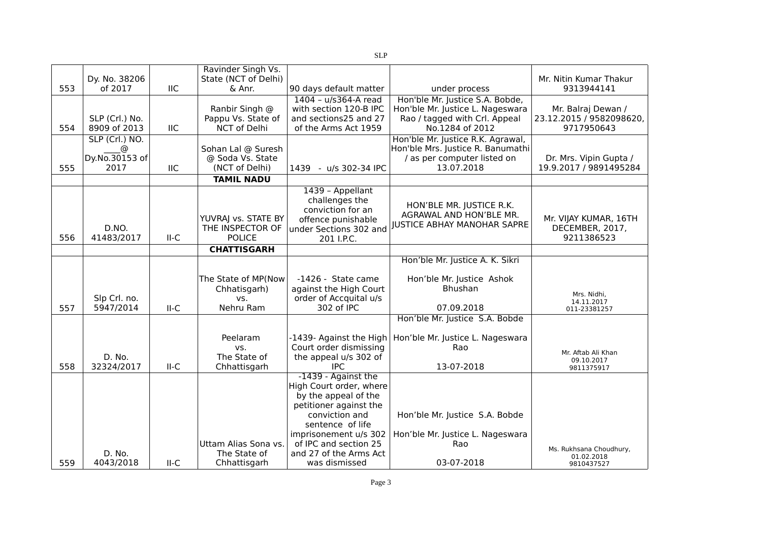| | | | | | | |
|---|---|---|---|---|---|---|
| 553 | Dy. No. 38206 of 2017 | IIC | Ravinder Singh Vs. State (NCT of Delhi) & Anr. | 90 days default matter | under process | Mr. Nitin Kumar Thakur 9313944141 |
| 554 | SLP (Crl.) No. 8909 of 2013 | IIC | Ranbir Singh @ Pappu Vs. State of NCT of Delhi | 1404 – u/s364-A read with section 120-B IPC and sections25 and 27 of the Arms Act 1959 | Hon'ble Mr. Justice S.A. Bobde, Hon'ble Mr. Justice L. Nageswara Rao / tagged with Crl. Appeal No.1284 of 2012 | Mr. Balraj Dewan / 23.12.2015 / 9582098620, 9717950643 |
| 555 | SLP (Crl.) NO. ____@ Dy.No.30153 of 2017 | IIC | Sohan Lal @ Suresh @ Soda Vs. State (NCT of Delhi) | 1439 - u/s 302-34 IPC | Hon'ble Mr. Justice R.K. Agrawal, Hon'ble Mrs. Justice R. Banumathi / as per computer listed on 13.07.2018 | Dr. Mrs. Vipin Gupta / 19.9.2017 / 9891495284 |
| | | | **TAMIL NADU** | | | |
| 556 | D.NO. 41483/2017 | II-C | YUVRAJ vs. STATE BY THE INSPECTOR OF POLICE | 1439 – Appellant challenges the conviction for an offence punishable under Sections 302 and 201 I.P.C. | HON'BLE MR. JUSTICE R.K. AGRAWAL AND HON'BLE MR. JUSTICE ABHAY MANOHAR SAPRE | Mr. VIJAY KUMAR, 16TH DECEMBER, 2017, 9211386523 |
| | | | **CHATTISGARH** | | | |
| 557 | Slp Crl. no. 5947/2014 | II-C | The State of MP(Now Chhatisgarh) vs. Nehru Ram | -1426 - State came against the High Court order of Accquital u/s 302 of IPC | Hon'ble Mr. Justice A. K. Sikri<br>Hon'ble Mr. Justice Ashok Bhushan<br>07.09.2018 | Mrs. Nidhi, 14.11.2017 011-23381257 |
| 558 | D. No. 32324/2017 | II-C | Peelaram vs. The State of Chhattisgarh | -1439- Against the High Court order dismissing the appeal u/s 302 of IPC | Hon'ble Mr. Justice S.A. Bobde<br>Hon'ble Mr. Justice L. Nageswara Rao<br>13-07-2018 | Mr. Aftab Ali Khan 09.10.2017 9811375917 |
| 559 | D. No. 4043/2018 | II-C | Uttam Alias Sona vs. The State of Chhattisgarh | -1439 - Against the High Court order, where by the appeal of the petitioner against the conviction and sentence of life imprisonement u/s 302 of IPC and section 25 and 27 of the Arms Act was dismissed | Hon'ble Mr. Justice S.A. Bobde<br>Hon'ble Mr. Justice L. Nageswara Rao<br>03-07-2018 | Ms. Rukhsana Choudhury, 01.02.2018 9810437527 |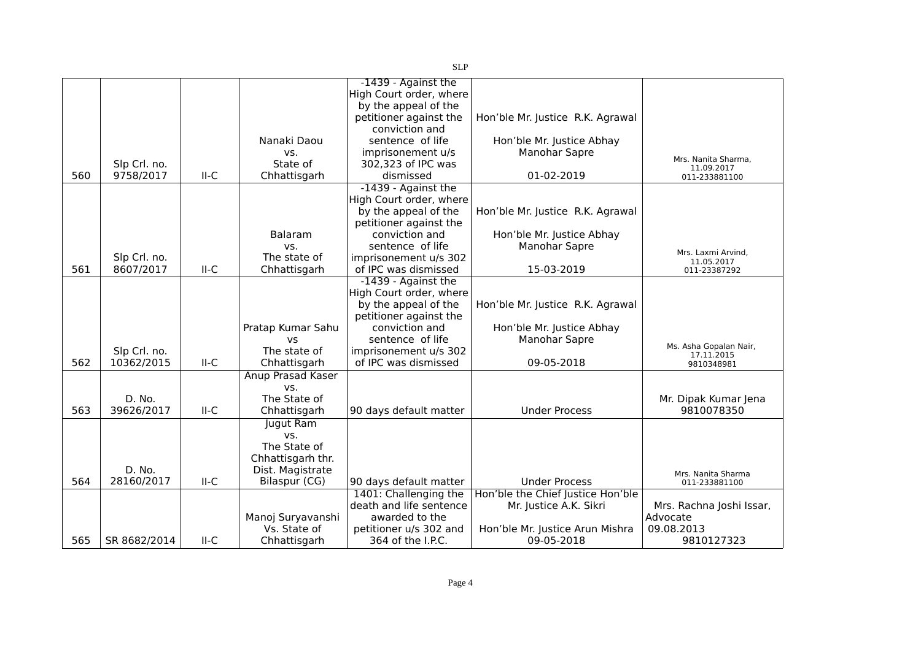| | | | | | | |
|---|---|---|---|---|---|---|
| 560 | Slp Crl. no. 9758/2017 | II-C | Nanaki Daou vs. State of Chhattisgarh | -1439 - Against the High Court order, where by the appeal of the petitioner against the conviction and sentence of life imprisonement u/s 302,323 of IPC was dismissed | Hon'ble Mr. Justice R.K. Agrawal<br>Hon'ble Mr. Justice Abhay Manohar Sapre<br>01-02-2019 | Mrs. Nanita Sharma, 11.09.2017 011-233881100 |
| 561 | Slp Crl. no. 8607/2017 | II-C | Balaram vs. The state of Chhattisgarh | -1439 - Against the High Court order, where by the appeal of the petitioner against the conviction and sentence of life imprisonement u/s 302 of IPC was dismissed | Hon'ble Mr. Justice R.K. Agrawal<br>Hon'ble Mr. Justice Abhay Manohar Sapre<br>15-03-2019 | Mrs. Laxmi Arvind, 11.05.2017 011-23387292 |
| 562 | Slp Crl. no. 10362/2015 | II-C | Pratap Kumar Sahu vs The state of Chhattisgarh | -1439 - Against the High Court order, where by the appeal of the petitioner against the conviction and sentence of life imprisonement u/s 302 of IPC was dismissed | Hon'ble Mr. Justice R.K. Agrawal<br>Hon'ble Mr. Justice Abhay Manohar Sapre<br>09-05-2018 | Ms. Asha Gopalan Nair, 17.11.2015 9810348981 |
| 563 | D. No. 39626/2017 | II-C | Anup Prasad Kaser vs. The State of Chhattisgarh | 90 days default matter | Under Process | Mr. Dipak Kumar Jena 9810078350 |
| 564 | D. No. 28160/2017 | II-C | Jugut Ram vs. The State of Chhattisgarh thr. Dist. Magistrate Bilaspur (CG) | 90 days default matter | Under Process | Mrs. Nanita Sharma 011-233881100 |
| 565 | SR 8682/2014 | II-C | Manoj Suryavanshi Vs. State of Chhattisgarh | 1401: Challenging the death and life sentence awarded to the petitioner u/s 302 and 364 of the I.P.C. | Hon'ble the Chief Justice Hon'ble Mr. Justice A.K. Sikri<br>Hon'ble Mr. Justice Arun Mishra<br>09-05-2018 | Mrs. Rachna Joshi Issar, Advocate 09.08.2013 9810127323 |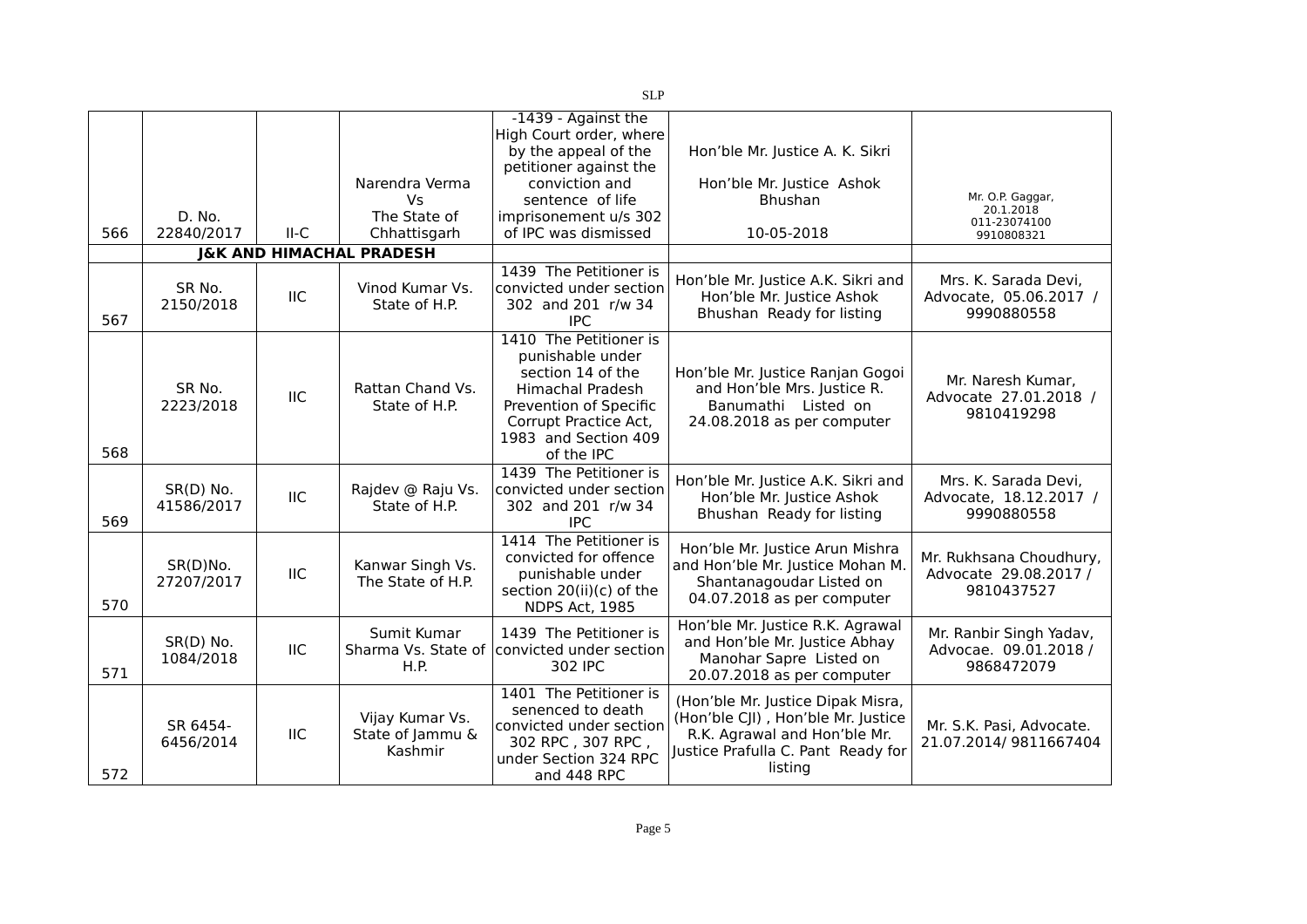| | | | | | | |
|---|---|---|---|---|---|---|
| 566 | D. No. 22840/2017 | II-C | Narendra Verma Vs The State of Chhattisgarh | -1439 - Against the High Court order, where by the appeal of the petitioner against the conviction and sentence of life imprisonment u/s 302 of IPC was dismissed | Hon'ble Mr. Justice A. K. Sikri Hon'ble Mr. Justice Ashok Bhushan 10-05-2018 | Mr. O.P. Gaggar, 20.1.2018 011-23074100 9910808321 |
| | **J&K AND HIMACHAL PRADESH** | | | | | |
| 567 | SR No. 2150/2018 | IIC | Vinod Kumar Vs. State of H.P. | 1439 The Petitioner is convicted under section 302 and 201 r/w 34 IPC | Hon'ble Mr. Justice A.K. Sikri and Hon'ble Mr. Justice Ashok Bhushan Ready for listing | Mrs. K. Sarada Devi, Advocate, 05.06.2017 / 9990880558 |
| 568 | SR No. 2223/2018 | IIC | Rattan Chand Vs. State of H.P. | 1410 The Petitioner is punishable under section 14 of the Himachal Pradesh Prevention of Specific Corrupt Practice Act, 1983 and Section 409 of the IPC | Hon'ble Mr. Justice Ranjan Gogoi and Hon'ble Mrs. Justice R. Banumathi Listed on 24.08.2018 as per computer | Mr. Naresh Kumar, Advocate 27.01.2018 / 9810419298 |
| 569 | SR(D) No. 41586/2017 | IIC | Rajdev @ Raju Vs. State of H.P. | 1439 The Petitioner is convicted under section 302 and 201 r/w 34 IPC | Hon'ble Mr. Justice A.K. Sikri and Hon'ble Mr. Justice Ashok Bhushan Ready for listing | Mrs. K. Sarada Devi, Advocate, 18.12.2017 / 9990880558 |
| 570 | SR(D)No. 27207/2017 | IIC | Kanwar Singh Vs. The State of H.P. | 1414 The Petitioner is convicted for offence punishable under section 20(ii)(c) of the NDPS Act, 1985 | Hon'ble Mr. Justice Arun Mishra and Hon'ble Mr. Justice Mohan M. Shantanagoudar Listed on 04.07.2018 as per computer | Mr. Rukhsana Choudhury, Advocate 29.08.2017 / 9810437527 |
| 571 | SR(D) No. 1084/2018 | IIC | Sumit Kumar Sharma Vs. State of H.P. | 1439 The Petitioner is convicted under section 302 IPC | Hon'ble Mr. Justice R.K. Agrawal and Hon'ble Mr. Justice Abhay Manohar Sapre Listed on 20.07.2018 as per computer | Mr. Ranbir Singh Yadav, Advocae. 09.01.2018 / 9868472079 |
| 572 | SR 6454-6456/2014 | IIC | Vijay Kumar Vs. State of Jammu & Kashmir | 1401 The Petitioner is senenced to death convicted under section 302 RPC , 307 RPC , under Section 324 RPC and 448 RPC | (Hon'ble Mr. Justice Dipak Misra, (Hon'ble CJI) , Hon'ble Mr. Justice R.K. Agrawal and Hon'ble Mr. Justice Prafulla C. Pant Ready for listing | Mr. S.K. Pasi, Advocate. 21.07.2014/ 9811667404 |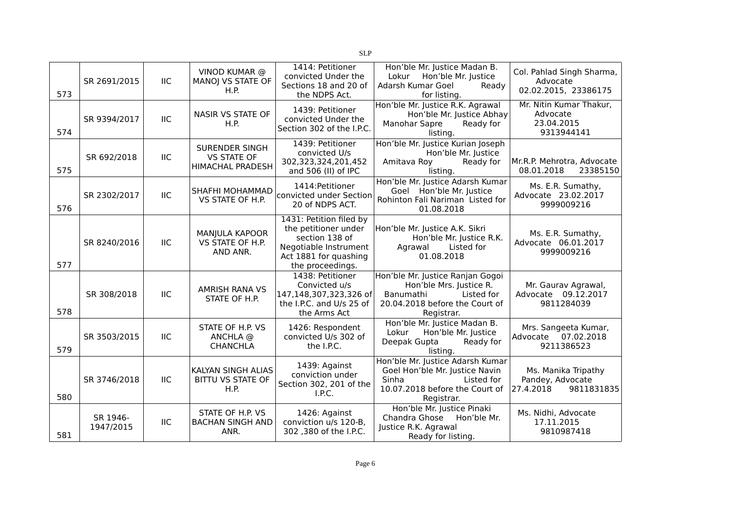| | | | | | | |
|---|---|---|---|---|---|---|
| 573 | SR 2691/2015 | IIC | VINOD KUMAR @ MANOJ VS STATE OF H.P. | 1414: Petitioner convicted Under the Sections 18 and 20 of the NDPS Act. | Hon'ble Mr. Justice Madan B. Lokur Hon'ble Mr. Justice Adarsh Kumar Goel Ready for listing. | Col. Pahlad Singh Sharma, Advocate 02.02.2015, 23386175 |
| 574 | SR 9394/2017 | IIC | NASIR VS STATE OF H.P. | 1439: Petitioner convicted Under the Section 302 of the I.P.C. | Hon'ble Mr. Justice R.K. Agrawal Hon'ble Mr. Justice Abhay Manohar Sapre Ready for listing. | Mr. Nitin Kumar Thakur, Advocate 23.04.2015 9313944141 |
| 575 | SR 692/2018 | IIC | SURENDER SINGH VS STATE OF HIMACHAL PRADESH | 1439: Petitioner convicted U/s 302,323,324,201,452 and 506 (II) of IPC | Hon'ble Mr. Justice Kurian Joseph Hon'ble Mr. Justice Amitava Roy Ready for listing. | Mr.R.P. Mehrotra, Advocate 08.01.2018 23385150 |
| 576 | SR 2302/2017 | IIC | SHAFHI MOHAMMAD VS STATE OF H.P. | 1414:Petitioner convicted under Section 20 of NDPS ACT. | Hon'ble Mr. Justice Adarsh Kumar Goel Hon'ble Mr. Justice Rohinton Fali Nariman Listed for 01.08.2018 | Ms. E.R. Sumathy, Advocate 23.02.2017 9999009216 |
| 577 | SR 8240/2016 | IIC | MANJULA KAPOOR VS STATE OF H.P. AND ANR. | 1431: Petition filed by the petitioner under section 138 of Negotiable Instrument Act 1881 for quashing the proceedings. | Hon'ble Mr. Justice A.K. Sikri Hon'ble Mr. Justice R.K. Agrawal Listed for 01.08.2018 | Ms. E.R. Sumathy, Advocate 06.01.2017 9999009216 |
| 578 | SR 308/2018 | IIC | AMRISH RANA VS STATE OF H.P. | 1438: Petitioner Convicted u/s 147,148,307,323,326 of the I.P.C. and U/s 25 of the Arms Act | Hon'ble Mr. Justice Ranjan Gogoi Hon'ble Mrs. Justice R. Banumathi Listed for 20.04.2018 before the Court of Registrar. | Mr. Gaurav Agrawal, Advocate 09.12.2017 9811284039 |
| 579 | SR 3503/2015 | IIC | STATE OF H.P. VS ANCHLA @ CHANCHLA | 1426: Respondent convicted U/s 302 of the I.P.C. | Hon'ble Mr. Justice Madan B. Lokur Hon'ble Mr. Justice Deepak Gupta Ready for listing. | Mrs. Sangeeta Kumar, Advocate 07.02.2018 9211386523 |
| 580 | SR 3746/2018 | IIC | KALYAN SINGH ALIAS BITTU VS STATE OF H.P. | 1439: Against conviction under Section 302, 201 of the I.P.C. | Hon'ble Mr. Justice Adarsh Kumar Goel Hon'ble Mr. Justice Navin Sinha Listed for 10.07.2018 before the Court of Registrar. | Ms. Manika Tripathy Pandey, Advocate 27.4.2018 9811831835 |
| 581 | SR 1946-1947/2015 | IIC | STATE OF H.P. VS BACHAN SINGH AND ANR. | 1426: Against conviction u/s 120-B, 302 ,380 of the I.P.C. | Hon'ble Mr. Justice Pinaki Chandra Ghose Hon'ble Mr. Justice R.K. Agrawal Ready for listing. | Ms. Nidhi, Advocate 17.11.2015 9810987418 |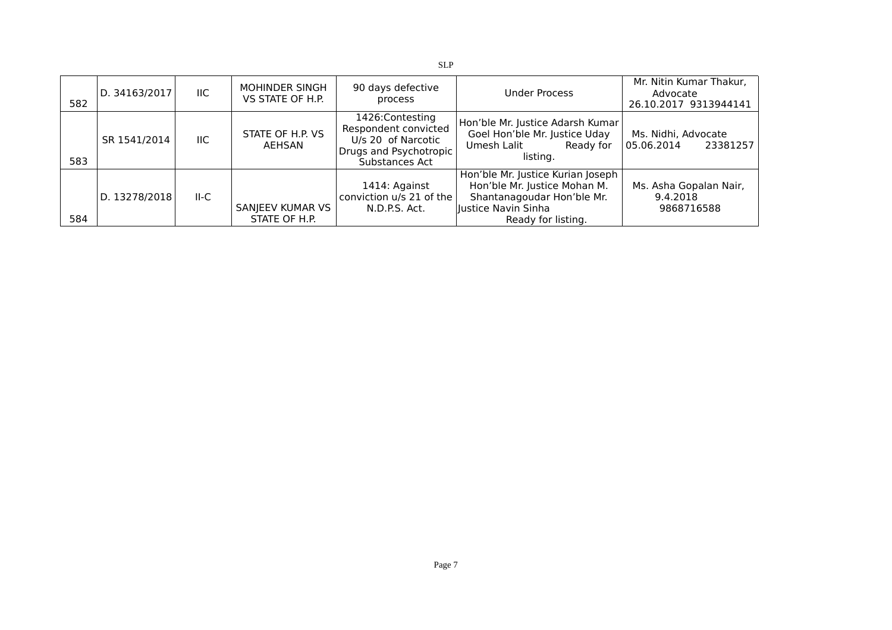| | | | | | | |
|---|---|---|---|---|---|---|
| 582 | D. 34163/2017 | IIC | MOHINDER SINGH VS STATE OF H.P. | 90 days defective process | Under Process | Mr. Nitin Kumar Thakur, Advocate 26.10.2017 9313944141 |
| 583 | SR 1541/2014 | IIC | STATE OF H.P. VS AEHSAN | 1426:Contesting Respondent convicted U/s 20 of Narcotic Drugs and Psychotropic Substances Act | Hon'ble Mr. Justice Adarsh Kumar Goel Hon'ble Mr. Justice Uday Umesh Lalit Ready for listing. | Ms. Nidhi, Advocate 05.06.2014 23381257 |
| 584 | D. 13278/2018 | II-C | SANJEEV KUMAR VS STATE OF H.P. | 1414: Against conviction u/s 21 of the N.D.P.S. Act. | Hon'ble Mr. Justice Kurian Joseph Hon'ble Mr. Justice Mohan M. Shantanagoudar Hon'ble Mr. Justice Navin Sinha Ready for listing. | Ms. Asha Gopalan Nair, 9.4.2018 9868716588 |